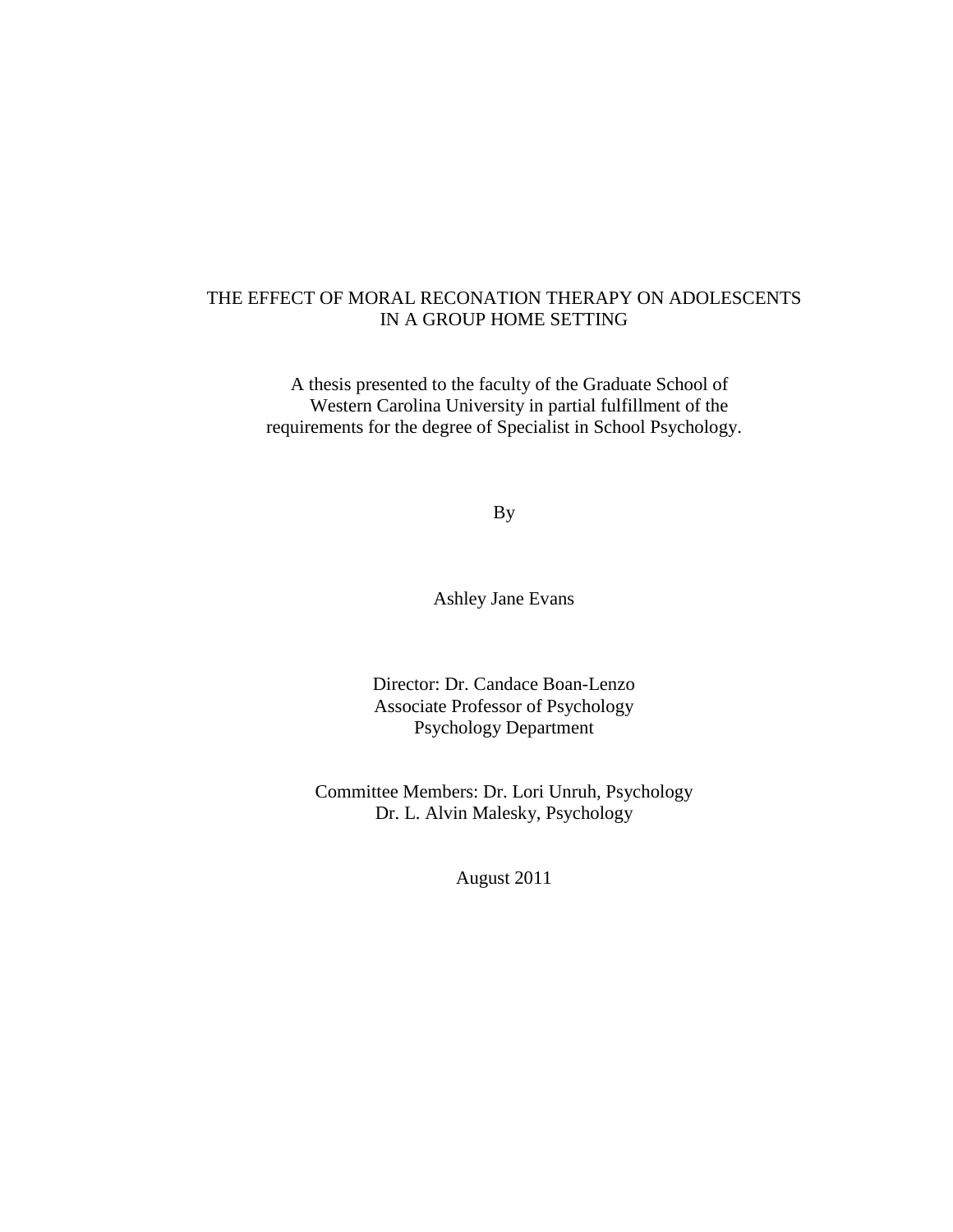# THE EFFECT OF MORAL RECONATION THERAPY ON ADOLESCENTS IN A GROUP HOME SETTING

A thesis presented to the faculty of the Graduate School of Western Carolina University in partial fulfillment of the requirements for the degree of Specialist in School Psychology.

By

Ashley Jane Evans

Director: Dr. Candace Boan-Lenzo
Associate Professor of Psychology
Psychology Department

Committee Members: Dr. Lori Unruh, Psychology
Dr. L. Alvin Malesky, Psychology

August 2011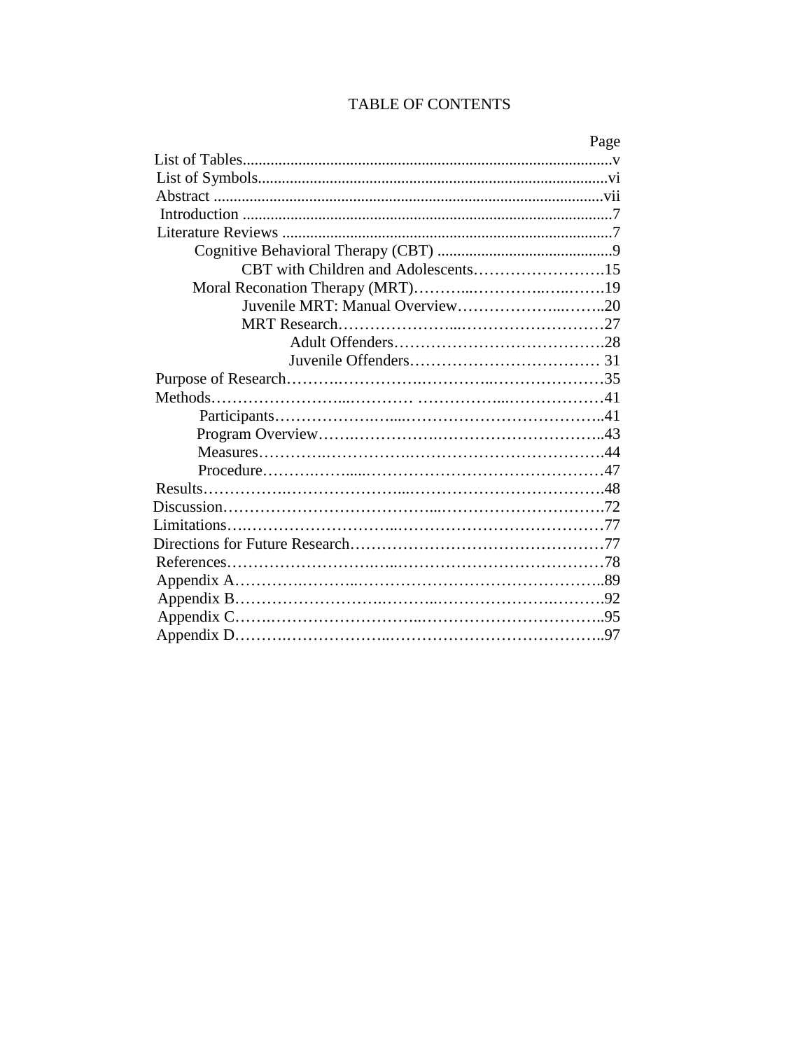# TABLE OF CONTENTS

| | Page |
|---|---|
| List of Tables | v |
| List of Symbols | vi |
| Abstract | vii |
| Introduction | 7 |
| Literature Reviews | 7 |
| Cognitive Behavioral Therapy (CBT) | 9 |
| CBT with Children and Adolescents | 15 |
| Moral Reconation Therapy (MRT) | 19 |
| Juvenile MRT: Manual Overview | 20 |
| MRT Research | 27 |
| Adult Offenders | 28 |
| Juvenile Offenders | 31 |
| Purpose of Research | 35 |
| Methods | 41 |
| Participants | 41 |
| Program Overview | 43 |
| Measures | 44 |
| Procedure | 47 |
| Results | 48 |
| Discussion | 72 |
| Limitations | 77 |
| Directions for Future Research | 77 |
| References | 78 |
| Appendix A | 89 |
| Appendix B | 92 |
| Appendix C | 95 |
| Appendix D | 97 |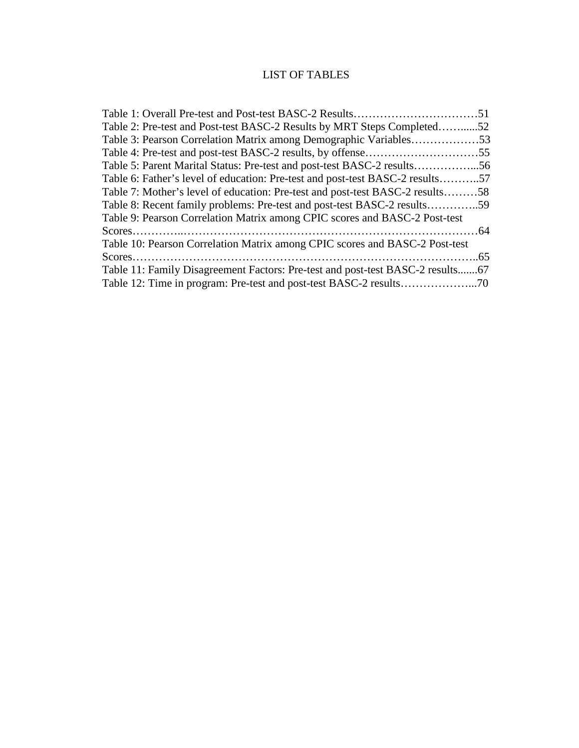# LIST OF TABLES

Table 1: Overall Pre-test and Post-test BASC-2 Results……………………………51
Table 2: Pre-test and Post-test BASC-2 Results by MRT Steps Completed……......52
Table 3: Pearson Correlation Matrix among Demographic Variables………………53
Table 4: Pre-test and post-test BASC-2 results, by offense…………………………55
Table 5: Parent Marital Status: Pre-test and post-test BASC-2 results……………...56
Table 6: Father's level of education: Pre-test and post-test BASC-2 results………..57
Table 7: Mother's level of education: Pre-test and post-test BASC-2 results………58
Table 8: Recent family problems: Pre-test and post-test BASC-2 results…………..59
Table 9: Pearson Correlation Matrix among CPIC scores and BASC-2 Post-test Scores…………..……………………………………………………………………64
Table 10: Pearson Correlation Matrix among CPIC scores and BASC-2 Post-test Scores……………………………………………………………………………..65
Table 11: Family Disagreement Factors: Pre-test and post-test BASC-2 results.......67
Table 12: Time in program: Pre-test and post-test BASC-2 results………………...70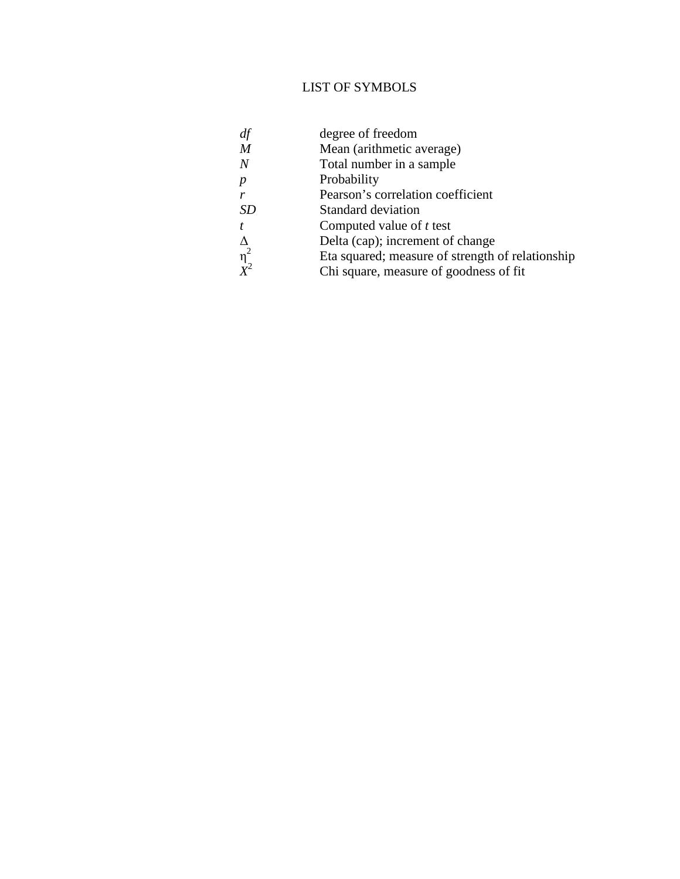# LIST OF SYMBOLS

| | |
|---|---|
| *df* | degree of freedom |
| *M* | Mean (arithmetic average) |
| *N* | Total number in a sample |
| *p* | Probability |
| *r* | Pearson's correlation coefficient |
| *SD* | Standard deviation |
| *t* | Computed value of *t* test |
| $\Delta$ | Delta (cap); increment of change |
| $\eta^2$ | Eta squared; measure of strength of relationship |
| $X^2$ | Chi square, measure of goodness of fit |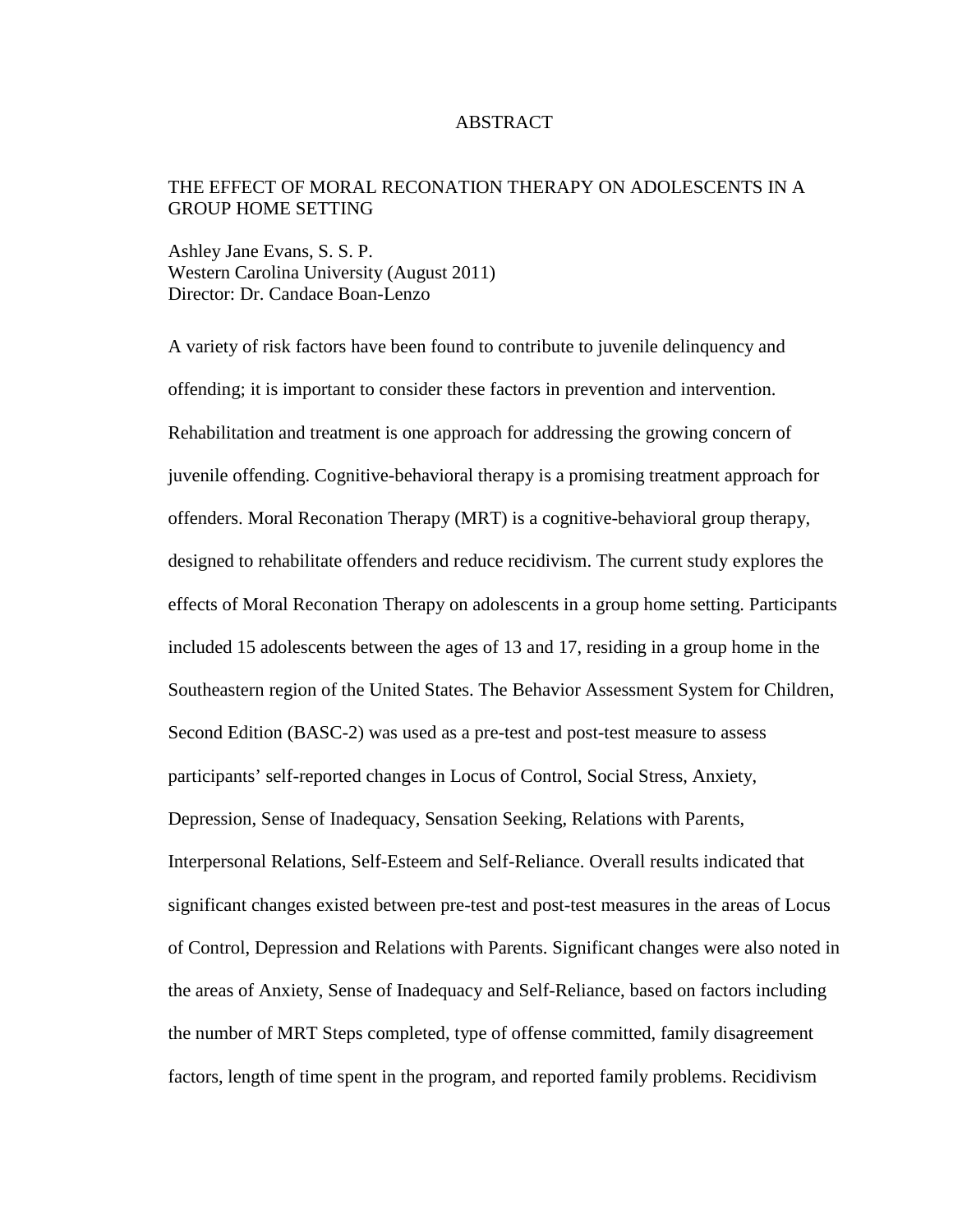# ABSTRACT

THE EFFECT OF MORAL RECONATION THERAPY ON ADOLESCENTS IN A GROUP HOME SETTING

Ashley Jane Evans, S. S. P.
Western Carolina University (August 2011)
Director: Dr. Candace Boan-Lenzo

A variety of risk factors have been found to contribute to juvenile delinquency and offending; it is important to consider these factors in prevention and intervention. Rehabilitation and treatment is one approach for addressing the growing concern of juvenile offending. Cognitive-behavioral therapy is a promising treatment approach for offenders. Moral Reconation Therapy (MRT) is a cognitive-behavioral group therapy, designed to rehabilitate offenders and reduce recidivism. The current study explores the effects of Moral Reconation Therapy on adolescents in a group home setting. Participants included 15 adolescents between the ages of 13 and 17, residing in a group home in the Southeastern region of the United States. The Behavior Assessment System for Children, Second Edition (BASC-2) was used as a pre-test and post-test measure to assess participants' self-reported changes in Locus of Control, Social Stress, Anxiety, Depression, Sense of Inadequacy, Sensation Seeking, Relations with Parents, Interpersonal Relations, Self-Esteem and Self-Reliance. Overall results indicated that significant changes existed between pre-test and post-test measures in the areas of Locus of Control, Depression and Relations with Parents. Significant changes were also noted in the areas of Anxiety, Sense of Inadequacy and Self-Reliance, based on factors including the number of MRT Steps completed, type of offense committed, family disagreement factors, length of time spent in the program, and reported family problems. Recidivism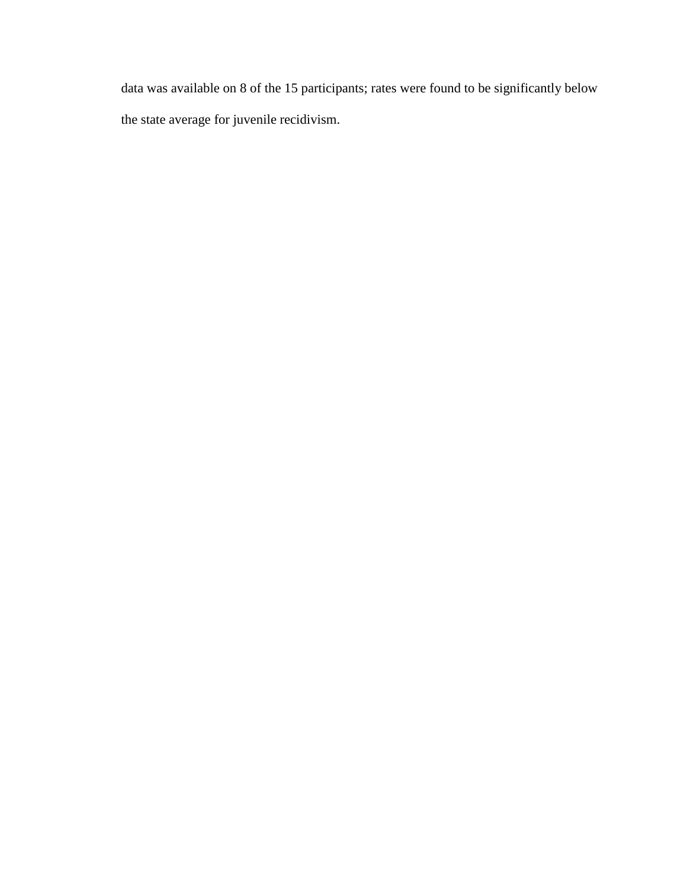data was available on 8 of the 15 participants; rates were found to be significantly below the state average for juvenile recidivism.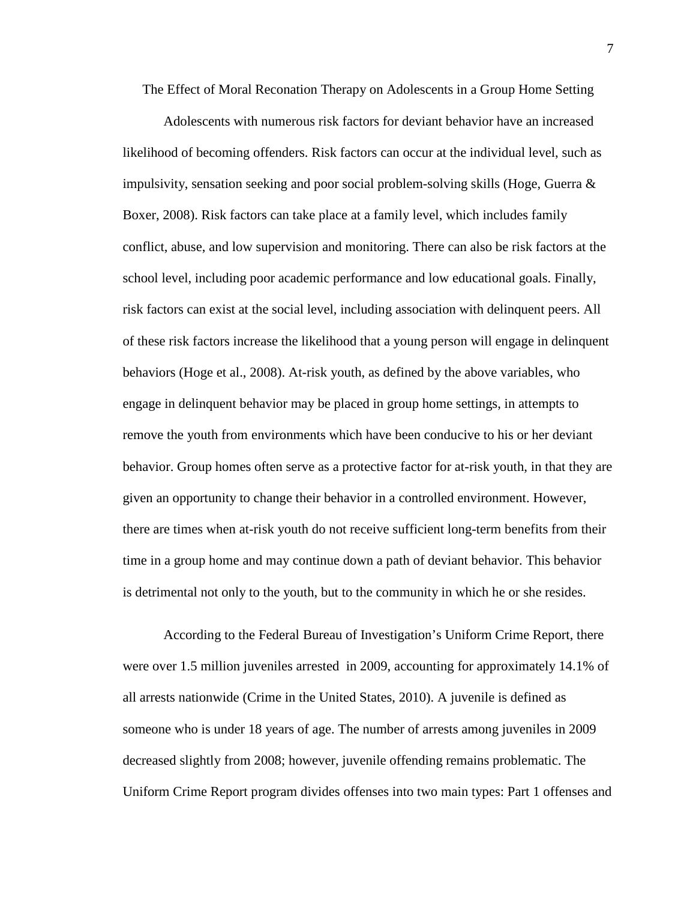# The Effect of Moral Reconation Therapy on Adolescents in a Group Home Setting

Adolescents with numerous risk factors for deviant behavior have an increased likelihood of becoming offenders. Risk factors can occur at the individual level, such as impulsivity, sensation seeking and poor social problem-solving skills (Hoge, Guerra & Boxer, 2008). Risk factors can take place at a family level, which includes family conflict, abuse, and low supervision and monitoring. There can also be risk factors at the school level, including poor academic performance and low educational goals. Finally, risk factors can exist at the social level, including association with delinquent peers. All of these risk factors increase the likelihood that a young person will engage in delinquent behaviors (Hoge et al., 2008). At-risk youth, as defined by the above variables, who engage in delinquent behavior may be placed in group home settings, in attempts to remove the youth from environments which have been conducive to his or her deviant behavior. Group homes often serve as a protective factor for at-risk youth, in that they are given an opportunity to change their behavior in a controlled environment. However, there are times when at-risk youth do not receive sufficient long-term benefits from their time in a group home and may continue down a path of deviant behavior. This behavior is detrimental not only to the youth, but to the community in which he or she resides.

According to the Federal Bureau of Investigation's Uniform Crime Report, there were over 1.5 million juveniles arrested in 2009, accounting for approximately 14.1% of all arrests nationwide (Crime in the United States, 2010). A juvenile is defined as someone who is under 18 years of age. The number of arrests among juveniles in 2009 decreased slightly from 2008; however, juvenile offending remains problematic. The Uniform Crime Report program divides offenses into two main types: Part 1 offenses and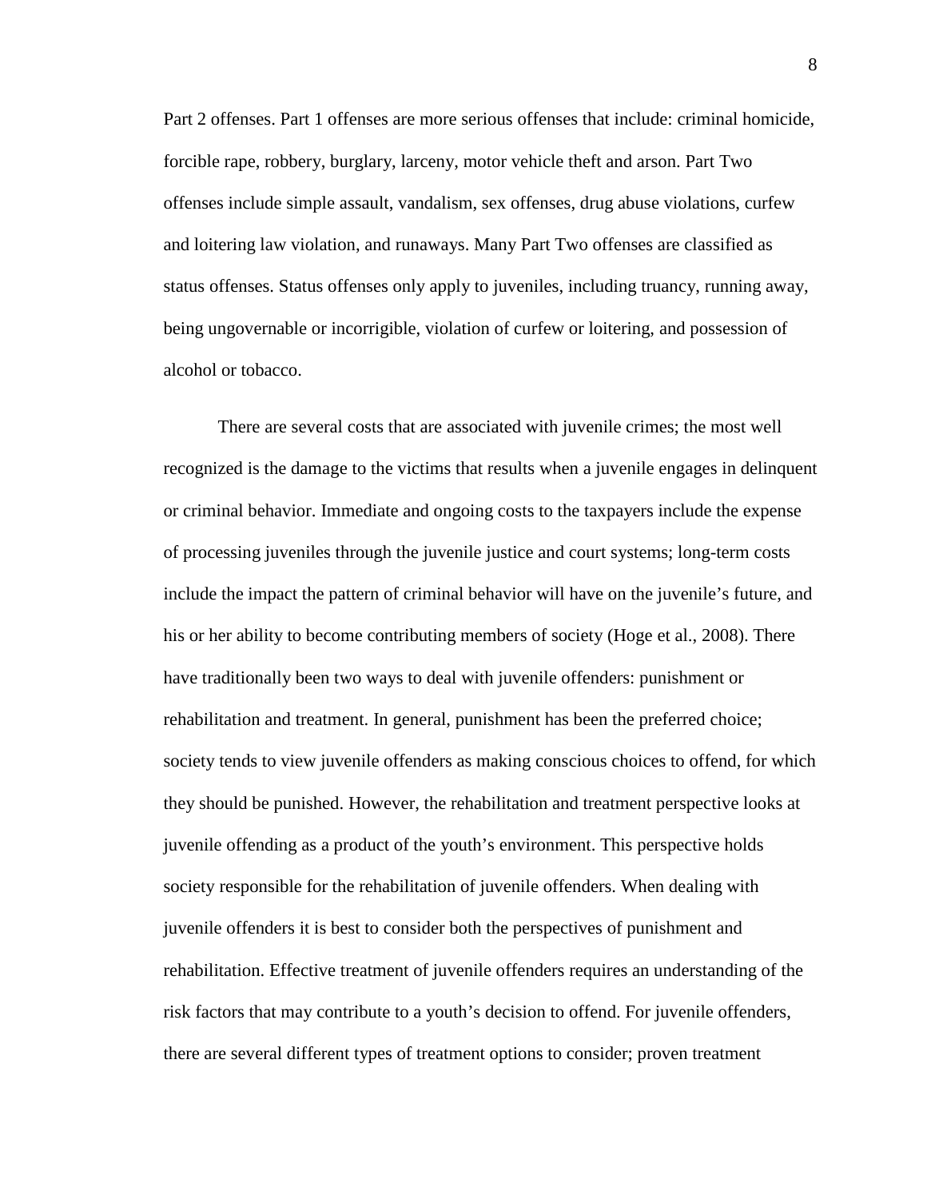Part 2 offenses. Part 1 offenses are more serious offenses that include: criminal homicide, forcible rape, robbery, burglary, larceny, motor vehicle theft and arson. Part Two offenses include simple assault, vandalism, sex offenses, drug abuse violations, curfew and loitering law violation, and runaways. Many Part Two offenses are classified as status offenses. Status offenses only apply to juveniles, including truancy, running away, being ungovernable or incorrigible, violation of curfew or loitering, and possession of alcohol or tobacco.

There are several costs that are associated with juvenile crimes; the most well recognized is the damage to the victims that results when a juvenile engages in delinquent or criminal behavior. Immediate and ongoing costs to the taxpayers include the expense of processing juveniles through the juvenile justice and court systems; long-term costs include the impact the pattern of criminal behavior will have on the juvenile's future, and his or her ability to become contributing members of society (Hoge et al., 2008). There have traditionally been two ways to deal with juvenile offenders: punishment or rehabilitation and treatment. In general, punishment has been the preferred choice; society tends to view juvenile offenders as making conscious choices to offend, for which they should be punished. However, the rehabilitation and treatment perspective looks at juvenile offending as a product of the youth's environment. This perspective holds society responsible for the rehabilitation of juvenile offenders. When dealing with juvenile offenders it is best to consider both the perspectives of punishment and rehabilitation. Effective treatment of juvenile offenders requires an understanding of the risk factors that may contribute to a youth's decision to offend. For juvenile offenders, there are several different types of treatment options to consider; proven treatment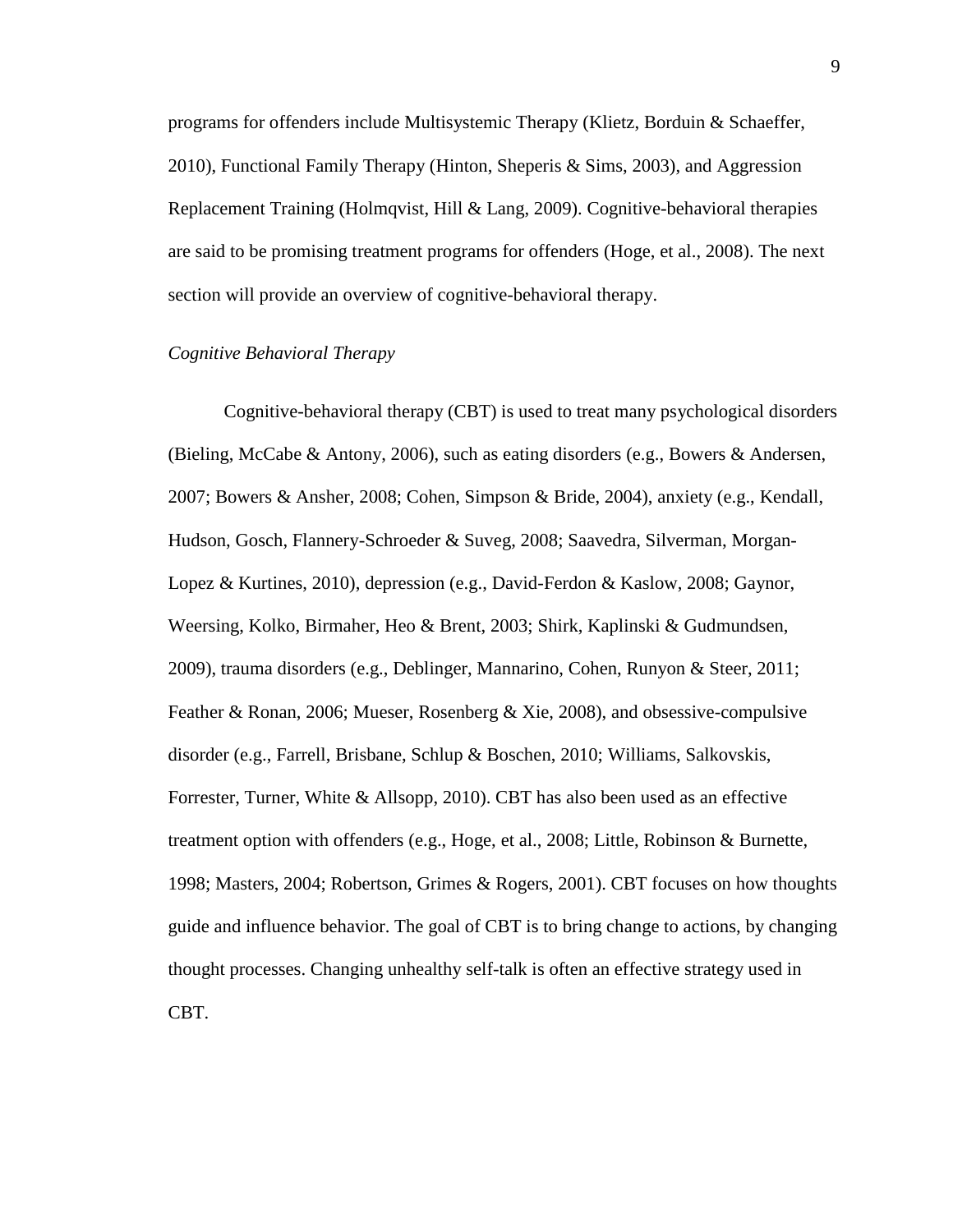programs for offenders include Multisystemic Therapy (Klietz, Borduin & Schaeffer, 2010), Functional Family Therapy (Hinton, Sheperis & Sims, 2003), and Aggression Replacement Training (Holmqvist, Hill & Lang, 2009). Cognitive-behavioral therapies are said to be promising treatment programs for offenders (Hoge, et al., 2008). The next section will provide an overview of cognitive-behavioral therapy.

*Cognitive Behavioral Therapy*

Cognitive-behavioral therapy (CBT) is used to treat many psychological disorders (Bieling, McCabe & Antony, 2006), such as eating disorders (e.g., Bowers & Andersen, 2007; Bowers & Ansher, 2008; Cohen, Simpson & Bride, 2004), anxiety (e.g., Kendall, Hudson, Gosch, Flannery-Schroeder & Suveg, 2008; Saavedra, Silverman, Morgan-Lopez & Kurtines, 2010), depression (e.g., David-Ferdon & Kaslow, 2008; Gaynor, Weersing, Kolko, Birmaher, Heo & Brent, 2003; Shirk, Kaplinski & Gudmundsen, 2009), trauma disorders (e.g., Deblinger, Mannarino, Cohen, Runyon & Steer, 2011; Feather & Ronan, 2006; Mueser, Rosenberg & Xie, 2008), and obsessive-compulsive disorder (e.g., Farrell, Brisbane, Schlup & Boschen, 2010; Williams, Salkovskis, Forrester, Turner, White & Allsopp, 2010). CBT has also been used as an effective treatment option with offenders (e.g., Hoge, et al., 2008; Little, Robinson & Burnette, 1998; Masters, 2004; Robertson, Grimes & Rogers, 2001). CBT focuses on how thoughts guide and influence behavior. The goal of CBT is to bring change to actions, by changing thought processes. Changing unhealthy self-talk is often an effective strategy used in CBT.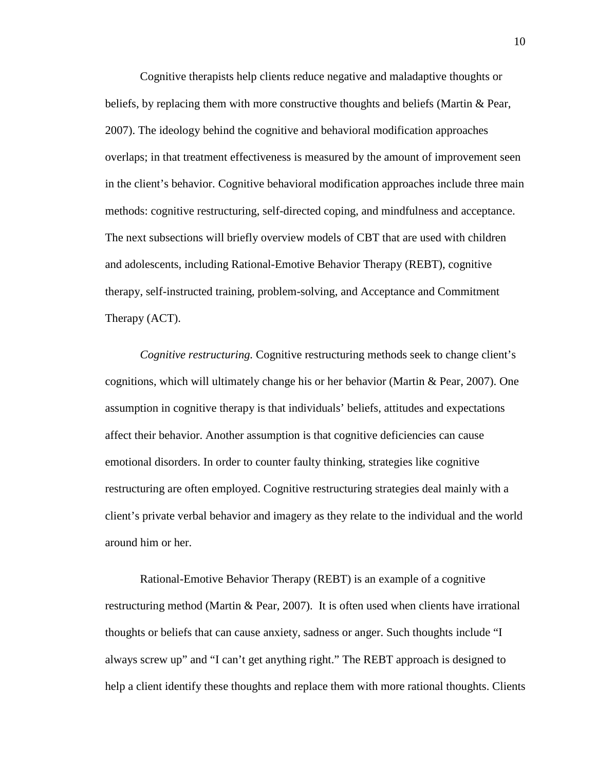Cognitive therapists help clients reduce negative and maladaptive thoughts or beliefs, by replacing them with more constructive thoughts and beliefs (Martin & Pear, 2007). The ideology behind the cognitive and behavioral modification approaches overlaps; in that treatment effectiveness is measured by the amount of improvement seen in the client's behavior. Cognitive behavioral modification approaches include three main methods: cognitive restructuring, self-directed coping, and mindfulness and acceptance. The next subsections will briefly overview models of CBT that are used with children and adolescents, including Rational-Emotive Behavior Therapy (REBT), cognitive therapy, self-instructed training, problem-solving, and Acceptance and Commitment Therapy (ACT).

*Cognitive restructuring.* Cognitive restructuring methods seek to change client's cognitions, which will ultimately change his or her behavior (Martin & Pear, 2007). One assumption in cognitive therapy is that individuals' beliefs, attitudes and expectations affect their behavior. Another assumption is that cognitive deficiencies can cause emotional disorders. In order to counter faulty thinking, strategies like cognitive restructuring are often employed. Cognitive restructuring strategies deal mainly with a client's private verbal behavior and imagery as they relate to the individual and the world around him or her.

Rational-Emotive Behavior Therapy (REBT) is an example of a cognitive restructuring method (Martin & Pear, 2007). It is often used when clients have irrational thoughts or beliefs that can cause anxiety, sadness or anger. Such thoughts include "I always screw up" and "I can't get anything right." The REBT approach is designed to help a client identify these thoughts and replace them with more rational thoughts. Clients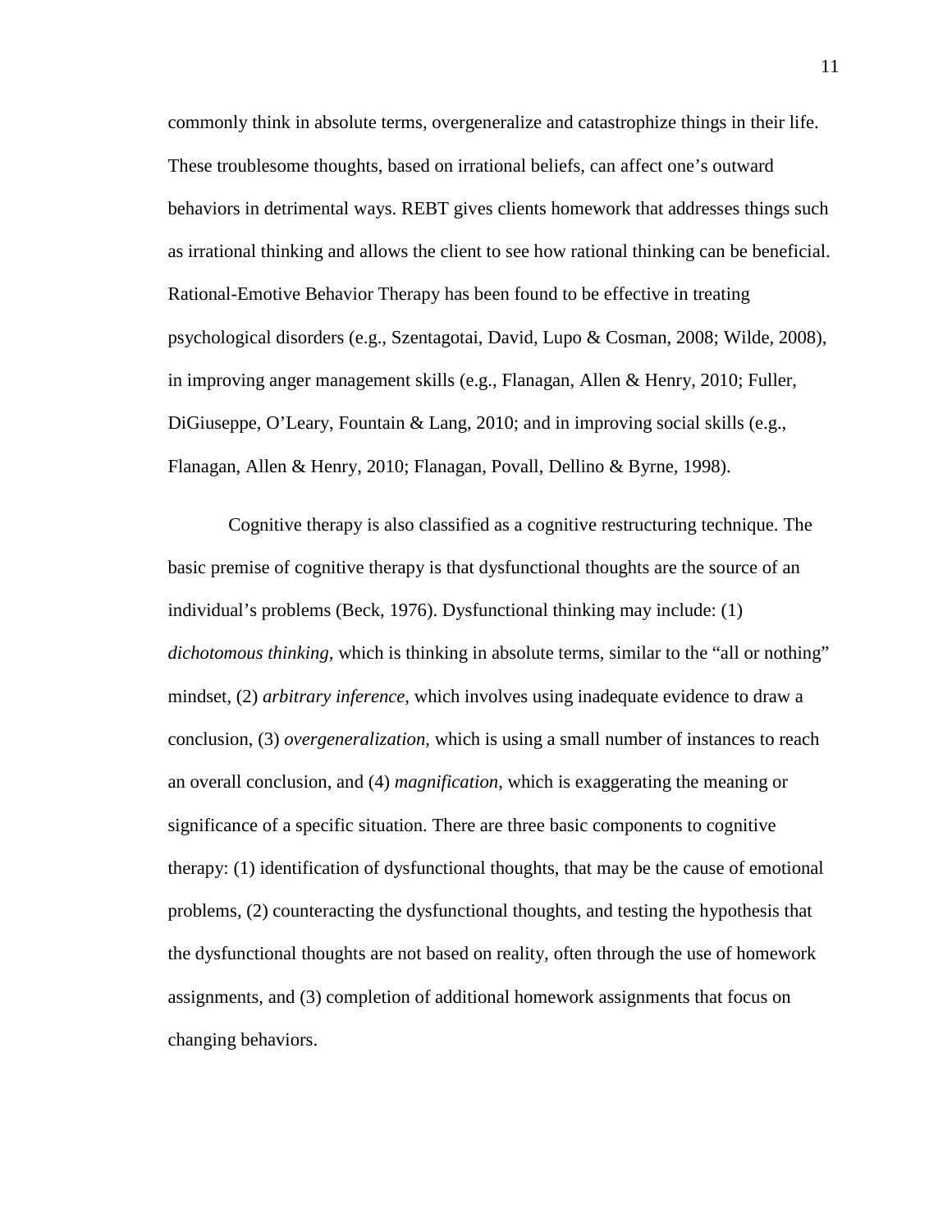commonly think in absolute terms, overgeneralize and catastrophize things in their life. These troublesome thoughts, based on irrational beliefs, can affect one's outward behaviors in detrimental ways. REBT gives clients homework that addresses things such as irrational thinking and allows the client to see how rational thinking can be beneficial. Rational-Emotive Behavior Therapy has been found to be effective in treating psychological disorders (e.g., Szentagotai, David, Lupo & Cosman, 2008; Wilde, 2008), in improving anger management skills (e.g., Flanagan, Allen & Henry, 2010; Fuller, DiGiuseppe, O'Leary, Fountain & Lang, 2010; and in improving social skills (e.g., Flanagan, Allen & Henry, 2010; Flanagan, Povall, Dellino & Byrne, 1998).

Cognitive therapy is also classified as a cognitive restructuring technique. The basic premise of cognitive therapy is that dysfunctional thoughts are the source of an individual's problems (Beck, 1976). Dysfunctional thinking may include: (1) *dichotomous thinking*, which is thinking in absolute terms, similar to the "all or nothing" mindset, (2) *arbitrary inference*, which involves using inadequate evidence to draw a conclusion, (3) *overgeneralization*, which is using a small number of instances to reach an overall conclusion, and (4) *magnification*, which is exaggerating the meaning or significance of a specific situation. There are three basic components to cognitive therapy: (1) identification of dysfunctional thoughts, that may be the cause of emotional problems, (2) counteracting the dysfunctional thoughts, and testing the hypothesis that the dysfunctional thoughts are not based on reality, often through the use of homework assignments, and (3) completion of additional homework assignments that focus on changing behaviors.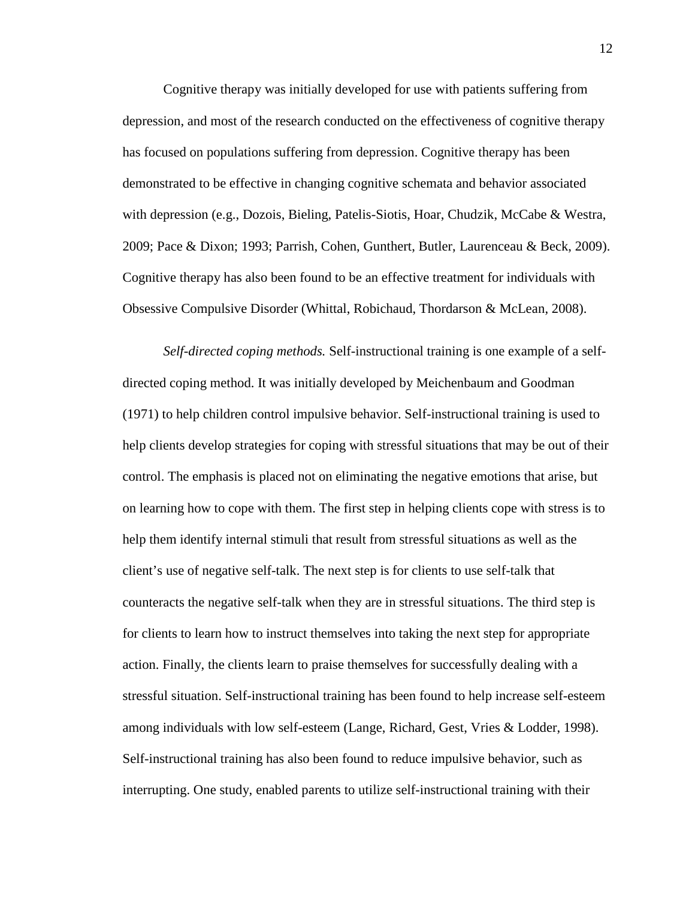Cognitive therapy was initially developed for use with patients suffering from depression, and most of the research conducted on the effectiveness of cognitive therapy has focused on populations suffering from depression. Cognitive therapy has been demonstrated to be effective in changing cognitive schemata and behavior associated with depression (e.g., Dozois, Bieling, Patelis-Siotis, Hoar, Chudzik, McCabe & Westra, 2009; Pace & Dixon; 1993; Parrish, Cohen, Gunthert, Butler, Laurenceau & Beck, 2009). Cognitive therapy has also been found to be an effective treatment for individuals with Obsessive Compulsive Disorder (Whittal, Robichaud, Thordarson & McLean, 2008).

*Self-directed coping methods.* Self-instructional training is one example of a self-directed coping method. It was initially developed by Meichenbaum and Goodman (1971) to help children control impulsive behavior. Self-instructional training is used to help clients develop strategies for coping with stressful situations that may be out of their control. The emphasis is placed not on eliminating the negative emotions that arise, but on learning how to cope with them. The first step in helping clients cope with stress is to help them identify internal stimuli that result from stressful situations as well as the client's use of negative self-talk. The next step is for clients to use self-talk that counteracts the negative self-talk when they are in stressful situations. The third step is for clients to learn how to instruct themselves into taking the next step for appropriate action. Finally, the clients learn to praise themselves for successfully dealing with a stressful situation. Self-instructional training has been found to help increase self-esteem among individuals with low self-esteem (Lange, Richard, Gest, Vries & Lodder, 1998). Self-instructional training has also been found to reduce impulsive behavior, such as interrupting. One study, enabled parents to utilize self-instructional training with their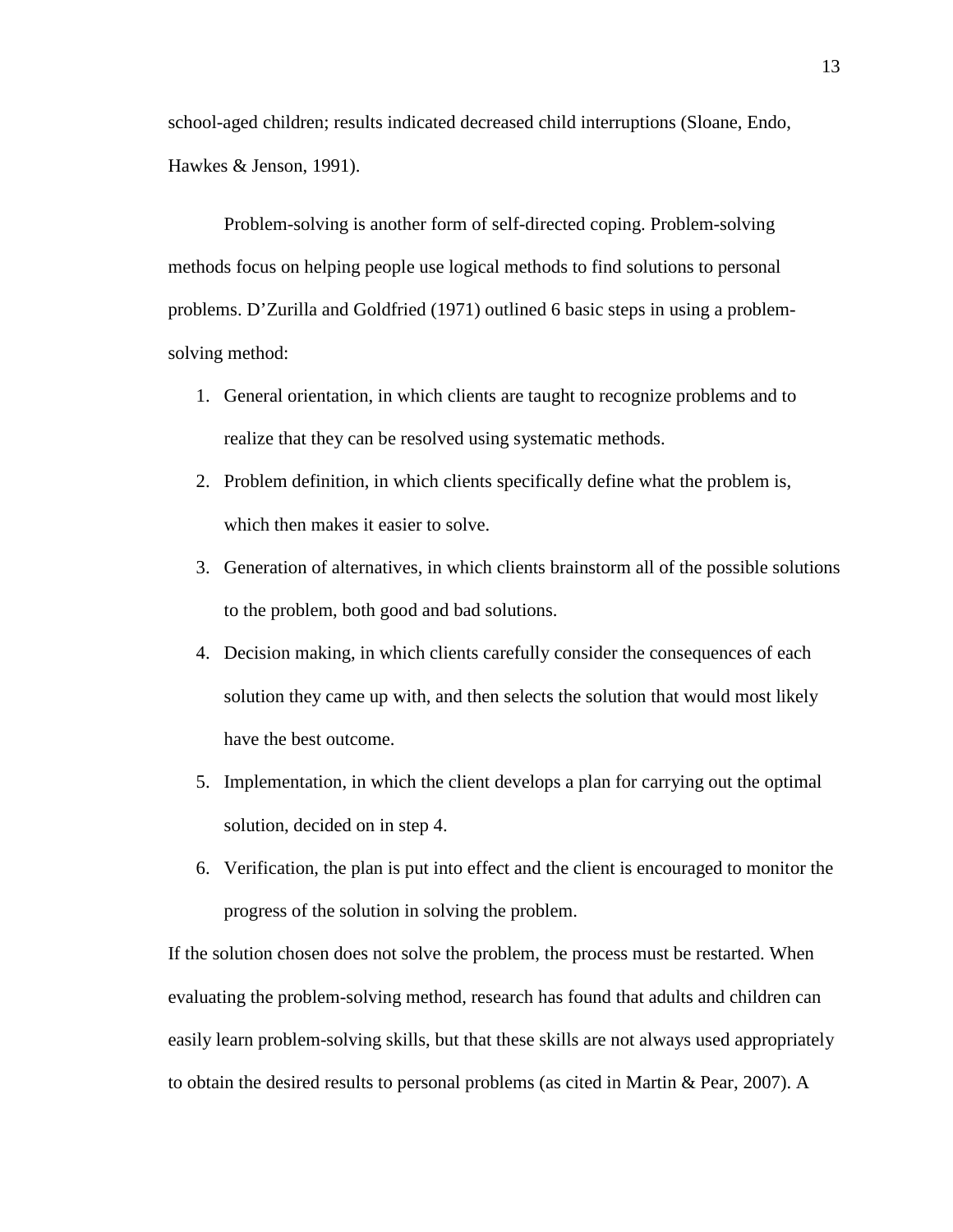school-aged children; results indicated decreased child interruptions (Sloane, Endo, Hawkes & Jenson, 1991).

Problem-solving is another form of self-directed coping. Problem-solving methods focus on helping people use logical methods to find solutions to personal problems. D'Zurilla and Goldfried (1971) outlined 6 basic steps in using a problem-solving method:

1. General orientation, in which clients are taught to recognize problems and to realize that they can be resolved using systematic methods.
2. Problem definition, in which clients specifically define what the problem is, which then makes it easier to solve.
3. Generation of alternatives, in which clients brainstorm all of the possible solutions to the problem, both good and bad solutions.
4. Decision making, in which clients carefully consider the consequences of each solution they came up with, and then selects the solution that would most likely have the best outcome.
5. Implementation, in which the client develops a plan for carrying out the optimal solution, decided on in step 4.
6. Verification, the plan is put into effect and the client is encouraged to monitor the progress of the solution in solving the problem.

If the solution chosen does not solve the problem, the process must be restarted. When evaluating the problem-solving method, research has found that adults and children can easily learn problem-solving skills, but that these skills are not always used appropriately to obtain the desired results to personal problems (as cited in Martin & Pear, 2007). A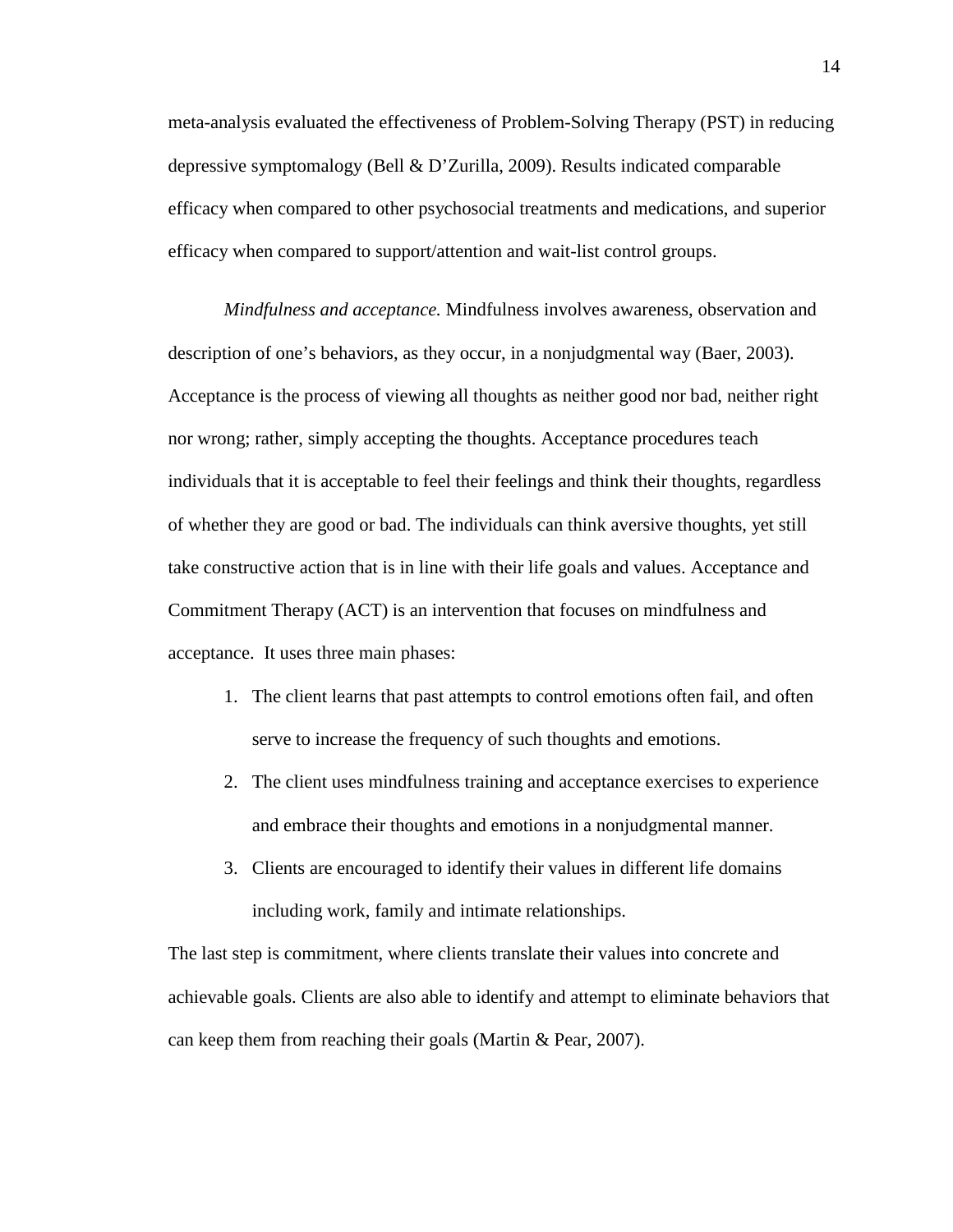meta-analysis evaluated the effectiveness of Problem-Solving Therapy (PST) in reducing depressive symptomalogy (Bell & D'Zurilla, 2009). Results indicated comparable efficacy when compared to other psychosocial treatments and medications, and superior efficacy when compared to support/attention and wait-list control groups.

*Mindfulness and acceptance.* Mindfulness involves awareness, observation and description of one's behaviors, as they occur, in a nonjudgmental way (Baer, 2003). Acceptance is the process of viewing all thoughts as neither good nor bad, neither right nor wrong; rather, simply accepting the thoughts. Acceptance procedures teach individuals that it is acceptable to feel their feelings and think their thoughts, regardless of whether they are good or bad. The individuals can think aversive thoughts, yet still take constructive action that is in line with their life goals and values. Acceptance and Commitment Therapy (ACT) is an intervention that focuses on mindfulness and acceptance. It uses three main phases:

1. The client learns that past attempts to control emotions often fail, and often serve to increase the frequency of such thoughts and emotions.
2. The client uses mindfulness training and acceptance exercises to experience and embrace their thoughts and emotions in a nonjudgmental manner.
3. Clients are encouraged to identify their values in different life domains including work, family and intimate relationships.

The last step is commitment, where clients translate their values into concrete and achievable goals. Clients are also able to identify and attempt to eliminate behaviors that can keep them from reaching their goals (Martin & Pear, 2007).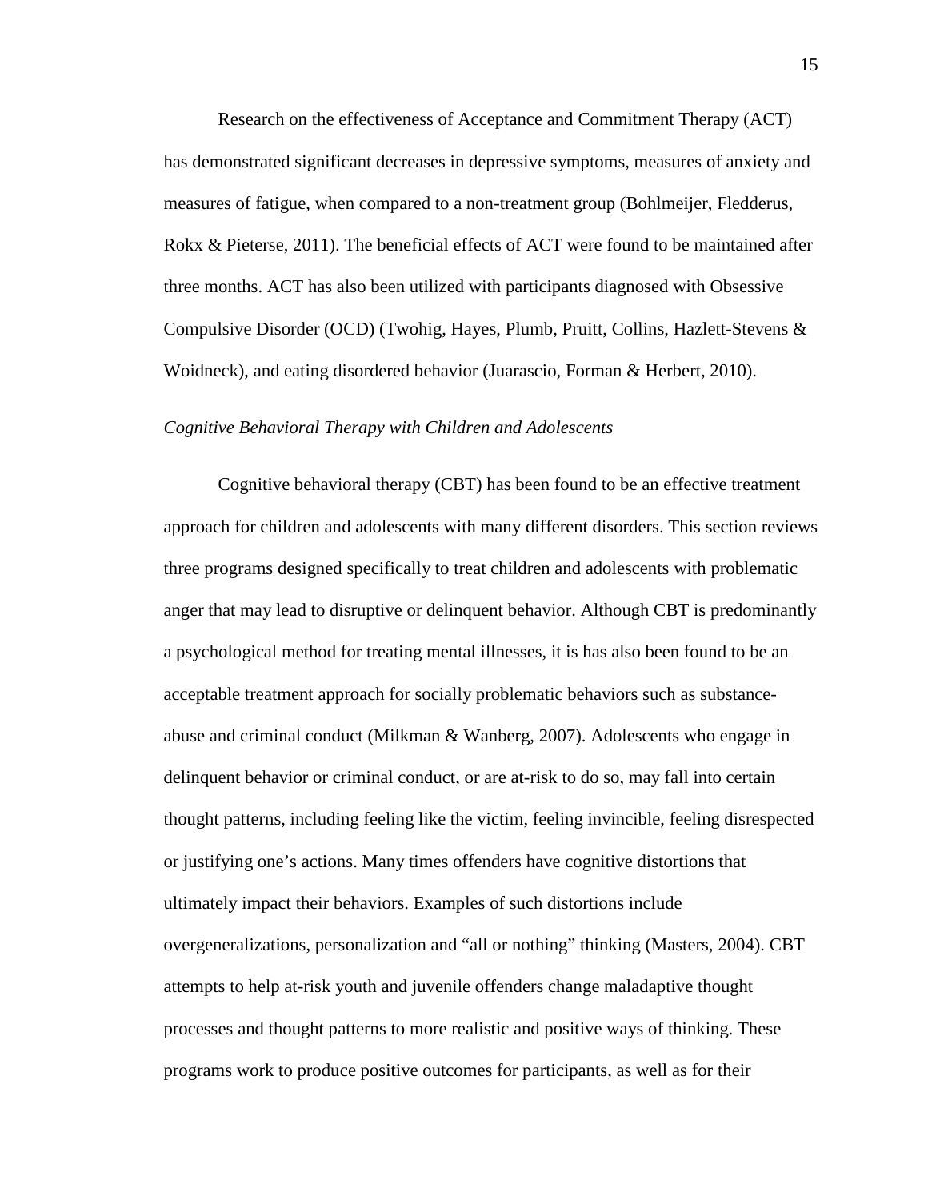Research on the effectiveness of Acceptance and Commitment Therapy (ACT) has demonstrated significant decreases in depressive symptoms, measures of anxiety and measures of fatigue, when compared to a non-treatment group (Bohlmeijer, Fledderus, Rokx & Pieterse, 2011). The beneficial effects of ACT were found to be maintained after three months. ACT has also been utilized with participants diagnosed with Obsessive Compulsive Disorder (OCD) (Twohig, Hayes, Plumb, Pruitt, Collins, Hazlett-Stevens & Woidneck), and eating disordered behavior (Juarascio, Forman & Herbert, 2010).

### *Cognitive Behavioral Therapy with Children and Adolescents*

Cognitive behavioral therapy (CBT) has been found to be an effective treatment approach for children and adolescents with many different disorders. This section reviews three programs designed specifically to treat children and adolescents with problematic anger that may lead to disruptive or delinquent behavior. Although CBT is predominantly a psychological method for treating mental illnesses, it is has also been found to be an acceptable treatment approach for socially problematic behaviors such as substance-abuse and criminal conduct (Milkman & Wanberg, 2007). Adolescents who engage in delinquent behavior or criminal conduct, or are at-risk to do so, may fall into certain thought patterns, including feeling like the victim, feeling invincible, feeling disrespected or justifying one's actions. Many times offenders have cognitive distortions that ultimately impact their behaviors. Examples of such distortions include overgeneralizations, personalization and "all or nothing" thinking (Masters, 2004). CBT attempts to help at-risk youth and juvenile offenders change maladaptive thought processes and thought patterns to more realistic and positive ways of thinking. These programs work to produce positive outcomes for participants, as well as for their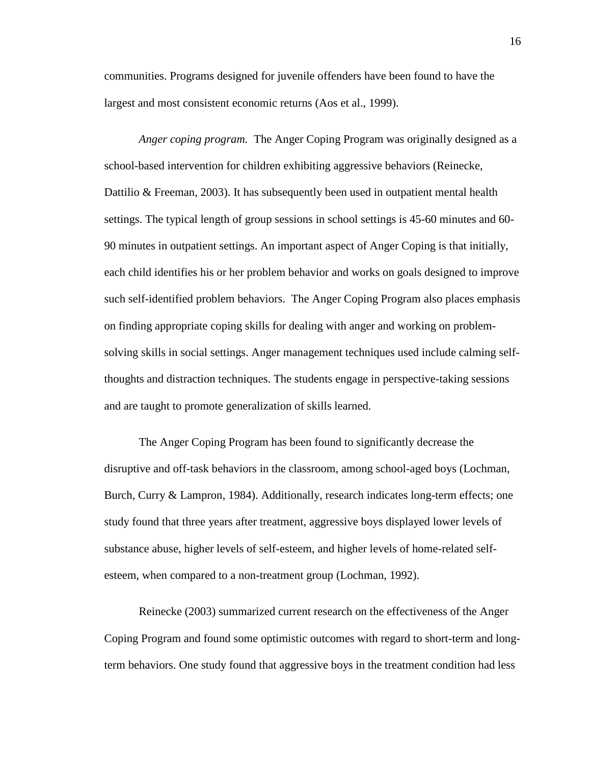communities. Programs designed for juvenile offenders have been found to have the largest and most consistent economic returns (Aos et al., 1999).

*Anger coping program.* The Anger Coping Program was originally designed as a school-based intervention for children exhibiting aggressive behaviors (Reinecke, Dattilio & Freeman, 2003). It has subsequently been used in outpatient mental health settings. The typical length of group sessions in school settings is 45-60 minutes and 60-90 minutes in outpatient settings. An important aspect of Anger Coping is that initially, each child identifies his or her problem behavior and works on goals designed to improve such self-identified problem behaviors. The Anger Coping Program also places emphasis on finding appropriate coping skills for dealing with anger and working on problem-solving skills in social settings. Anger management techniques used include calming self-thoughts and distraction techniques. The students engage in perspective-taking sessions and are taught to promote generalization of skills learned.

The Anger Coping Program has been found to significantly decrease the disruptive and off-task behaviors in the classroom, among school-aged boys (Lochman, Burch, Curry & Lampron, 1984). Additionally, research indicates long-term effects; one study found that three years after treatment, aggressive boys displayed lower levels of substance abuse, higher levels of self-esteem, and higher levels of home-related self-esteem, when compared to a non-treatment group (Lochman, 1992).

Reinecke (2003) summarized current research on the effectiveness of the Anger Coping Program and found some optimistic outcomes with regard to short-term and long-term behaviors. One study found that aggressive boys in the treatment condition had less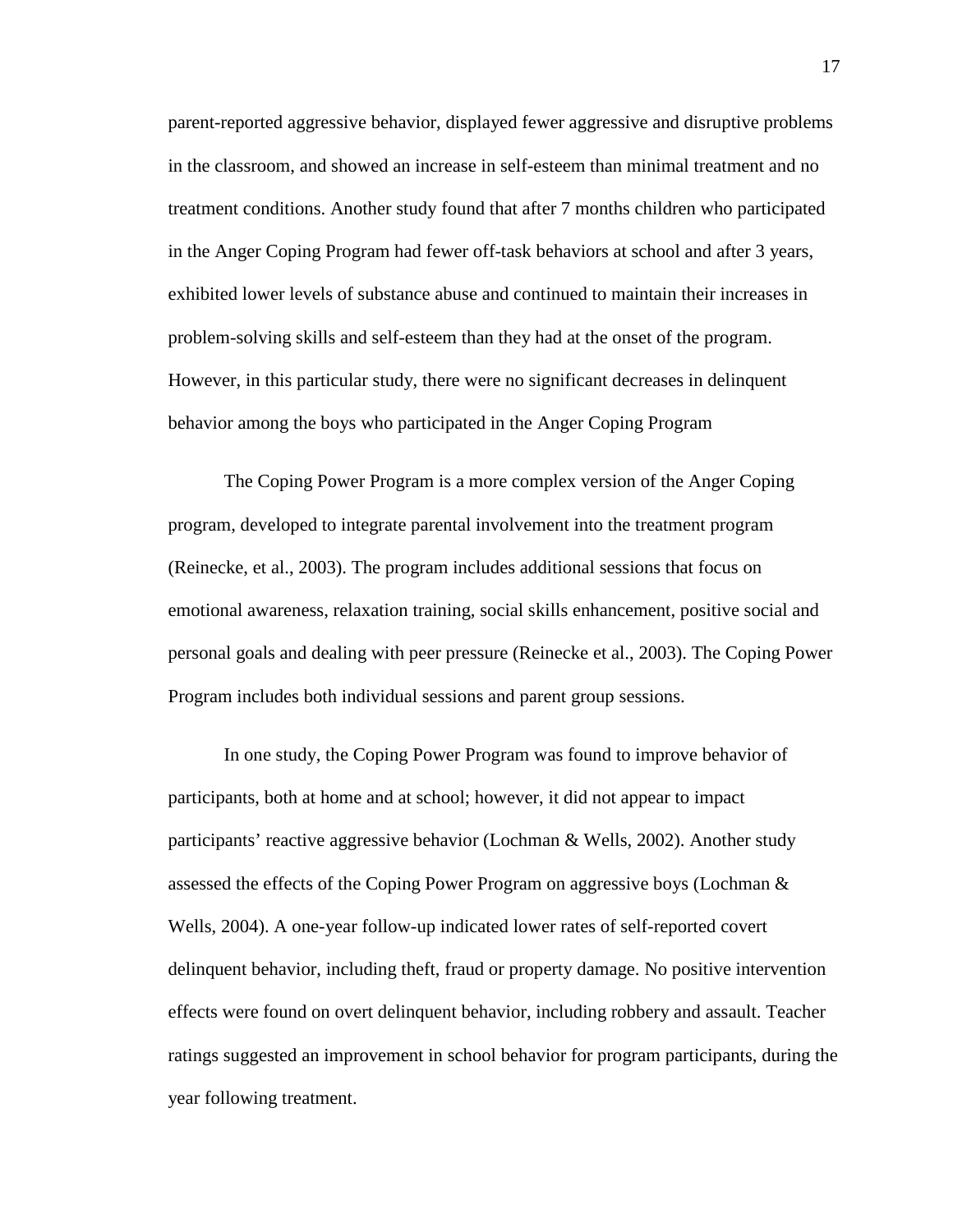parent-reported aggressive behavior, displayed fewer aggressive and disruptive problems in the classroom, and showed an increase in self-esteem than minimal treatment and no treatment conditions. Another study found that after 7 months children who participated in the Anger Coping Program had fewer off-task behaviors at school and after 3 years, exhibited lower levels of substance abuse and continued to maintain their increases in problem-solving skills and self-esteem than they had at the onset of the program. However, in this particular study, there were no significant decreases in delinquent behavior among the boys who participated in the Anger Coping Program

The Coping Power Program is a more complex version of the Anger Coping program, developed to integrate parental involvement into the treatment program (Reinecke, et al., 2003). The program includes additional sessions that focus on emotional awareness, relaxation training, social skills enhancement, positive social and personal goals and dealing with peer pressure (Reinecke et al., 2003). The Coping Power Program includes both individual sessions and parent group sessions.

In one study, the Coping Power Program was found to improve behavior of participants, both at home and at school; however, it did not appear to impact participants' reactive aggressive behavior (Lochman & Wells, 2002). Another study assessed the effects of the Coping Power Program on aggressive boys (Lochman & Wells, 2004). A one-year follow-up indicated lower rates of self-reported covert delinquent behavior, including theft, fraud or property damage. No positive intervention effects were found on overt delinquent behavior, including robbery and assault. Teacher ratings suggested an improvement in school behavior for program participants, during the year following treatment.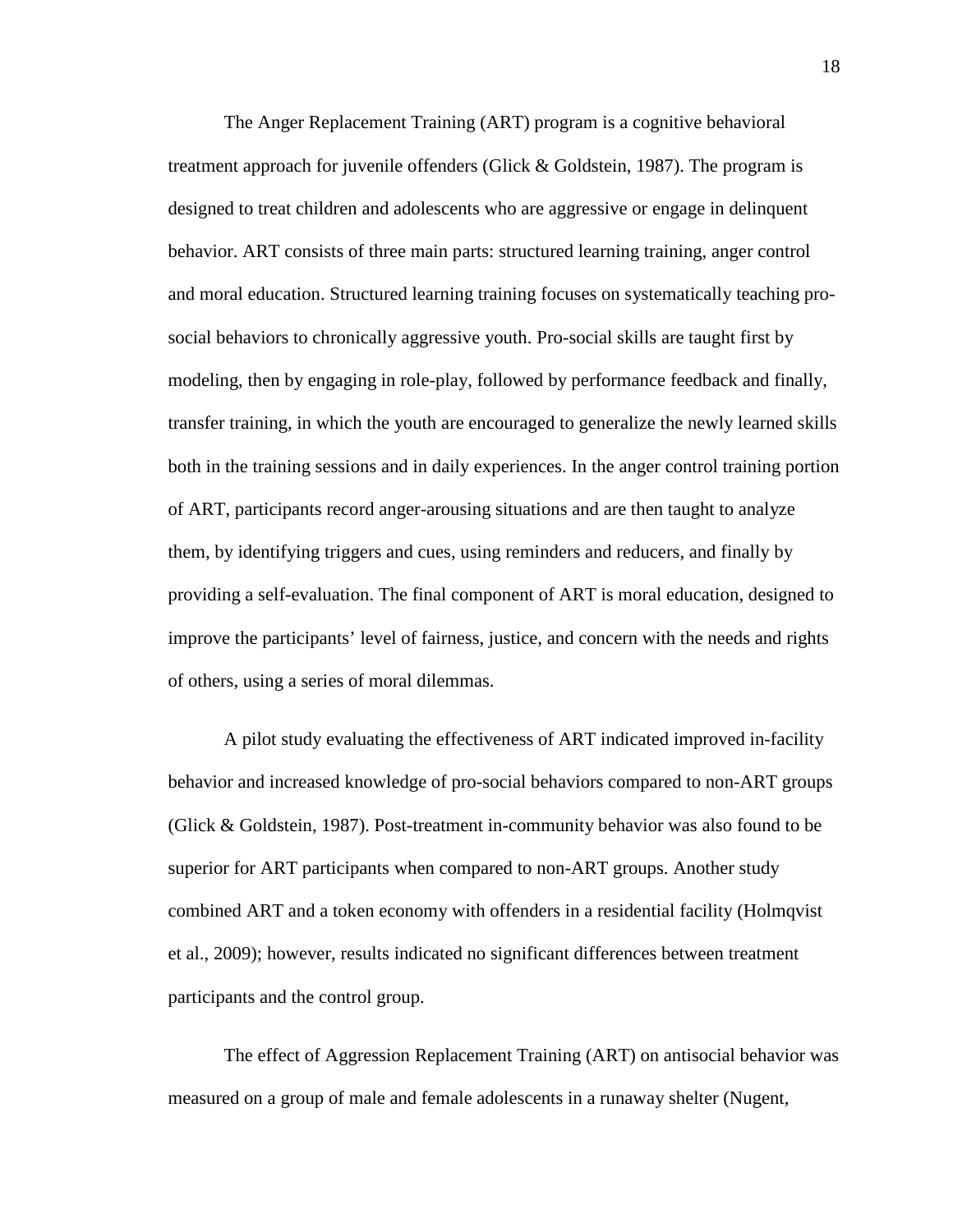The Anger Replacement Training (ART) program is a cognitive behavioral treatment approach for juvenile offenders (Glick & Goldstein, 1987). The program is designed to treat children and adolescents who are aggressive or engage in delinquent behavior. ART consists of three main parts: structured learning training, anger control and moral education. Structured learning training focuses on systematically teaching pro-social behaviors to chronically aggressive youth. Pro-social skills are taught first by modeling, then by engaging in role-play, followed by performance feedback and finally, transfer training, in which the youth are encouraged to generalize the newly learned skills both in the training sessions and in daily experiences. In the anger control training portion of ART, participants record anger-arousing situations and are then taught to analyze them, by identifying triggers and cues, using reminders and reducers, and finally by providing a self-evaluation. The final component of ART is moral education, designed to improve the participants' level of fairness, justice, and concern with the needs and rights of others, using a series of moral dilemmas.

A pilot study evaluating the effectiveness of ART indicated improved in-facility behavior and increased knowledge of pro-social behaviors compared to non-ART groups (Glick & Goldstein, 1987). Post-treatment in-community behavior was also found to be superior for ART participants when compared to non-ART groups. Another study combined ART and a token economy with offenders in a residential facility (Holmqvist et al., 2009); however, results indicated no significant differences between treatment participants and the control group.

The effect of Aggression Replacement Training (ART) on antisocial behavior was measured on a group of male and female adolescents in a runaway shelter (Nugent,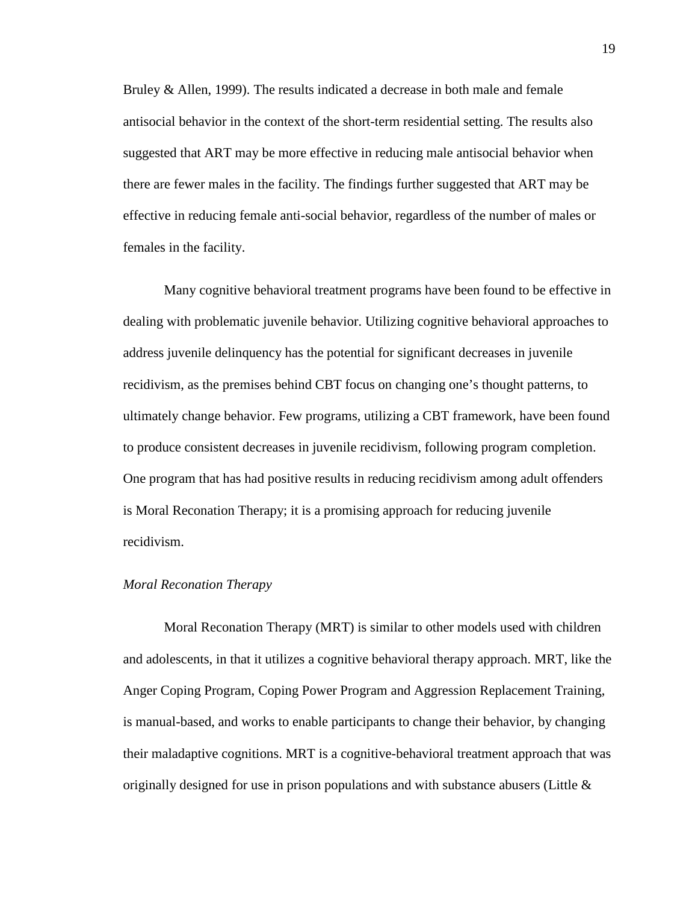Bruley & Allen, 1999). The results indicated a decrease in both male and female antisocial behavior in the context of the short-term residential setting. The results also suggested that ART may be more effective in reducing male antisocial behavior when there are fewer males in the facility. The findings further suggested that ART may be effective in reducing female anti-social behavior, regardless of the number of males or females in the facility.

Many cognitive behavioral treatment programs have been found to be effective in dealing with problematic juvenile behavior. Utilizing cognitive behavioral approaches to address juvenile delinquency has the potential for significant decreases in juvenile recidivism, as the premises behind CBT focus on changing one's thought patterns, to ultimately change behavior. Few programs, utilizing a CBT framework, have been found to produce consistent decreases in juvenile recidivism, following program completion. One program that has had positive results in reducing recidivism among adult offenders is Moral Reconation Therapy; it is a promising approach for reducing juvenile recidivism.

*Moral Reconation Therapy*

Moral Reconation Therapy (MRT) is similar to other models used with children and adolescents, in that it utilizes a cognitive behavioral therapy approach. MRT, like the Anger Coping Program, Coping Power Program and Aggression Replacement Training, is manual-based, and works to enable participants to change their behavior, by changing their maladaptive cognitions. MRT is a cognitive-behavioral treatment approach that was originally designed for use in prison populations and with substance abusers (Little &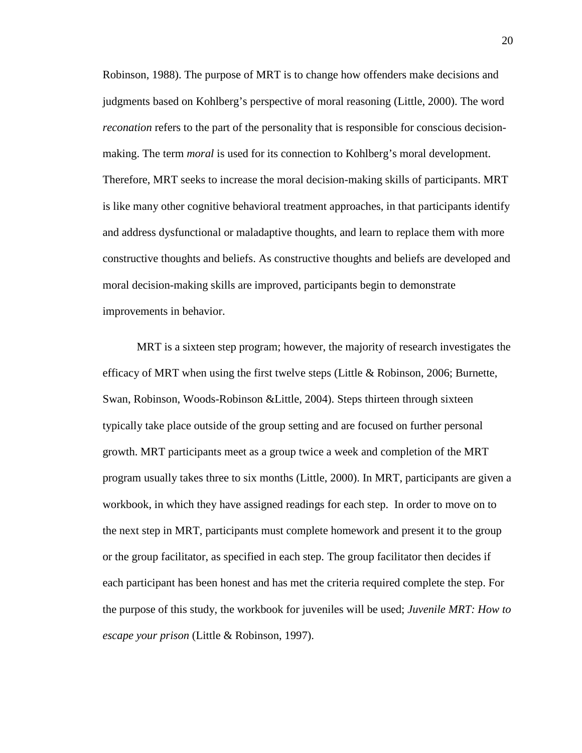Robinson, 1988). The purpose of MRT is to change how offenders make decisions and judgments based on Kohlberg's perspective of moral reasoning (Little, 2000). The word *reconation* refers to the part of the personality that is responsible for conscious decision-making. The term *moral* is used for its connection to Kohlberg's moral development. Therefore, MRT seeks to increase the moral decision-making skills of participants. MRT is like many other cognitive behavioral treatment approaches, in that participants identify and address dysfunctional or maladaptive thoughts, and learn to replace them with more constructive thoughts and beliefs. As constructive thoughts and beliefs are developed and moral decision-making skills are improved, participants begin to demonstrate improvements in behavior.

MRT is a sixteen step program; however, the majority of research investigates the efficacy of MRT when using the first twelve steps (Little & Robinson, 2006; Burnette, Swan, Robinson, Woods-Robinson &Little, 2004). Steps thirteen through sixteen typically take place outside of the group setting and are focused on further personal growth. MRT participants meet as a group twice a week and completion of the MRT program usually takes three to six months (Little, 2000). In MRT, participants are given a workbook, in which they have assigned readings for each step. In order to move on to the next step in MRT, participants must complete homework and present it to the group or the group facilitator, as specified in each step. The group facilitator then decides if each participant has been honest and has met the criteria required complete the step. For the purpose of this study, the workbook for juveniles will be used; *Juvenile MRT: How to escape your prison* (Little & Robinson, 1997).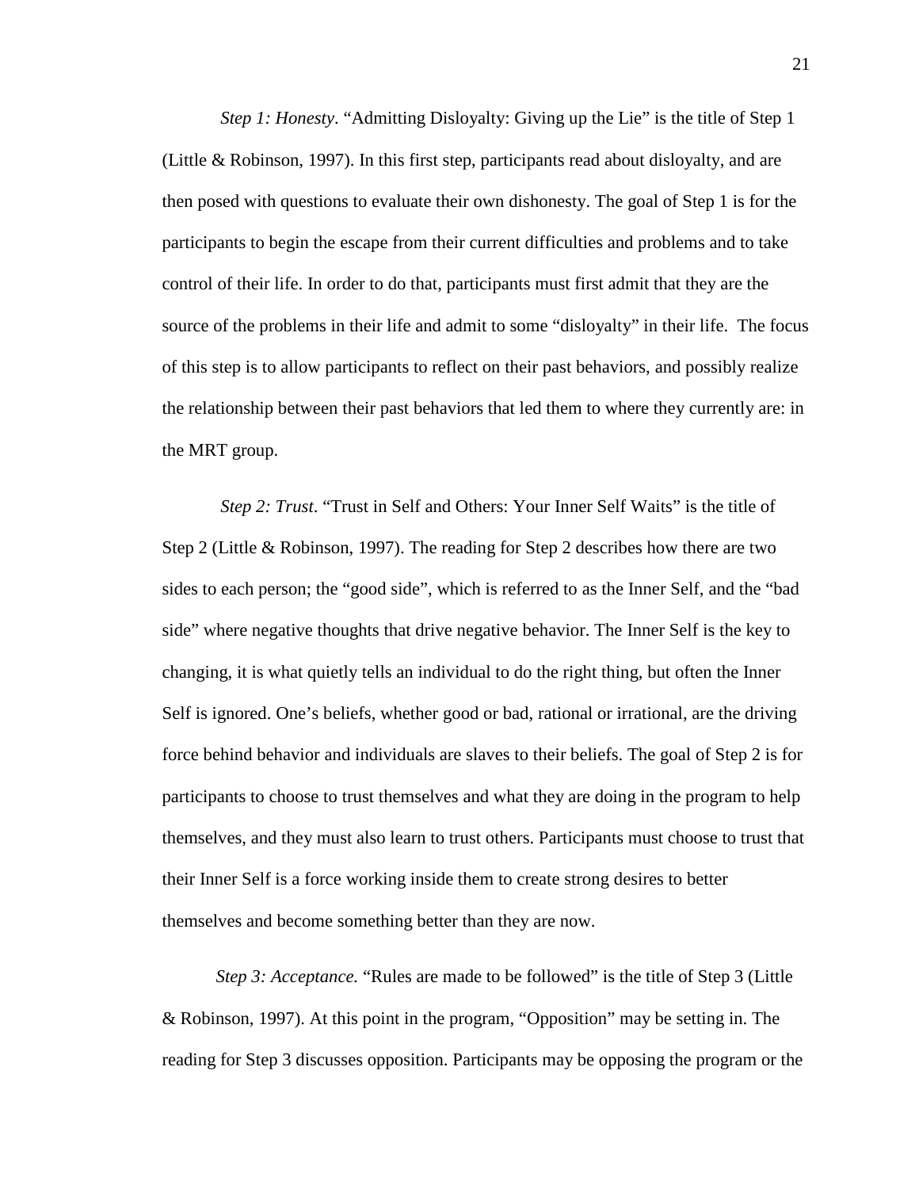*Step 1: Honesty*. "Admitting Disloyalty: Giving up the Lie" is the title of Step 1 (Little & Robinson, 1997). In this first step, participants read about disloyalty, and are then posed with questions to evaluate their own dishonesty. The goal of Step 1 is for the participants to begin the escape from their current difficulties and problems and to take control of their life. In order to do that, participants must first admit that they are the source of the problems in their life and admit to some "disloyalty" in their life. The focus of this step is to allow participants to reflect on their past behaviors, and possibly realize the relationship between their past behaviors that led them to where they currently are: in the MRT group.

*Step 2: Trust*. "Trust in Self and Others: Your Inner Self Waits" is the title of Step 2 (Little & Robinson, 1997). The reading for Step 2 describes how there are two sides to each person; the "good side", which is referred to as the Inner Self, and the "bad side" where negative thoughts that drive negative behavior. The Inner Self is the key to changing, it is what quietly tells an individual to do the right thing, but often the Inner Self is ignored. One's beliefs, whether good or bad, rational or irrational, are the driving force behind behavior and individuals are slaves to their beliefs. The goal of Step 2 is for participants to choose to trust themselves and what they are doing in the program to help themselves, and they must also learn to trust others. Participants must choose to trust that their Inner Self is a force working inside them to create strong desires to better themselves and become something better than they are now.

*Step 3: Acceptance.* "Rules are made to be followed" is the title of Step 3 (Little & Robinson, 1997). At this point in the program, "Opposition" may be setting in. The reading for Step 3 discusses opposition. Participants may be opposing the program or the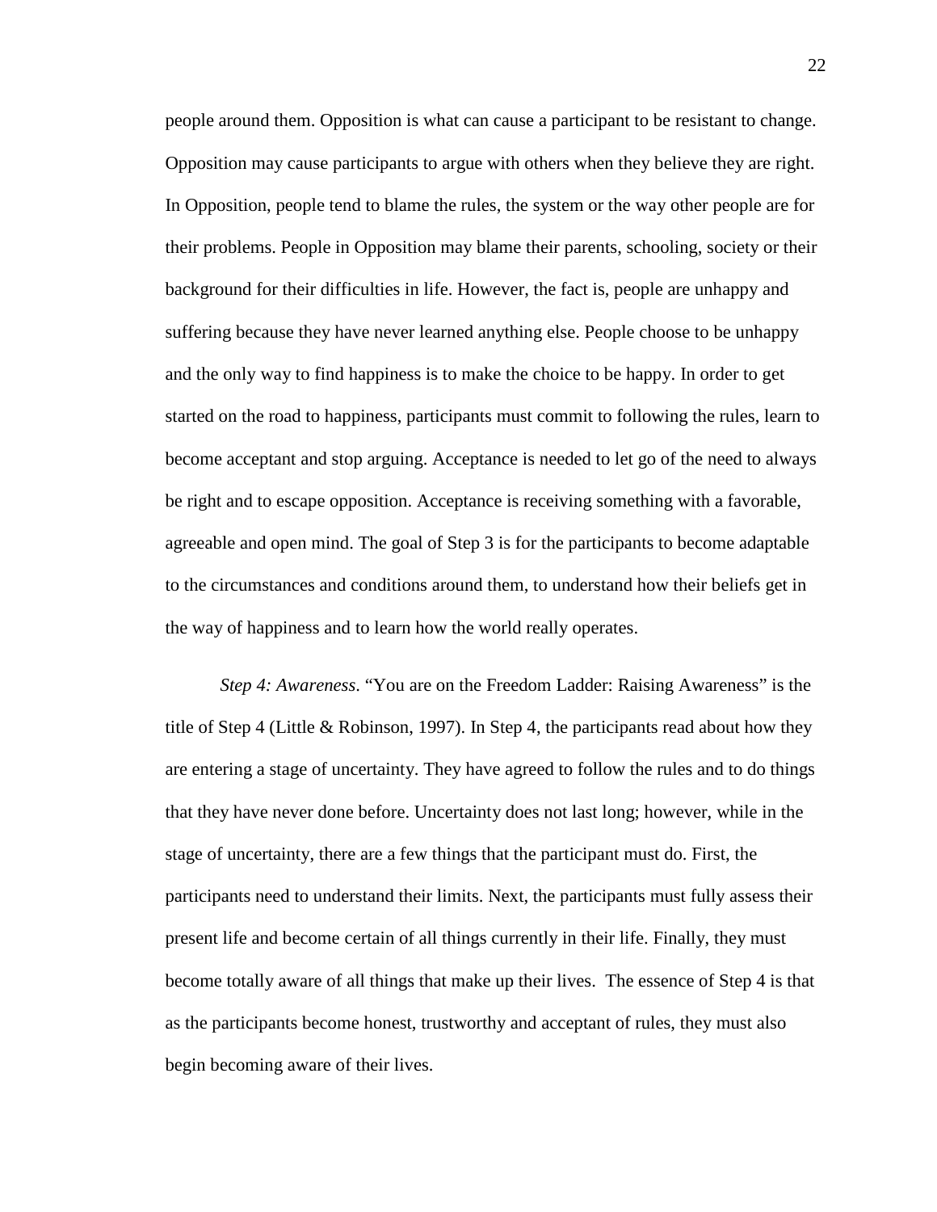people around them. Opposition is what can cause a participant to be resistant to change. Opposition may cause participants to argue with others when they believe they are right. In Opposition, people tend to blame the rules, the system or the way other people are for their problems. People in Opposition may blame their parents, schooling, society or their background for their difficulties in life. However, the fact is, people are unhappy and suffering because they have never learned anything else. People choose to be unhappy and the only way to find happiness is to make the choice to be happy. In order to get started on the road to happiness, participants must commit to following the rules, learn to become acceptant and stop arguing. Acceptance is needed to let go of the need to always be right and to escape opposition. Acceptance is receiving something with a favorable, agreeable and open mind. The goal of Step 3 is for the participants to become adaptable to the circumstances and conditions around them, to understand how their beliefs get in the way of happiness and to learn how the world really operates.

*Step 4: Awareness*. "You are on the Freedom Ladder: Raising Awareness" is the title of Step 4 (Little & Robinson, 1997). In Step 4, the participants read about how they are entering a stage of uncertainty. They have agreed to follow the rules and to do things that they have never done before. Uncertainty does not last long; however, while in the stage of uncertainty, there are a few things that the participant must do. First, the participants need to understand their limits. Next, the participants must fully assess their present life and become certain of all things currently in their life. Finally, they must become totally aware of all things that make up their lives. The essence of Step 4 is that as the participants become honest, trustworthy and acceptant of rules, they must also begin becoming aware of their lives.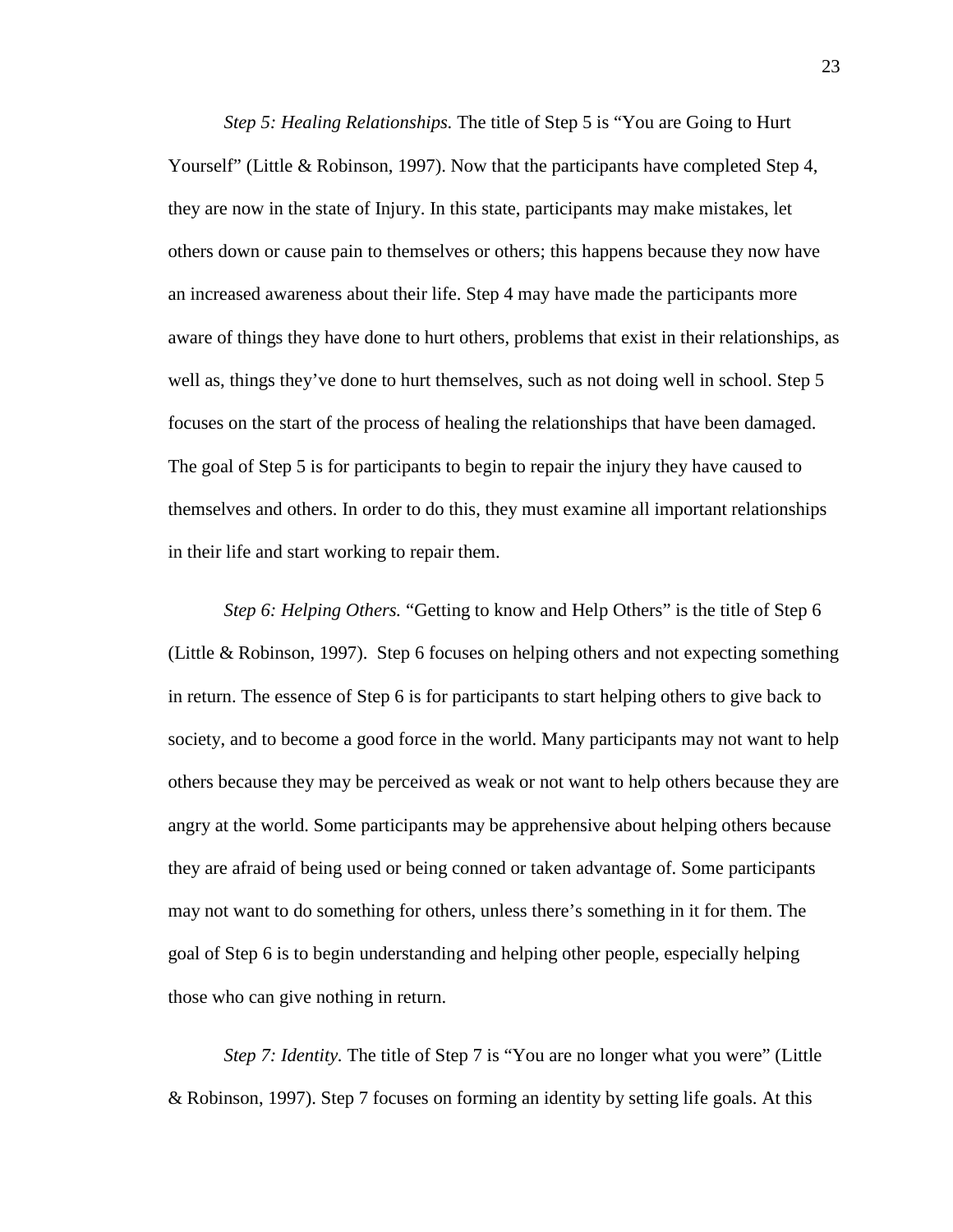*Step 5: Healing Relationships.* The title of Step 5 is "You are Going to Hurt Yourself" (Little & Robinson, 1997). Now that the participants have completed Step 4, they are now in the state of Injury. In this state, participants may make mistakes, let others down or cause pain to themselves or others; this happens because they now have an increased awareness about their life. Step 4 may have made the participants more aware of things they have done to hurt others, problems that exist in their relationships, as well as, things they've done to hurt themselves, such as not doing well in school. Step 5 focuses on the start of the process of healing the relationships that have been damaged. The goal of Step 5 is for participants to begin to repair the injury they have caused to themselves and others. In order to do this, they must examine all important relationships in their life and start working to repair them.

*Step 6: Helping Others.* "Getting to know and Help Others" is the title of Step 6 (Little & Robinson, 1997). Step 6 focuses on helping others and not expecting something in return. The essence of Step 6 is for participants to start helping others to give back to society, and to become a good force in the world. Many participants may not want to help others because they may be perceived as weak or not want to help others because they are angry at the world. Some participants may be apprehensive about helping others because they are afraid of being used or being conned or taken advantage of. Some participants may not want to do something for others, unless there's something in it for them. The goal of Step 6 is to begin understanding and helping other people, especially helping those who can give nothing in return.

*Step 7: Identity.* The title of Step 7 is "You are no longer what you were" (Little & Robinson, 1997). Step 7 focuses on forming an identity by setting life goals. At this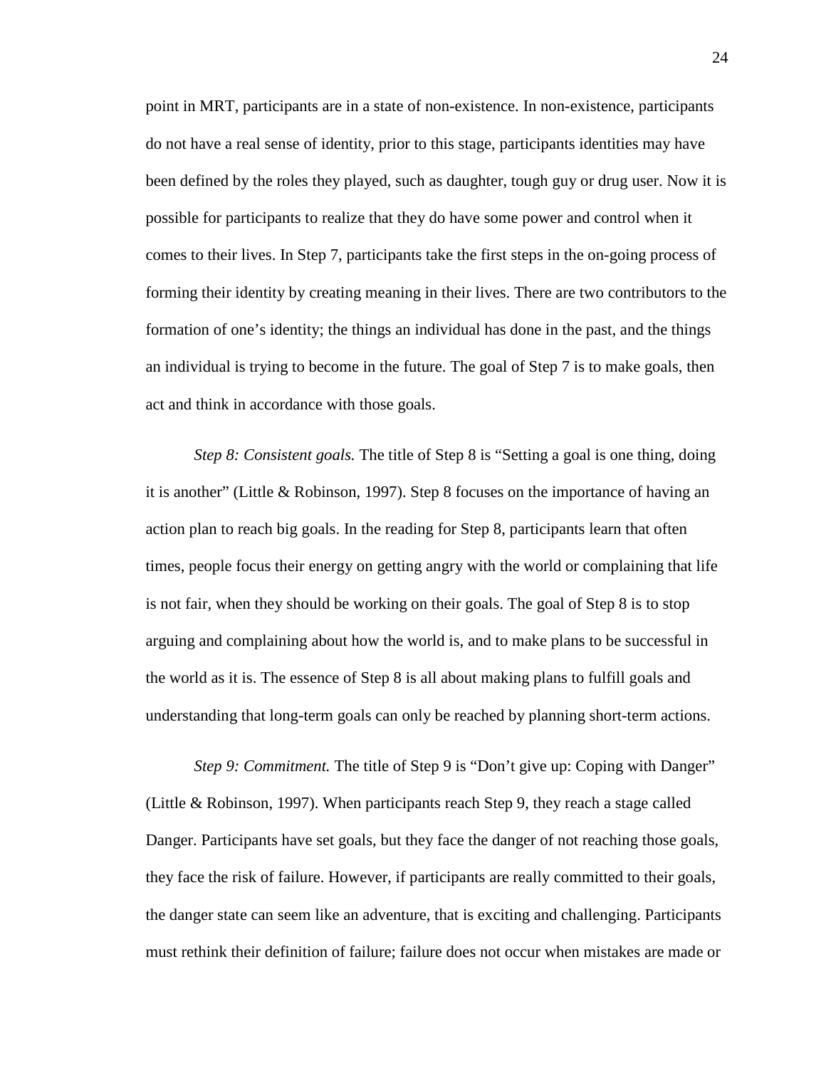point in MRT, participants are in a state of non-existence. In non-existence, participants do not have a real sense of identity, prior to this stage, participants identities may have been defined by the roles they played, such as daughter, tough guy or drug user. Now it is possible for participants to realize that they do have some power and control when it comes to their lives. In Step 7, participants take the first steps in the on-going process of forming their identity by creating meaning in their lives. There are two contributors to the formation of one's identity; the things an individual has done in the past, and the things an individual is trying to become in the future. The goal of Step 7 is to make goals, then act and think in accordance with those goals.

*Step 8: Consistent goals.* The title of Step 8 is "Setting a goal is one thing, doing it is another" (Little & Robinson, 1997). Step 8 focuses on the importance of having an action plan to reach big goals. In the reading for Step 8, participants learn that often times, people focus their energy on getting angry with the world or complaining that life is not fair, when they should be working on their goals. The goal of Step 8 is to stop arguing and complaining about how the world is, and to make plans to be successful in the world as it is. The essence of Step 8 is all about making plans to fulfill goals and understanding that long-term goals can only be reached by planning short-term actions.

*Step 9: Commitment.* The title of Step 9 is "Don't give up: Coping with Danger" (Little & Robinson, 1997). When participants reach Step 9, they reach a stage called Danger. Participants have set goals, but they face the danger of not reaching those goals, they face the risk of failure. However, if participants are really committed to their goals, the danger state can seem like an adventure, that is exciting and challenging. Participants must rethink their definition of failure; failure does not occur when mistakes are made or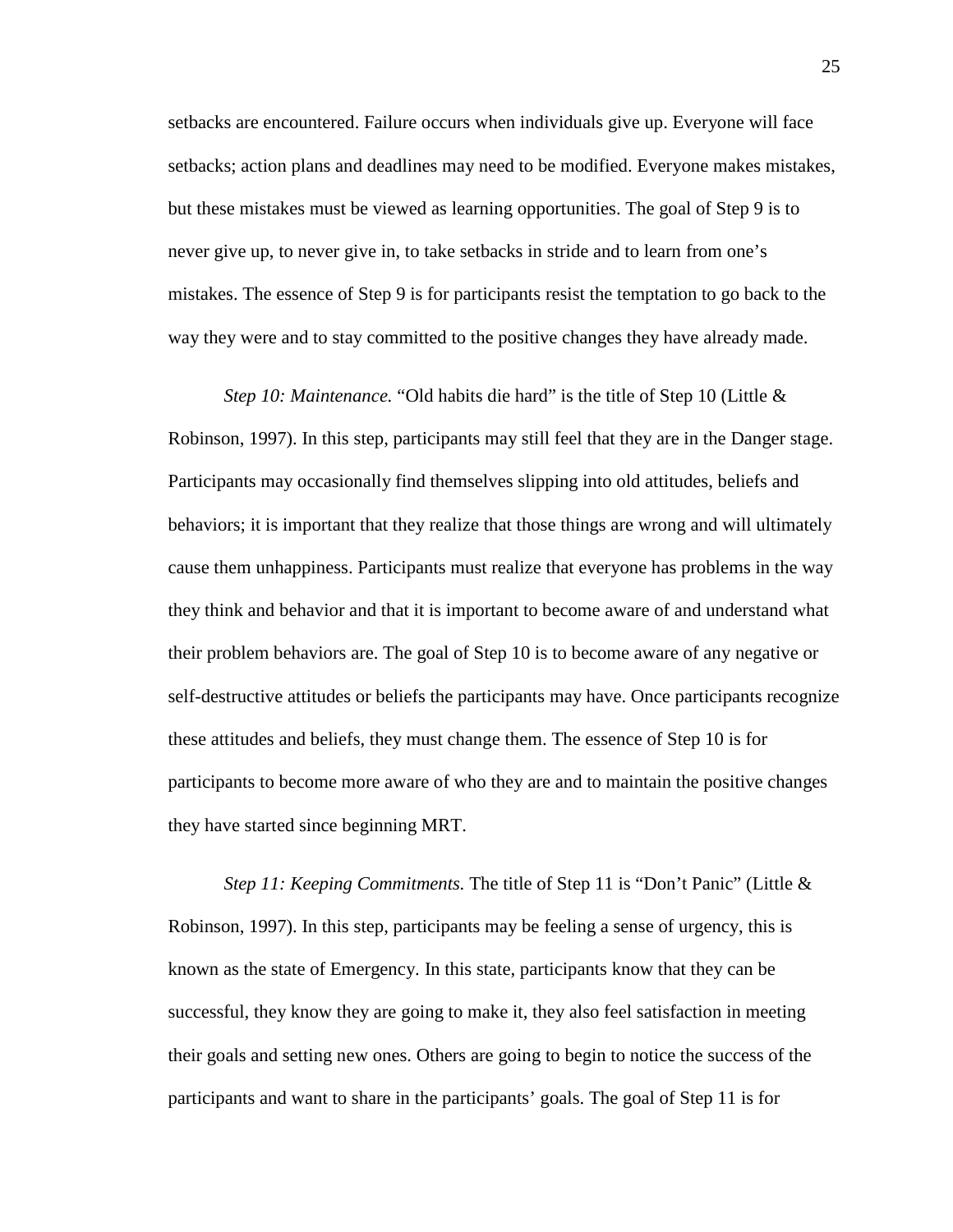setbacks are encountered. Failure occurs when individuals give up. Everyone will face setbacks; action plans and deadlines may need to be modified. Everyone makes mistakes, but these mistakes must be viewed as learning opportunities. The goal of Step 9 is to never give up, to never give in, to take setbacks in stride and to learn from one's mistakes. The essence of Step 9 is for participants resist the temptation to go back to the way they were and to stay committed to the positive changes they have already made.

*Step 10: Maintenance.* "Old habits die hard" is the title of Step 10 (Little & Robinson, 1997). In this step, participants may still feel that they are in the Danger stage. Participants may occasionally find themselves slipping into old attitudes, beliefs and behaviors; it is important that they realize that those things are wrong and will ultimately cause them unhappiness. Participants must realize that everyone has problems in the way they think and behavior and that it is important to become aware of and understand what their problem behaviors are. The goal of Step 10 is to become aware of any negative or self-destructive attitudes or beliefs the participants may have. Once participants recognize these attitudes and beliefs, they must change them. The essence of Step 10 is for participants to become more aware of who they are and to maintain the positive changes they have started since beginning MRT.

*Step 11: Keeping Commitments.* The title of Step 11 is "Don't Panic" (Little & Robinson, 1997). In this step, participants may be feeling a sense of urgency, this is known as the state of Emergency. In this state, participants know that they can be successful, they know they are going to make it, they also feel satisfaction in meeting their goals and setting new ones. Others are going to begin to notice the success of the participants and want to share in the participants' goals. The goal of Step 11 is for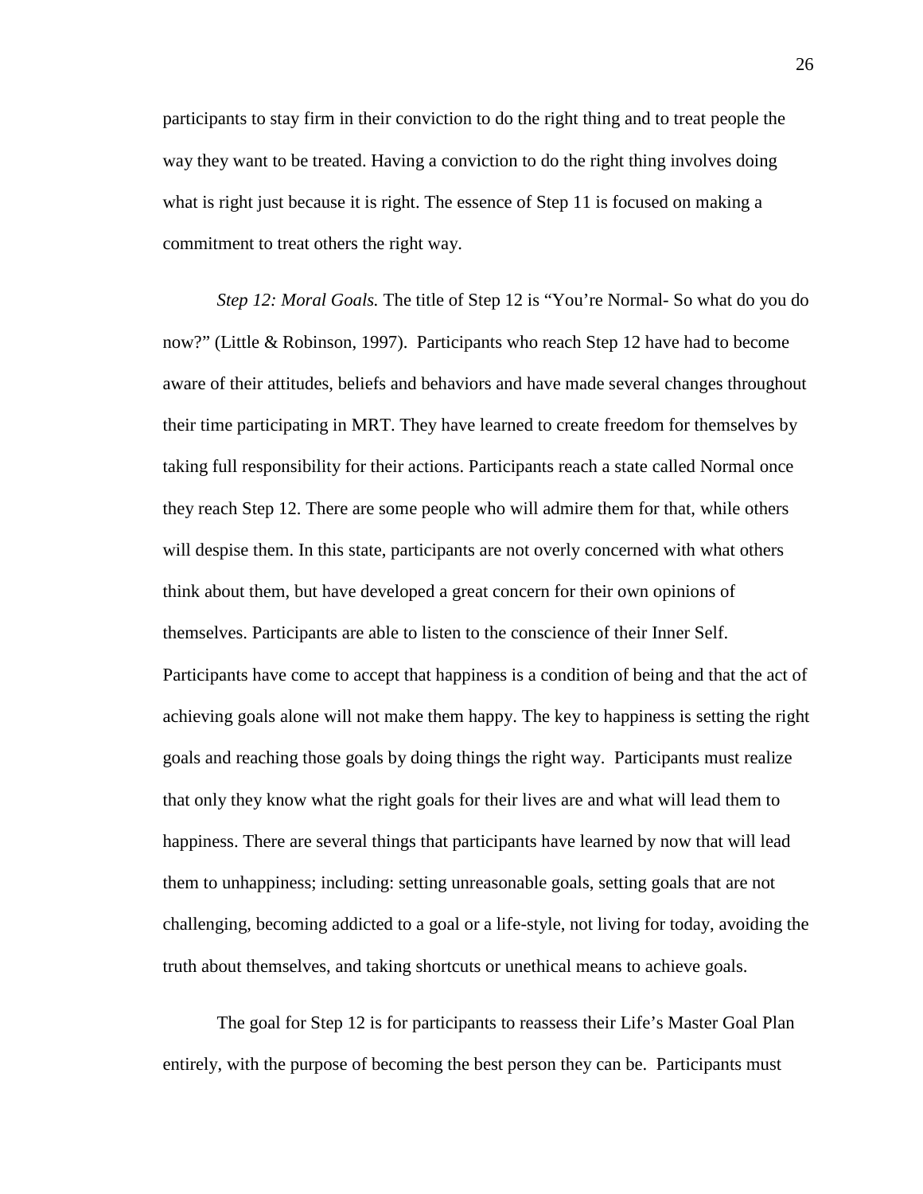participants to stay firm in their conviction to do the right thing and to treat people the way they want to be treated. Having a conviction to do the right thing involves doing what is right just because it is right. The essence of Step 11 is focused on making a commitment to treat others the right way.

*Step 12: Moral Goals.* The title of Step 12 is "You're Normal- So what do you do now?" (Little & Robinson, 1997). Participants who reach Step 12 have had to become aware of their attitudes, beliefs and behaviors and have made several changes throughout their time participating in MRT. They have learned to create freedom for themselves by taking full responsibility for their actions. Participants reach a state called Normal once they reach Step 12. There are some people who will admire them for that, while others will despise them. In this state, participants are not overly concerned with what others think about them, but have developed a great concern for their own opinions of themselves. Participants are able to listen to the conscience of their Inner Self. Participants have come to accept that happiness is a condition of being and that the act of achieving goals alone will not make them happy. The key to happiness is setting the right goals and reaching those goals by doing things the right way. Participants must realize that only they know what the right goals for their lives are and what will lead them to happiness. There are several things that participants have learned by now that will lead them to unhappiness; including: setting unreasonable goals, setting goals that are not challenging, becoming addicted to a goal or a life-style, not living for today, avoiding the truth about themselves, and taking shortcuts or unethical means to achieve goals.

The goal for Step 12 is for participants to reassess their Life's Master Goal Plan entirely, with the purpose of becoming the best person they can be. Participants must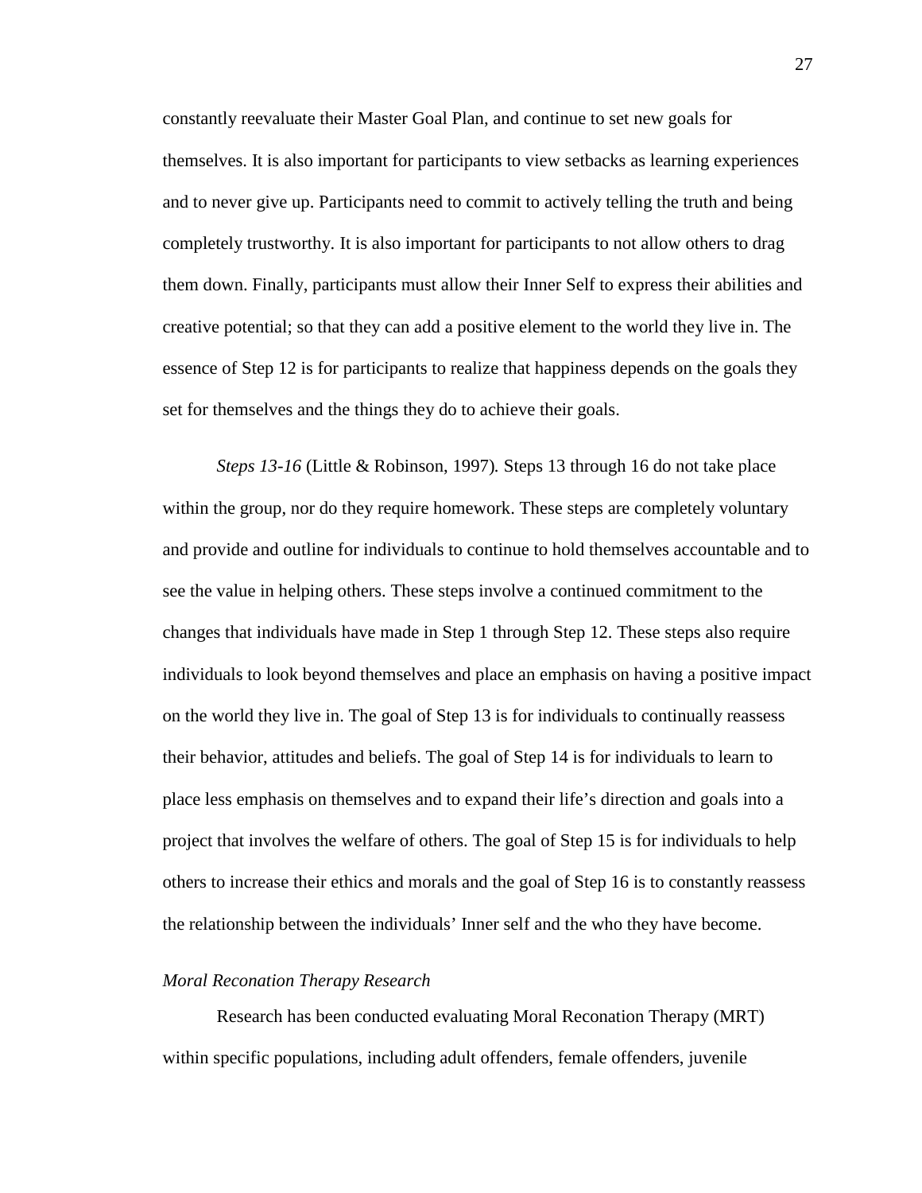constantly reevaluate their Master Goal Plan, and continue to set new goals for themselves. It is also important for participants to view setbacks as learning experiences and to never give up. Participants need to commit to actively telling the truth and being completely trustworthy. It is also important for participants to not allow others to drag them down. Finally, participants must allow their Inner Self to express their abilities and creative potential; so that they can add a positive element to the world they live in. The essence of Step 12 is for participants to realize that happiness depends on the goals they set for themselves and the things they do to achieve their goals.

*Steps 13-16* (Little & Robinson, 1997). Steps 13 through 16 do not take place within the group, nor do they require homework. These steps are completely voluntary and provide and outline for individuals to continue to hold themselves accountable and to see the value in helping others. These steps involve a continued commitment to the changes that individuals have made in Step 1 through Step 12. These steps also require individuals to look beyond themselves and place an emphasis on having a positive impact on the world they live in. The goal of Step 13 is for individuals to continually reassess their behavior, attitudes and beliefs. The goal of Step 14 is for individuals to learn to place less emphasis on themselves and to expand their life's direction and goals into a project that involves the welfare of others. The goal of Step 15 is for individuals to help others to increase their ethics and morals and the goal of Step 16 is to constantly reassess the relationship between the individuals' Inner self and the who they have become.

### *Moral Reconation Therapy Research*

Research has been conducted evaluating Moral Reconation Therapy (MRT) within specific populations, including adult offenders, female offenders, juvenile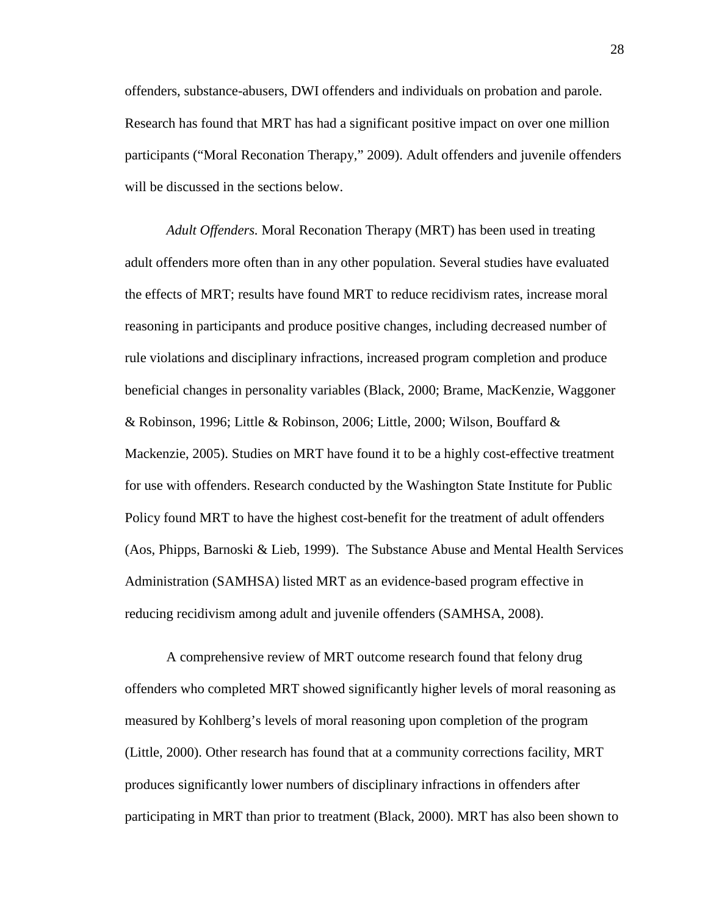offenders, substance-abusers, DWI offenders and individuals on probation and parole. Research has found that MRT has had a significant positive impact on over one million participants (“Moral Reconation Therapy,” 2009). Adult offenders and juvenile offenders will be discussed in the sections below.

*Adult Offenders.* Moral Reconation Therapy (MRT) has been used in treating adult offenders more often than in any other population. Several studies have evaluated the effects of MRT; results have found MRT to reduce recidivism rates, increase moral reasoning in participants and produce positive changes, including decreased number of rule violations and disciplinary infractions, increased program completion and produce beneficial changes in personality variables (Black, 2000; Brame, MacKenzie, Waggoner & Robinson, 1996; Little & Robinson, 2006; Little, 2000; Wilson, Bouffard & Mackenzie, 2005). Studies on MRT have found it to be a highly cost-effective treatment for use with offenders. Research conducted by the Washington State Institute for Public Policy found MRT to have the highest cost-benefit for the treatment of adult offenders (Aos, Phipps, Barnoski & Lieb, 1999). The Substance Abuse and Mental Health Services Administration (SAMHSA) listed MRT as an evidence-based program effective in reducing recidivism among adult and juvenile offenders (SAMHSA, 2008).

A comprehensive review of MRT outcome research found that felony drug offenders who completed MRT showed significantly higher levels of moral reasoning as measured by Kohlberg’s levels of moral reasoning upon completion of the program (Little, 2000). Other research has found that at a community corrections facility, MRT produces significantly lower numbers of disciplinary infractions in offenders after participating in MRT than prior to treatment (Black, 2000). MRT has also been shown to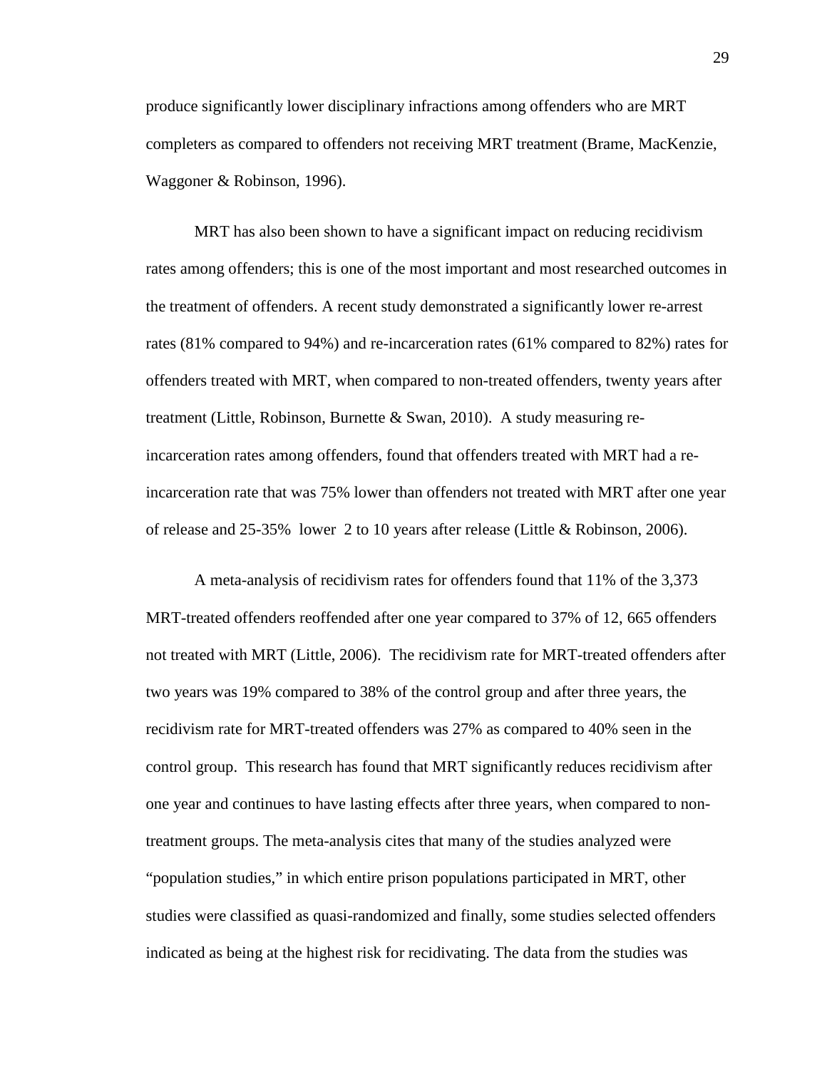produce significantly lower disciplinary infractions among offenders who are MRT completers as compared to offenders not receiving MRT treatment (Brame, MacKenzie, Waggoner & Robinson, 1996).

MRT has also been shown to have a significant impact on reducing recidivism rates among offenders; this is one of the most important and most researched outcomes in the treatment of offenders. A recent study demonstrated a significantly lower re-arrest rates (81% compared to 94%) and re-incarceration rates (61% compared to 82%) rates for offenders treated with MRT, when compared to non-treated offenders, twenty years after treatment (Little, Robinson, Burnette & Swan, 2010). A study measuring re-incarceration rates among offenders, found that offenders treated with MRT had a re-incarceration rate that was 75% lower than offenders not treated with MRT after one year of release and 25-35% lower 2 to 10 years after release (Little & Robinson, 2006).

A meta-analysis of recidivism rates for offenders found that 11% of the 3,373 MRT-treated offenders reoffended after one year compared to 37% of 12, 665 offenders not treated with MRT (Little, 2006). The recidivism rate for MRT-treated offenders after two years was 19% compared to 38% of the control group and after three years, the recidivism rate for MRT-treated offenders was 27% as compared to 40% seen in the control group. This research has found that MRT significantly reduces recidivism after one year and continues to have lasting effects after three years, when compared to non-treatment groups. The meta-analysis cites that many of the studies analyzed were "population studies," in which entire prison populations participated in MRT, other studies were classified as quasi-randomized and finally, some studies selected offenders indicated as being at the highest risk for recidivating. The data from the studies was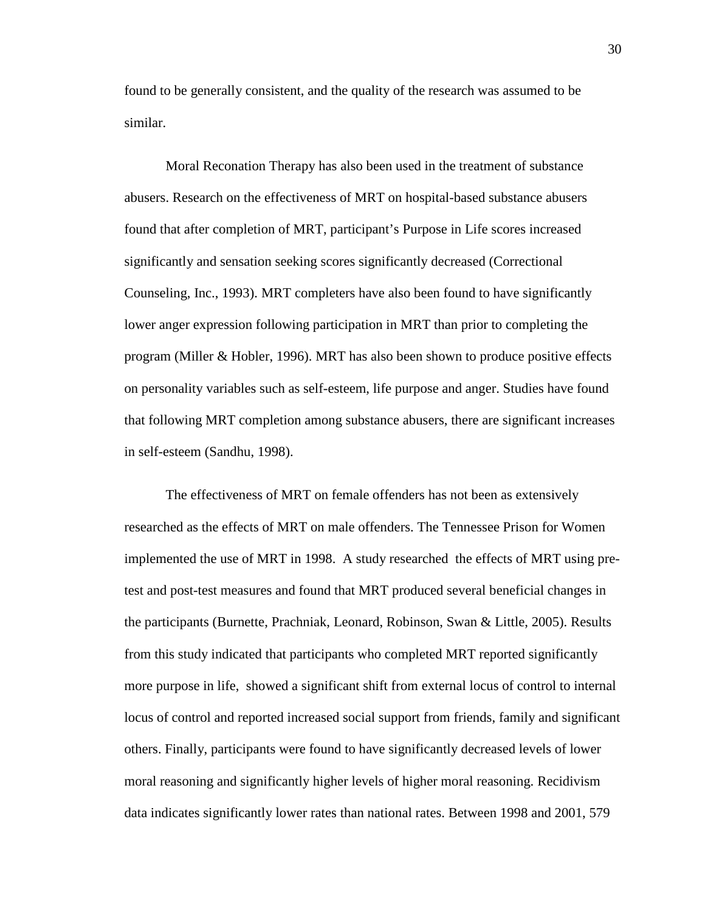found to be generally consistent, and the quality of the research was assumed to be similar.

Moral Reconation Therapy has also been used in the treatment of substance abusers. Research on the effectiveness of MRT on hospital-based substance abusers found that after completion of MRT, participant's Purpose in Life scores increased significantly and sensation seeking scores significantly decreased (Correctional Counseling, Inc., 1993). MRT completers have also been found to have significantly lower anger expression following participation in MRT than prior to completing the program (Miller & Hobler, 1996). MRT has also been shown to produce positive effects on personality variables such as self-esteem, life purpose and anger. Studies have found that following MRT completion among substance abusers, there are significant increases in self-esteem (Sandhu, 1998).

The effectiveness of MRT on female offenders has not been as extensively researched as the effects of MRT on male offenders. The Tennessee Prison for Women implemented the use of MRT in 1998. A study researched the effects of MRT using pre-test and post-test measures and found that MRT produced several beneficial changes in the participants (Burnette, Prachniak, Leonard, Robinson, Swan & Little, 2005). Results from this study indicated that participants who completed MRT reported significantly more purpose in life, showed a significant shift from external locus of control to internal locus of control and reported increased social support from friends, family and significant others. Finally, participants were found to have significantly decreased levels of lower moral reasoning and significantly higher levels of higher moral reasoning. Recidivism data indicates significantly lower rates than national rates. Between 1998 and 2001, 579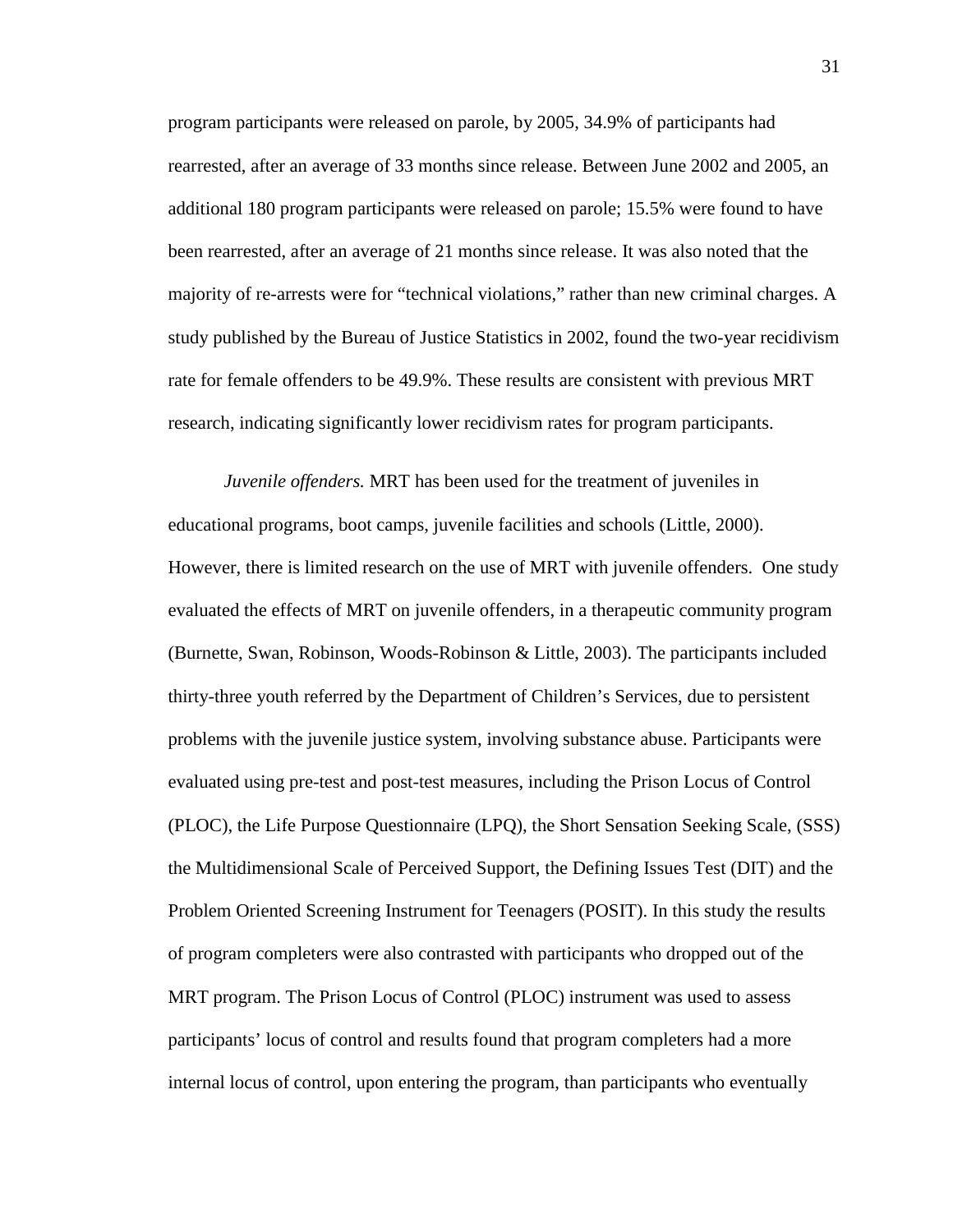program participants were released on parole, by 2005, 34.9% of participants had rearrested, after an average of 33 months since release. Between June 2002 and 2005, an additional 180 program participants were released on parole; 15.5% were found to have been rearrested, after an average of 21 months since release. It was also noted that the majority of re-arrests were for "technical violations," rather than new criminal charges. A study published by the Bureau of Justice Statistics in 2002, found the two-year recidivism rate for female offenders to be 49.9%. These results are consistent with previous MRT research, indicating significantly lower recidivism rates for program participants.

*Juvenile offenders.* MRT has been used for the treatment of juveniles in educational programs, boot camps, juvenile facilities and schools (Little, 2000). However, there is limited research on the use of MRT with juvenile offenders. One study evaluated the effects of MRT on juvenile offenders, in a therapeutic community program (Burnette, Swan, Robinson, Woods-Robinson & Little, 2003). The participants included thirty-three youth referred by the Department of Children's Services, due to persistent problems with the juvenile justice system, involving substance abuse. Participants were evaluated using pre-test and post-test measures, including the Prison Locus of Control (PLOC), the Life Purpose Questionnaire (LPQ), the Short Sensation Seeking Scale, (SSS) the Multidimensional Scale of Perceived Support, the Defining Issues Test (DIT) and the Problem Oriented Screening Instrument for Teenagers (POSIT). In this study the results of program completers were also contrasted with participants who dropped out of the MRT program. The Prison Locus of Control (PLOC) instrument was used to assess participants' locus of control and results found that program completers had a more internal locus of control, upon entering the program, than participants who eventually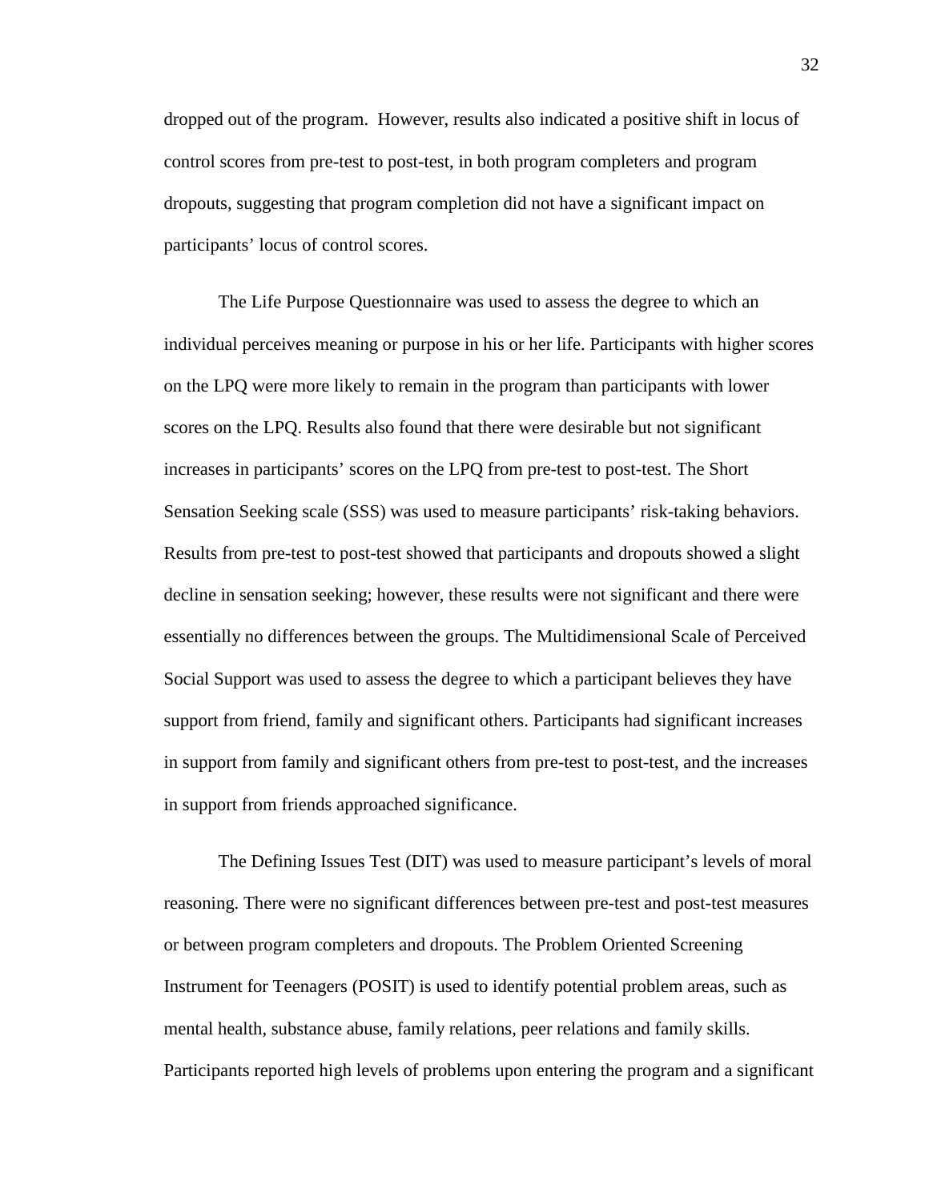dropped out of the program.  However, results also indicated a positive shift in locus of control scores from pre-test to post-test, in both program completers and program dropouts, suggesting that program completion did not have a significant impact on participants' locus of control scores.

The Life Purpose Questionnaire was used to assess the degree to which an individual perceives meaning or purpose in his or her life. Participants with higher scores on the LPQ were more likely to remain in the program than participants with lower scores on the LPQ. Results also found that there were desirable but not significant increases in participants' scores on the LPQ from pre-test to post-test. The Short Sensation Seeking scale (SSS) was used to measure participants' risk-taking behaviors. Results from pre-test to post-test showed that participants and dropouts showed a slight decline in sensation seeking; however, these results were not significant and there were essentially no differences between the groups. The Multidimensional Scale of Perceived Social Support was used to assess the degree to which a participant believes they have support from friend, family and significant others. Participants had significant increases in support from family and significant others from pre-test to post-test, and the increases in support from friends approached significance.

The Defining Issues Test (DIT) was used to measure participant's levels of moral reasoning. There were no significant differences between pre-test and post-test measures or between program completers and dropouts. The Problem Oriented Screening Instrument for Teenagers (POSIT) is used to identify potential problem areas, such as mental health, substance abuse, family relations, peer relations and family skills. Participants reported high levels of problems upon entering the program and a significant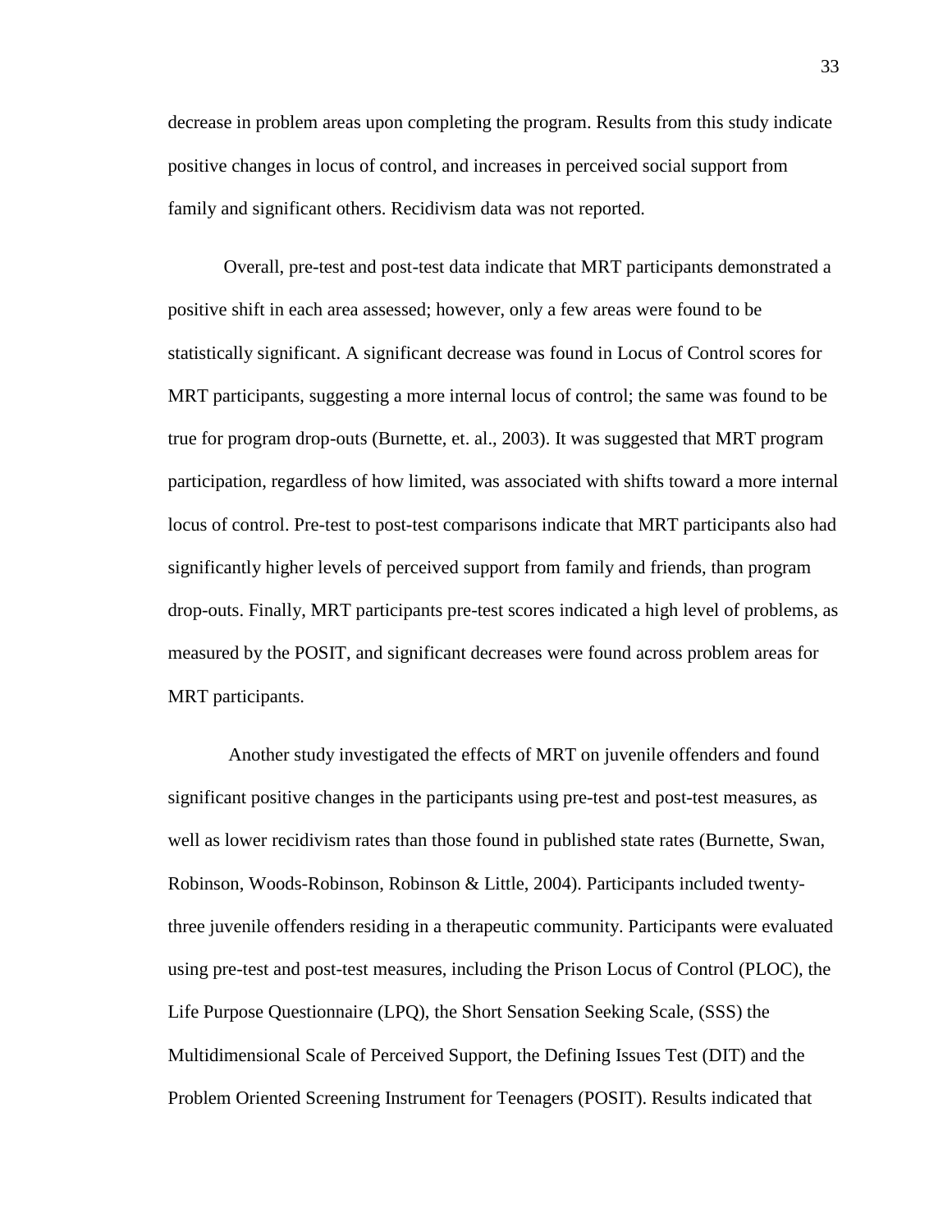decrease in problem areas upon completing the program. Results from this study indicate positive changes in locus of control, and increases in perceived social support from family and significant others. Recidivism data was not reported.

Overall, pre-test and post-test data indicate that MRT participants demonstrated a positive shift in each area assessed; however, only a few areas were found to be statistically significant. A significant decrease was found in Locus of Control scores for MRT participants, suggesting a more internal locus of control; the same was found to be true for program drop-outs (Burnette, et. al., 2003). It was suggested that MRT program participation, regardless of how limited, was associated with shifts toward a more internal locus of control. Pre-test to post-test comparisons indicate that MRT participants also had significantly higher levels of perceived support from family and friends, than program drop-outs. Finally, MRT participants pre-test scores indicated a high level of problems, as measured by the POSIT, and significant decreases were found across problem areas for MRT participants.

Another study investigated the effects of MRT on juvenile offenders and found significant positive changes in the participants using pre-test and post-test measures, as well as lower recidivism rates than those found in published state rates (Burnette, Swan, Robinson, Woods-Robinson, Robinson & Little, 2004). Participants included twenty-three juvenile offenders residing in a therapeutic community. Participants were evaluated using pre-test and post-test measures, including the Prison Locus of Control (PLOC), the Life Purpose Questionnaire (LPQ), the Short Sensation Seeking Scale, (SSS) the Multidimensional Scale of Perceived Support, the Defining Issues Test (DIT) and the Problem Oriented Screening Instrument for Teenagers (POSIT). Results indicated that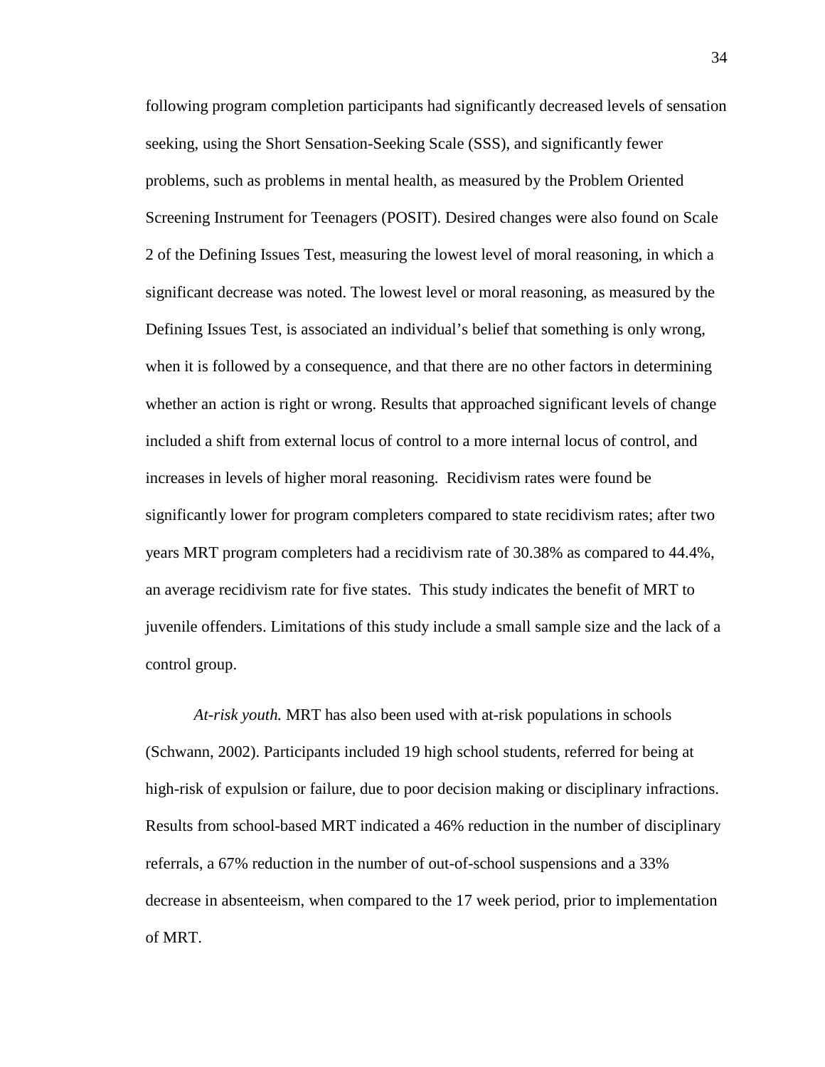following program completion participants had significantly decreased levels of sensation seeking, using the Short Sensation-Seeking Scale (SSS), and significantly fewer problems, such as problems in mental health, as measured by the Problem Oriented Screening Instrument for Teenagers (POSIT). Desired changes were also found on Scale 2 of the Defining Issues Test, measuring the lowest level of moral reasoning, in which a significant decrease was noted. The lowest level or moral reasoning, as measured by the Defining Issues Test, is associated an individual's belief that something is only wrong, when it is followed by a consequence, and that there are no other factors in determining whether an action is right or wrong. Results that approached significant levels of change included a shift from external locus of control to a more internal locus of control, and increases in levels of higher moral reasoning.  Recidivism rates were found be significantly lower for program completers compared to state recidivism rates; after two years MRT program completers had a recidivism rate of 30.38% as compared to 44.4%, an average recidivism rate for five states.  This study indicates the benefit of MRT to juvenile offenders. Limitations of this study include a small sample size and the lack of a control group.

*At-risk youth.* MRT has also been used with at-risk populations in schools (Schwann, 2002). Participants included 19 high school students, referred for being at high-risk of expulsion or failure, due to poor decision making or disciplinary infractions. Results from school-based MRT indicated a 46% reduction in the number of disciplinary referrals, a 67% reduction in the number of out-of-school suspensions and a 33% decrease in absenteeism, when compared to the 17 week period, prior to implementation of MRT.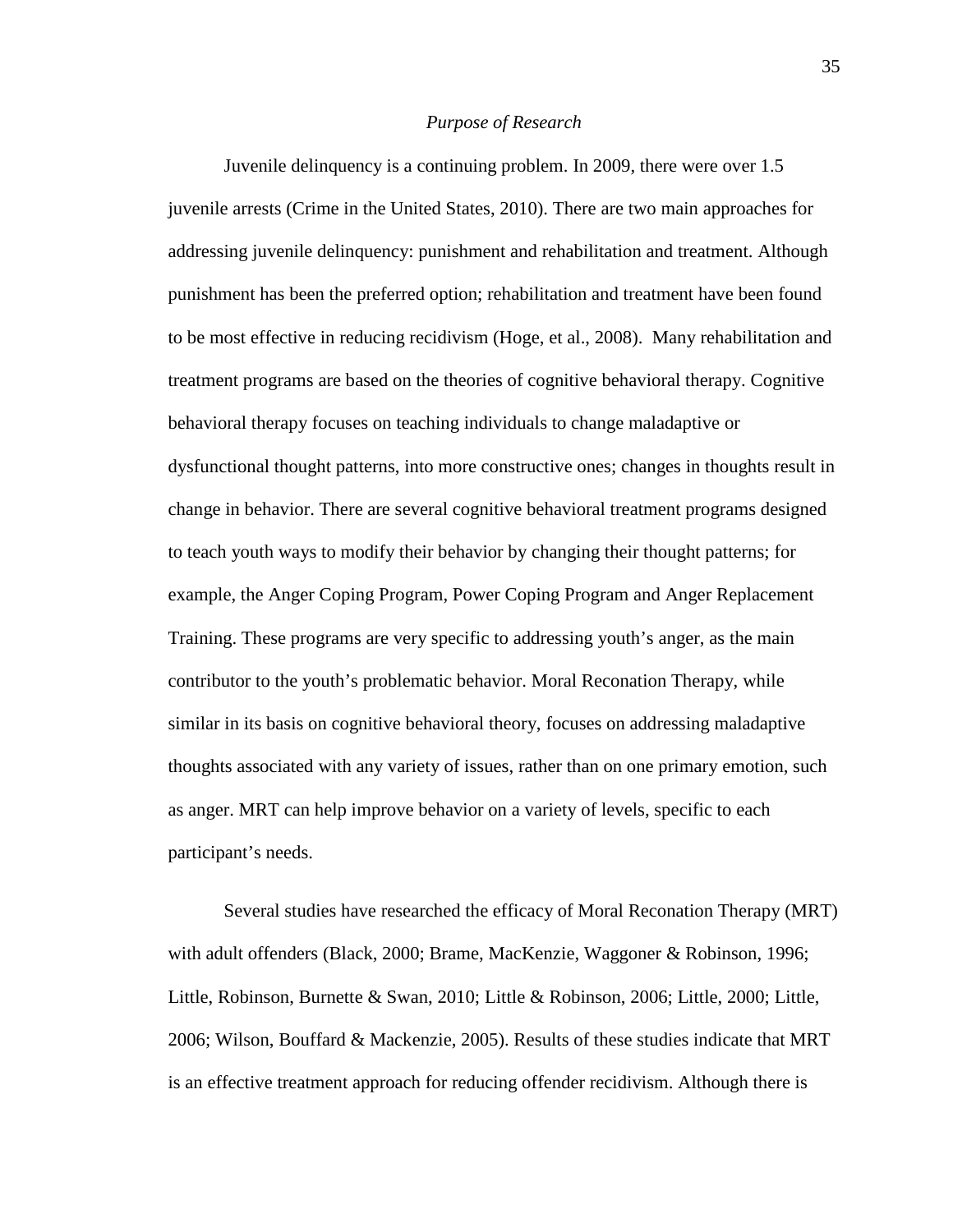*Purpose of Research*

Juvenile delinquency is a continuing problem. In 2009, there were over 1.5 juvenile arrests (Crime in the United States, 2010). There are two main approaches for addressing juvenile delinquency: punishment and rehabilitation and treatment. Although punishment has been the preferred option; rehabilitation and treatment have been found to be most effective in reducing recidivism (Hoge, et al., 2008). Many rehabilitation and treatment programs are based on the theories of cognitive behavioral therapy. Cognitive behavioral therapy focuses on teaching individuals to change maladaptive or dysfunctional thought patterns, into more constructive ones; changes in thoughts result in change in behavior. There are several cognitive behavioral treatment programs designed to teach youth ways to modify their behavior by changing their thought patterns; for example, the Anger Coping Program, Power Coping Program and Anger Replacement Training. These programs are very specific to addressing youth's anger, as the main contributor to the youth's problematic behavior. Moral Reconation Therapy, while similar in its basis on cognitive behavioral theory, focuses on addressing maladaptive thoughts associated with any variety of issues, rather than on one primary emotion, such as anger. MRT can help improve behavior on a variety of levels, specific to each participant's needs.

Several studies have researched the efficacy of Moral Reconation Therapy (MRT) with adult offenders (Black, 2000; Brame, MacKenzie, Waggoner & Robinson, 1996; Little, Robinson, Burnette & Swan, 2010; Little & Robinson, 2006; Little, 2000; Little, 2006; Wilson, Bouffard & Mackenzie, 2005). Results of these studies indicate that MRT is an effective treatment approach for reducing offender recidivism. Although there is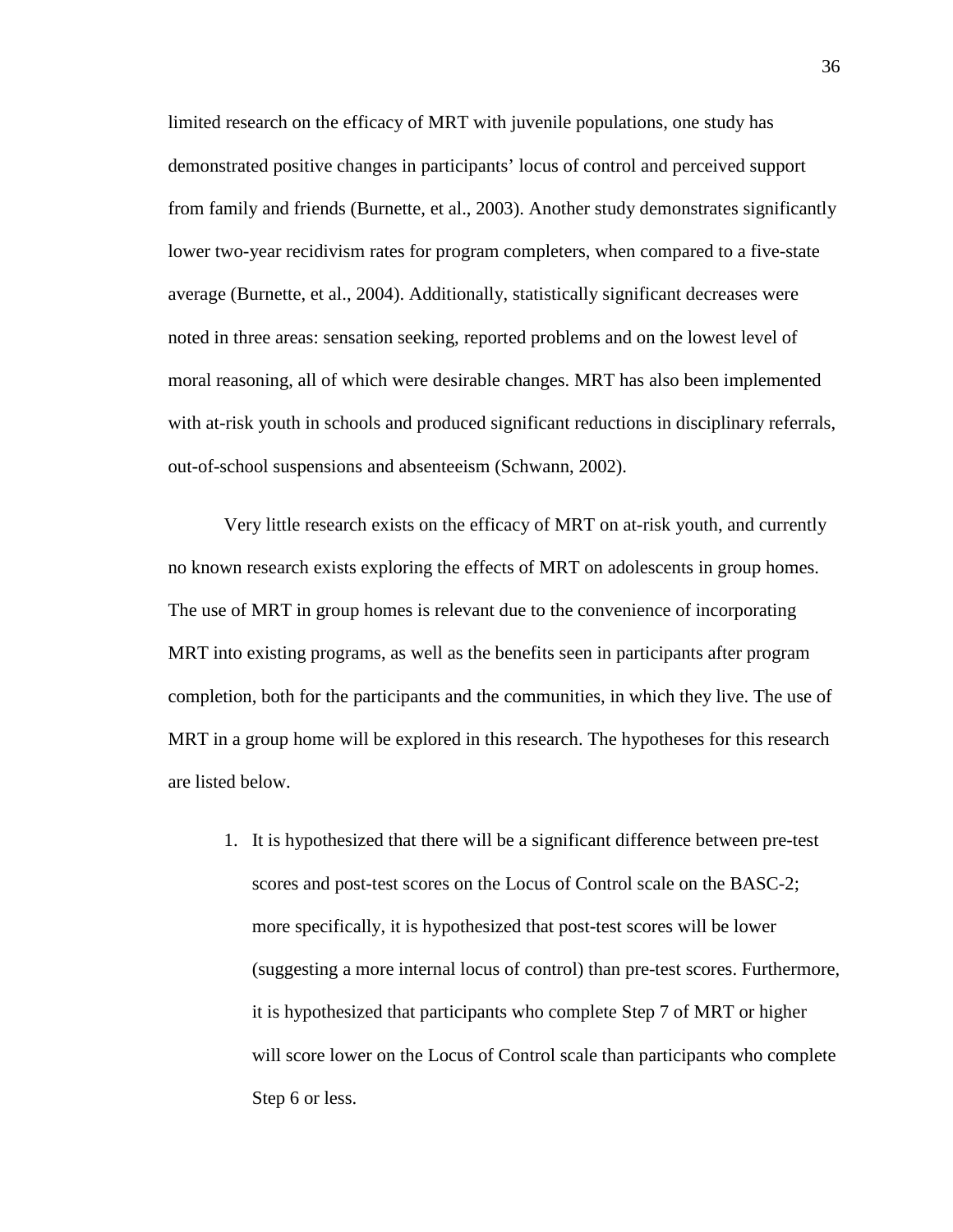limited research on the efficacy of MRT with juvenile populations, one study has demonstrated positive changes in participants' locus of control and perceived support from family and friends (Burnette, et al., 2003). Another study demonstrates significantly lower two-year recidivism rates for program completers, when compared to a five-state average (Burnette, et al., 2004). Additionally, statistically significant decreases were noted in three areas: sensation seeking, reported problems and on the lowest level of moral reasoning, all of which were desirable changes. MRT has also been implemented with at-risk youth in schools and produced significant reductions in disciplinary referrals, out-of-school suspensions and absenteeism (Schwann, 2002).

Very little research exists on the efficacy of MRT on at-risk youth, and currently no known research exists exploring the effects of MRT on adolescents in group homes. The use of MRT in group homes is relevant due to the convenience of incorporating MRT into existing programs, as well as the benefits seen in participants after program completion, both for the participants and the communities, in which they live. The use of MRT in a group home will be explored in this research. The hypotheses for this research are listed below.

1. It is hypothesized that there will be a significant difference between pre-test scores and post-test scores on the Locus of Control scale on the BASC-2; more specifically, it is hypothesized that post-test scores will be lower (suggesting a more internal locus of control) than pre-test scores. Furthermore, it is hypothesized that participants who complete Step 7 of MRT or higher will score lower on the Locus of Control scale than participants who complete Step 6 or less.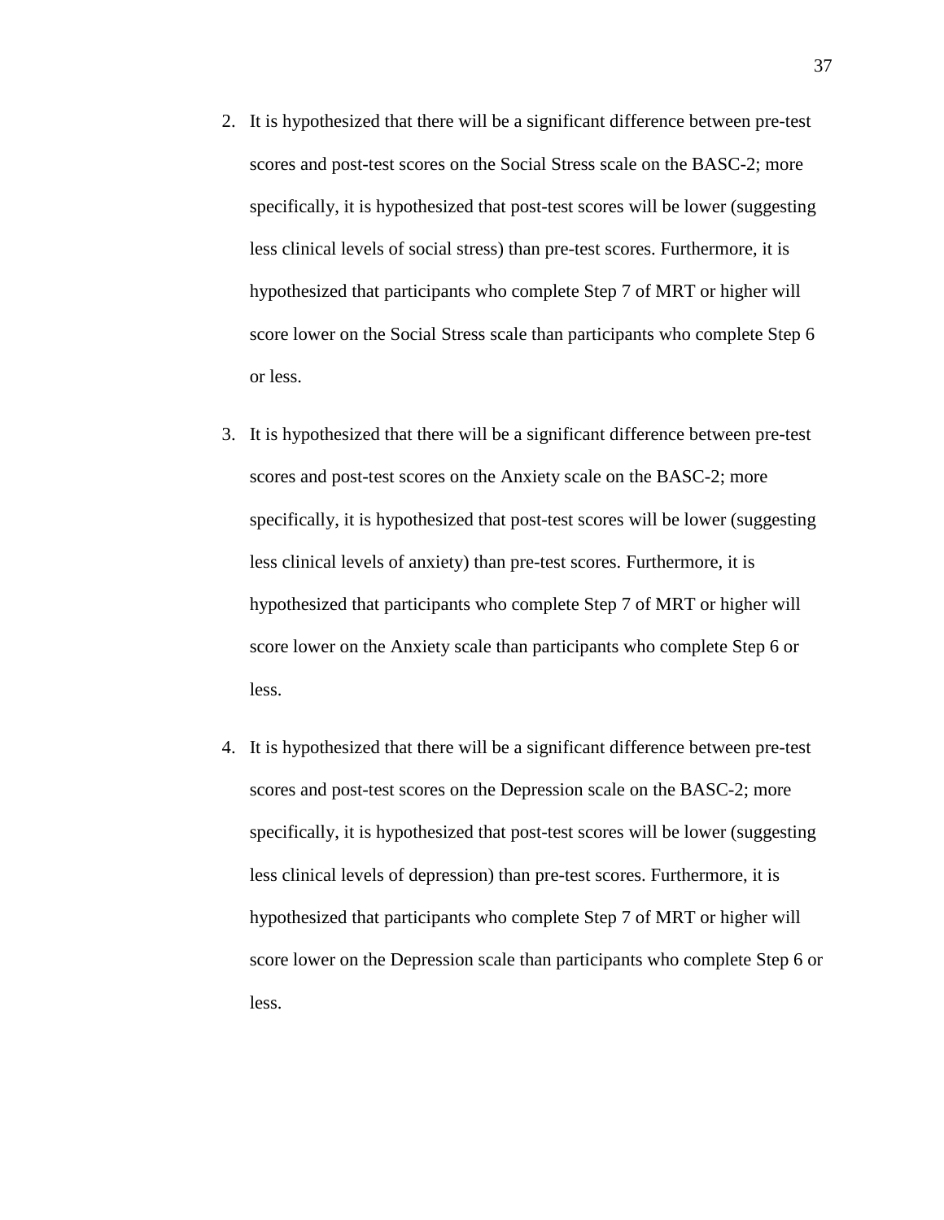2. It is hypothesized that there will be a significant difference between pre-test scores and post-test scores on the Social Stress scale on the BASC-2; more specifically, it is hypothesized that post-test scores will be lower (suggesting less clinical levels of social stress) than pre-test scores. Furthermore, it is hypothesized that participants who complete Step 7 of MRT or higher will score lower on the Social Stress scale than participants who complete Step 6 or less.

3. It is hypothesized that there will be a significant difference between pre-test scores and post-test scores on the Anxiety scale on the BASC-2; more specifically, it is hypothesized that post-test scores will be lower (suggesting less clinical levels of anxiety) than pre-test scores. Furthermore, it is hypothesized that participants who complete Step 7 of MRT or higher will score lower on the Anxiety scale than participants who complete Step 6 or less.

4. It is hypothesized that there will be a significant difference between pre-test scores and post-test scores on the Depression scale on the BASC-2; more specifically, it is hypothesized that post-test scores will be lower (suggesting less clinical levels of depression) than pre-test scores. Furthermore, it is hypothesized that participants who complete Step 7 of MRT or higher will score lower on the Depression scale than participants who complete Step 6 or less.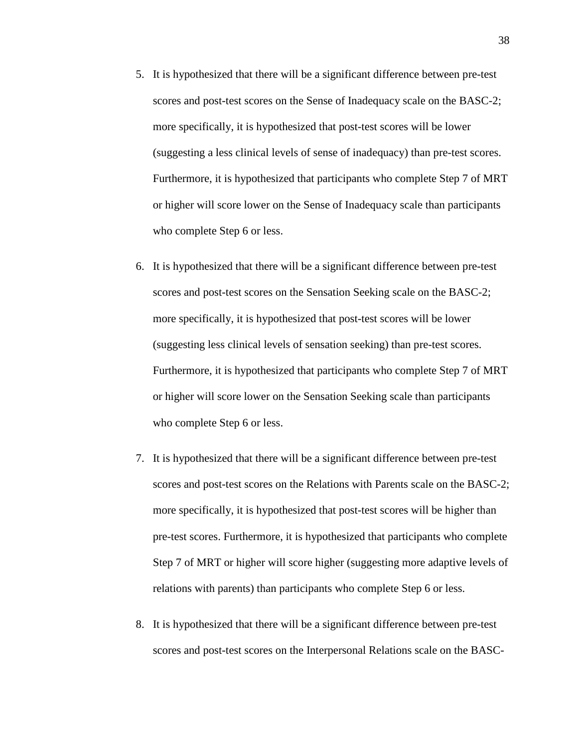5. It is hypothesized that there will be a significant difference between pre-test scores and post-test scores on the Sense of Inadequacy scale on the BASC-2; more specifically, it is hypothesized that post-test scores will be lower (suggesting a less clinical levels of sense of inadequacy) than pre-test scores. Furthermore, it is hypothesized that participants who complete Step 7 of MRT or higher will score lower on the Sense of Inadequacy scale than participants who complete Step 6 or less.

6. It is hypothesized that there will be a significant difference between pre-test scores and post-test scores on the Sensation Seeking scale on the BASC-2; more specifically, it is hypothesized that post-test scores will be lower (suggesting less clinical levels of sensation seeking) than pre-test scores. Furthermore, it is hypothesized that participants who complete Step 7 of MRT or higher will score lower on the Sensation Seeking scale than participants who complete Step 6 or less.

7. It is hypothesized that there will be a significant difference between pre-test scores and post-test scores on the Relations with Parents scale on the BASC-2; more specifically, it is hypothesized that post-test scores will be higher than pre-test scores. Furthermore, it is hypothesized that participants who complete Step 7 of MRT or higher will score higher (suggesting more adaptive levels of relations with parents) than participants who complete Step 6 or less.

8. It is hypothesized that there will be a significant difference between pre-test scores and post-test scores on the Interpersonal Relations scale on the BASC-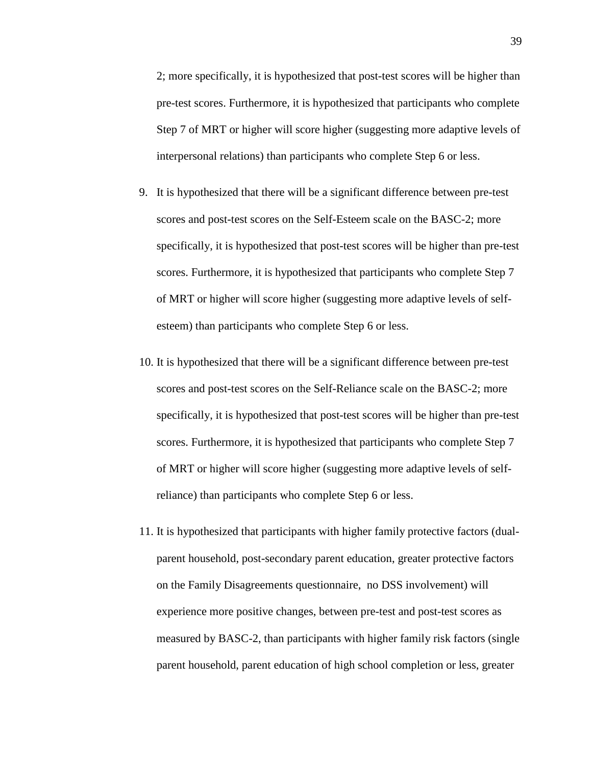2; more specifically, it is hypothesized that post-test scores will be higher than pre-test scores. Furthermore, it is hypothesized that participants who complete Step 7 of MRT or higher will score higher (suggesting more adaptive levels of interpersonal relations) than participants who complete Step 6 or less.

9. It is hypothesized that there will be a significant difference between pre-test scores and post-test scores on the Self-Esteem scale on the BASC-2; more specifically, it is hypothesized that post-test scores will be higher than pre-test scores. Furthermore, it is hypothesized that participants who complete Step 7 of MRT or higher will score higher (suggesting more adaptive levels of self-esteem) than participants who complete Step 6 or less.

10. It is hypothesized that there will be a significant difference between pre-test scores and post-test scores on the Self-Reliance scale on the BASC-2; more specifically, it is hypothesized that post-test scores will be higher than pre-test scores. Furthermore, it is hypothesized that participants who complete Step 7 of MRT or higher will score higher (suggesting more adaptive levels of self-reliance) than participants who complete Step 6 or less.

11. It is hypothesized that participants with higher family protective factors (dual-parent household, post-secondary parent education, greater protective factors on the Family Disagreements questionnaire,  no DSS involvement) will experience more positive changes, between pre-test and post-test scores as measured by BASC-2, than participants with higher family risk factors (single parent household, parent education of high school completion or less, greater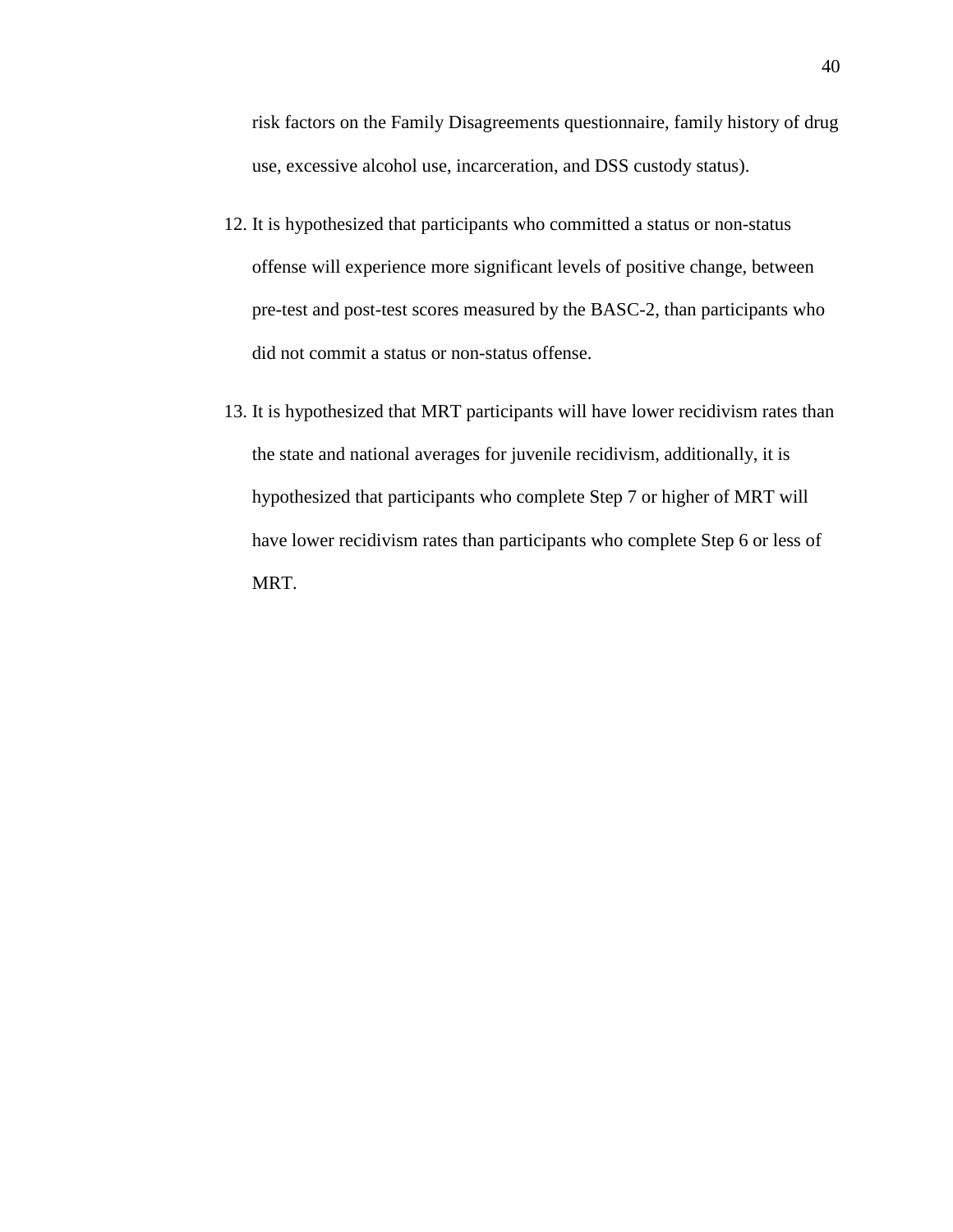risk factors on the Family Disagreements questionnaire, family history of drug use, excessive alcohol use, incarceration, and DSS custody status).

12. It is hypothesized that participants who committed a status or non-status offense will experience more significant levels of positive change, between pre-test and post-test scores measured by the BASC-2, than participants who did not commit a status or non-status offense.

13. It is hypothesized that MRT participants will have lower recidivism rates than the state and national averages for juvenile recidivism, additionally, it is hypothesized that participants who complete Step 7 or higher of MRT will have lower recidivism rates than participants who complete Step 6 or less of MRT.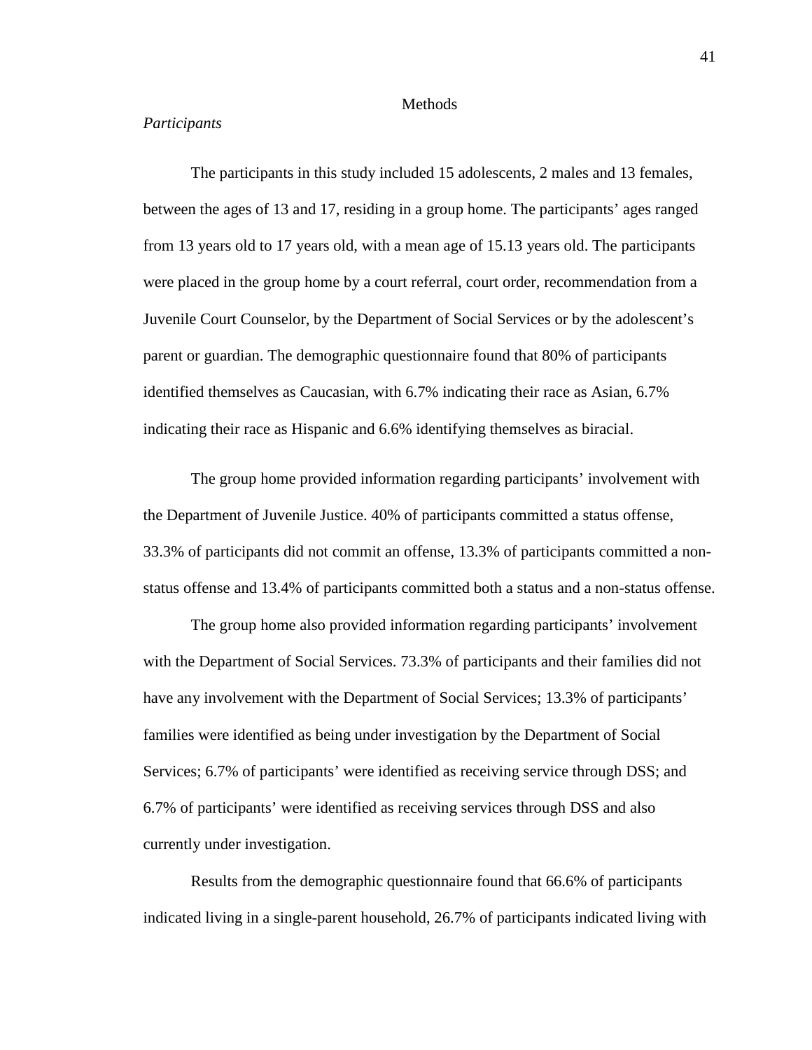# Methods

*Participants*

The participants in this study included 15 adolescents, 2 males and 13 females, between the ages of 13 and 17, residing in a group home. The participants' ages ranged from 13 years old to 17 years old, with a mean age of 15.13 years old. The participants were placed in the group home by a court referral, court order, recommendation from a Juvenile Court Counselor, by the Department of Social Services or by the adolescent's parent or guardian. The demographic questionnaire found that 80% of participants identified themselves as Caucasian, with 6.7% indicating their race as Asian, 6.7% indicating their race as Hispanic and 6.6% identifying themselves as biracial.

The group home provided information regarding participants' involvement with the Department of Juvenile Justice. 40% of participants committed a status offense, 33.3% of participants did not commit an offense, 13.3% of participants committed a non-status offense and 13.4% of participants committed both a status and a non-status offense.

The group home also provided information regarding participants' involvement with the Department of Social Services. 73.3% of participants and their families did not have any involvement with the Department of Social Services; 13.3% of participants' families were identified as being under investigation by the Department of Social Services; 6.7% of participants' were identified as receiving service through DSS; and 6.7% of participants' were identified as receiving services through DSS and also currently under investigation.

Results from the demographic questionnaire found that 66.6% of participants indicated living in a single-parent household, 26.7% of participants indicated living with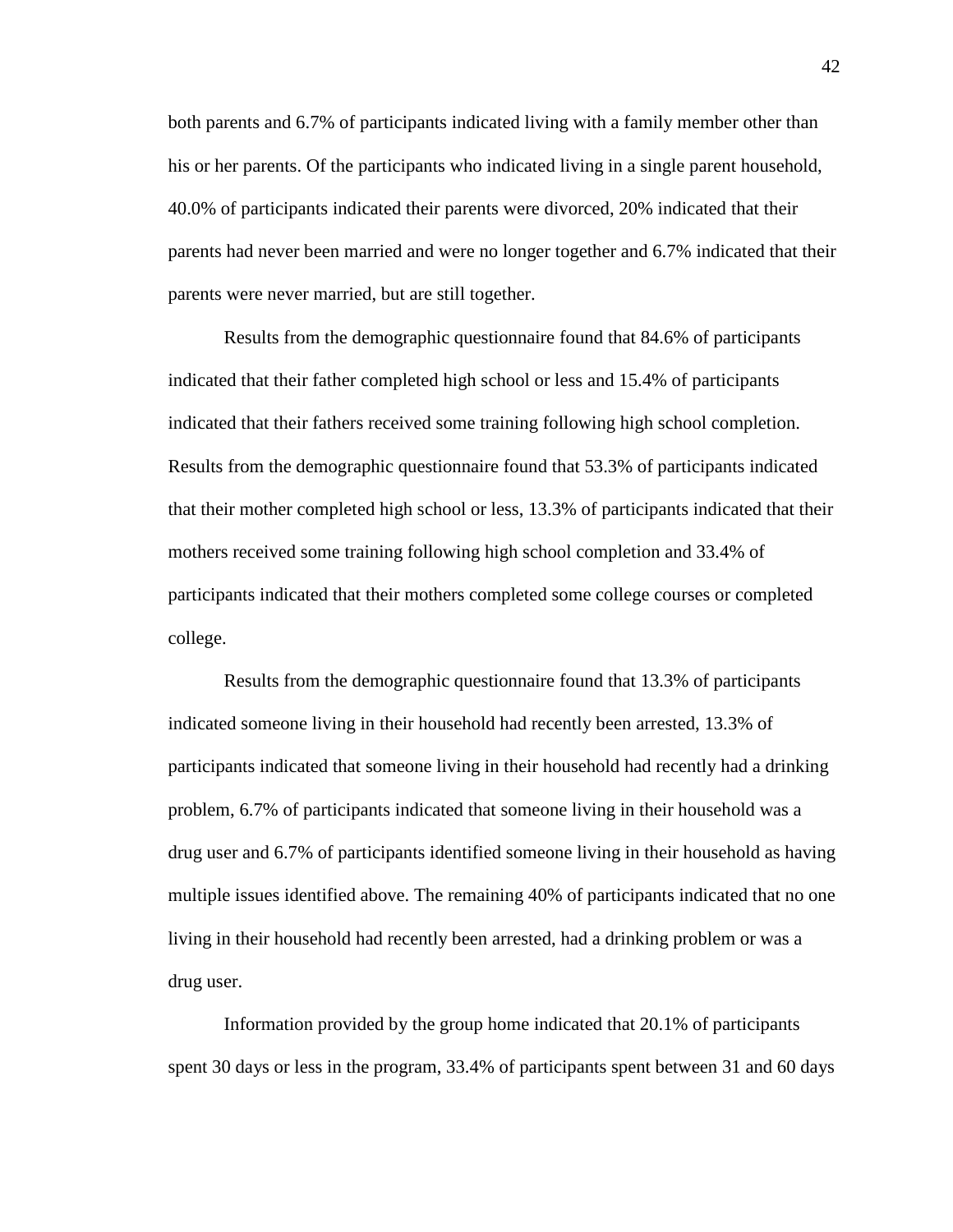both parents and 6.7% of participants indicated living with a family member other than his or her parents. Of the participants who indicated living in a single parent household, 40.0% of participants indicated their parents were divorced, 20% indicated that their parents had never been married and were no longer together and 6.7% indicated that their parents were never married, but are still together.

Results from the demographic questionnaire found that 84.6% of participants indicated that their father completed high school or less and 15.4% of participants indicated that their fathers received some training following high school completion. Results from the demographic questionnaire found that 53.3% of participants indicated that their mother completed high school or less, 13.3% of participants indicated that their mothers received some training following high school completion and 33.4% of participants indicated that their mothers completed some college courses or completed college.

Results from the demographic questionnaire found that 13.3% of participants indicated someone living in their household had recently been arrested, 13.3% of participants indicated that someone living in their household had recently had a drinking problem, 6.7% of participants indicated that someone living in their household was a drug user and 6.7% of participants identified someone living in their household as having multiple issues identified above. The remaining 40% of participants indicated that no one living in their household had recently been arrested, had a drinking problem or was a drug user.

Information provided by the group home indicated that 20.1% of participants spent 30 days or less in the program, 33.4% of participants spent between 31 and 60 days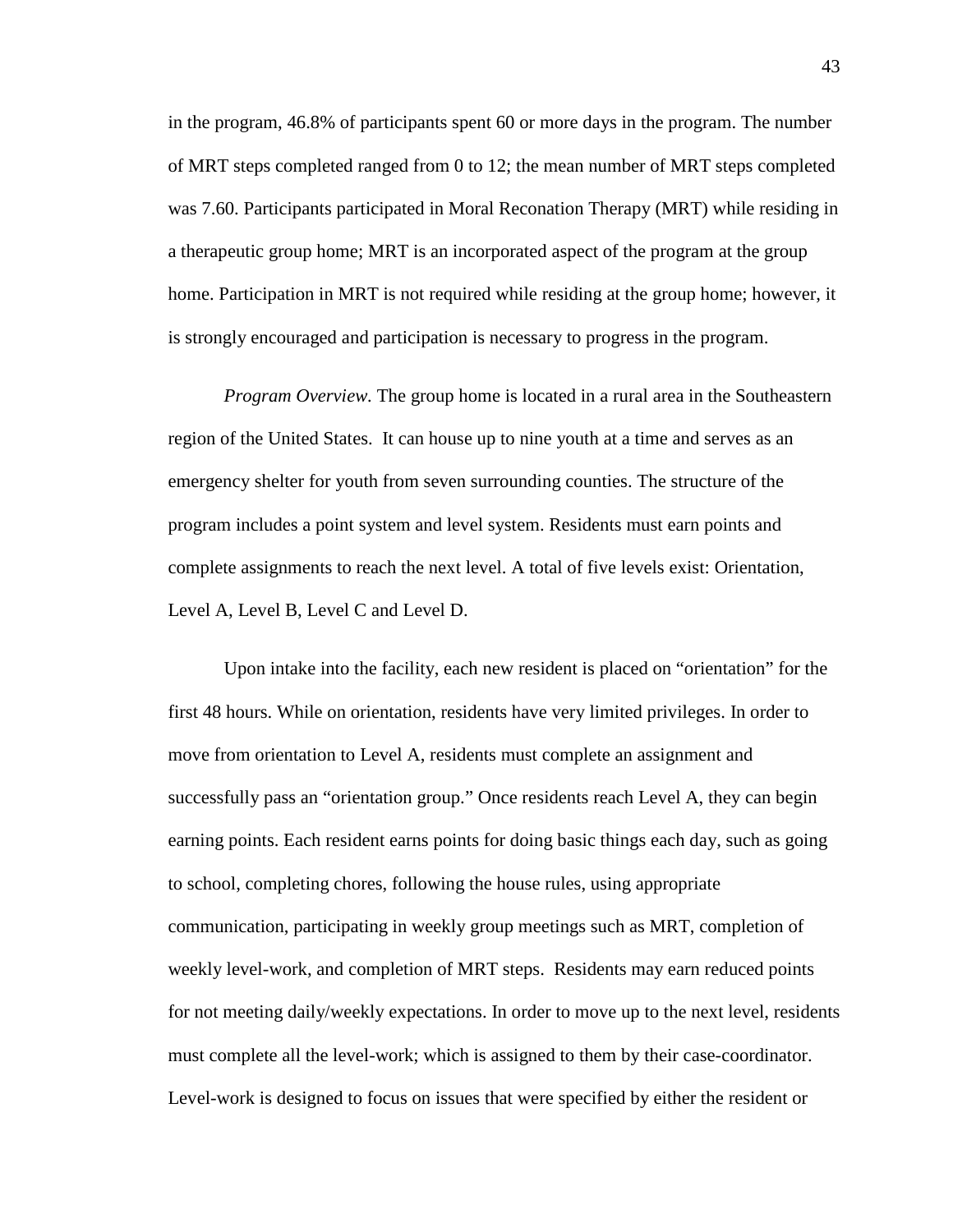in the program, 46.8% of participants spent 60 or more days in the program. The number of MRT steps completed ranged from 0 to 12; the mean number of MRT steps completed was 7.60. Participants participated in Moral Reconation Therapy (MRT) while residing in a therapeutic group home; MRT is an incorporated aspect of the program at the group home. Participation in MRT is not required while residing at the group home; however, it is strongly encouraged and participation is necessary to progress in the program.

*Program Overview*. The group home is located in a rural area in the Southeastern region of the United States. It can house up to nine youth at a time and serves as an emergency shelter for youth from seven surrounding counties. The structure of the program includes a point system and level system. Residents must earn points and complete assignments to reach the next level. A total of five levels exist: Orientation, Level A, Level B, Level C and Level D.

Upon intake into the facility, each new resident is placed on "orientation" for the first 48 hours. While on orientation, residents have very limited privileges. In order to move from orientation to Level A, residents must complete an assignment and successfully pass an "orientation group." Once residents reach Level A, they can begin earning points. Each resident earns points for doing basic things each day, such as going to school, completing chores, following the house rules, using appropriate communication, participating in weekly group meetings such as MRT, completion of weekly level-work, and completion of MRT steps. Residents may earn reduced points for not meeting daily/weekly expectations. In order to move up to the next level, residents must complete all the level-work; which is assigned to them by their case-coordinator. Level-work is designed to focus on issues that were specified by either the resident or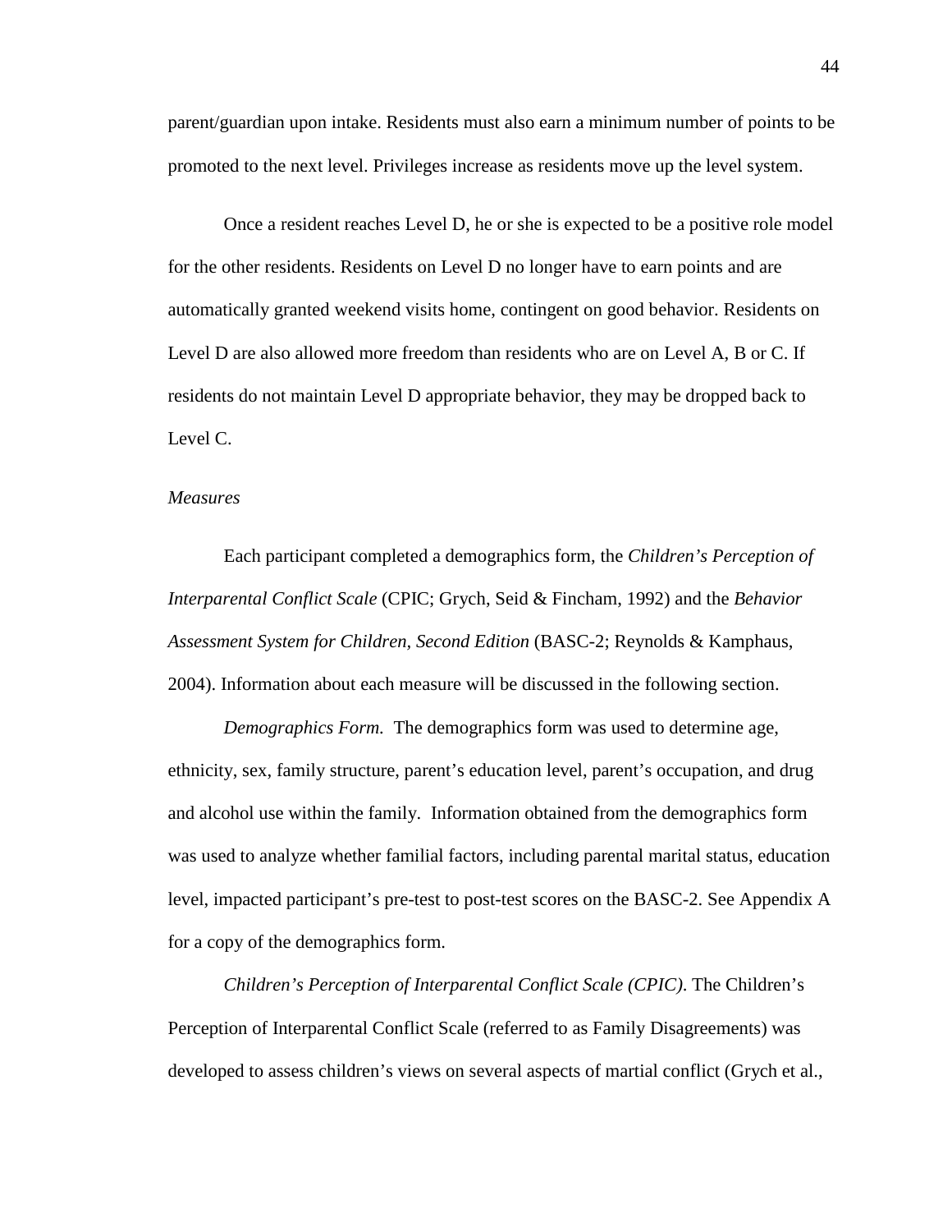parent/guardian upon intake. Residents must also earn a minimum number of points to be promoted to the next level. Privileges increase as residents move up the level system.

Once a resident reaches Level D, he or she is expected to be a positive role model for the other residents. Residents on Level D no longer have to earn points and are automatically granted weekend visits home, contingent on good behavior. Residents on Level D are also allowed more freedom than residents who are on Level A, B or C. If residents do not maintain Level D appropriate behavior, they may be dropped back to Level C.

*Measures*

Each participant completed a demographics form, the *Children's Perception of Interparental Conflict Scale* (CPIC; Grych, Seid & Fincham, 1992) and the *Behavior Assessment System for Children, Second Edition* (BASC-2; Reynolds & Kamphaus, 2004). Information about each measure will be discussed in the following section.

*Demographics Form.* The demographics form was used to determine age, ethnicity, sex, family structure, parent's education level, parent's occupation, and drug and alcohol use within the family. Information obtained from the demographics form was used to analyze whether familial factors, including parental marital status, education level, impacted participant's pre-test to post-test scores on the BASC-2. See Appendix A for a copy of the demographics form.

*Children's Perception of Interparental Conflict Scale (CPIC).* The Children's Perception of Interparental Conflict Scale (referred to as Family Disagreements) was developed to assess children's views on several aspects of martial conflict (Grych et al.,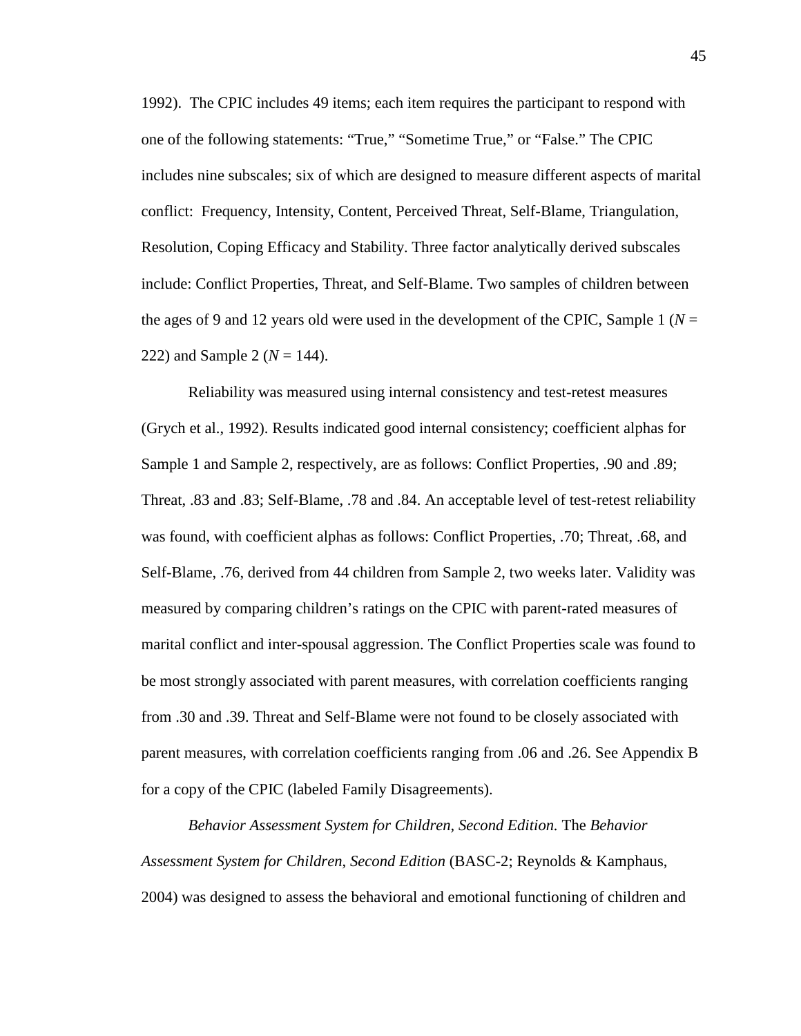1992). The CPIC includes 49 items; each item requires the participant to respond with one of the following statements: "True," "Sometime True," or "False." The CPIC includes nine subscales; six of which are designed to measure different aspects of marital conflict: Frequency, Intensity, Content, Perceived Threat, Self-Blame, Triangulation, Resolution, Coping Efficacy and Stability. Three factor analytically derived subscales include: Conflict Properties, Threat, and Self-Blame. Two samples of children between the ages of 9 and 12 years old were used in the development of the CPIC, Sample 1 ($N$ = 222) and Sample 2 ($N$ = 144).

Reliability was measured using internal consistency and test-retest measures (Grych et al., 1992). Results indicated good internal consistency; coefficient alphas for Sample 1 and Sample 2, respectively, are as follows: Conflict Properties, .90 and .89; Threat, .83 and .83; Self-Blame, .78 and .84. An acceptable level of test-retest reliability was found, with coefficient alphas as follows: Conflict Properties, .70; Threat, .68, and Self-Blame, .76, derived from 44 children from Sample 2, two weeks later. Validity was measured by comparing children's ratings on the CPIC with parent-rated measures of marital conflict and inter-spousal aggression. The Conflict Properties scale was found to be most strongly associated with parent measures, with correlation coefficients ranging from .30 and .39. Threat and Self-Blame were not found to be closely associated with parent measures, with correlation coefficients ranging from .06 and .26. See Appendix B for a copy of the CPIC (labeled Family Disagreements).

*Behavior Assessment System for Children, Second Edition.* The *Behavior Assessment System for Children, Second Edition* (BASC-2; Reynolds & Kamphaus, 2004) was designed to assess the behavioral and emotional functioning of children and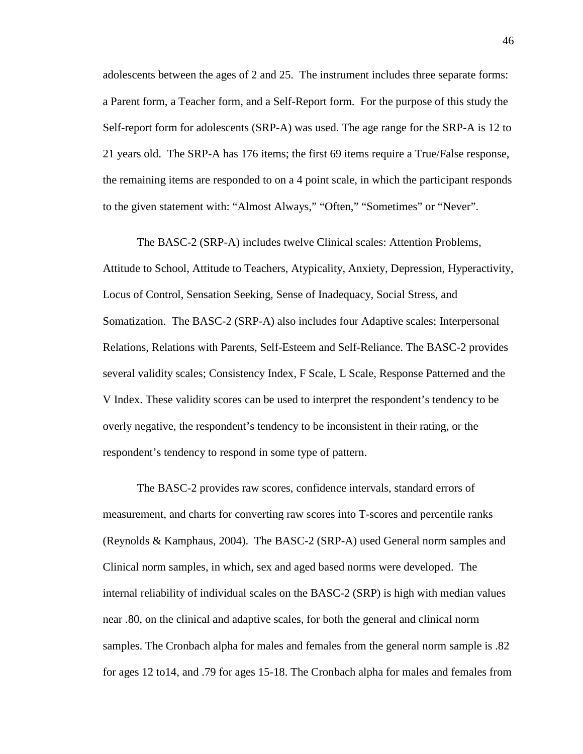adolescents between the ages of 2 and 25. The instrument includes three separate forms: a Parent form, a Teacher form, and a Self-Report form. For the purpose of this study the Self-report form for adolescents (SRP-A) was used. The age range for the SRP-A is 12 to 21 years old. The SRP-A has 176 items; the first 69 items require a True/False response, the remaining items are responded to on a 4 point scale, in which the participant responds to the given statement with: "Almost Always," "Often," "Sometimes" or "Never".

The BASC-2 (SRP-A) includes twelve Clinical scales: Attention Problems, Attitude to School, Attitude to Teachers, Atypicality, Anxiety, Depression, Hyperactivity, Locus of Control, Sensation Seeking, Sense of Inadequacy, Social Stress, and Somatization. The BASC-2 (SRP-A) also includes four Adaptive scales; Interpersonal Relations, Relations with Parents, Self-Esteem and Self-Reliance. The BASC-2 provides several validity scales; Consistency Index, F Scale, L Scale, Response Patterned and the V Index. These validity scores can be used to interpret the respondent's tendency to be overly negative, the respondent's tendency to be inconsistent in their rating, or the respondent's tendency to respond in some type of pattern.

The BASC-2 provides raw scores, confidence intervals, standard errors of measurement, and charts for converting raw scores into T-scores and percentile ranks (Reynolds & Kamphaus, 2004). The BASC-2 (SRP-A) used General norm samples and Clinical norm samples, in which, sex and aged based norms were developed. The internal reliability of individual scales on the BASC-2 (SRP) is high with median values near .80, on the clinical and adaptive scales, for both the general and clinical norm samples. The Cronbach alpha for males and females from the general norm sample is .82 for ages 12 to14, and .79 for ages 15-18. The Cronbach alpha for males and females from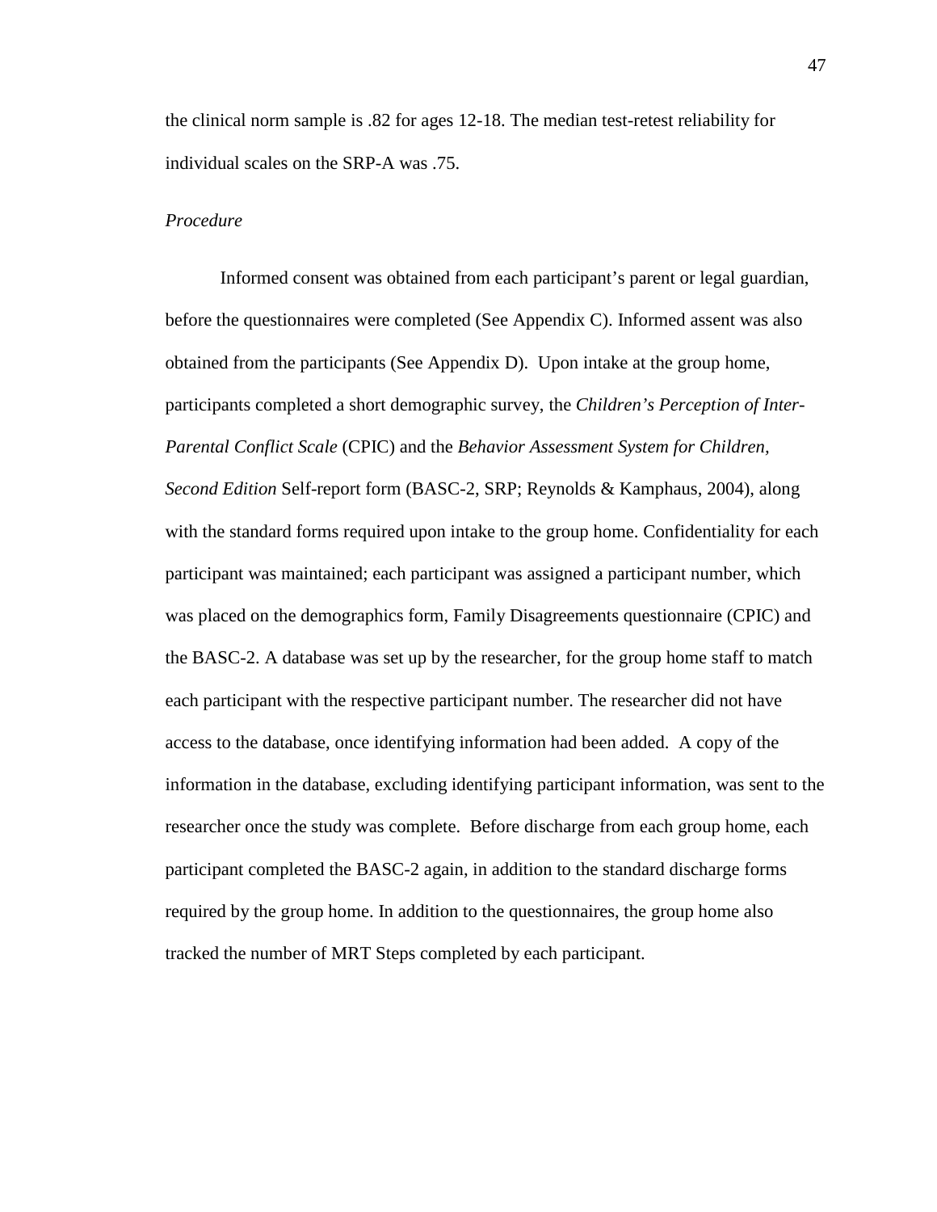the clinical norm sample is .82 for ages 12-18. The median test-retest reliability for individual scales on the SRP-A was .75.

*Procedure*

Informed consent was obtained from each participant's parent or legal guardian, before the questionnaires were completed (See Appendix C). Informed assent was also obtained from the participants (See Appendix D). Upon intake at the group home, participants completed a short demographic survey, the *Children's Perception of Inter-Parental Conflict Scale* (CPIC) and the *Behavior Assessment System for Children, Second Edition* Self-report form (BASC-2, SRP; Reynolds & Kamphaus, 2004), along with the standard forms required upon intake to the group home. Confidentiality for each participant was maintained; each participant was assigned a participant number, which was placed on the demographics form, Family Disagreements questionnaire (CPIC) and the BASC-2. A database was set up by the researcher, for the group home staff to match each participant with the respective participant number. The researcher did not have access to the database, once identifying information had been added. A copy of the information in the database, excluding identifying participant information, was sent to the researcher once the study was complete. Before discharge from each group home, each participant completed the BASC-2 again, in addition to the standard discharge forms required by the group home. In addition to the questionnaires, the group home also tracked the number of MRT Steps completed by each participant.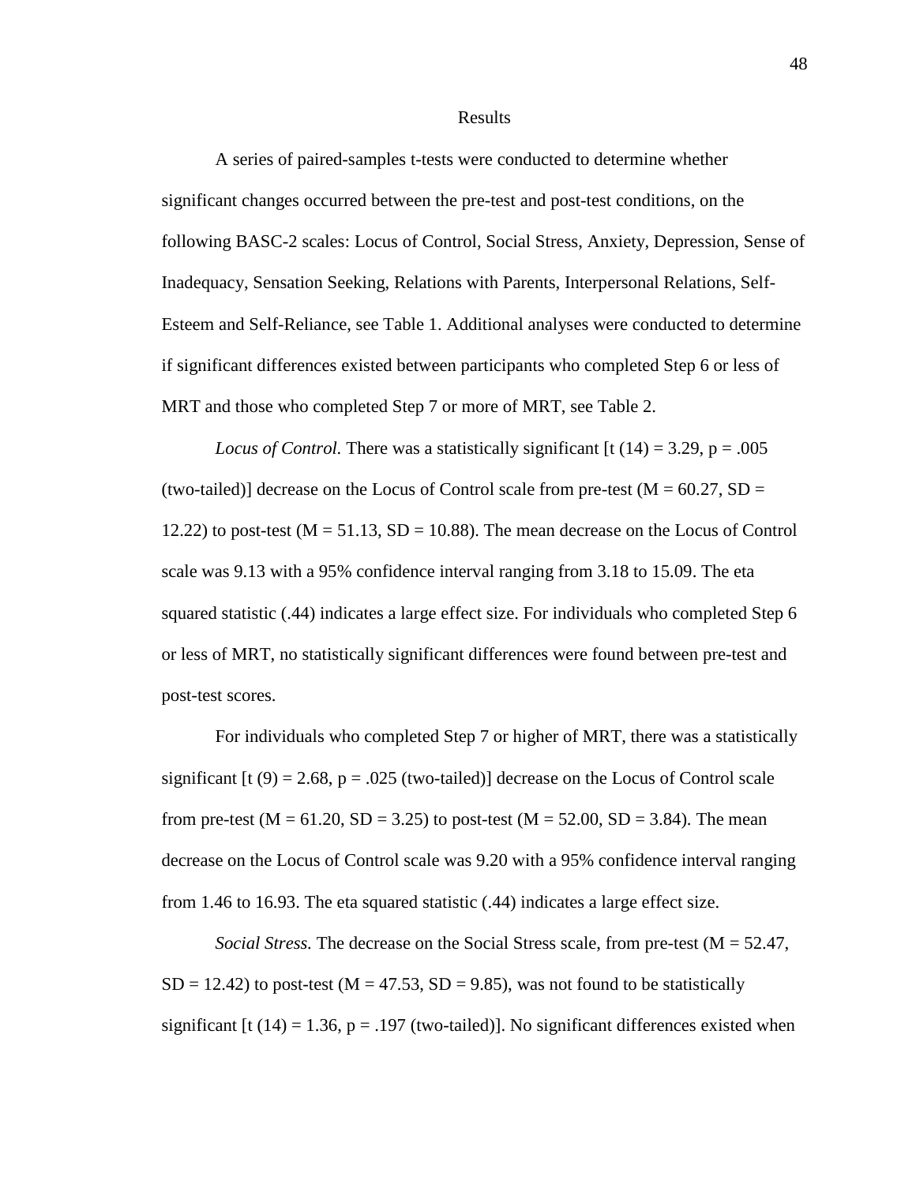# Results

A series of paired-samples t-tests were conducted to determine whether significant changes occurred between the pre-test and post-test conditions, on the following BASC-2 scales: Locus of Control, Social Stress, Anxiety, Depression, Sense of Inadequacy, Sensation Seeking, Relations with Parents, Interpersonal Relations, Self-Esteem and Self-Reliance, see Table 1. Additional analyses were conducted to determine if significant differences existed between participants who completed Step 6 or less of MRT and those who completed Step 7 or more of MRT, see Table 2.

*Locus of Control.* There was a statistically significant [$t(14) = 3.29$, $p = .005$ (two-tailed)] decrease on the Locus of Control scale from pre-test ($M = 60.27$, $SD = 12.22$) to post-test ($M = 51.13$, $SD = 10.88$). The mean decrease on the Locus of Control scale was 9.13 with a 95% confidence interval ranging from 3.18 to 15.09. The eta squared statistic (.44) indicates a large effect size. For individuals who completed Step 6 or less of MRT, no statistically significant differences were found between pre-test and post-test scores.

For individuals who completed Step 7 or higher of MRT, there was a statistically significant [$t(9) = 2.68$, $p = .025$ (two-tailed)] decrease on the Locus of Control scale from pre-test ($M = 61.20$, $SD = 3.25$) to post-test ($M = 52.00$, $SD = 3.84$). The mean decrease on the Locus of Control scale was 9.20 with a 95% confidence interval ranging from 1.46 to 16.93. The eta squared statistic (.44) indicates a large effect size.

*Social Stress.* The decrease on the Social Stress scale, from pre-test ($M = 52.47$, $SD = 12.42$) to post-test ($M = 47.53$, $SD = 9.85$), was not found to be statistically significant [$t(14) = 1.36$, $p = .197$ (two-tailed)]. No significant differences existed when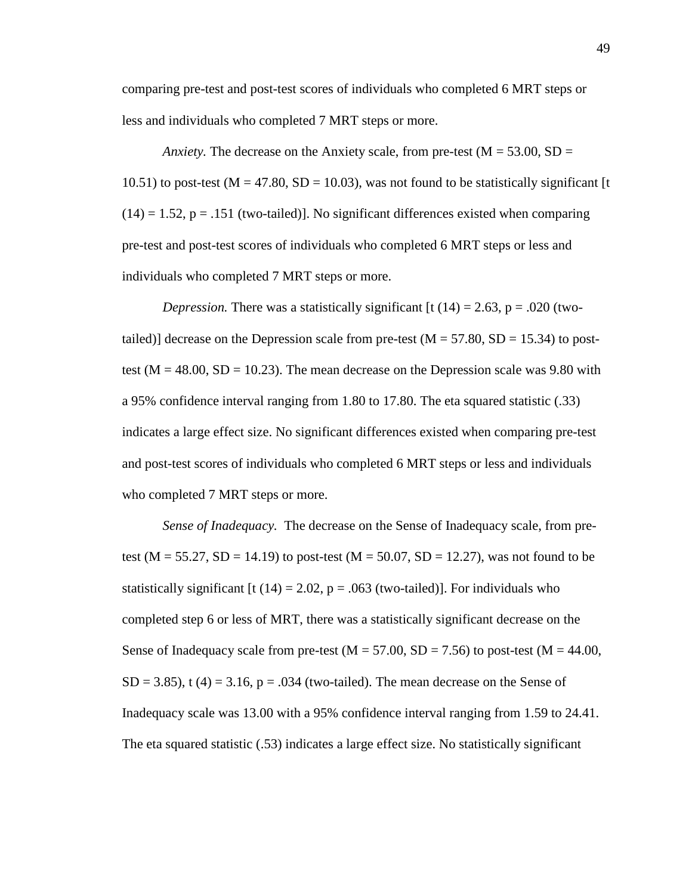comparing pre-test and post-test scores of individuals who completed 6 MRT steps or less and individuals who completed 7 MRT steps or more.

*Anxiety.* The decrease on the Anxiety scale, from pre-test ($M = 53.00$, $SD = 10.51$) to post-test ($M = 47.80$, $SD = 10.03$), was not found to be statistically significant [$t\ (14) = 1.52$, $p = .151$ (two-tailed)]. No significant differences existed when comparing pre-test and post-test scores of individuals who completed 6 MRT steps or less and individuals who completed 7 MRT steps or more.

*Depression.* There was a statistically significant [$t\ (14) = 2.63$, $p = .020$ (two-tailed)] decrease on the Depression scale from pre-test ($M = 57.80$, $SD = 15.34$) to post-test ($M = 48.00$, $SD = 10.23$). The mean decrease on the Depression scale was 9.80 with a 95% confidence interval ranging from 1.80 to 17.80. The eta squared statistic (.33) indicates a large effect size. No significant differences existed when comparing pre-test and post-test scores of individuals who completed 6 MRT steps or less and individuals who completed 7 MRT steps or more.

*Sense of Inadequacy.* The decrease on the Sense of Inadequacy scale, from pre-test ($M = 55.27$, $SD = 14.19$) to post-test ($M = 50.07$, $SD = 12.27$), was not found to be statistically significant [$t\ (14) = 2.02$, $p = .063$ (two-tailed)]. For individuals who completed step 6 or less of MRT, there was a statistically significant decrease on the Sense of Inadequacy scale from pre-test ($M = 57.00$, $SD = 7.56$) to post-test ($M = 44.00$, $SD = 3.85$), $t\ (4) = 3.16$, $p = .034$ (two-tailed). The mean decrease on the Sense of Inadequacy scale was 13.00 with a 95% confidence interval ranging from 1.59 to 24.41. The eta squared statistic (.53) indicates a large effect size. No statistically significant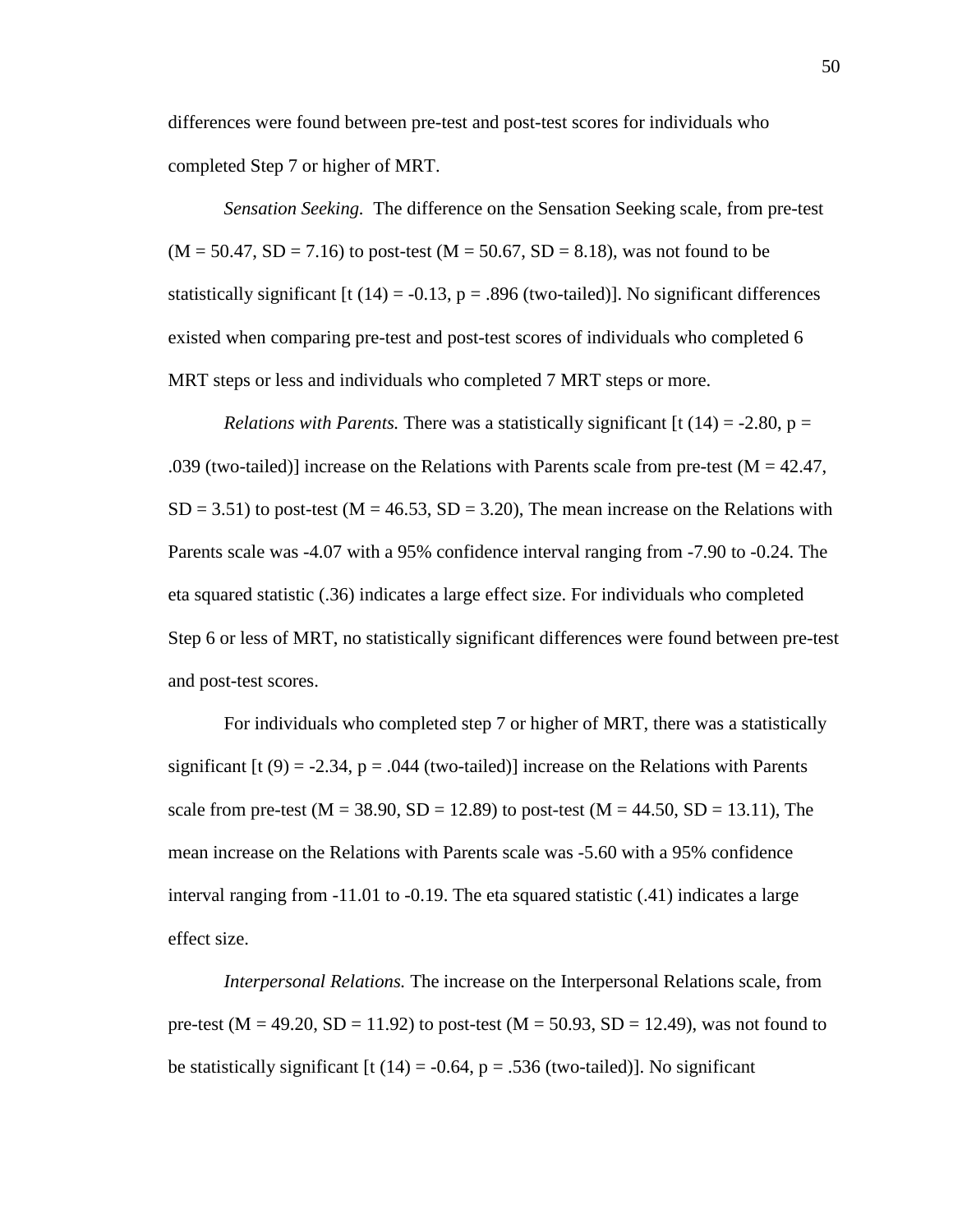differences were found between pre-test and post-test scores for individuals who completed Step 7 or higher of MRT.

*Sensation Seeking.* The difference on the Sensation Seeking scale, from pre-test ($M = 50.47$, $SD = 7.16$) to post-test ($M = 50.67$, $SD = 8.18$), was not found to be statistically significant [$t\ (14) = -0.13$, $p = .896$ (two-tailed)]. No significant differences existed when comparing pre-test and post-test scores of individuals who completed 6 MRT steps or less and individuals who completed 7 MRT steps or more.

*Relations with Parents.* There was a statistically significant [$t\ (14) = -2.80$, $p = .039$ (two-tailed)] increase on the Relations with Parents scale from pre-test ($M = 42.47$, $SD = 3.51$) to post-test ($M = 46.53$, $SD = 3.20$), The mean increase on the Relations with Parents scale was -4.07 with a 95% confidence interval ranging from -7.90 to -0.24. The eta squared statistic (.36) indicates a large effect size. For individuals who completed Step 6 or less of MRT, no statistically significant differences were found between pre-test and post-test scores.

For individuals who completed step 7 or higher of MRT, there was a statistically significant [$t\ (9) = -2.34$, $p = .044$ (two-tailed)] increase on the Relations with Parents scale from pre-test ($M = 38.90$, $SD = 12.89$) to post-test ($M = 44.50$, $SD = 13.11$), The mean increase on the Relations with Parents scale was -5.60 with a 95% confidence interval ranging from -11.01 to -0.19. The eta squared statistic (.41) indicates a large effect size.

*Interpersonal Relations.* The increase on the Interpersonal Relations scale, from pre-test ($M = 49.20$, $SD = 11.92$) to post-test ($M = 50.93$, $SD = 12.49$), was not found to be statistically significant [$t\ (14) = -0.64$, $p = .536$ (two-tailed)]. No significant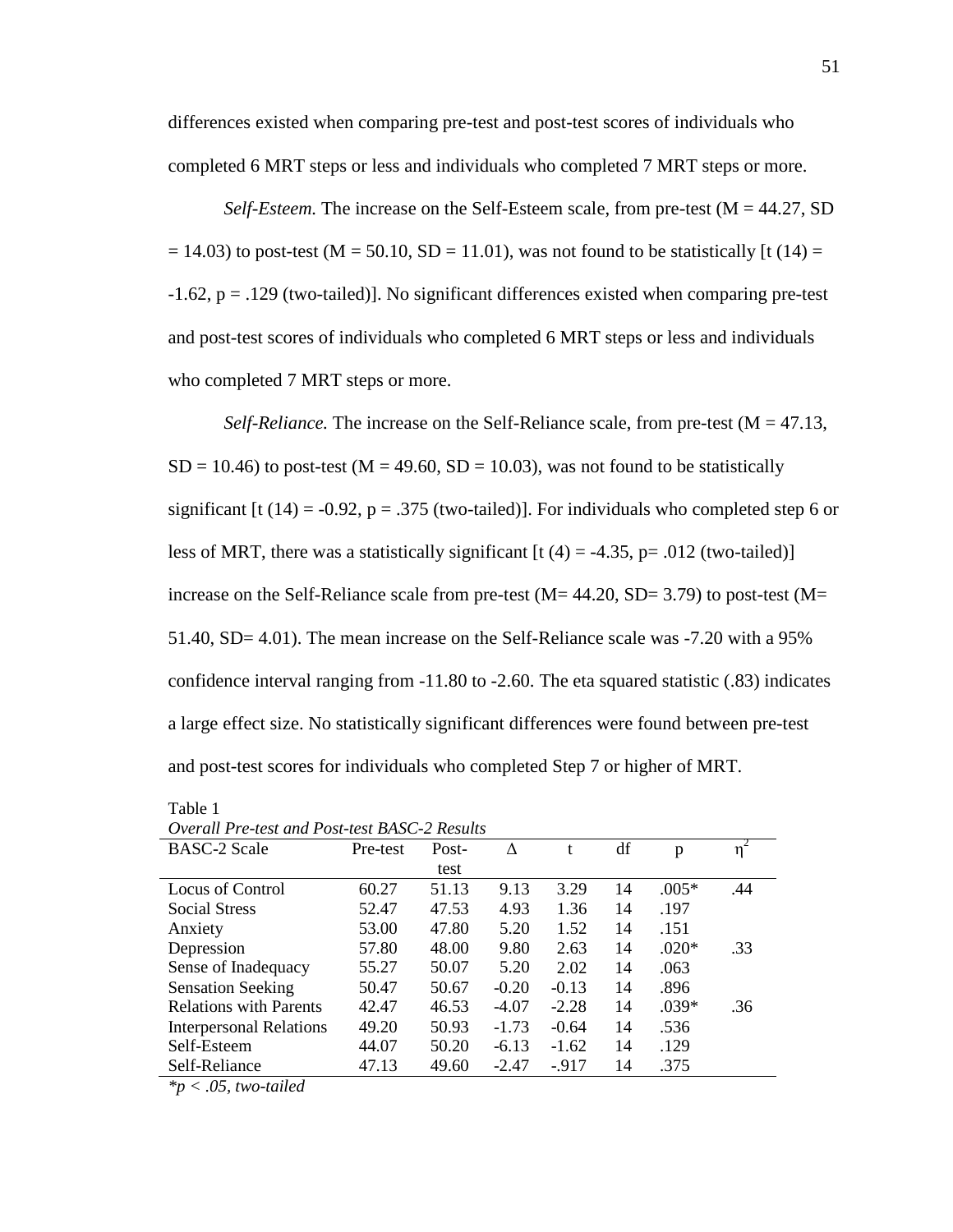differences existed when comparing pre-test and post-test scores of individuals who completed 6 MRT steps or less and individuals who completed 7 MRT steps or more.

*Self-Esteem.* The increase on the Self-Esteem scale, from pre-test (M = 44.27, SD = 14.03) to post-test (M = 50.10, SD = 11.01), was not found to be statistically [t (14) = -1.62, p = .129 (two-tailed)]. No significant differences existed when comparing pre-test and post-test scores of individuals who completed 6 MRT steps or less and individuals who completed 7 MRT steps or more.

*Self-Reliance.* The increase on the Self-Reliance scale, from pre-test (M = 47.13, SD = 10.46) to post-test (M = 49.60, SD = 10.03), was not found to be statistically significant [t (14) = -0.92, p = .375 (two-tailed)]. For individuals who completed step 6 or less of MRT, there was a statistically significant [t (4) = -4.35, p= .012 (two-tailed)] increase on the Self-Reliance scale from pre-test (M= 44.20, SD= 3.79) to post-test (M= 51.40, SD= 4.01). The mean increase on the Self-Reliance scale was -7.20 with a 95% confidence interval ranging from -11.80 to -2.60. The eta squared statistic (.83) indicates a large effect size. No statistically significant differences were found between pre-test and post-test scores for individuals who completed Step 7 or higher of MRT.

Table 1

*Overall Pre-test and Post-test BASC-2 Results*

| BASC-2 Scale | Pre-test | Post-test | Δ | t | df | p | $\eta^2$ |
|---|---|---|---|---|---|---|---|
| Locus of Control | 60.27 | 51.13 | 9.13 | 3.29 | 14 | .005* | .44 |
| Social Stress | 52.47 | 47.53 | 4.93 | 1.36 | 14 | .197 | |
| Anxiety | 53.00 | 47.80 | 5.20 | 1.52 | 14 | .151 | |
| Depression | 57.80 | 48.00 | 9.80 | 2.63 | 14 | .020* | .33 |
| Sense of Inadequacy | 55.27 | 50.07 | 5.20 | 2.02 | 14 | .063 | |
| Sensation Seeking | 50.47 | 50.67 | -0.20 | -0.13 | 14 | .896 | |
| Relations with Parents | 42.47 | 46.53 | -4.07 | -2.28 | 14 | .039* | .36 |
| Interpersonal Relations | 49.20 | 50.93 | -1.73 | -0.64 | 14 | .536 | |
| Self-Esteem | 44.07 | 50.20 | -6.13 | -1.62 | 14 | .129 | |
| Self-Reliance | 47.13 | 49.60 | -2.47 | -.917 | 14 | .375 | |

*\*p < .05, two-tailed*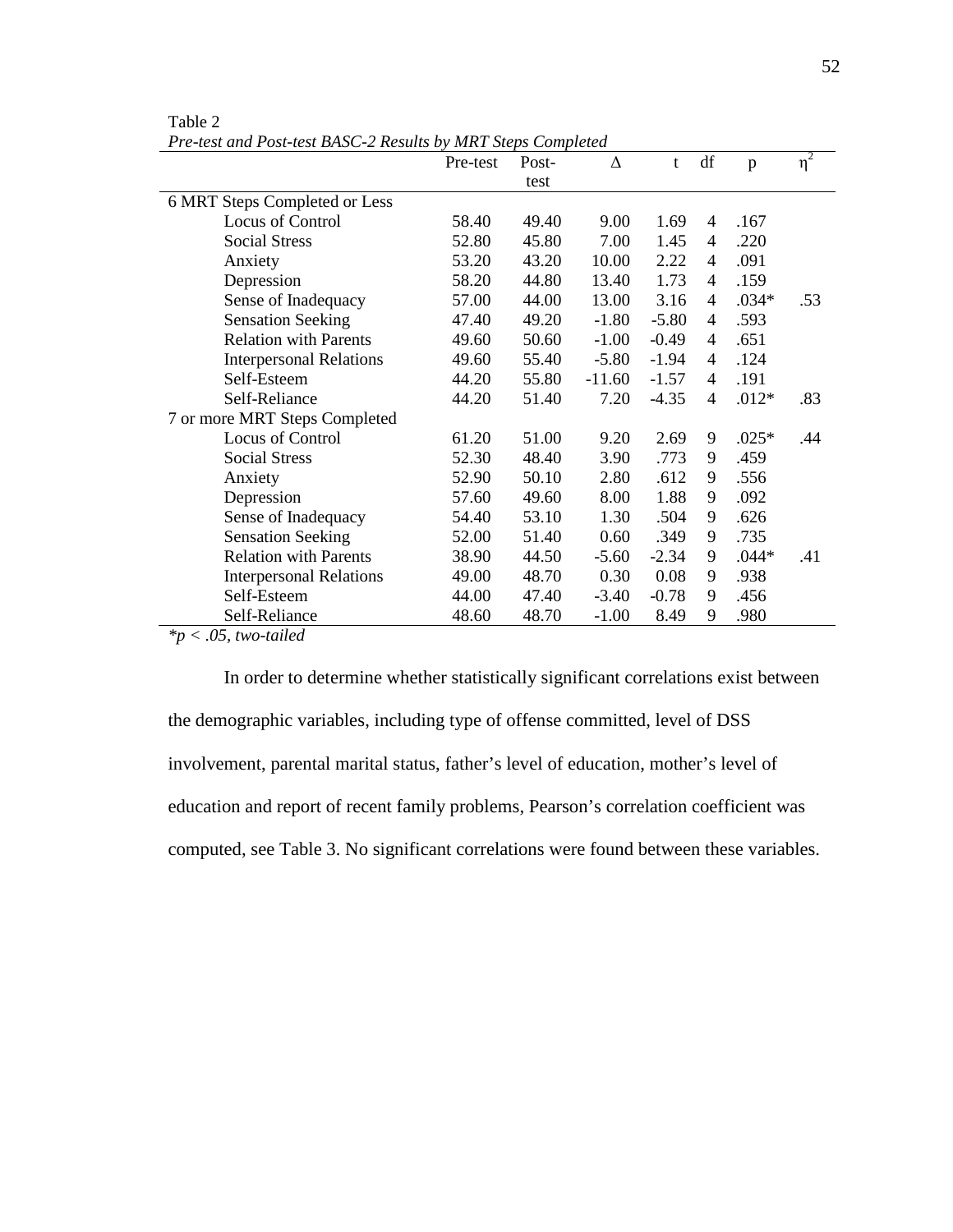Table 2

*Pre-test and Post-test BASC-2 Results by MRT Steps Completed*

| | Pre-test | Post-test | Δ | t | df | p | $\eta^2$ |
|---|---|---|---|---|---|---|---|
| 6 MRT Steps Completed or Less | | | | | | | |
| Locus of Control | 58.40 | 49.40 | 9.00 | 1.69 | 4 | .167 | |
| Social Stress | 52.80 | 45.80 | 7.00 | 1.45 | 4 | .220 | |
| Anxiety | 53.20 | 43.20 | 10.00 | 2.22 | 4 | .091 | |
| Depression | 58.20 | 44.80 | 13.40 | 1.73 | 4 | .159 | |
| Sense of Inadequacy | 57.00 | 44.00 | 13.00 | 3.16 | 4 | .034* | .53 |
| Sensation Seeking | 47.40 | 49.20 | -1.80 | -5.80 | 4 | .593 | |
| Relation with Parents | 49.60 | 50.60 | -1.00 | -0.49 | 4 | .651 | |
| Interpersonal Relations | 49.60 | 55.40 | -5.80 | -1.94 | 4 | .124 | |
| Self-Esteem | 44.20 | 55.80 | -11.60 | -1.57 | 4 | .191 | |
| Self-Reliance | 44.20 | 51.40 | 7.20 | -4.35 | 4 | .012* | .83 |
| 7 or more MRT Steps Completed | | | | | | | |
| Locus of Control | 61.20 | 51.00 | 9.20 | 2.69 | 9 | .025* | .44 |
| Social Stress | 52.30 | 48.40 | 3.90 | .773 | 9 | .459 | |
| Anxiety | 52.90 | 50.10 | 2.80 | .612 | 9 | .556 | |
| Depression | 57.60 | 49.60 | 8.00 | 1.88 | 9 | .092 | |
| Sense of Inadequacy | 54.40 | 53.10 | 1.30 | .504 | 9 | .626 | |
| Sensation Seeking | 52.00 | 51.40 | 0.60 | .349 | 9 | .735 | |
| Relation with Parents | 38.90 | 44.50 | -5.60 | -2.34 | 9 | .044* | .41 |
| Interpersonal Relations | 49.00 | 48.70 | 0.30 | 0.08 | 9 | .938 | |
| Self-Esteem | 44.00 | 47.40 | -3.40 | -0.78 | 9 | .456 | |
| Self-Reliance | 48.60 | 48.70 | -1.00 | 8.49 | 9 | .980 | |

*$*p < .05$, two-tailed*

In order to determine whether statistically significant correlations exist between the demographic variables, including type of offense committed, level of DSS involvement, parental marital status, father's level of education, mother's level of education and report of recent family problems, Pearson's correlation coefficient was computed, see Table 3. No significant correlations were found between these variables.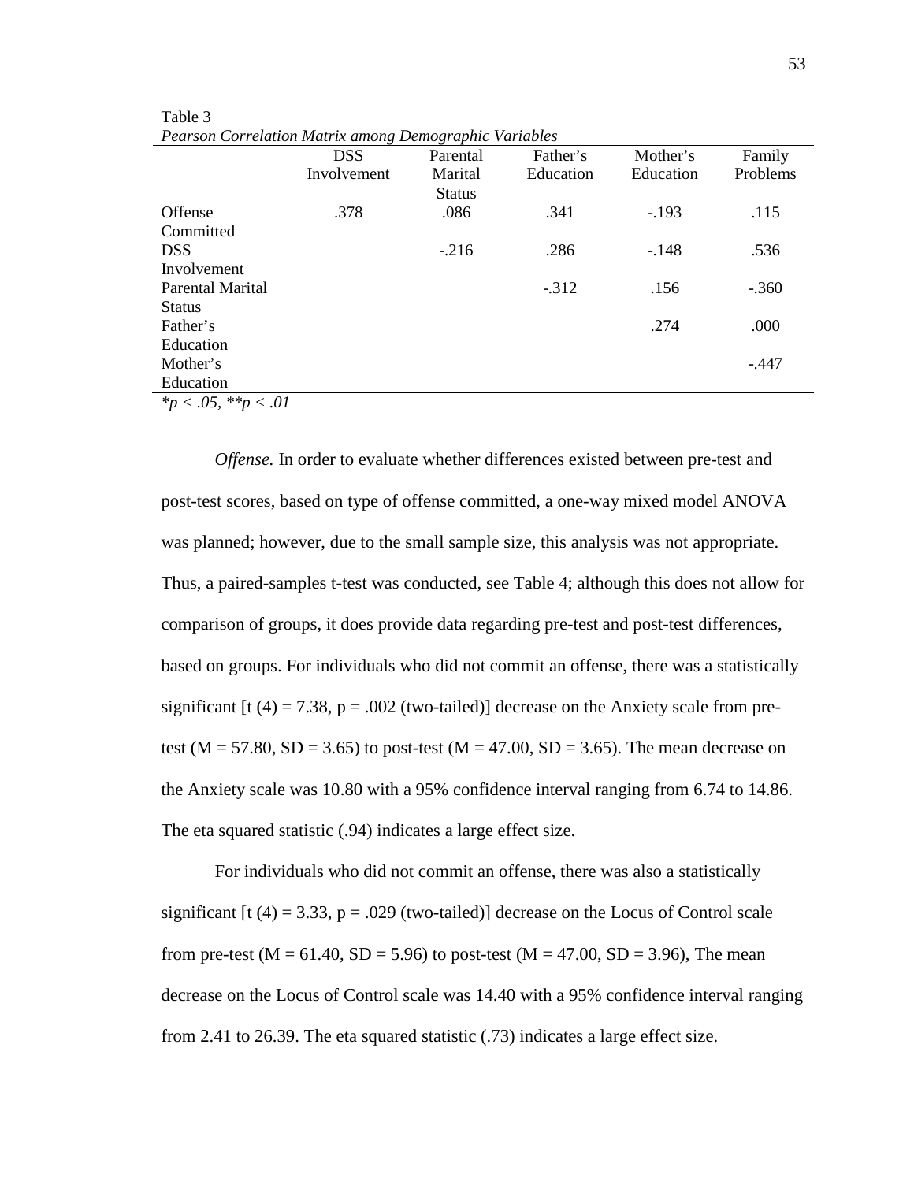Table 3

*Pearson Correlation Matrix among Demographic Variables*

| | DSS Involvement | Parental Marital Status | Father's Education | Mother's Education | Family Problems |
|---|---|---|---|---|---|
| Offense Committed | .378 | .086 | .341 | -.193 | .115 |
| DSS Involvement | | -.216 | .286 | -.148 | .536 |
| Parental Marital Status | | | -.312 | .156 | -.360 |
| Father's Education | | | | .274 | .000 |
| Mother's Education | | | | | -.447 |

*$^{*}p < .05$, $^{**}p < .01$*

*Offense.* In order to evaluate whether differences existed between pre-test and post-test scores, based on type of offense committed, a one-way mixed model ANOVA was planned; however, due to the small sample size, this analysis was not appropriate. Thus, a paired-samples t-test was conducted, see Table 4; although this does not allow for comparison of groups, it does provide data regarding pre-test and post-test differences, based on groups. For individuals who did not commit an offense, there was a statistically significant [$t(4) = 7.38$, $p = .002$ (two-tailed)] decrease on the Anxiety scale from pre-test ($M = 57.80$, $SD = 3.65$) to post-test ($M = 47.00$, $SD = 3.65$). The mean decrease on the Anxiety scale was 10.80 with a 95% confidence interval ranging from 6.74 to 14.86. The eta squared statistic (.94) indicates a large effect size.

For individuals who did not commit an offense, there was also a statistically significant [$t(4) = 3.33$, $p = .029$ (two-tailed)] decrease on the Locus of Control scale from pre-test ($M = 61.40$, $SD = 5.96$) to post-test ($M = 47.00$, $SD = 3.96$), The mean decrease on the Locus of Control scale was 14.40 with a 95% confidence interval ranging from 2.41 to 26.39. The eta squared statistic (.73) indicates a large effect size.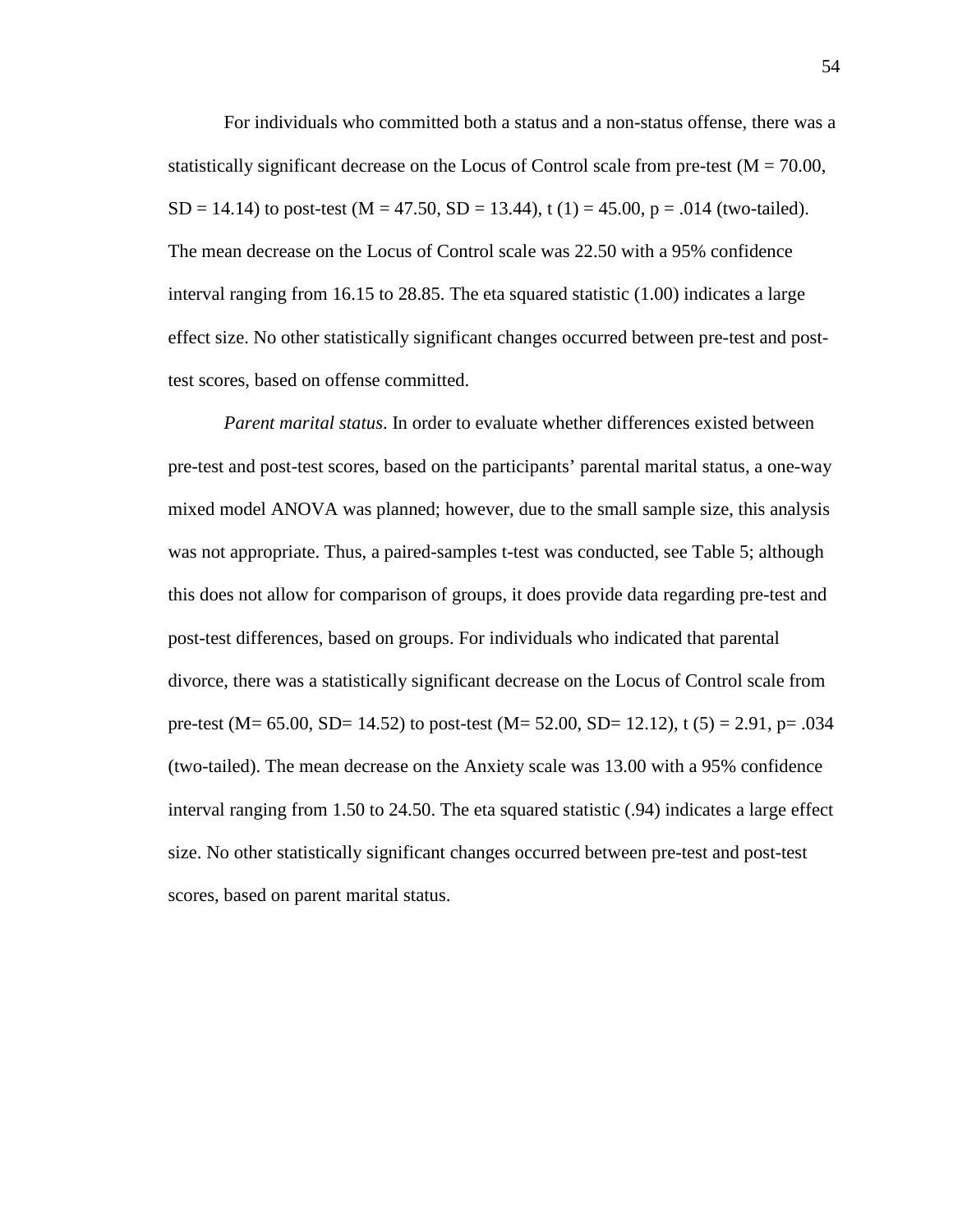For individuals who committed both a status and a non-status offense, there was a statistically significant decrease on the Locus of Control scale from pre-test ($M = 70.00$, $SD = 14.14$) to post-test ($M = 47.50$, $SD = 13.44$), $t(1) = 45.00$, $p = .014$ (two-tailed). The mean decrease on the Locus of Control scale was 22.50 with a 95% confidence interval ranging from 16.15 to 28.85. The eta squared statistic (1.00) indicates a large effect size. No other statistically significant changes occurred between pre-test and post-test scores, based on offense committed.

*Parent marital status*. In order to evaluate whether differences existed between pre-test and post-test scores, based on the participants' parental marital status, a one-way mixed model ANOVA was planned; however, due to the small sample size, this analysis was not appropriate. Thus, a paired-samples t-test was conducted, see Table 5; although this does not allow for comparison of groups, it does provide data regarding pre-test and post-test differences, based on groups. For individuals who indicated that parental divorce, there was a statistically significant decrease on the Locus of Control scale from pre-test ($M= 65.00$, $SD= 14.52$) to post-test ($M= 52.00$, $SD= 12.12$), $t(5) = 2.91$, $p= .034$ (two-tailed). The mean decrease on the Anxiety scale was 13.00 with a 95% confidence interval ranging from 1.50 to 24.50. The eta squared statistic (.94) indicates a large effect size. No other statistically significant changes occurred between pre-test and post-test scores, based on parent marital status.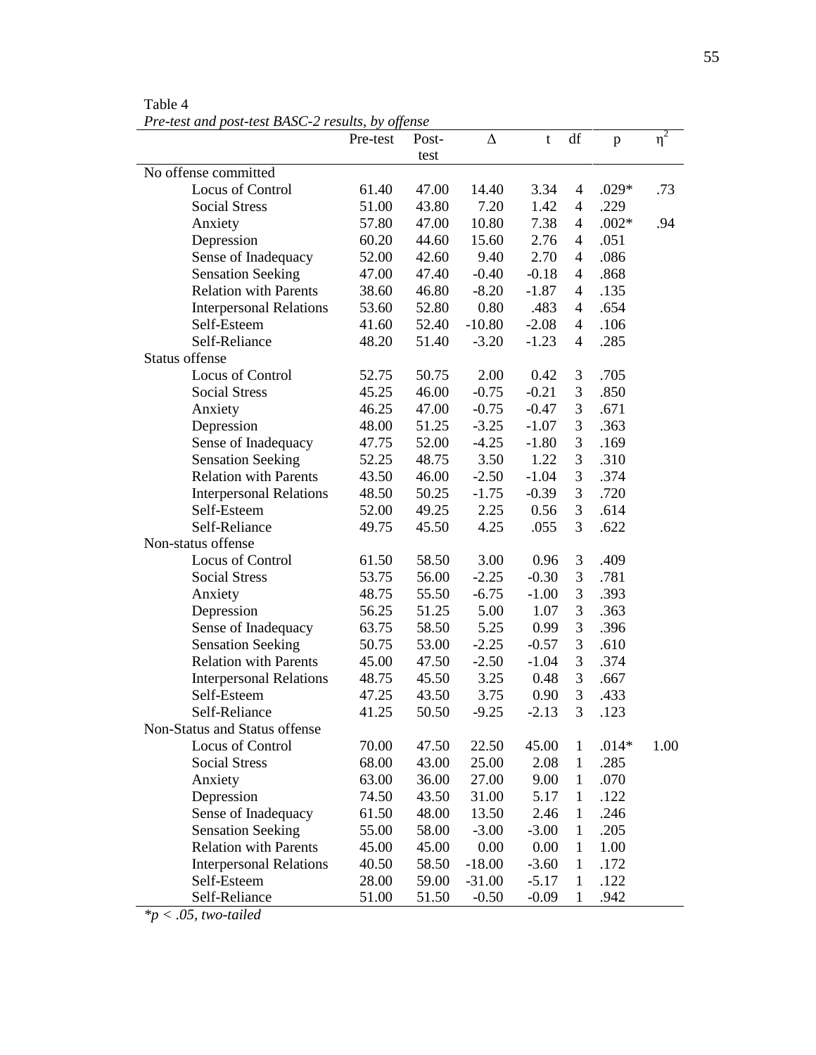Table 4

*Pre-test and post-test BASC-2 results, by offense*

| | Pre-test | Post-test | Δ | t | df | p | $\eta^2$ |
|---|---|---|---|---|---|---|---|
| No offense committed | | | | | | | |
| Locus of Control | 61.40 | 47.00 | 14.40 | 3.34 | 4 | .029* | .73 |
| Social Stress | 51.00 | 43.80 | 7.20 | 1.42 | 4 | .229 | |
| Anxiety | 57.80 | 47.00 | 10.80 | 7.38 | 4 | .002* | .94 |
| Depression | 60.20 | 44.60 | 15.60 | 2.76 | 4 | .051 | |
| Sense of Inadequacy | 52.00 | 42.60 | 9.40 | 2.70 | 4 | .086 | |
| Sensation Seeking | 47.00 | 47.40 | -0.40 | -0.18 | 4 | .868 | |
| Relation with Parents | 38.60 | 46.80 | -8.20 | -1.87 | 4 | .135 | |
| Interpersonal Relations | 53.60 | 52.80 | 0.80 | .483 | 4 | .654 | |
| Self-Esteem | 41.60 | 52.40 | -10.80 | -2.08 | 4 | .106 | |
| Self-Reliance | 48.20 | 51.40 | -3.20 | -1.23 | 4 | .285 | |
| Status offense | | | | | | | |
| Locus of Control | 52.75 | 50.75 | 2.00 | 0.42 | 3 | .705 | |
| Social Stress | 45.25 | 46.00 | -0.75 | -0.21 | 3 | .850 | |
| Anxiety | 46.25 | 47.00 | -0.75 | -0.47 | 3 | .671 | |
| Depression | 48.00 | 51.25 | -3.25 | -1.07 | 3 | .363 | |
| Sense of Inadequacy | 47.75 | 52.00 | -4.25 | -1.80 | 3 | .169 | |
| Sensation Seeking | 52.25 | 48.75 | 3.50 | 1.22 | 3 | .310 | |
| Relation with Parents | 43.50 | 46.00 | -2.50 | -1.04 | 3 | .374 | |
| Interpersonal Relations | 48.50 | 50.25 | -1.75 | -0.39 | 3 | .720 | |
| Self-Esteem | 52.00 | 49.25 | 2.25 | 0.56 | 3 | .614 | |
| Self-Reliance | 49.75 | 45.50 | 4.25 | .055 | 3 | .622 | |
| Non-status offense | | | | | | | |
| Locus of Control | 61.50 | 58.50 | 3.00 | 0.96 | 3 | .409 | |
| Social Stress | 53.75 | 56.00 | -2.25 | -0.30 | 3 | .781 | |
| Anxiety | 48.75 | 55.50 | -6.75 | -1.00 | 3 | .393 | |
| Depression | 56.25 | 51.25 | 5.00 | 1.07 | 3 | .363 | |
| Sense of Inadequacy | 63.75 | 58.50 | 5.25 | 0.99 | 3 | .396 | |
| Sensation Seeking | 50.75 | 53.00 | -2.25 | -0.57 | 3 | .610 | |
| Relation with Parents | 45.00 | 47.50 | -2.50 | -1.04 | 3 | .374 | |
| Interpersonal Relations | 48.75 | 45.50 | 3.25 | 0.48 | 3 | .667 | |
| Self-Esteem | 47.25 | 43.50 | 3.75 | 0.90 | 3 | .433 | |
| Self-Reliance | 41.25 | 50.50 | -9.25 | -2.13 | 3 | .123 | |
| Non-Status and Status offense | | | | | | | |
| Locus of Control | 70.00 | 47.50 | 22.50 | 45.00 | 1 | .014* | 1.00 |
| Social Stress | 68.00 | 43.00 | 25.00 | 2.08 | 1 | .285 | |
| Anxiety | 63.00 | 36.00 | 27.00 | 9.00 | 1 | .070 | |
| Depression | 74.50 | 43.50 | 31.00 | 5.17 | 1 | .122 | |
| Sense of Inadequacy | 61.50 | 48.00 | 13.50 | 2.46 | 1 | .246 | |
| Sensation Seeking | 55.00 | 58.00 | -3.00 | -3.00 | 1 | .205 | |
| Relation with Parents | 45.00 | 45.00 | 0.00 | 0.00 | 1 | 1.00 | |
| Interpersonal Relations | 40.50 | 58.50 | -18.00 | -3.60 | 1 | .172 | |
| Self-Esteem | 28.00 | 59.00 | -31.00 | -5.17 | 1 | .122 | |
| Self-Reliance | 51.00 | 51.50 | -0.50 | -0.09 | 1 | .942 | |

*$^*p < .05$, two-tailed*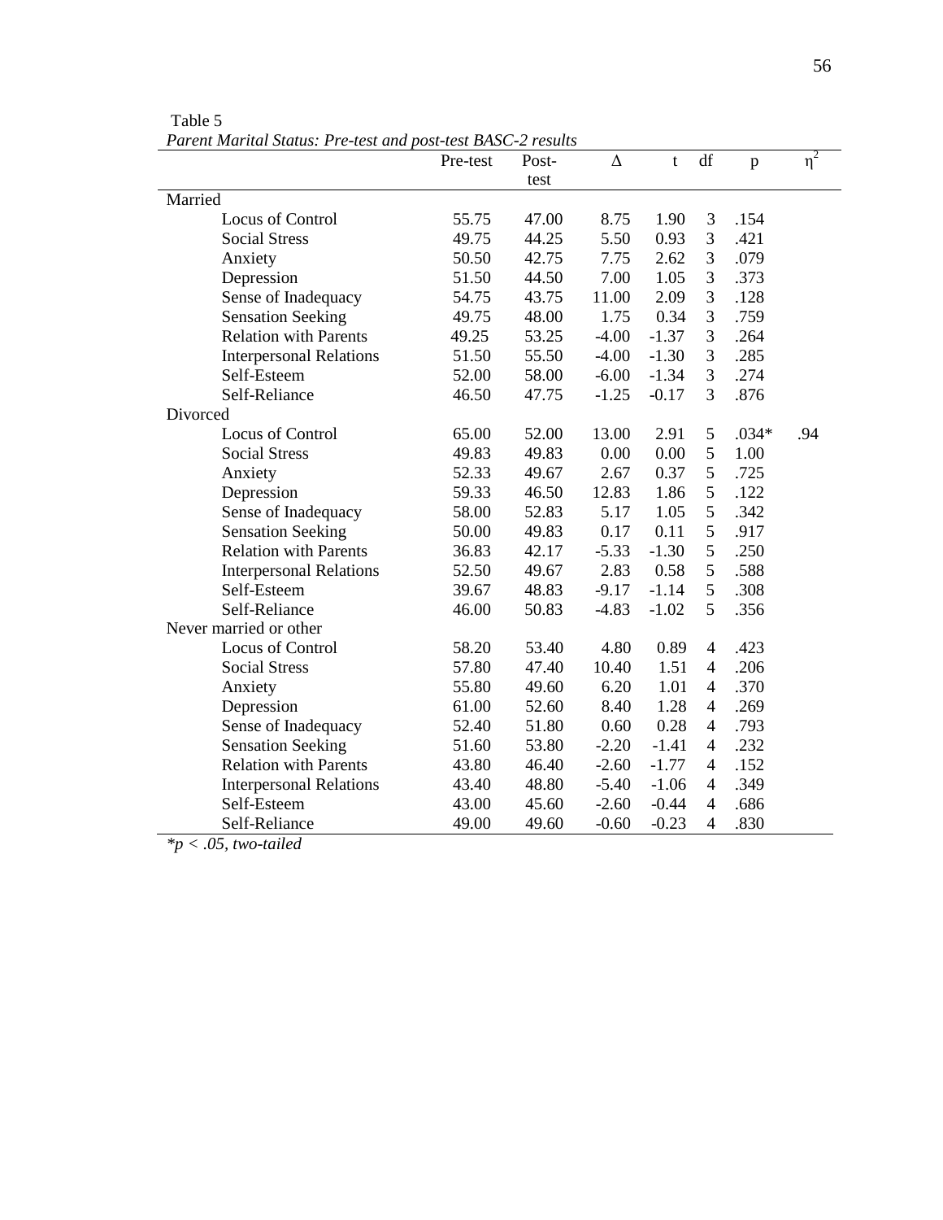Table 5

*Parent Marital Status: Pre-test and post-test BASC-2 results*

| | Pre-test | Post-test | Δ | t | df | p | $\eta^2$ |
|---|---|---|---|---|---|---|---|
| Married | | | | | | | |
| Locus of Control | 55.75 | 47.00 | 8.75 | 1.90 | 3 | .154 | |
| Social Stress | 49.75 | 44.25 | 5.50 | 0.93 | 3 | .421 | |
| Anxiety | 50.50 | 42.75 | 7.75 | 2.62 | 3 | .079 | |
| Depression | 51.50 | 44.50 | 7.00 | 1.05 | 3 | .373 | |
| Sense of Inadequacy | 54.75 | 43.75 | 11.00 | 2.09 | 3 | .128 | |
| Sensation Seeking | 49.75 | 48.00 | 1.75 | 0.34 | 3 | .759 | |
| Relation with Parents | 49.25 | 53.25 | -4.00 | -1.37 | 3 | .264 | |
| Interpersonal Relations | 51.50 | 55.50 | -4.00 | -1.30 | 3 | .285 | |
| Self-Esteem | 52.00 | 58.00 | -6.00 | -1.34 | 3 | .274 | |
| Self-Reliance | 46.50 | 47.75 | -1.25 | -0.17 | 3 | .876 | |
| Divorced | | | | | | | |
| Locus of Control | 65.00 | 52.00 | 13.00 | 2.91 | 5 | .034* | .94 |
| Social Stress | 49.83 | 49.83 | 0.00 | 0.00 | 5 | 1.00 | |
| Anxiety | 52.33 | 49.67 | 2.67 | 0.37 | 5 | .725 | |
| Depression | 59.33 | 46.50 | 12.83 | 1.86 | 5 | .122 | |
| Sense of Inadequacy | 58.00 | 52.83 | 5.17 | 1.05 | 5 | .342 | |
| Sensation Seeking | 50.00 | 49.83 | 0.17 | 0.11 | 5 | .917 | |
| Relation with Parents | 36.83 | 42.17 | -5.33 | -1.30 | 5 | .250 | |
| Interpersonal Relations | 52.50 | 49.67 | 2.83 | 0.58 | 5 | .588 | |
| Self-Esteem | 39.67 | 48.83 | -9.17 | -1.14 | 5 | .308 | |
| Self-Reliance | 46.00 | 50.83 | -4.83 | -1.02 | 5 | .356 | |
| Never married or other | | | | | | | |
| Locus of Control | 58.20 | 53.40 | 4.80 | 0.89 | 4 | .423 | |
| Social Stress | 57.80 | 47.40 | 10.40 | 1.51 | 4 | .206 | |
| Anxiety | 55.80 | 49.60 | 6.20 | 1.01 | 4 | .370 | |
| Depression | 61.00 | 52.60 | 8.40 | 1.28 | 4 | .269 | |
| Sense of Inadequacy | 52.40 | 51.80 | 0.60 | 0.28 | 4 | .793 | |
| Sensation Seeking | 51.60 | 53.80 | -2.20 | -1.41 | 4 | .232 | |
| Relation with Parents | 43.80 | 46.40 | -2.60 | -1.77 | 4 | .152 | |
| Interpersonal Relations | 43.40 | 48.80 | -5.40 | -1.06 | 4 | .349 | |
| Self-Esteem | 43.00 | 45.60 | -2.60 | -0.44 | 4 | .686 | |
| Self-Reliance | 49.00 | 49.60 | -0.60 | -0.23 | 4 | .830 | |

*\*p < .05, two-tailed*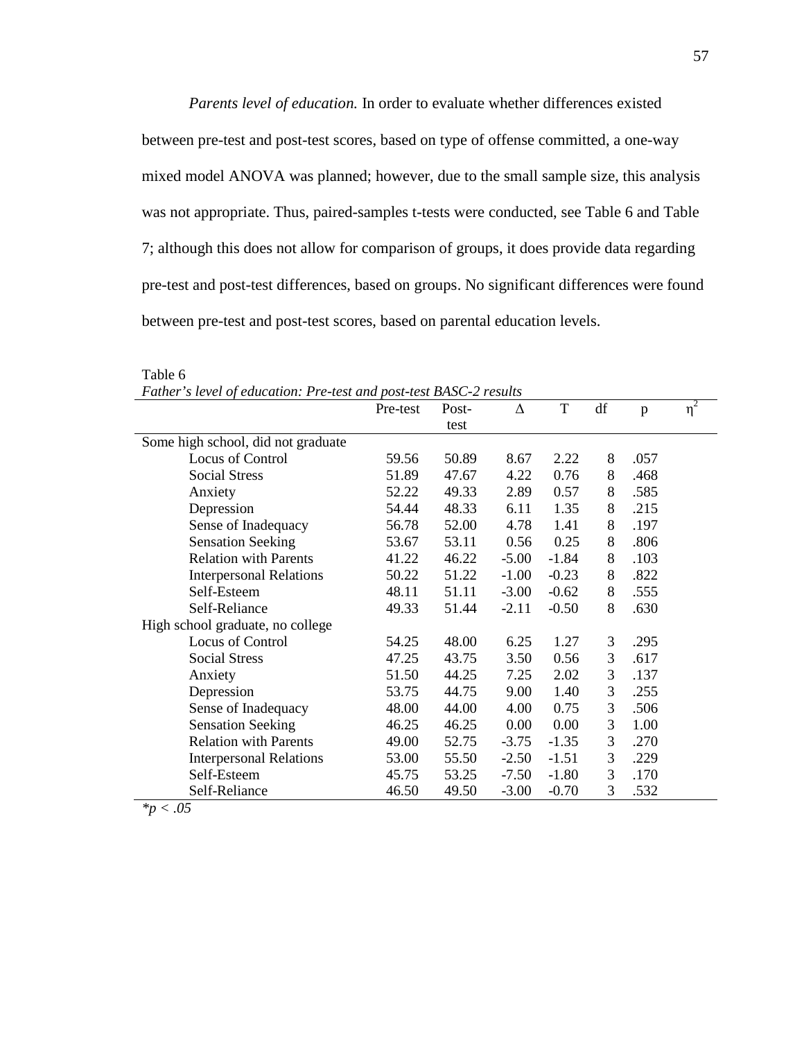*Parents level of education.* In order to evaluate whether differences existed between pre-test and post-test scores, based on type of offense committed, a one-way mixed model ANOVA was planned; however, due to the small sample size, this analysis was not appropriate. Thus, paired-samples t-tests were conducted, see Table 6 and Table 7; although this does not allow for comparison of groups, it does provide data regarding pre-test and post-test differences, based on groups. No significant differences were found between pre-test and post-test scores, based on parental education levels.

Table 6

*Father's level of education: Pre-test and post-test BASC-2 results*

| | Pre-test | Post-test | Δ | T | df | p | $\eta^2$ |
|---|---|---|---|---|---|---|---|
| Some high school, did not graduate | | | | | | | |
| Locus of Control | 59.56 | 50.89 | 8.67 | 2.22 | 8 | .057 | |
| Social Stress | 51.89 | 47.67 | 4.22 | 0.76 | 8 | .468 | |
| Anxiety | 52.22 | 49.33 | 2.89 | 0.57 | 8 | .585 | |
| Depression | 54.44 | 48.33 | 6.11 | 1.35 | 8 | .215 | |
| Sense of Inadequacy | 56.78 | 52.00 | 4.78 | 1.41 | 8 | .197 | |
| Sensation Seeking | 53.67 | 53.11 | 0.56 | 0.25 | 8 | .806 | |
| Relation with Parents | 41.22 | 46.22 | -5.00 | -1.84 | 8 | .103 | |
| Interpersonal Relations | 50.22 | 51.22 | -1.00 | -0.23 | 8 | .822 | |
| Self-Esteem | 48.11 | 51.11 | -3.00 | -0.62 | 8 | .555 | |
| Self-Reliance | 49.33 | 51.44 | -2.11 | -0.50 | 8 | .630 | |
| High school graduate, no college | | | | | | | |
| Locus of Control | 54.25 | 48.00 | 6.25 | 1.27 | 3 | .295 | |
| Social Stress | 47.25 | 43.75 | 3.50 | 0.56 | 3 | .617 | |
| Anxiety | 51.50 | 44.25 | 7.25 | 2.02 | 3 | .137 | |
| Depression | 53.75 | 44.75 | 9.00 | 1.40 | 3 | .255 | |
| Sense of Inadequacy | 48.00 | 44.00 | 4.00 | 0.75 | 3 | .506 | |
| Sensation Seeking | 46.25 | 46.25 | 0.00 | 0.00 | 3 | 1.00 | |
| Relation with Parents | 49.00 | 52.75 | -3.75 | -1.35 | 3 | .270 | |
| Interpersonal Relations | 53.00 | 55.50 | -2.50 | -1.51 | 3 | .229 | |
| Self-Esteem | 45.75 | 53.25 | -7.50 | -1.80 | 3 | .170 | |
| Self-Reliance | 46.50 | 49.50 | -3.00 | -0.70 | 3 | .532 | |

*$^*p < .05$*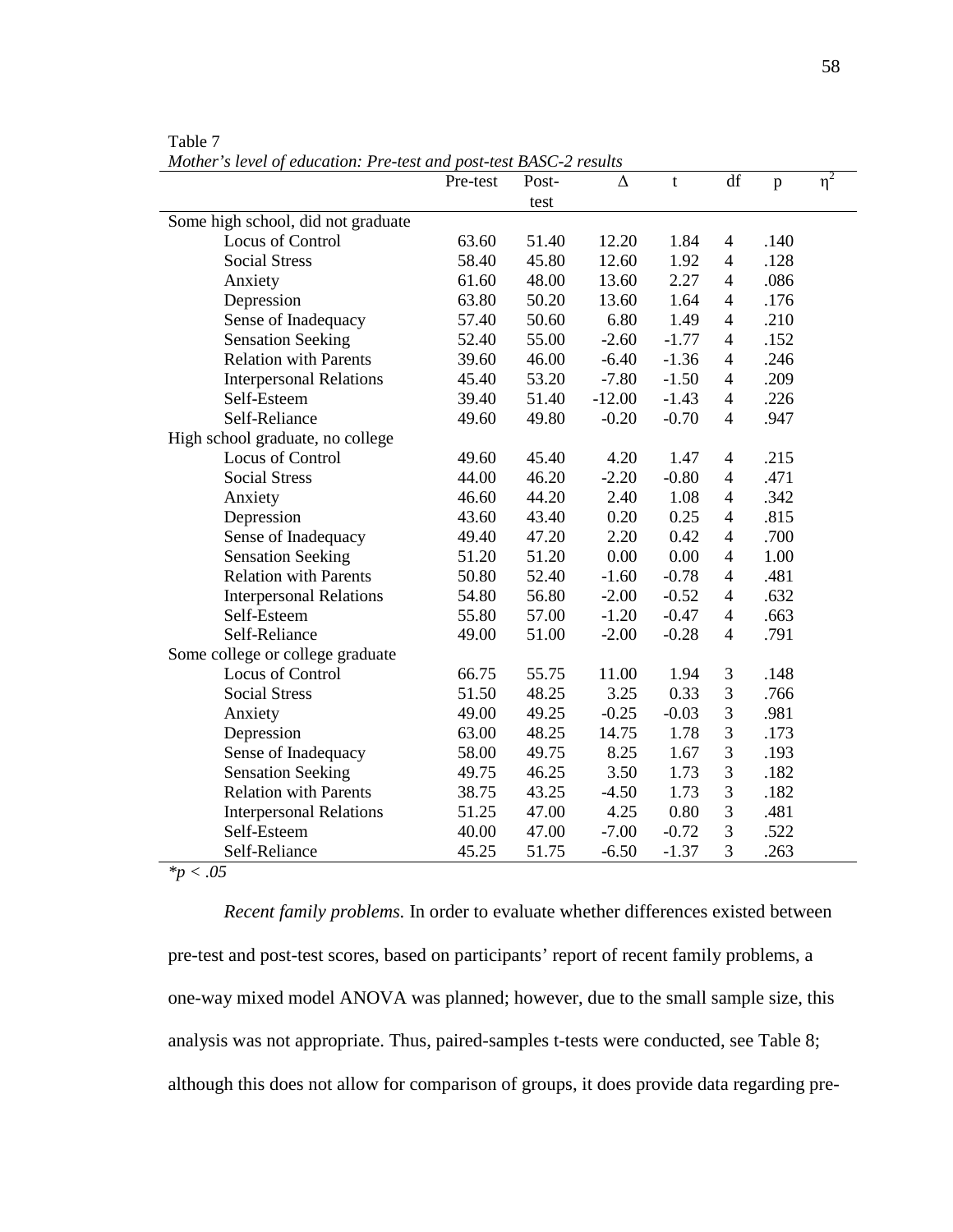Table 7

*Mother's level of education: Pre-test and post-test BASC-2 results*

| | Pre-test | Post-test | Δ | t | df | p | $\eta^2$ |
|---|---|---|---|---|---|---|---|
| Some high school, did not graduate | | | | | | | |
| Locus of Control | 63.60 | 51.40 | 12.20 | 1.84 | 4 | .140 | |
| Social Stress | 58.40 | 45.80 | 12.60 | 1.92 | 4 | .128 | |
| Anxiety | 61.60 | 48.00 | 13.60 | 2.27 | 4 | .086 | |
| Depression | 63.80 | 50.20 | 13.60 | 1.64 | 4 | .176 | |
| Sense of Inadequacy | 57.40 | 50.60 | 6.80 | 1.49 | 4 | .210 | |
| Sensation Seeking | 52.40 | 55.00 | -2.60 | -1.77 | 4 | .152 | |
| Relation with Parents | 39.60 | 46.00 | -6.40 | -1.36 | 4 | .246 | |
| Interpersonal Relations | 45.40 | 53.20 | -7.80 | -1.50 | 4 | .209 | |
| Self-Esteem | 39.40 | 51.40 | -12.00 | -1.43 | 4 | .226 | |
| Self-Reliance | 49.60 | 49.80 | -0.20 | -0.70 | 4 | .947 | |
| High school graduate, no college | | | | | | | |
| Locus of Control | 49.60 | 45.40 | 4.20 | 1.47 | 4 | .215 | |
| Social Stress | 44.00 | 46.20 | -2.20 | -0.80 | 4 | .471 | |
| Anxiety | 46.60 | 44.20 | 2.40 | 1.08 | 4 | .342 | |
| Depression | 43.60 | 43.40 | 0.20 | 0.25 | 4 | .815 | |
| Sense of Inadequacy | 49.40 | 47.20 | 2.20 | 0.42 | 4 | .700 | |
| Sensation Seeking | 51.20 | 51.20 | 0.00 | 0.00 | 4 | 1.00 | |
| Relation with Parents | 50.80 | 52.40 | -1.60 | -0.78 | 4 | .481 | |
| Interpersonal Relations | 54.80 | 56.80 | -2.00 | -0.52 | 4 | .632 | |
| Self-Esteem | 55.80 | 57.00 | -1.20 | -0.47 | 4 | .663 | |
| Self-Reliance | 49.00 | 51.00 | -2.00 | -0.28 | 4 | .791 | |
| Some college or college graduate | | | | | | | |
| Locus of Control | 66.75 | 55.75 | 11.00 | 1.94 | 3 | .148 | |
| Social Stress | 51.50 | 48.25 | 3.25 | 0.33 | 3 | .766 | |
| Anxiety | 49.00 | 49.25 | -0.25 | -0.03 | 3 | .981 | |
| Depression | 63.00 | 48.25 | 14.75 | 1.78 | 3 | .173 | |
| Sense of Inadequacy | 58.00 | 49.75 | 8.25 | 1.67 | 3 | .193 | |
| Sensation Seeking | 49.75 | 46.25 | 3.50 | 1.73 | 3 | .182 | |
| Relation with Parents | 38.75 | 43.25 | -4.50 | 1.73 | 3 | .182 | |
| Interpersonal Relations | 51.25 | 47.00 | 4.25 | 0.80 | 3 | .481 | |
| Self-Esteem | 40.00 | 47.00 | -7.00 | -0.72 | 3 | .522 | |
| Self-Reliance | 45.25 | 51.75 | -6.50 | -1.37 | 3 | .263 | |

*$^*p < .05$*

*Recent family problems.* In order to evaluate whether differences existed between pre-test and post-test scores, based on participants' report of recent family problems, a one-way mixed model ANOVA was planned; however, due to the small sample size, this analysis was not appropriate. Thus, paired-samples t-tests were conducted, see Table 8; although this does not allow for comparison of groups, it does provide data regarding pre-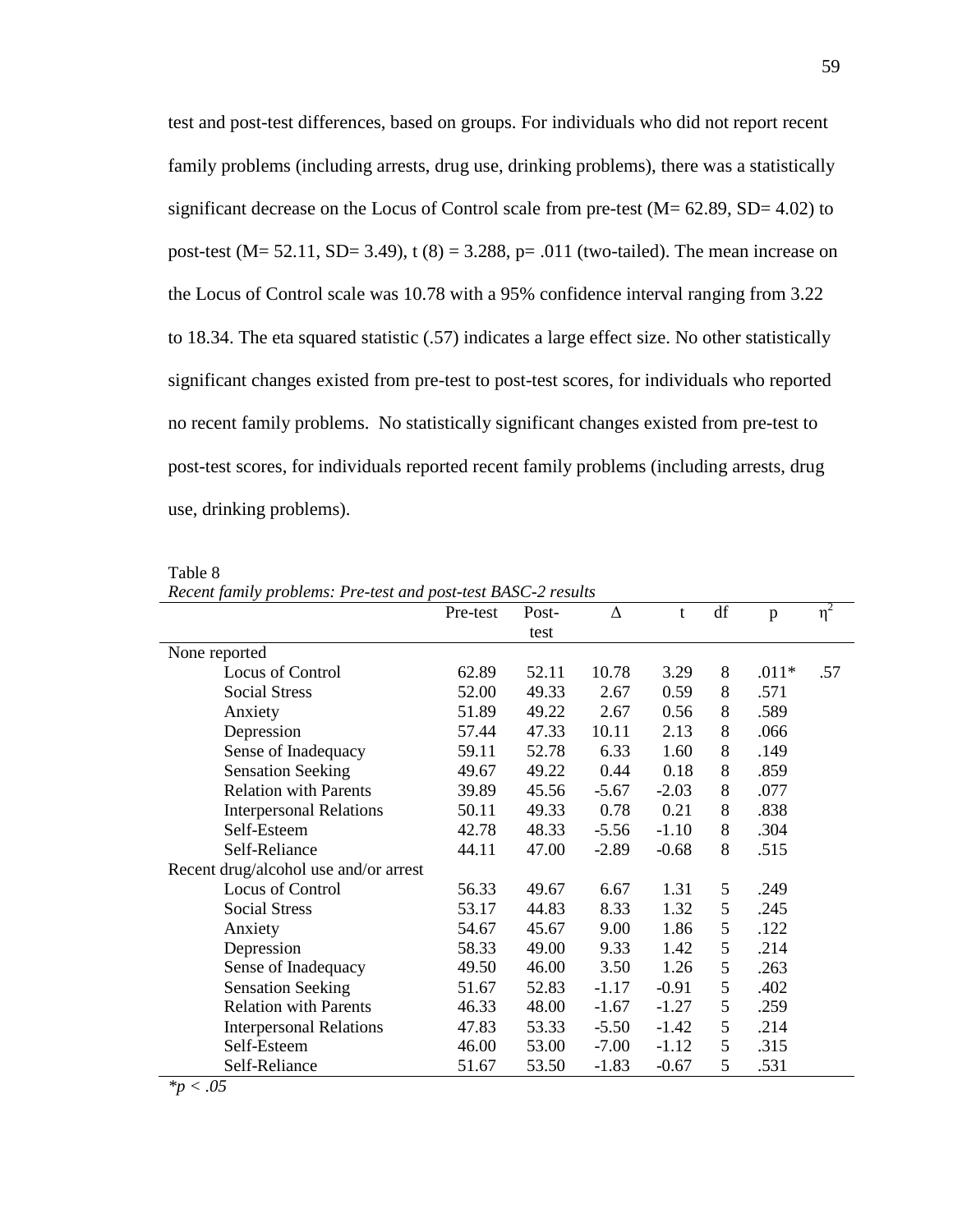test and post-test differences, based on groups. For individuals who did not report recent family problems (including arrests, drug use, drinking problems), there was a statistically significant decrease on the Locus of Control scale from pre-test (M= 62.89, SD= 4.02) to post-test (M= 52.11, SD= 3.49), t (8) = 3.288, p= .011 (two-tailed). The mean increase on the Locus of Control scale was 10.78 with a 95% confidence interval ranging from 3.22 to 18.34. The eta squared statistic (.57) indicates a large effect size. No other statistically significant changes existed from pre-test to post-test scores, for individuals who reported no recent family problems. No statistically significant changes existed from pre-test to post-test scores, for individuals reported recent family problems (including arrests, drug use, drinking problems).

Table 8

*Recent family problems: Pre-test and post-test BASC-2 results*

| | Pre-test | Post-test | Δ | t | df | p | $\eta^2$ |
|---|---|---|---|---|---|---|---|
| None reported | | | | | | | |
| Locus of Control | 62.89 | 52.11 | 10.78 | 3.29 | 8 | .011* | .57 |
| Social Stress | 52.00 | 49.33 | 2.67 | 0.59 | 8 | .571 | |
| Anxiety | 51.89 | 49.22 | 2.67 | 0.56 | 8 | .589 | |
| Depression | 57.44 | 47.33 | 10.11 | 2.13 | 8 | .066 | |
| Sense of Inadequacy | 59.11 | 52.78 | 6.33 | 1.60 | 8 | .149 | |
| Sensation Seeking | 49.67 | 49.22 | 0.44 | 0.18 | 8 | .859 | |
| Relation with Parents | 39.89 | 45.56 | -5.67 | -2.03 | 8 | .077 | |
| Interpersonal Relations | 50.11 | 49.33 | 0.78 | 0.21 | 8 | .838 | |
| Self-Esteem | 42.78 | 48.33 | -5.56 | -1.10 | 8 | .304 | |
| Self-Reliance | 44.11 | 47.00 | -2.89 | -0.68 | 8 | .515 | |
| Recent drug/alcohol use and/or arrest | | | | | | | |
| Locus of Control | 56.33 | 49.67 | 6.67 | 1.31 | 5 | .249 | |
| Social Stress | 53.17 | 44.83 | 8.33 | 1.32 | 5 | .245 | |
| Anxiety | 54.67 | 45.67 | 9.00 | 1.86 | 5 | .122 | |
| Depression | 58.33 | 49.00 | 9.33 | 1.42 | 5 | .214 | |
| Sense of Inadequacy | 49.50 | 46.00 | 3.50 | 1.26 | 5 | .263 | |
| Sensation Seeking | 51.67 | 52.83 | -1.17 | -0.91 | 5 | .402 | |
| Relation with Parents | 46.33 | 48.00 | -1.67 | -1.27 | 5 | .259 | |
| Interpersonal Relations | 47.83 | 53.33 | -5.50 | -1.42 | 5 | .214 | |
| Self-Esteem | 46.00 | 53.00 | -7.00 | -1.12 | 5 | .315 | |
| Self-Reliance | 51.67 | 53.50 | -1.83 | -0.67 | 5 | .531 | |

$*p < .05$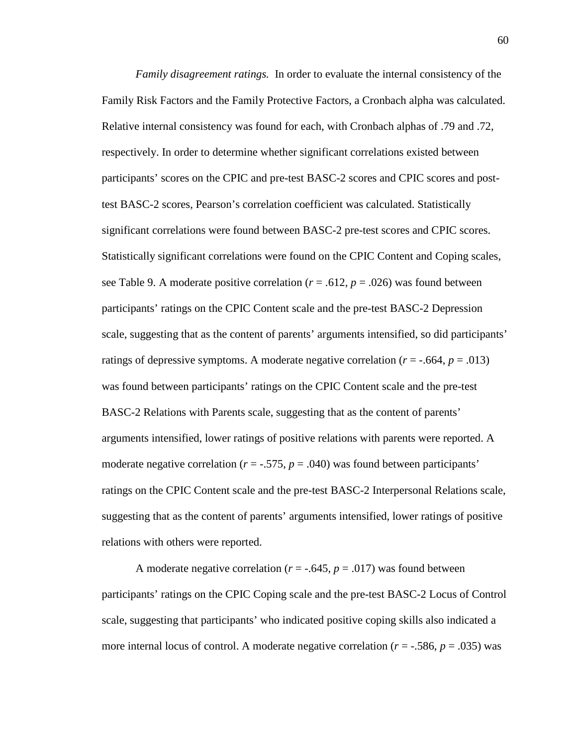*Family disagreement ratings.* In order to evaluate the internal consistency of the Family Risk Factors and the Family Protective Factors, a Cronbach alpha was calculated. Relative internal consistency was found for each, with Cronbach alphas of .79 and .72, respectively. In order to determine whether significant correlations existed between participants' scores on the CPIC and pre-test BASC-2 scores and CPIC scores and post-test BASC-2 scores, Pearson's correlation coefficient was calculated. Statistically significant correlations were found between BASC-2 pre-test scores and CPIC scores. Statistically significant correlations were found on the CPIC Content and Coping scales, see Table 9. A moderate positive correlation ($r = .612$, $p = .026$) was found between participants' ratings on the CPIC Content scale and the pre-test BASC-2 Depression scale, suggesting that as the content of parents' arguments intensified, so did participants' ratings of depressive symptoms. A moderate negative correlation ($r = -.664$, $p = .013$) was found between participants' ratings on the CPIC Content scale and the pre-test BASC-2 Relations with Parents scale, suggesting that as the content of parents' arguments intensified, lower ratings of positive relations with parents were reported. A moderate negative correlation ($r = -.575$, $p = .040$) was found between participants' ratings on the CPIC Content scale and the pre-test BASC-2 Interpersonal Relations scale, suggesting that as the content of parents' arguments intensified, lower ratings of positive relations with others were reported.

A moderate negative correlation ($r = -.645$, $p = .017$) was found between participants' ratings on the CPIC Coping scale and the pre-test BASC-2 Locus of Control scale, suggesting that participants' who indicated positive coping skills also indicated a more internal locus of control. A moderate negative correlation ($r = -.586$, $p = .035$) was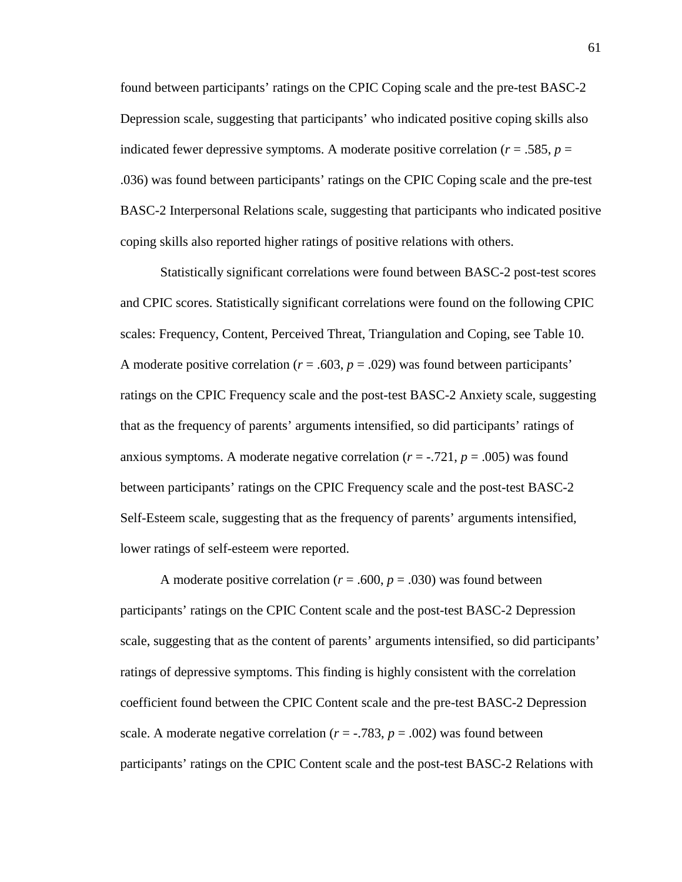found between participants' ratings on the CPIC Coping scale and the pre-test BASC-2 Depression scale, suggesting that participants' who indicated positive coping skills also indicated fewer depressive symptoms. A moderate positive correlation ($r$ = .585, $p$ = .036) was found between participants' ratings on the CPIC Coping scale and the pre-test BASC-2 Interpersonal Relations scale, suggesting that participants who indicated positive coping skills also reported higher ratings of positive relations with others.

Statistically significant correlations were found between BASC-2 post-test scores and CPIC scores. Statistically significant correlations were found on the following CPIC scales: Frequency, Content, Perceived Threat, Triangulation and Coping, see Table 10. A moderate positive correlation ($r$ = .603, $p$ = .029) was found between participants' ratings on the CPIC Frequency scale and the post-test BASC-2 Anxiety scale, suggesting that as the frequency of parents' arguments intensified, so did participants' ratings of anxious symptoms. A moderate negative correlation ($r$ = -.721, $p$ = .005) was found between participants' ratings on the CPIC Frequency scale and the post-test BASC-2 Self-Esteem scale, suggesting that as the frequency of parents' arguments intensified, lower ratings of self-esteem were reported.

A moderate positive correlation ($r$ = .600, $p$ = .030) was found between participants' ratings on the CPIC Content scale and the post-test BASC-2 Depression scale, suggesting that as the content of parents' arguments intensified, so did participants' ratings of depressive symptoms. This finding is highly consistent with the correlation coefficient found between the CPIC Content scale and the pre-test BASC-2 Depression scale. A moderate negative correlation ($r$ = -.783, $p$ = .002) was found between participants' ratings on the CPIC Content scale and the post-test BASC-2 Relations with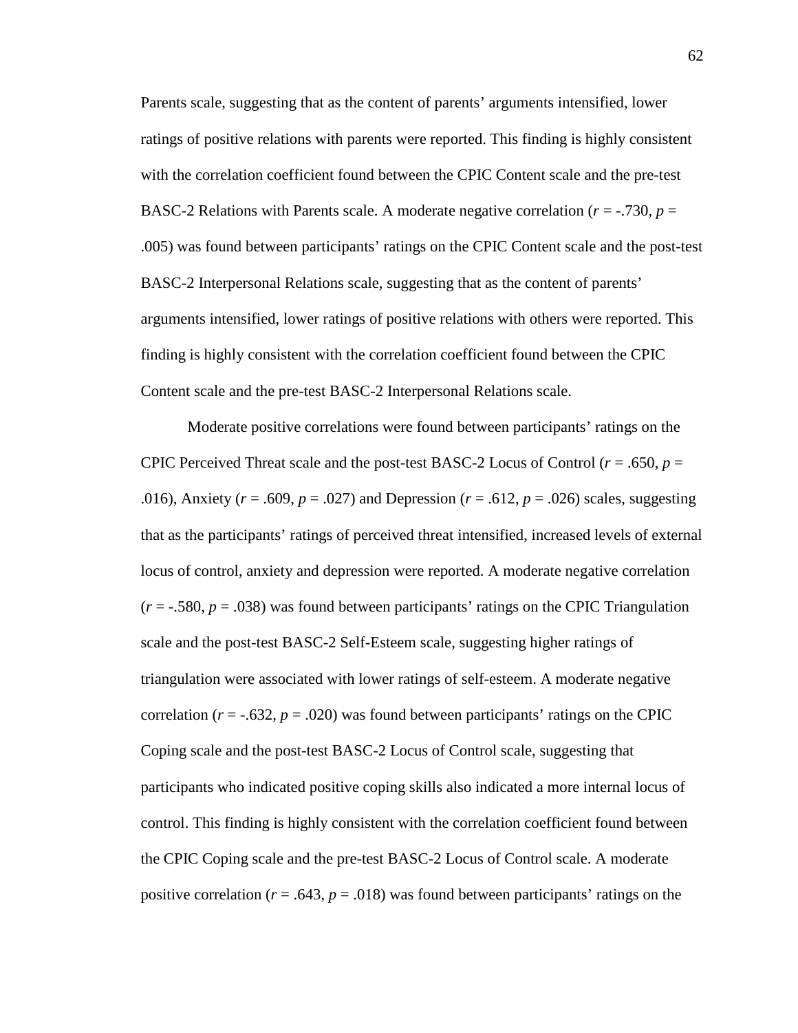Parents scale, suggesting that as the content of parents' arguments intensified, lower ratings of positive relations with parents were reported. This finding is highly consistent with the correlation coefficient found between the CPIC Content scale and the pre-test BASC-2 Relations with Parents scale. A moderate negative correlation ($r$ = -.730, $p$ = .005) was found between participants' ratings on the CPIC Content scale and the post-test BASC-2 Interpersonal Relations scale, suggesting that as the content of parents' arguments intensified, lower ratings of positive relations with others were reported. This finding is highly consistent with the correlation coefficient found between the CPIC Content scale and the pre-test BASC-2 Interpersonal Relations scale.

Moderate positive correlations were found between participants' ratings on the CPIC Perceived Threat scale and the post-test BASC-2 Locus of Control ($r$ = .650, $p$ = .016), Anxiety ($r$ = .609, $p$ = .027) and Depression ($r$ = .612, $p$ = .026) scales, suggesting that as the participants' ratings of perceived threat intensified, increased levels of external locus of control, anxiety and depression were reported. A moderate negative correlation ($r$ = -.580, $p$ = .038) was found between participants' ratings on the CPIC Triangulation scale and the post-test BASC-2 Self-Esteem scale, suggesting higher ratings of triangulation were associated with lower ratings of self-esteem. A moderate negative correlation ($r$ = -.632, $p$ = .020) was found between participants' ratings on the CPIC Coping scale and the post-test BASC-2 Locus of Control scale, suggesting that participants who indicated positive coping skills also indicated a more internal locus of control. This finding is highly consistent with the correlation coefficient found between the CPIC Coping scale and the pre-test BASC-2 Locus of Control scale. A moderate positive correlation ($r$ = .643, $p$ = .018) was found between participants' ratings on the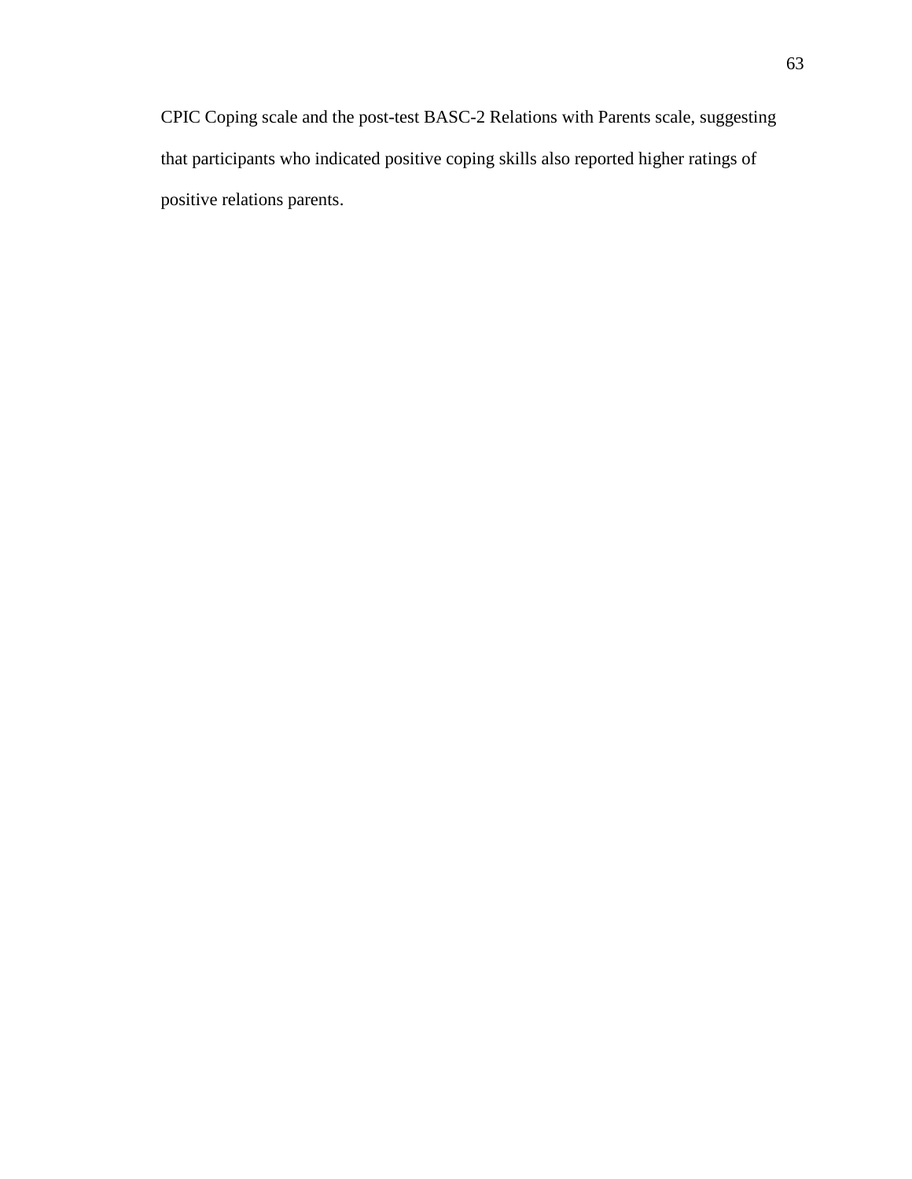CPIC Coping scale and the post-test BASC-2 Relations with Parents scale, suggesting that participants who indicated positive coping skills also reported higher ratings of positive relations parents.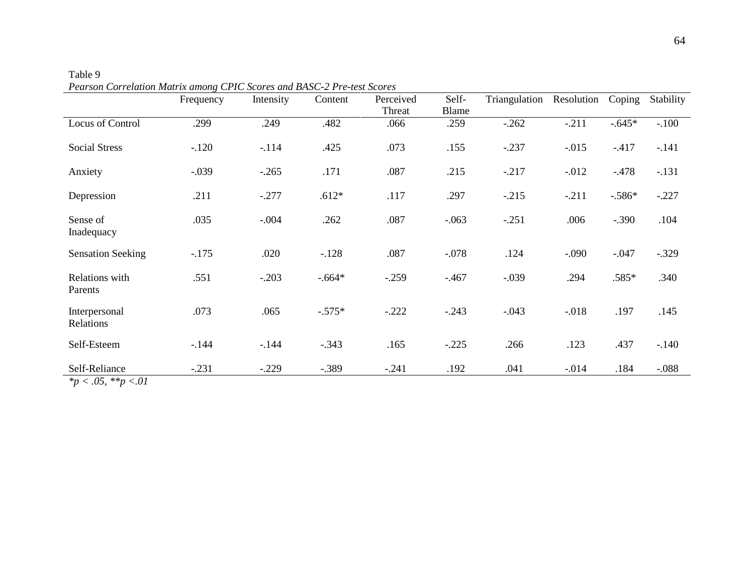Table 9

*Pearson Correlation Matrix among CPIC Scores and BASC-2 Pre-test Scores*

| | Frequency | Intensity | Content | Perceived Threat | Self-Blame | Triangulation | Resolution | Coping | Stability |
|---|---|---|---|---|---|---|---|---|---|
| Locus of Control | .299 | .249 | .482 | .066 | .259 | -.262 | -.211 | -.645* | -.100 |
| Social Stress | -.120 | -.114 | .425 | .073 | .155 | -.237 | -.015 | -.417 | -.141 |
| Anxiety | -.039 | -.265 | .171 | .087 | .215 | -.217 | -.012 | -.478 | -.131 |
| Depression | .211 | -.277 | .612* | .117 | .297 | -.215 | -.211 | -.586* | -.227 |
| Sense of Inadequacy | .035 | -.004 | .262 | .087 | -.063 | -.251 | .006 | -.390 | .104 |
| Sensation Seeking | -.175 | .020 | -.128 | .087 | -.078 | .124 | -.090 | -.047 | -.329 |
| Relations with Parents | .551 | -.203 | -.664* | -.259 | -.467 | -.039 | .294 | .585* | .340 |
| Interpersonal Relations | .073 | .065 | -.575* | -.222 | -.243 | -.043 | -.018 | .197 | .145 |
| Self-Esteem | -.144 | -.144 | -.343 | .165 | -.225 | .266 | .123 | .437 | -.140 |
| Self-Reliance | -.231 | -.229 | -.389 | -.241 | .192 | .041 | -.014 | .184 | -.088 |

*$*p < .05$, $**p < .01$*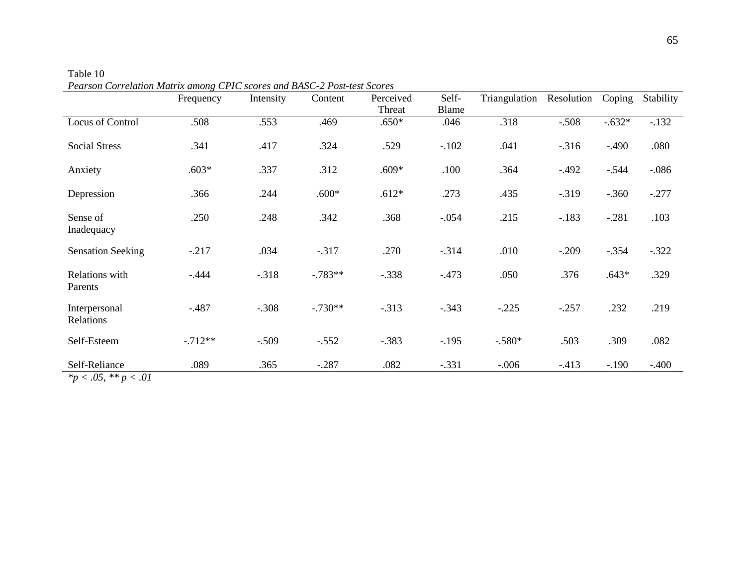Table 10

*Pearson Correlation Matrix among CPIC scores and BASC-2 Post-test Scores*

| | Frequency | Intensity | Content | Perceived Threat | Self-Blame | Triangulation | Resolution | Coping | Stability |
|---|---|---|---|---|---|---|---|---|---|
| Locus of Control | .508 | .553 | .469 | .650* | .046 | .318 | -.508 | -.632* | -.132 |
| Social Stress | .341 | .417 | .324 | .529 | -.102 | .041 | -.316 | -.490 | .080 |
| Anxiety | .603* | .337 | .312 | .609* | .100 | .364 | -.492 | -.544 | -.086 |
| Depression | .366 | .244 | .600* | .612* | .273 | .435 | -.319 | -.360 | -.277 |
| Sense of Inadequacy | .250 | .248 | .342 | .368 | -.054 | .215 | -.183 | -.281 | .103 |
| Sensation Seeking | -.217 | .034 | -.317 | .270 | -.314 | .010 | -.209 | -.354 | -.322 |
| Relations with Parents | -.444 | -.318 | -.783** | -.338 | -.473 | .050 | .376 | .643* | .329 |
| Interpersonal Relations | -.487 | -.308 | -.730** | -.313 | -.343 | -.225 | -.257 | .232 | .219 |
| Self-Esteem | -.712** | -.509 | -.552 | -.383 | -.195 | -.580* | .503 | .309 | .082 |
| Self-Reliance | .089 | .365 | -.287 | .082 | -.331 | -.006 | -.413 | -.190 | -.400 |

$*p < .05$, $**p < .01$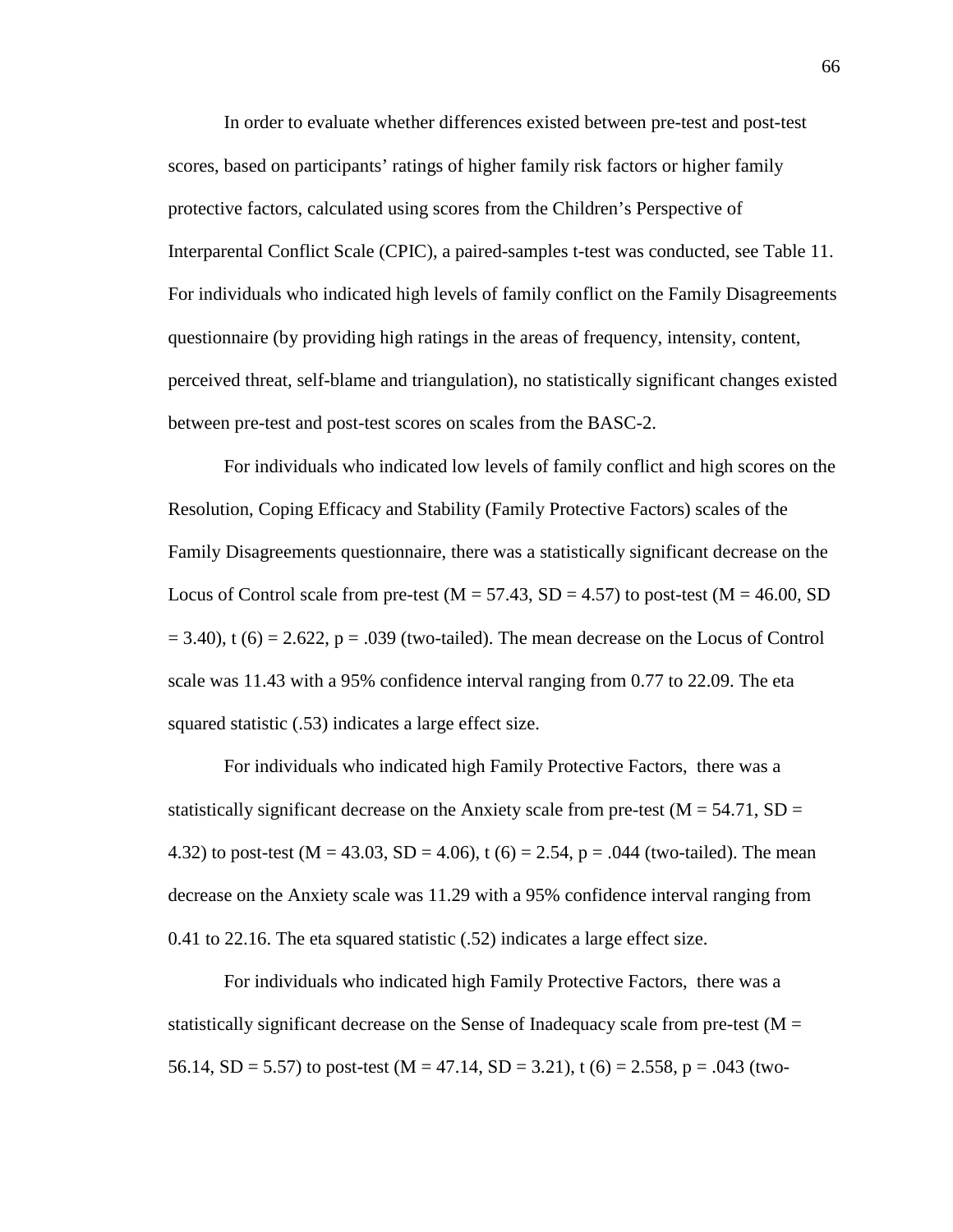In order to evaluate whether differences existed between pre-test and post-test scores, based on participants' ratings of higher family risk factors or higher family protective factors, calculated using scores from the Children's Perspective of Interparental Conflict Scale (CPIC), a paired-samples t-test was conducted, see Table 11. For individuals who indicated high levels of family conflict on the Family Disagreements questionnaire (by providing high ratings in the areas of frequency, intensity, content, perceived threat, self-blame and triangulation), no statistically significant changes existed between pre-test and post-test scores on scales from the BASC-2.

For individuals who indicated low levels of family conflict and high scores on the Resolution, Coping Efficacy and Stability (Family Protective Factors) scales of the Family Disagreements questionnaire, there was a statistically significant decrease on the Locus of Control scale from pre-test ($M = 57.43$, $SD = 4.57$) to post-test ($M = 46.00$, $SD = 3.40$), $t(6) = 2.622$, $p = .039$ (two-tailed). The mean decrease on the Locus of Control scale was 11.43 with a 95% confidence interval ranging from 0.77 to 22.09. The eta squared statistic (.53) indicates a large effect size.

For individuals who indicated high Family Protective Factors, there was a statistically significant decrease on the Anxiety scale from pre-test ($M = 54.71$, $SD = 4.32$) to post-test ($M = 43.03$, $SD = 4.06$), $t(6) = 2.54$, $p = .044$ (two-tailed). The mean decrease on the Anxiety scale was 11.29 with a 95% confidence interval ranging from 0.41 to 22.16. The eta squared statistic (.52) indicates a large effect size.

For individuals who indicated high Family Protective Factors, there was a statistically significant decrease on the Sense of Inadequacy scale from pre-test ($M = 56.14$, $SD = 5.57$) to post-test ($M = 47.14$, $SD = 3.21$), $t(6) = 2.558$, $p = .043$ (two-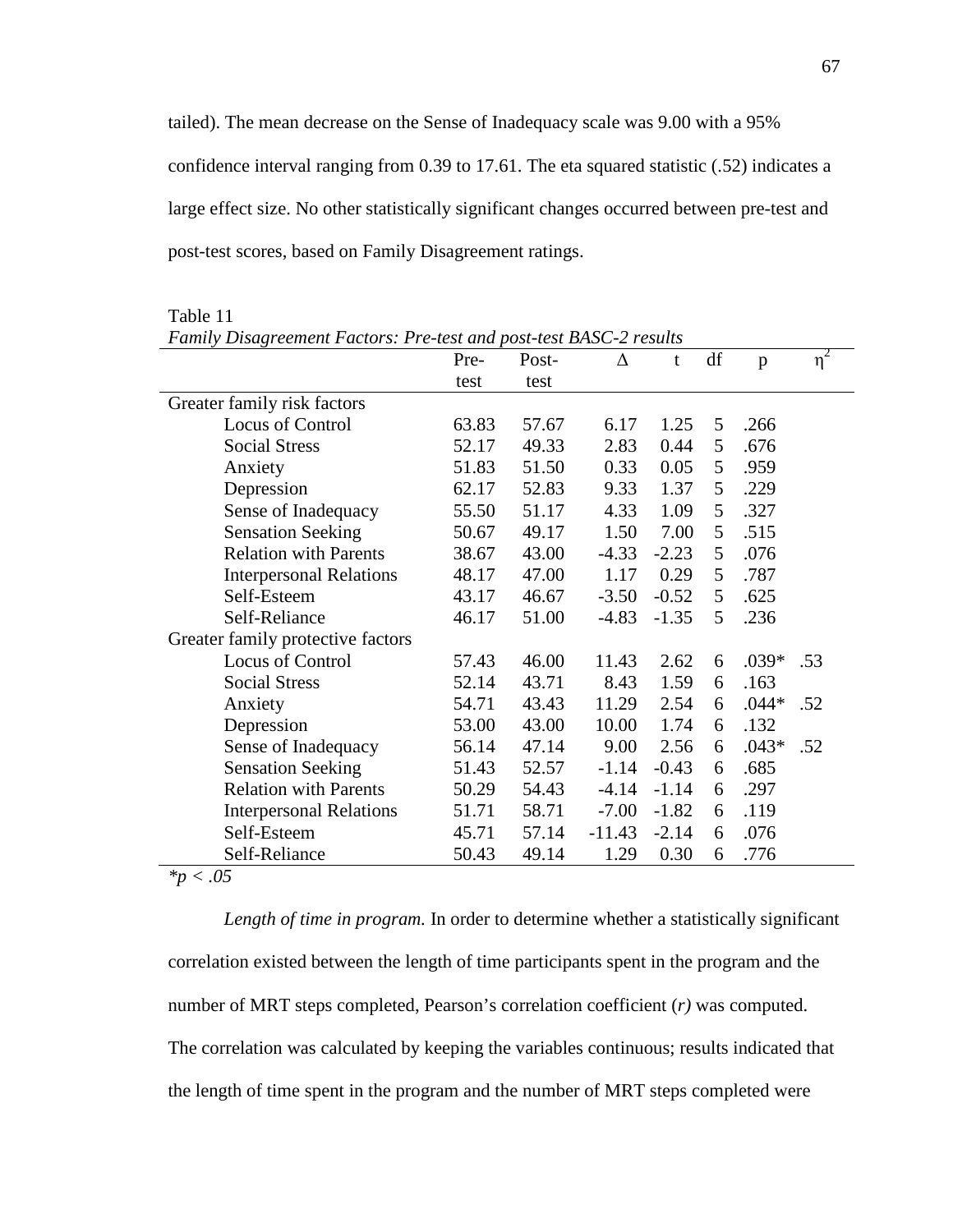tailed). The mean decrease on the Sense of Inadequacy scale was 9.00 with a 95% confidence interval ranging from 0.39 to 17.61. The eta squared statistic (.52) indicates a large effect size. No other statistically significant changes occurred between pre-test and post-test scores, based on Family Disagreement ratings.

Table 11
*Family Disagreement Factors: Pre-test and post-test BASC-2 results*

| | Pre-test | Post-test | Δ | t | df | p | $\eta^2$ |
|---|---|---|---|---|---|---|---|
| Greater family risk factors | | | | | | | |
| Locus of Control | 63.83 | 57.67 | 6.17 | 1.25 | 5 | .266 | |
| Social Stress | 52.17 | 49.33 | 2.83 | 0.44 | 5 | .676 | |
| Anxiety | 51.83 | 51.50 | 0.33 | 0.05 | 5 | .959 | |
| Depression | 62.17 | 52.83 | 9.33 | 1.37 | 5 | .229 | |
| Sense of Inadequacy | 55.50 | 51.17 | 4.33 | 1.09 | 5 | .327 | |
| Sensation Seeking | 50.67 | 49.17 | 1.50 | 7.00 | 5 | .515 | |
| Relation with Parents | 38.67 | 43.00 | -4.33 | -2.23 | 5 | .076 | |
| Interpersonal Relations | 48.17 | 47.00 | 1.17 | 0.29 | 5 | .787 | |
| Self-Esteem | 43.17 | 46.67 | -3.50 | -0.52 | 5 | .625 | |
| Self-Reliance | 46.17 | 51.00 | -4.83 | -1.35 | 5 | .236 | |
| Greater family protective factors | | | | | | | |
| Locus of Control | 57.43 | 46.00 | 11.43 | 2.62 | 6 | .039* | .53 |
| Social Stress | 52.14 | 43.71 | 8.43 | 1.59 | 6 | .163 | |
| Anxiety | 54.71 | 43.43 | 11.29 | 2.54 | 6 | .044* | .52 |
| Depression | 53.00 | 43.00 | 10.00 | 1.74 | 6 | .132 | |
| Sense of Inadequacy | 56.14 | 47.14 | 9.00 | 2.56 | 6 | .043* | .52 |
| Sensation Seeking | 51.43 | 52.57 | -1.14 | -0.43 | 6 | .685 | |
| Relation with Parents | 50.29 | 54.43 | -4.14 | -1.14 | 6 | .297 | |
| Interpersonal Relations | 51.71 | 58.71 | -7.00 | -1.82 | 6 | .119 | |
| Self-Esteem | 45.71 | 57.14 | -11.43 | -2.14 | 6 | .076 | |
| Self-Reliance | 50.43 | 49.14 | 1.29 | 0.30 | 6 | .776 | |

*$^*p < .05$*

*Length of time in program.* In order to determine whether a statistically significant correlation existed between the length of time participants spent in the program and the number of MRT steps completed, Pearson's correlation coefficient (*r*) was computed. The correlation was calculated by keeping the variables continuous; results indicated that the length of time spent in the program and the number of MRT steps completed were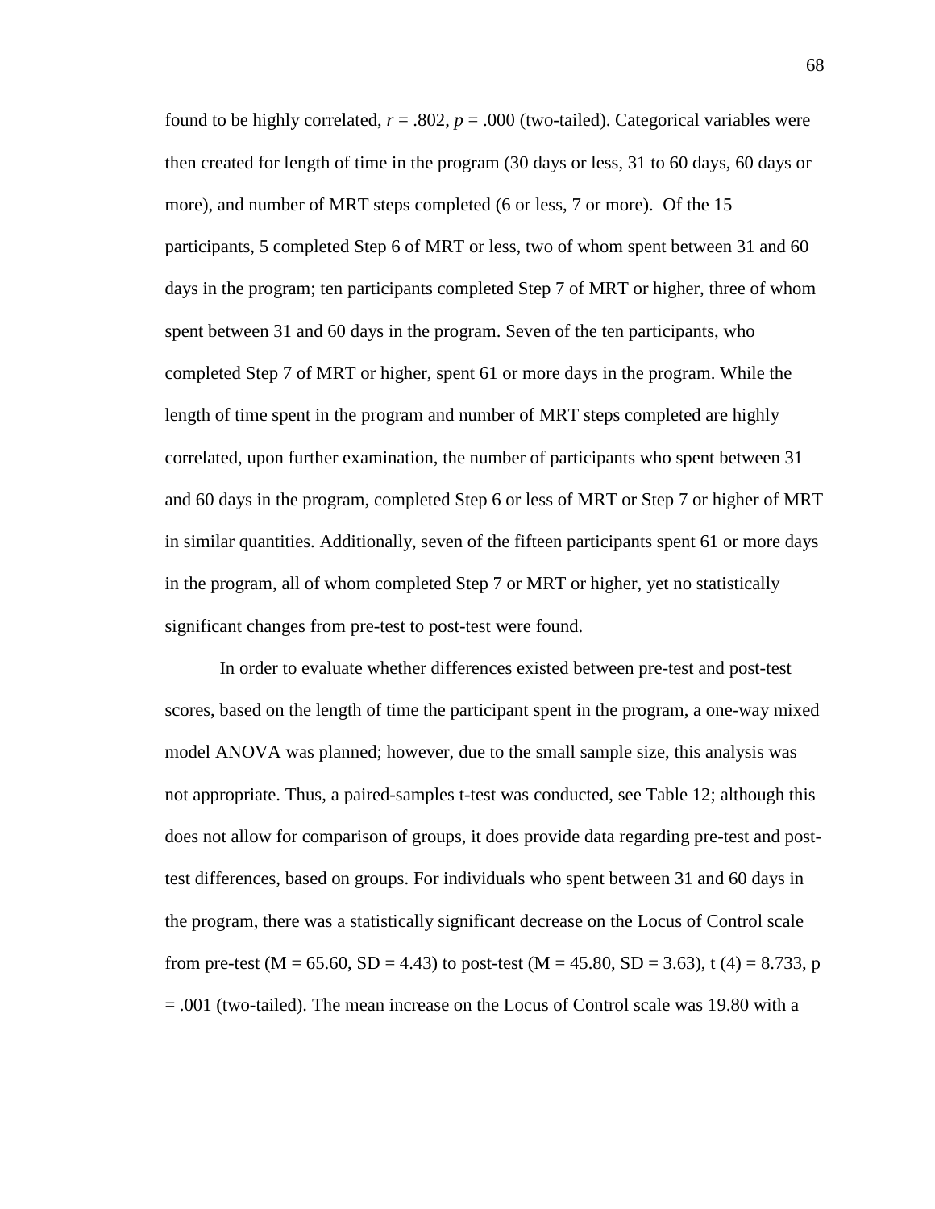found to be highly correlated, $r = .802$, $p = .000$ (two-tailed). Categorical variables were then created for length of time in the program (30 days or less, 31 to 60 days, 60 days or more), and number of MRT steps completed (6 or less, 7 or more). Of the 15 participants, 5 completed Step 6 of MRT or less, two of whom spent between 31 and 60 days in the program; ten participants completed Step 7 of MRT or higher, three of whom spent between 31 and 60 days in the program. Seven of the ten participants, who completed Step 7 of MRT or higher, spent 61 or more days in the program. While the length of time spent in the program and number of MRT steps completed are highly correlated, upon further examination, the number of participants who spent between 31 and 60 days in the program, completed Step 6 or less of MRT or Step 7 or higher of MRT in similar quantities. Additionally, seven of the fifteen participants spent 61 or more days in the program, all of whom completed Step 7 or MRT or higher, yet no statistically significant changes from pre-test to post-test were found.

In order to evaluate whether differences existed between pre-test and post-test scores, based on the length of time the participant spent in the program, a one-way mixed model ANOVA was planned; however, due to the small sample size, this analysis was not appropriate. Thus, a paired-samples t-test was conducted, see Table 12; although this does not allow for comparison of groups, it does provide data regarding pre-test and post-test differences, based on groups. For individuals who spent between 31 and 60 days in the program, there was a statistically significant decrease on the Locus of Control scale from pre-test ($M = 65.60$, $SD = 4.43$) to post-test ($M = 45.80$, $SD = 3.63$), $t(4) = 8.733$, $p = .001$ (two-tailed). The mean increase on the Locus of Control scale was 19.80 with a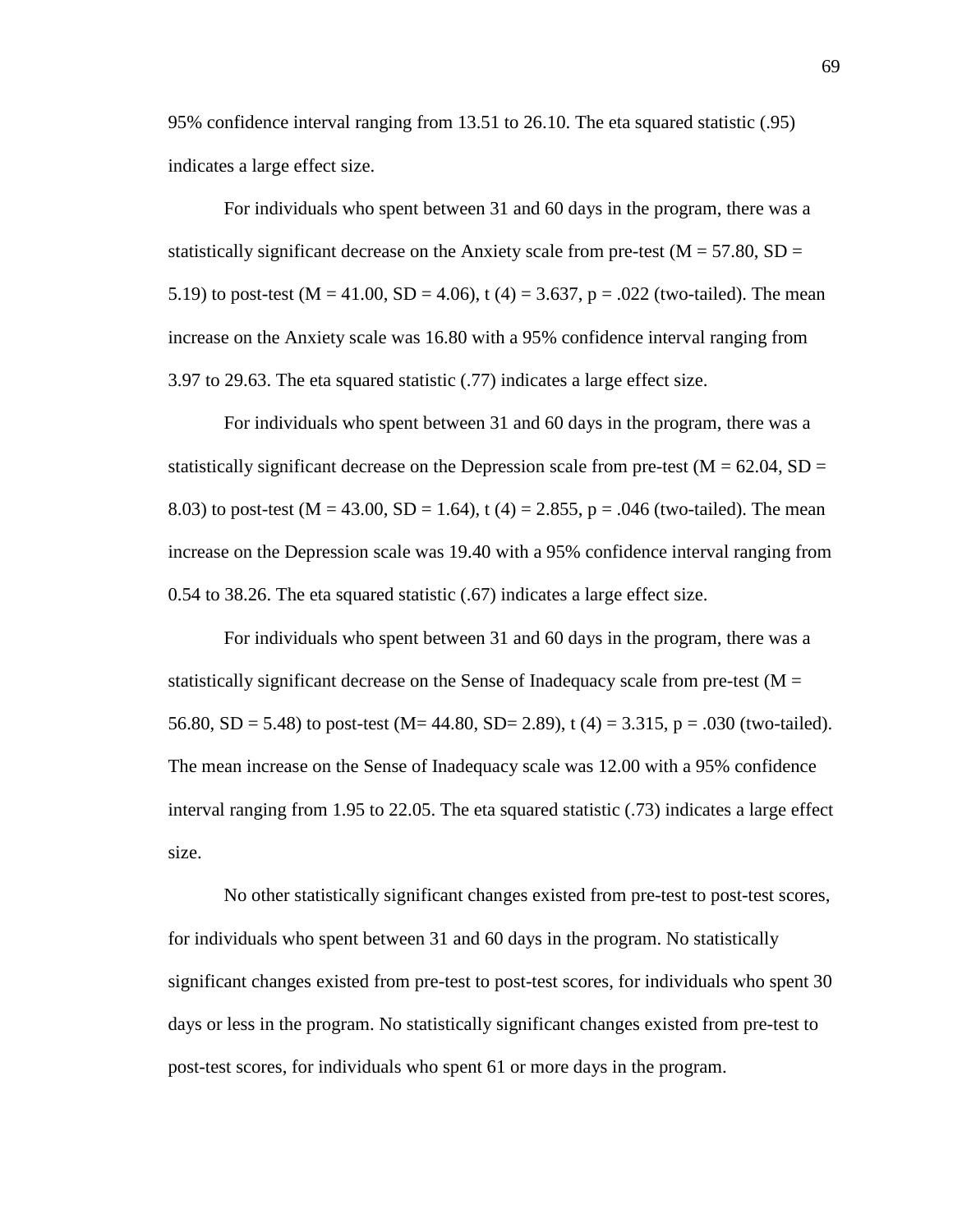95% confidence interval ranging from 13.51 to 26.10. The eta squared statistic (.95) indicates a large effect size.

For individuals who spent between 31 and 60 days in the program, there was a statistically significant decrease on the Anxiety scale from pre-test ($M = 57.80$, $SD = 5.19$) to post-test ($M = 41.00$, $SD = 4.06$), $t(4) = 3.637$, $p = .022$ (two-tailed). The mean increase on the Anxiety scale was 16.80 with a 95% confidence interval ranging from 3.97 to 29.63. The eta squared statistic (.77) indicates a large effect size.

For individuals who spent between 31 and 60 days in the program, there was a statistically significant decrease on the Depression scale from pre-test ($M = 62.04$, $SD = 8.03$) to post-test ($M = 43.00$, $SD = 1.64$), $t(4) = 2.855$, $p = .046$ (two-tailed). The mean increase on the Depression scale was 19.40 with a 95% confidence interval ranging from 0.54 to 38.26. The eta squared statistic (.67) indicates a large effect size.

For individuals who spent between 31 and 60 days in the program, there was a statistically significant decrease on the Sense of Inadequacy scale from pre-test ($M = 56.80$, $SD = 5.48$) to post-test ($M = 44.80$, $SD = 2.89$), $t(4) = 3.315$, $p = .030$ (two-tailed). The mean increase on the Sense of Inadequacy scale was 12.00 with a 95% confidence interval ranging from 1.95 to 22.05. The eta squared statistic (.73) indicates a large effect size.

No other statistically significant changes existed from pre-test to post-test scores, for individuals who spent between 31 and 60 days in the program. No statistically significant changes existed from pre-test to post-test scores, for individuals who spent 30 days or less in the program. No statistically significant changes existed from pre-test to post-test scores, for individuals who spent 61 or more days in the program.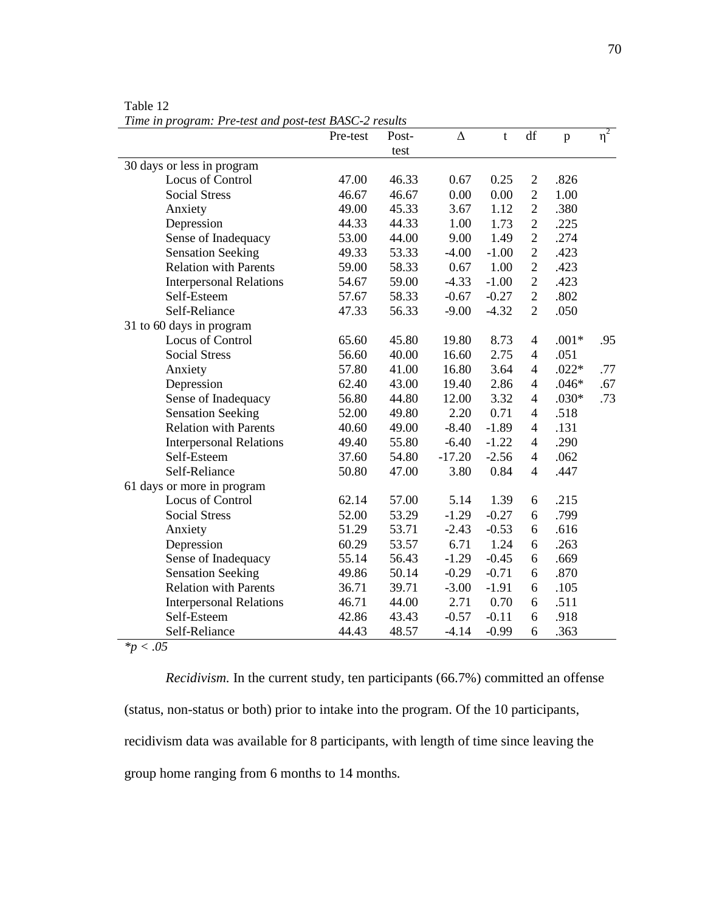Table 12

*Time in program: Pre-test and post-test BASC-2 results*

| | Pre-test | Post-test | Δ | t | df | p | $\eta^2$ |
|---|---|---|---|---|---|---|---|
| 30 days or less in program | | | | | | | |
| Locus of Control | 47.00 | 46.33 | 0.67 | 0.25 | 2 | .826 | |
| Social Stress | 46.67 | 46.67 | 0.00 | 0.00 | 2 | 1.00 | |
| Anxiety | 49.00 | 45.33 | 3.67 | 1.12 | 2 | .380 | |
| Depression | 44.33 | 44.33 | 1.00 | 1.73 | 2 | .225 | |
| Sense of Inadequacy | 53.00 | 44.00 | 9.00 | 1.49 | 2 | .274 | |
| Sensation Seeking | 49.33 | 53.33 | -4.00 | -1.00 | 2 | .423 | |
| Relation with Parents | 59.00 | 58.33 | 0.67 | 1.00 | 2 | .423 | |
| Interpersonal Relations | 54.67 | 59.00 | -4.33 | -1.00 | 2 | .423 | |
| Self-Esteem | 57.67 | 58.33 | -0.67 | -0.27 | 2 | .802 | |
| Self-Reliance | 47.33 | 56.33 | -9.00 | -4.32 | 2 | .050 | |
| 31 to 60 days in program | | | | | | | |
| Locus of Control | 65.60 | 45.80 | 19.80 | 8.73 | 4 | .001* | .95 |
| Social Stress | 56.60 | 40.00 | 16.60 | 2.75 | 4 | .051 | |
| Anxiety | 57.80 | 41.00 | 16.80 | 3.64 | 4 | .022* | .77 |
| Depression | 62.40 | 43.00 | 19.40 | 2.86 | 4 | .046* | .67 |
| Sense of Inadequacy | 56.80 | 44.80 | 12.00 | 3.32 | 4 | .030* | .73 |
| Sensation Seeking | 52.00 | 49.80 | 2.20 | 0.71 | 4 | .518 | |
| Relation with Parents | 40.60 | 49.00 | -8.40 | -1.89 | 4 | .131 | |
| Interpersonal Relations | 49.40 | 55.80 | -6.40 | -1.22 | 4 | .290 | |
| Self-Esteem | 37.60 | 54.80 | -17.20 | -2.56 | 4 | .062 | |
| Self-Reliance | 50.80 | 47.00 | 3.80 | 0.84 | 4 | .447 | |
| 61 days or more in program | | | | | | | |
| Locus of Control | 62.14 | 57.00 | 5.14 | 1.39 | 6 | .215 | |
| Social Stress | 52.00 | 53.29 | -1.29 | -0.27 | 6 | .799 | |
| Anxiety | 51.29 | 53.71 | -2.43 | -0.53 | 6 | .616 | |
| Depression | 60.29 | 53.57 | 6.71 | 1.24 | 6 | .263 | |
| Sense of Inadequacy | 55.14 | 56.43 | -1.29 | -0.45 | 6 | .669 | |
| Sensation Seeking | 49.86 | 50.14 | -0.29 | -0.71 | 6 | .870 | |
| Relation with Parents | 36.71 | 39.71 | -3.00 | -1.91 | 6 | .105 | |
| Interpersonal Relations | 46.71 | 44.00 | 2.71 | 0.70 | 6 | .511 | |
| Self-Esteem | 42.86 | 43.43 | -0.57 | -0.11 | 6 | .918 | |
| Self-Reliance | 44.43 | 48.57 | -4.14 | -0.99 | 6 | .363 | |

*$^*p < .05$*

*Recidivism.* In the current study, ten participants (66.7%) committed an offense (status, non-status or both) prior to intake into the program. Of the 10 participants, recidivism data was available for 8 participants, with length of time since leaving the group home ranging from 6 months to 14 months.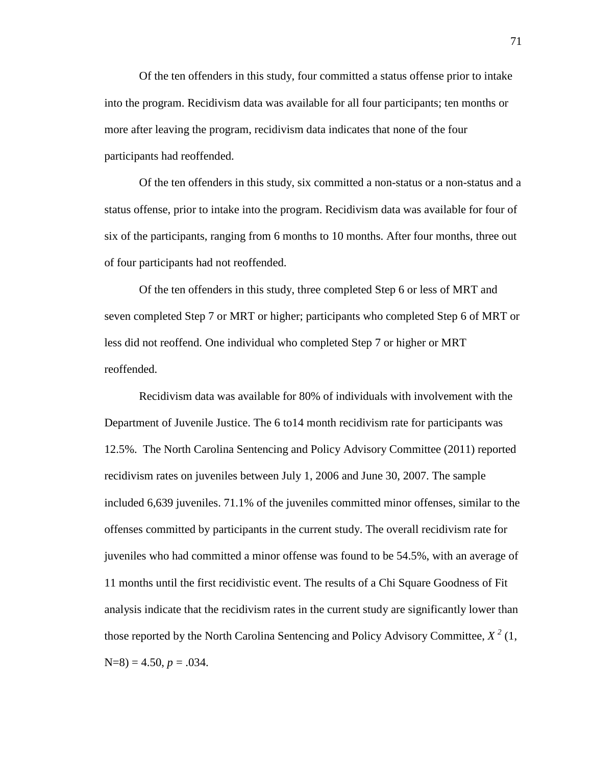Of the ten offenders in this study, four committed a status offense prior to intake into the program. Recidivism data was available for all four participants; ten months or more after leaving the program, recidivism data indicates that none of the four participants had reoffended.

Of the ten offenders in this study, six committed a non-status or a non-status and a status offense, prior to intake into the program. Recidivism data was available for four of six of the participants, ranging from 6 months to 10 months. After four months, three out of four participants had not reoffended.

Of the ten offenders in this study, three completed Step 6 or less of MRT and seven completed Step 7 or MRT or higher; participants who completed Step 6 of MRT or less did not reoffend. One individual who completed Step 7 or higher or MRT reoffended.

Recidivism data was available for 80% of individuals with involvement with the Department of Juvenile Justice. The 6 to14 month recidivism rate for participants was 12.5%. The North Carolina Sentencing and Policy Advisory Committee (2011) reported recidivism rates on juveniles between July 1, 2006 and June 30, 2007. The sample included 6,639 juveniles. 71.1% of the juveniles committed minor offenses, similar to the offenses committed by participants in the current study. The overall recidivism rate for juveniles who had committed a minor offense was found to be 54.5%, with an average of 11 months until the first recidivistic event. The results of a Chi Square Goodness of Fit analysis indicate that the recidivism rates in the current study are significantly lower than those reported by the North Carolina Sentencing and Policy Advisory Committee, $X^2$ (1, N=8) = 4.50, $p$ = .034.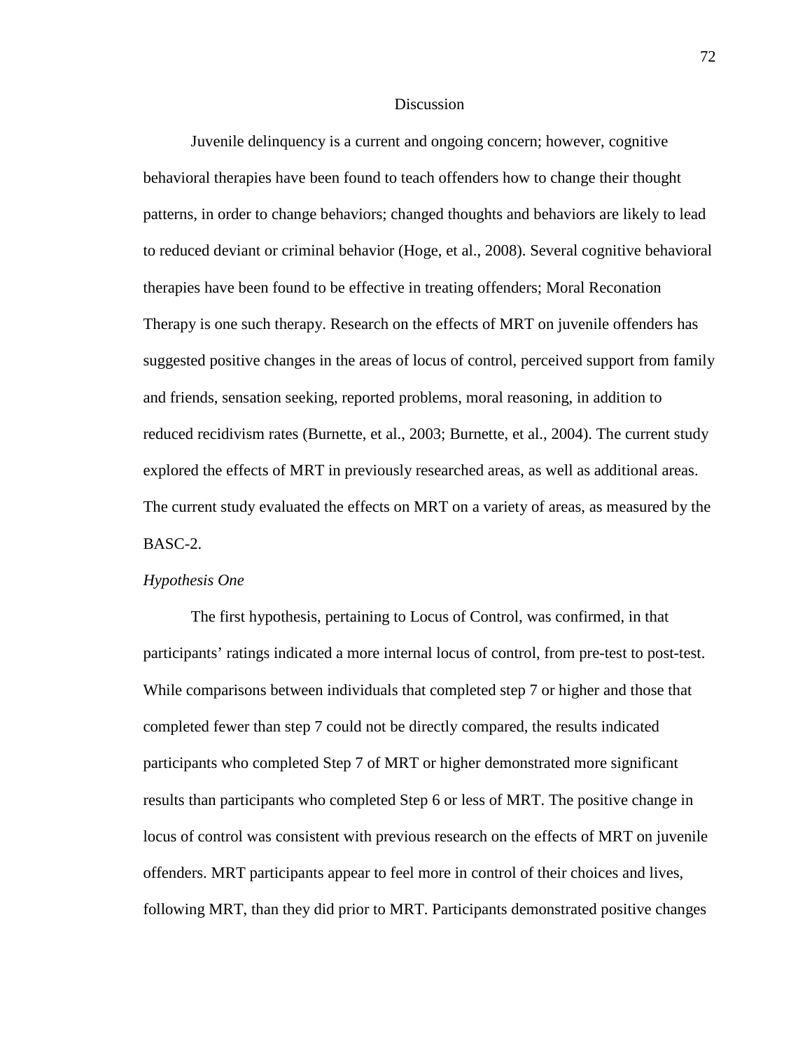# Discussion

Juvenile delinquency is a current and ongoing concern; however, cognitive behavioral therapies have been found to teach offenders how to change their thought patterns, in order to change behaviors; changed thoughts and behaviors are likely to lead to reduced deviant or criminal behavior (Hoge, et al., 2008). Several cognitive behavioral therapies have been found to be effective in treating offenders; Moral Reconation Therapy is one such therapy. Research on the effects of MRT on juvenile offenders has suggested positive changes in the areas of locus of control, perceived support from family and friends, sensation seeking, reported problems, moral reasoning, in addition to reduced recidivism rates (Burnette, et al., 2003; Burnette, et al., 2004). The current study explored the effects of MRT in previously researched areas, as well as additional areas. The current study evaluated the effects on MRT on a variety of areas, as measured by the BASC-2.

## *Hypothesis One*

The first hypothesis, pertaining to Locus of Control, was confirmed, in that participants' ratings indicated a more internal locus of control, from pre-test to post-test. While comparisons between individuals that completed step 7 or higher and those that completed fewer than step 7 could not be directly compared, the results indicated participants who completed Step 7 of MRT or higher demonstrated more significant results than participants who completed Step 6 or less of MRT. The positive change in locus of control was consistent with previous research on the effects of MRT on juvenile offenders. MRT participants appear to feel more in control of their choices and lives, following MRT, than they did prior to MRT. Participants demonstrated positive changes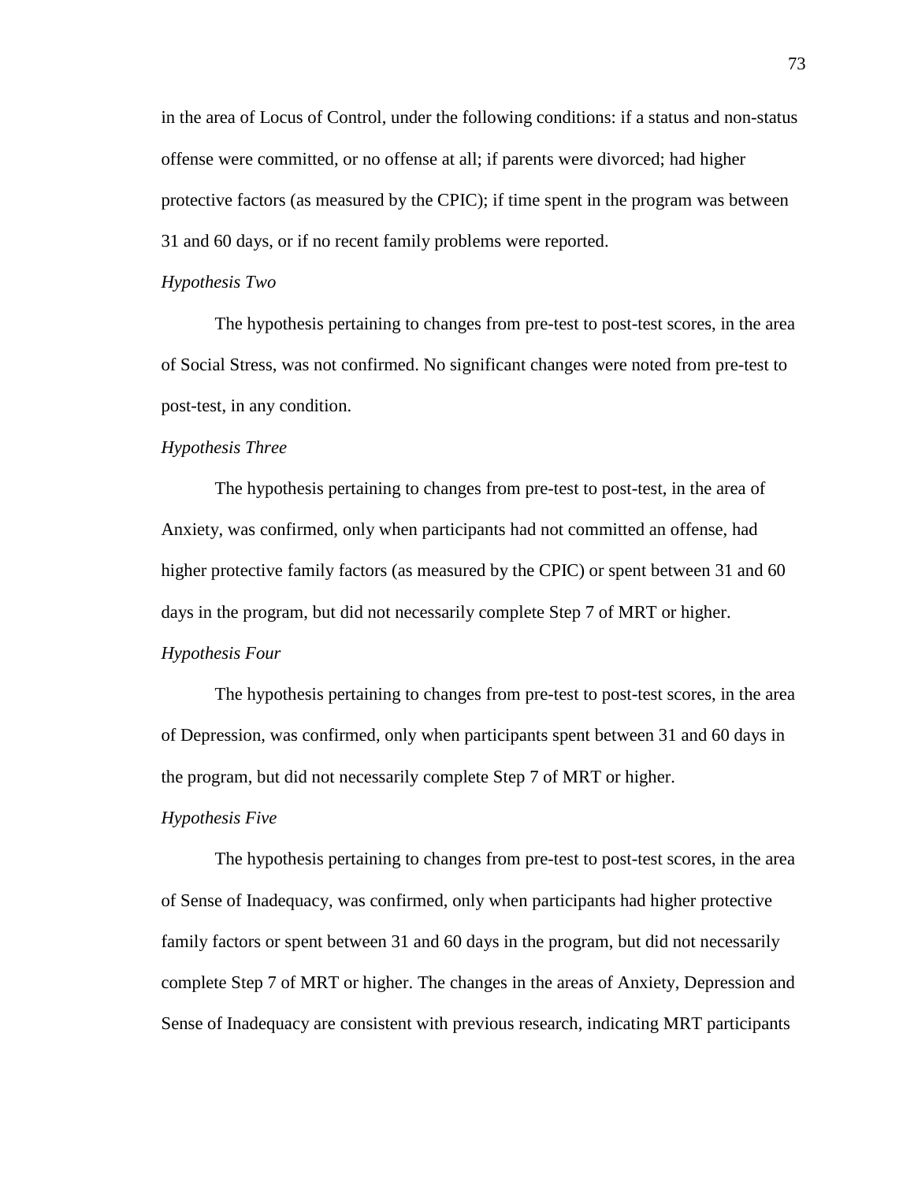in the area of Locus of Control, under the following conditions: if a status and non-status offense were committed, or no offense at all; if parents were divorced; had higher protective factors (as measured by the CPIC); if time spent in the program was between 31 and 60 days, or if no recent family problems were reported.

*Hypothesis Two*

The hypothesis pertaining to changes from pre-test to post-test scores, in the area of Social Stress, was not confirmed. No significant changes were noted from pre-test to post-test, in any condition.

*Hypothesis Three*

The hypothesis pertaining to changes from pre-test to post-test, in the area of Anxiety, was confirmed, only when participants had not committed an offense, had higher protective family factors (as measured by the CPIC) or spent between 31 and 60 days in the program, but did not necessarily complete Step 7 of MRT or higher.

*Hypothesis Four*

The hypothesis pertaining to changes from pre-test to post-test scores, in the area of Depression, was confirmed, only when participants spent between 31 and 60 days in the program, but did not necessarily complete Step 7 of MRT or higher.

*Hypothesis Five*

The hypothesis pertaining to changes from pre-test to post-test scores, in the area of Sense of Inadequacy, was confirmed, only when participants had higher protective family factors or spent between 31 and 60 days in the program, but did not necessarily complete Step 7 of MRT or higher. The changes in the areas of Anxiety, Depression and Sense of Inadequacy are consistent with previous research, indicating MRT participants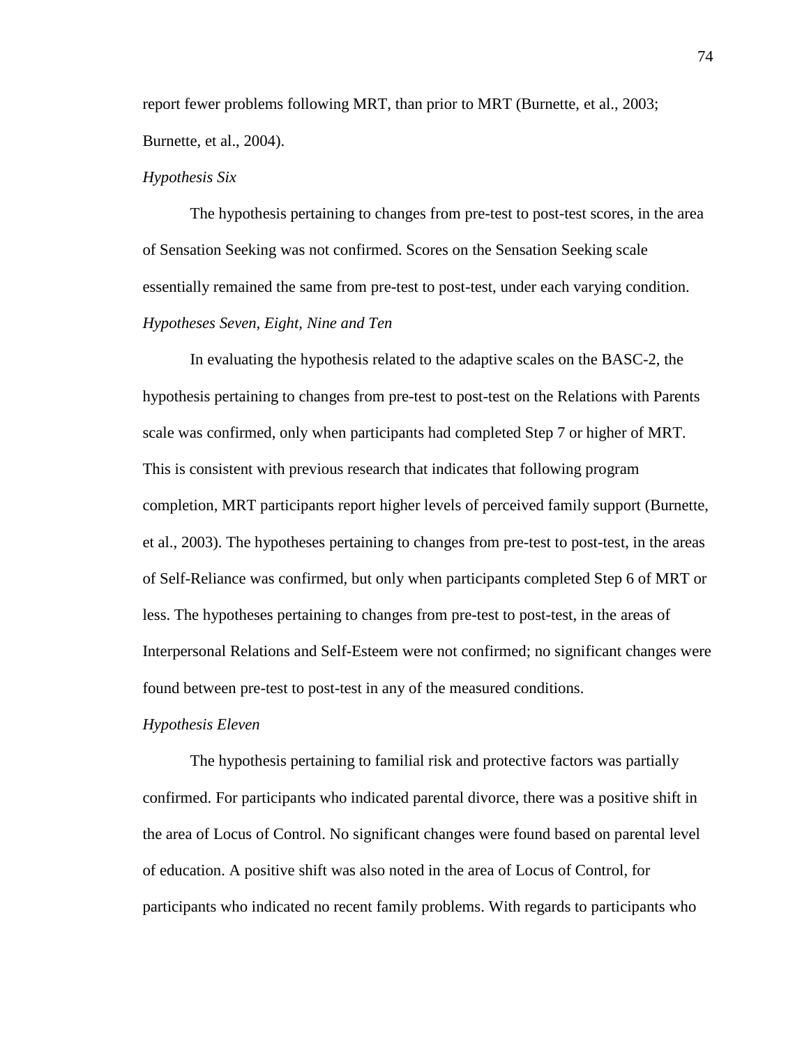report fewer problems following MRT, than prior to MRT (Burnette, et al., 2003; Burnette, et al., 2004).

*Hypothesis Six*

The hypothesis pertaining to changes from pre-test to post-test scores, in the area of Sensation Seeking was not confirmed. Scores on the Sensation Seeking scale essentially remained the same from pre-test to post-test, under each varying condition.

*Hypotheses Seven, Eight, Nine and Ten*

In evaluating the hypothesis related to the adaptive scales on the BASC-2, the hypothesis pertaining to changes from pre-test to post-test on the Relations with Parents scale was confirmed, only when participants had completed Step 7 or higher of MRT. This is consistent with previous research that indicates that following program completion, MRT participants report higher levels of perceived family support (Burnette, et al., 2003). The hypotheses pertaining to changes from pre-test to post-test, in the areas of Self-Reliance was confirmed, but only when participants completed Step 6 of MRT or less. The hypotheses pertaining to changes from pre-test to post-test, in the areas of Interpersonal Relations and Self-Esteem were not confirmed; no significant changes were found between pre-test to post-test in any of the measured conditions.

*Hypothesis Eleven*

The hypothesis pertaining to familial risk and protective factors was partially confirmed. For participants who indicated parental divorce, there was a positive shift in the area of Locus of Control. No significant changes were found based on parental level of education. A positive shift was also noted in the area of Locus of Control, for participants who indicated no recent family problems. With regards to participants who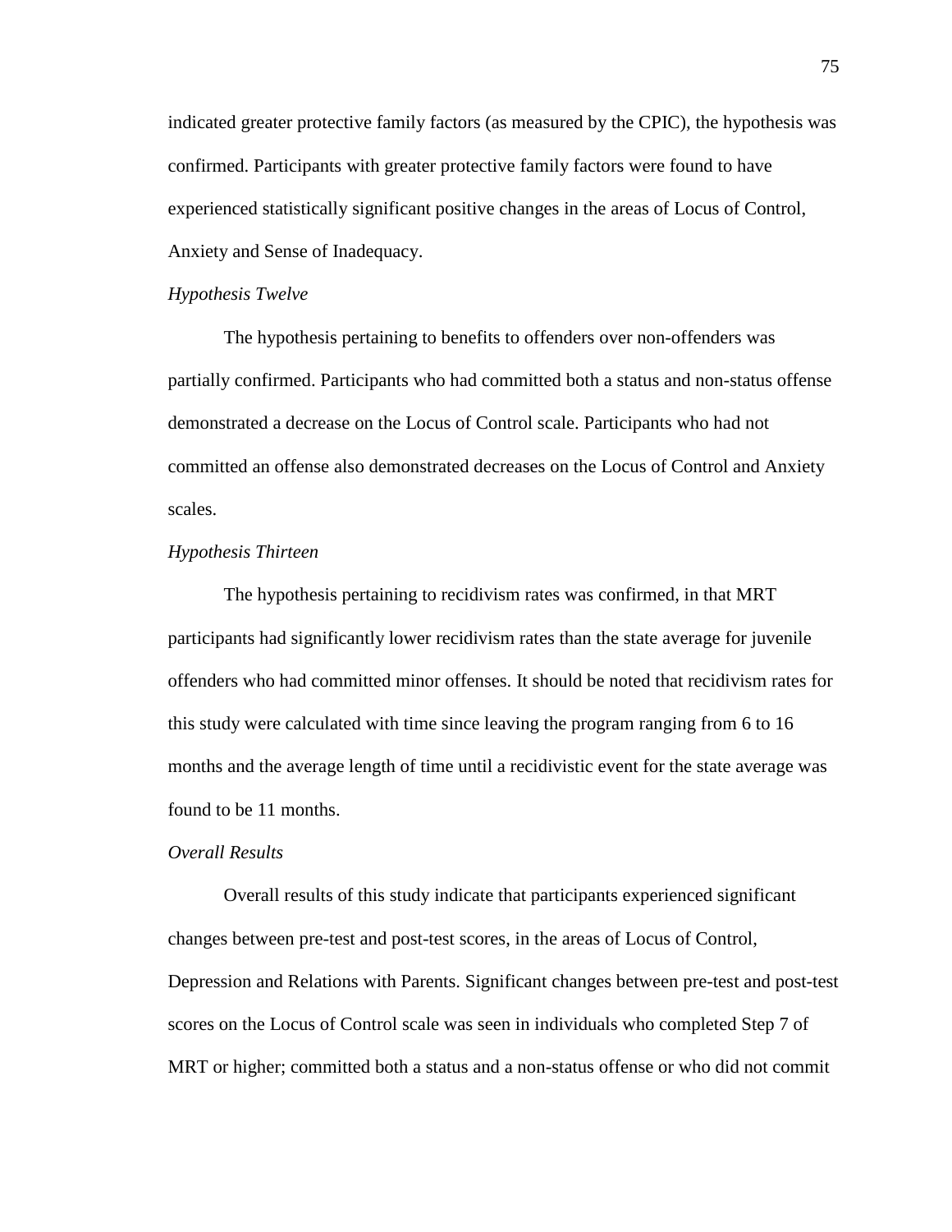indicated greater protective family factors (as measured by the CPIC), the hypothesis was confirmed. Participants with greater protective family factors were found to have experienced statistically significant positive changes in the areas of Locus of Control, Anxiety and Sense of Inadequacy.

*Hypothesis Twelve*

The hypothesis pertaining to benefits to offenders over non-offenders was partially confirmed. Participants who had committed both a status and non-status offense demonstrated a decrease on the Locus of Control scale. Participants who had not committed an offense also demonstrated decreases on the Locus of Control and Anxiety scales.

*Hypothesis Thirteen*

The hypothesis pertaining to recidivism rates was confirmed, in that MRT participants had significantly lower recidivism rates than the state average for juvenile offenders who had committed minor offenses. It should be noted that recidivism rates for this study were calculated with time since leaving the program ranging from 6 to 16 months and the average length of time until a recidivistic event for the state average was found to be 11 months.

*Overall Results*

Overall results of this study indicate that participants experienced significant changes between pre-test and post-test scores, in the areas of Locus of Control, Depression and Relations with Parents. Significant changes between pre-test and post-test scores on the Locus of Control scale was seen in individuals who completed Step 7 of MRT or higher; committed both a status and a non-status offense or who did not commit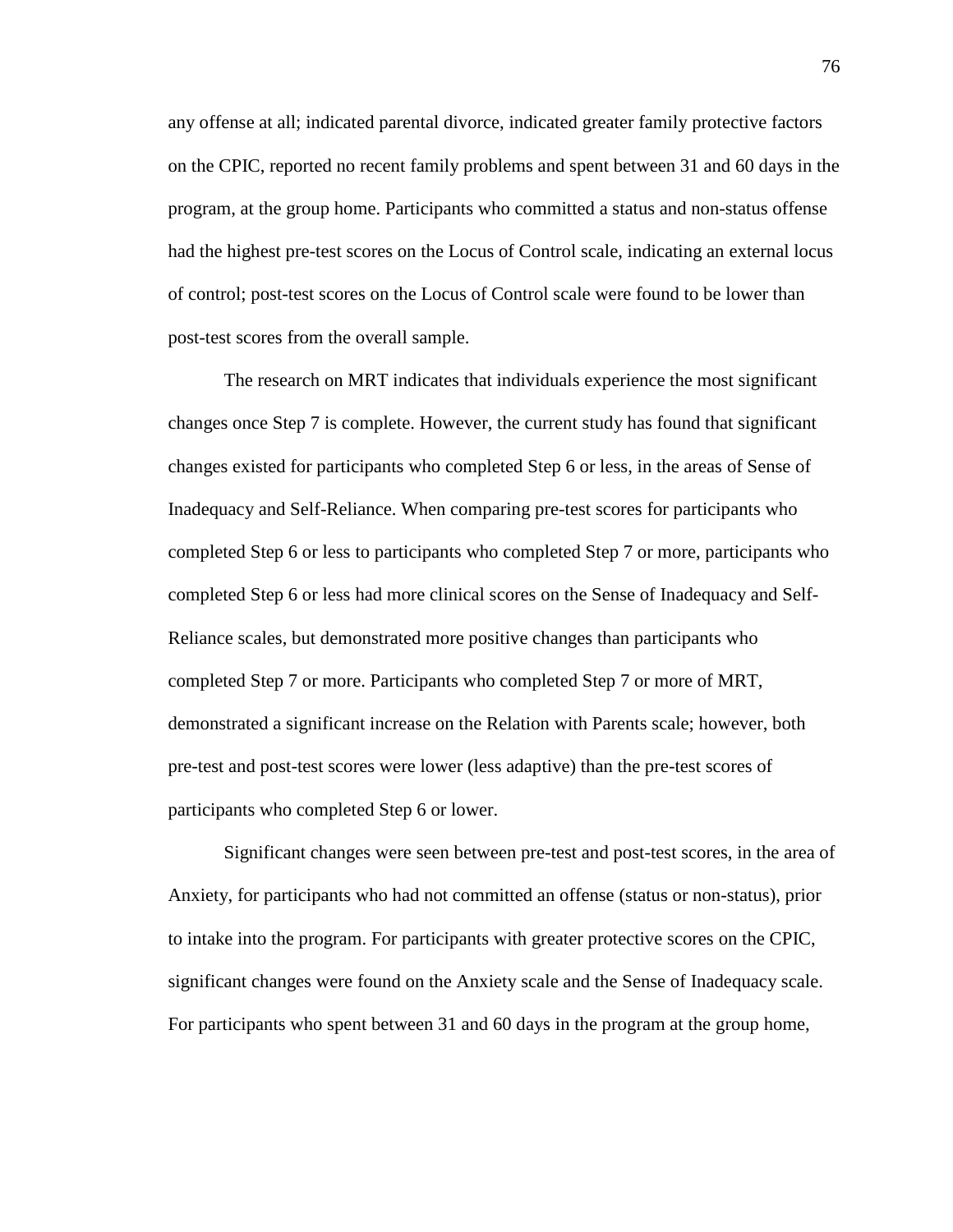any offense at all; indicated parental divorce, indicated greater family protective factors on the CPIC, reported no recent family problems and spent between 31 and 60 days in the program, at the group home. Participants who committed a status and non-status offense had the highest pre-test scores on the Locus of Control scale, indicating an external locus of control; post-test scores on the Locus of Control scale were found to be lower than post-test scores from the overall sample.

The research on MRT indicates that individuals experience the most significant changes once Step 7 is complete. However, the current study has found that significant changes existed for participants who completed Step 6 or less, in the areas of Sense of Inadequacy and Self-Reliance. When comparing pre-test scores for participants who completed Step 6 or less to participants who completed Step 7 or more, participants who completed Step 6 or less had more clinical scores on the Sense of Inadequacy and Self-Reliance scales, but demonstrated more positive changes than participants who completed Step 7 or more. Participants who completed Step 7 or more of MRT, demonstrated a significant increase on the Relation with Parents scale; however, both pre-test and post-test scores were lower (less adaptive) than the pre-test scores of participants who completed Step 6 or lower.

Significant changes were seen between pre-test and post-test scores, in the area of Anxiety, for participants who had not committed an offense (status or non-status), prior to intake into the program. For participants with greater protective scores on the CPIC, significant changes were found on the Anxiety scale and the Sense of Inadequacy scale. For participants who spent between 31 and 60 days in the program at the group home,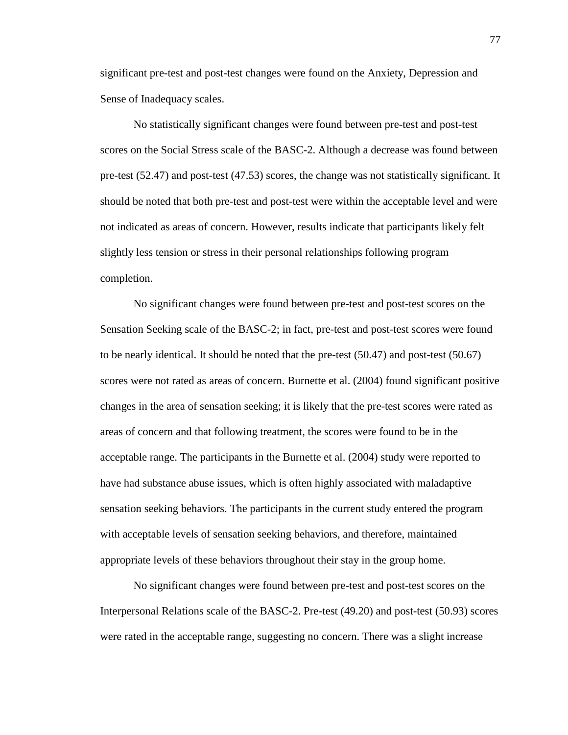significant pre-test and post-test changes were found on the Anxiety, Depression and Sense of Inadequacy scales.

No statistically significant changes were found between pre-test and post-test scores on the Social Stress scale of the BASC-2. Although a decrease was found between pre-test (52.47) and post-test (47.53) scores, the change was not statistically significant. It should be noted that both pre-test and post-test were within the acceptable level and were not indicated as areas of concern. However, results indicate that participants likely felt slightly less tension or stress in their personal relationships following program completion.

No significant changes were found between pre-test and post-test scores on the Sensation Seeking scale of the BASC-2; in fact, pre-test and post-test scores were found to be nearly identical. It should be noted that the pre-test (50.47) and post-test (50.67) scores were not rated as areas of concern. Burnette et al. (2004) found significant positive changes in the area of sensation seeking; it is likely that the pre-test scores were rated as areas of concern and that following treatment, the scores were found to be in the acceptable range. The participants in the Burnette et al. (2004) study were reported to have had substance abuse issues, which is often highly associated with maladaptive sensation seeking behaviors. The participants in the current study entered the program with acceptable levels of sensation seeking behaviors, and therefore, maintained appropriate levels of these behaviors throughout their stay in the group home.

No significant changes were found between pre-test and post-test scores on the Interpersonal Relations scale of the BASC-2. Pre-test (49.20) and post-test (50.93) scores were rated in the acceptable range, suggesting no concern. There was a slight increase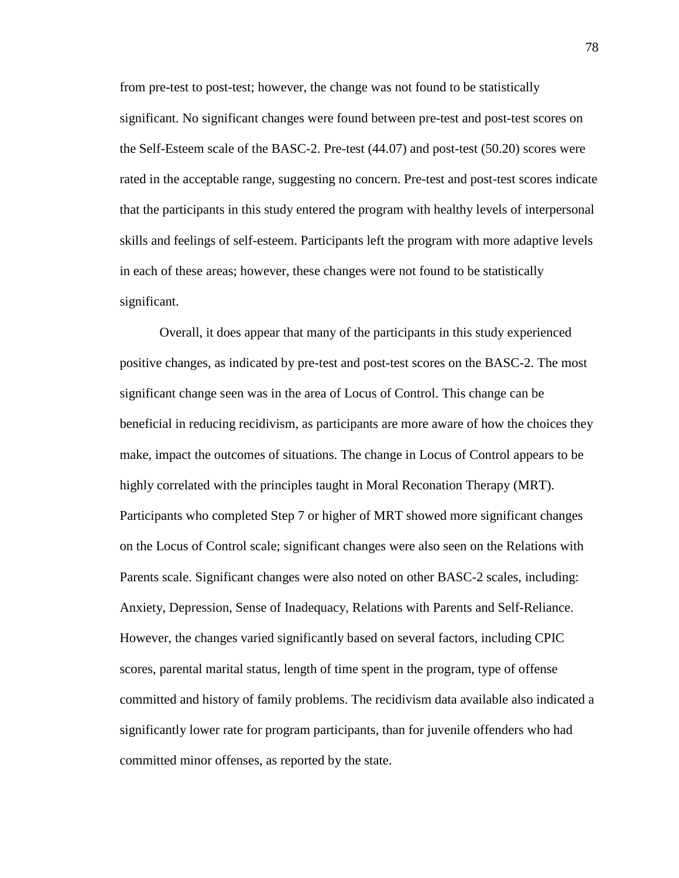from pre-test to post-test; however, the change was not found to be statistically significant. No significant changes were found between pre-test and post-test scores on the Self-Esteem scale of the BASC-2. Pre-test (44.07) and post-test (50.20) scores were rated in the acceptable range, suggesting no concern. Pre-test and post-test scores indicate that the participants in this study entered the program with healthy levels of interpersonal skills and feelings of self-esteem. Participants left the program with more adaptive levels in each of these areas; however, these changes were not found to be statistically significant.

Overall, it does appear that many of the participants in this study experienced positive changes, as indicated by pre-test and post-test scores on the BASC-2. The most significant change seen was in the area of Locus of Control. This change can be beneficial in reducing recidivism, as participants are more aware of how the choices they make, impact the outcomes of situations. The change in Locus of Control appears to be highly correlated with the principles taught in Moral Reconation Therapy (MRT). Participants who completed Step 7 or higher of MRT showed more significant changes on the Locus of Control scale; significant changes were also seen on the Relations with Parents scale. Significant changes were also noted on other BASC-2 scales, including: Anxiety, Depression, Sense of Inadequacy, Relations with Parents and Self-Reliance. However, the changes varied significantly based on several factors, including CPIC scores, parental marital status, length of time spent in the program, type of offense committed and history of family problems. The recidivism data available also indicated a significantly lower rate for program participants, than for juvenile offenders who had committed minor offenses, as reported by the state.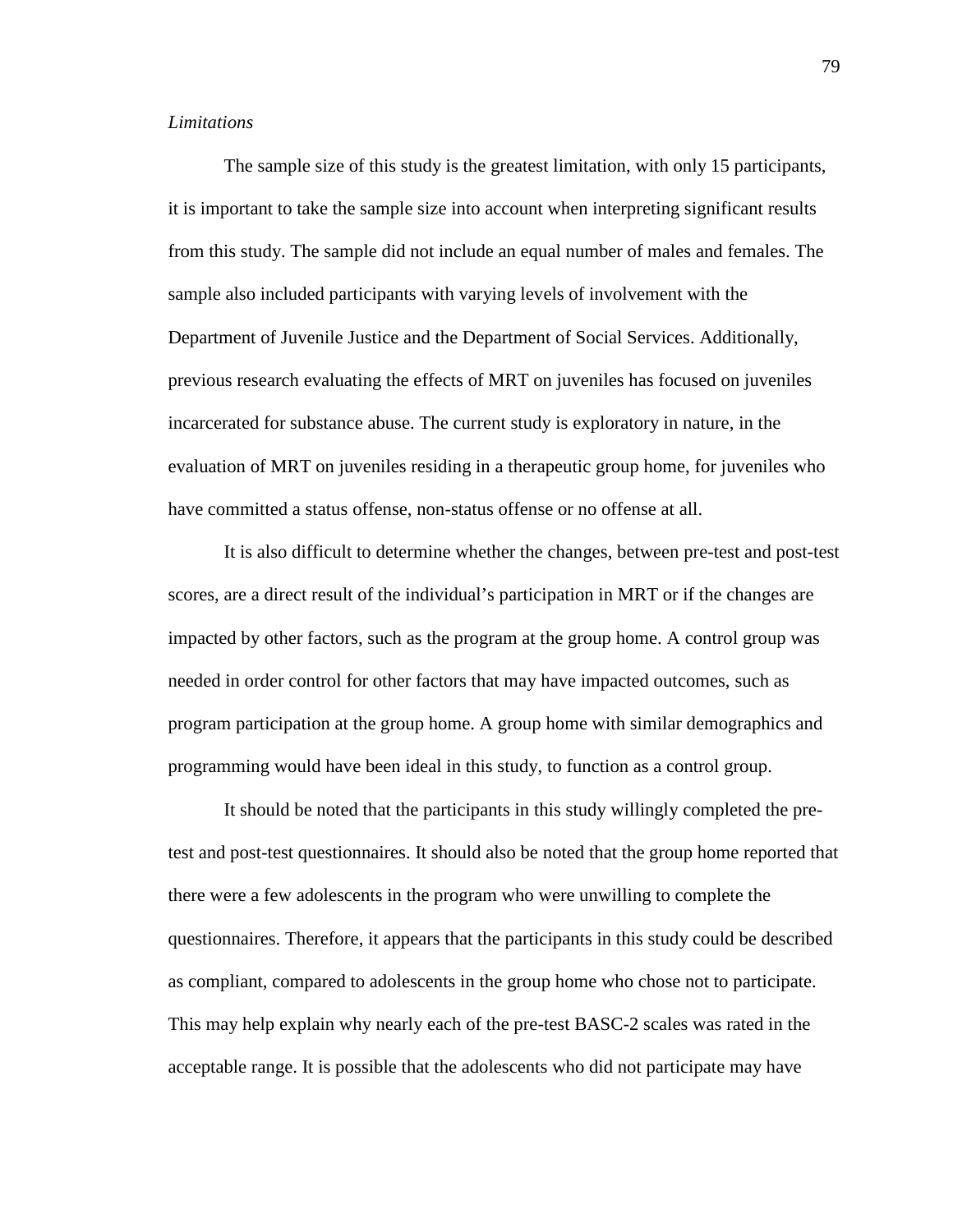*Limitations*

The sample size of this study is the greatest limitation, with only 15 participants, it is important to take the sample size into account when interpreting significant results from this study. The sample did not include an equal number of males and females. The sample also included participants with varying levels of involvement with the Department of Juvenile Justice and the Department of Social Services. Additionally, previous research evaluating the effects of MRT on juveniles has focused on juveniles incarcerated for substance abuse. The current study is exploratory in nature, in the evaluation of MRT on juveniles residing in a therapeutic group home, for juveniles who have committed a status offense, non-status offense or no offense at all.

It is also difficult to determine whether the changes, between pre-test and post-test scores, are a direct result of the individual's participation in MRT or if the changes are impacted by other factors, such as the program at the group home. A control group was needed in order control for other factors that may have impacted outcomes, such as program participation at the group home. A group home with similar demographics and programming would have been ideal in this study, to function as a control group.

It should be noted that the participants in this study willingly completed the pre-test and post-test questionnaires. It should also be noted that the group home reported that there were a few adolescents in the program who were unwilling to complete the questionnaires. Therefore, it appears that the participants in this study could be described as compliant, compared to adolescents in the group home who chose not to participate. This may help explain why nearly each of the pre-test BASC-2 scales was rated in the acceptable range. It is possible that the adolescents who did not participate may have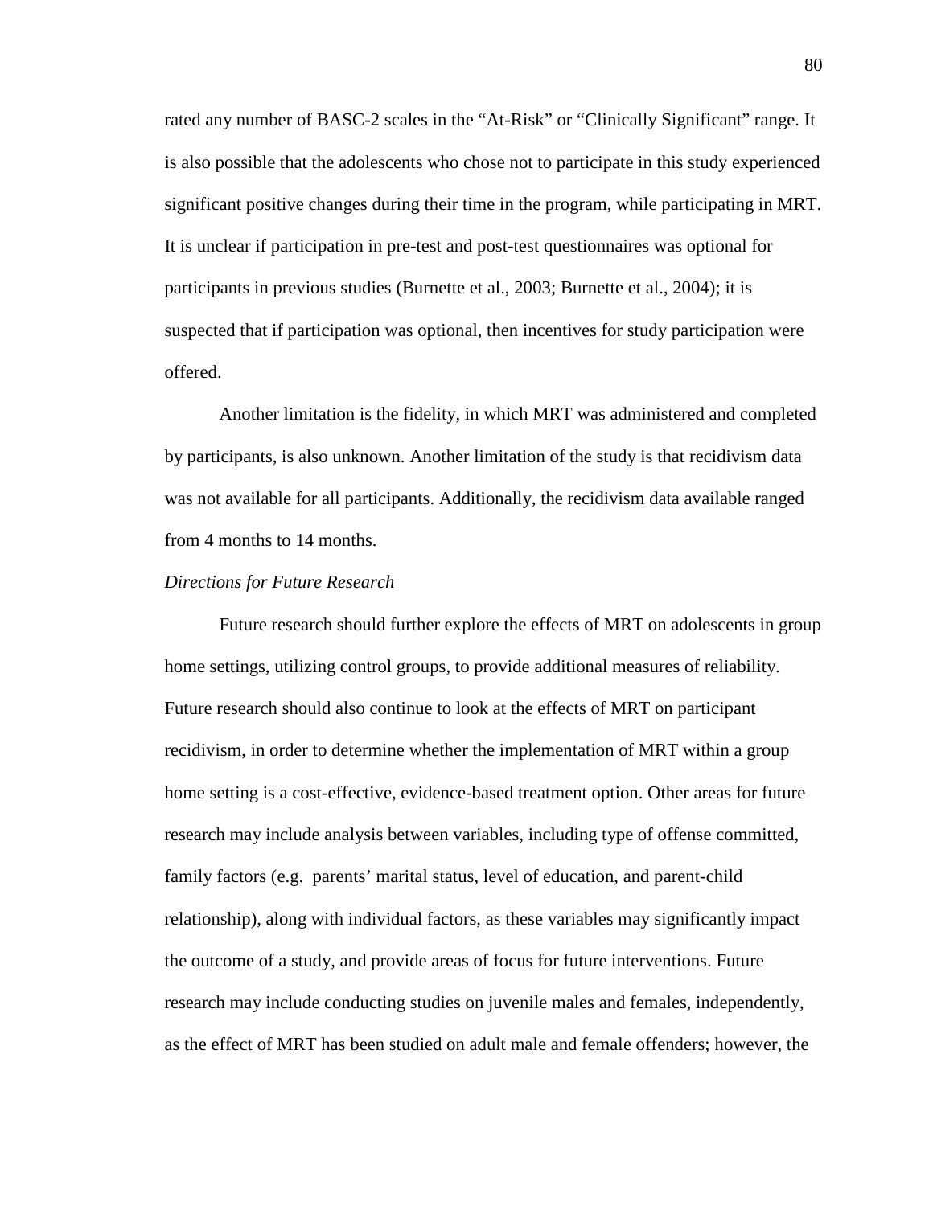rated any number of BASC-2 scales in the "At-Risk" or "Clinically Significant" range. It is also possible that the adolescents who chose not to participate in this study experienced significant positive changes during their time in the program, while participating in MRT. It is unclear if participation in pre-test and post-test questionnaires was optional for participants in previous studies (Burnette et al., 2003; Burnette et al., 2004); it is suspected that if participation was optional, then incentives for study participation were offered.

Another limitation is the fidelity, in which MRT was administered and completed by participants, is also unknown. Another limitation of the study is that recidivism data was not available for all participants. Additionally, the recidivism data available ranged from 4 months to 14 months.

*Directions for Future Research*

Future research should further explore the effects of MRT on adolescents in group home settings, utilizing control groups, to provide additional measures of reliability. Future research should also continue to look at the effects of MRT on participant recidivism, in order to determine whether the implementation of MRT within a group home setting is a cost-effective, evidence-based treatment option. Other areas for future research may include analysis between variables, including type of offense committed, family factors (e.g. parents' marital status, level of education, and parent-child relationship), along with individual factors, as these variables may significantly impact the outcome of a study, and provide areas of focus for future interventions. Future research may include conducting studies on juvenile males and females, independently, as the effect of MRT has been studied on adult male and female offenders; however, the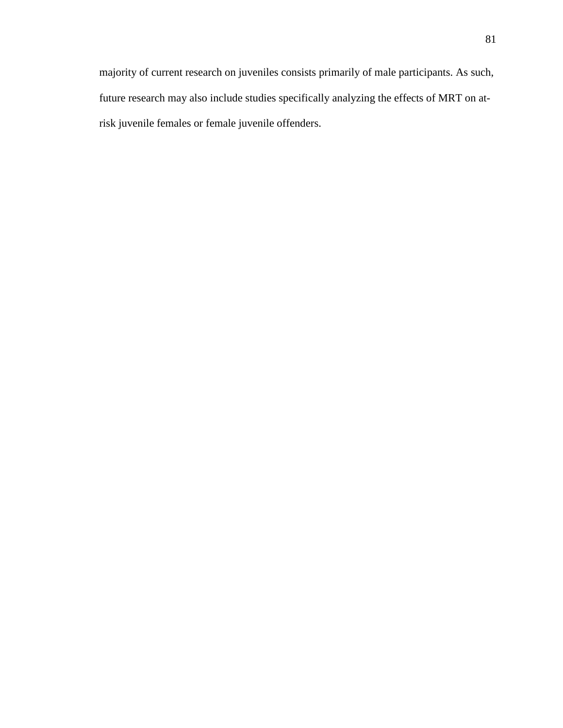majority of current research on juveniles consists primarily of male participants. As such, future research may also include studies specifically analyzing the effects of MRT on at-risk juvenile females or female juvenile offenders.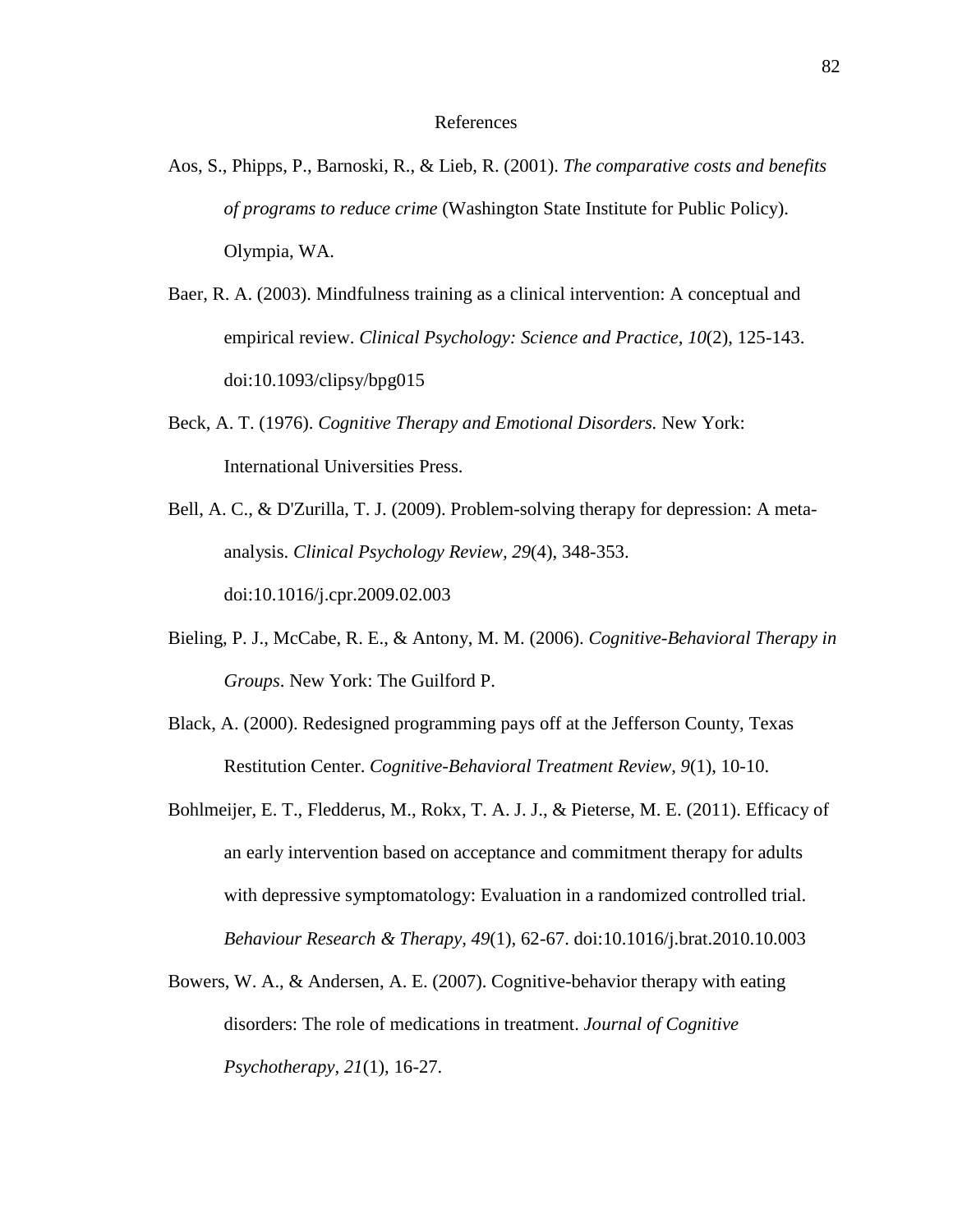# References

Aos, S., Phipps, P., Barnoski, R., & Lieb, R. (2001). *The comparative costs and benefits of programs to reduce crime* (Washington State Institute for Public Policy). Olympia, WA.

Baer, R. A. (2003). Mindfulness training as a clinical intervention: A conceptual and empirical review. *Clinical Psychology: Science and Practice*, *10*(2), 125-143. doi:10.1093/clipsy/bpg015

Beck, A. T. (1976). *Cognitive Therapy and Emotional Disorders.* New York: International Universities Press.

Bell, A. C., & D'Zurilla, T. J. (2009). Problem-solving therapy for depression: A meta-analysis. *Clinical Psychology Review*, *29*(4), 348-353. doi:10.1016/j.cpr.2009.02.003

Bieling, P. J., McCabe, R. E., & Antony, M. M. (2006). *Cognitive-Behavioral Therapy in Groups*. New York: The Guilford P.

Black, A. (2000). Redesigned programming pays off at the Jefferson County, Texas Restitution Center. *Cognitive-Behavioral Treatment Review*, *9*(1), 10-10.

Bohlmeijer, E. T., Fledderus, M., Rokx, T. A. J. J., & Pieterse, M. E. (2011). Efficacy of an early intervention based on acceptance and commitment therapy for adults with depressive symptomatology: Evaluation in a randomized controlled trial. *Behaviour Research & Therapy, 49*(1), 62-67. doi:10.1016/j.brat.2010.10.003

Bowers, W. A., & Andersen, A. E. (2007). Cognitive-behavior therapy with eating disorders: The role of medications in treatment. *Journal of Cognitive Psychotherapy, 21*(1), 16-27.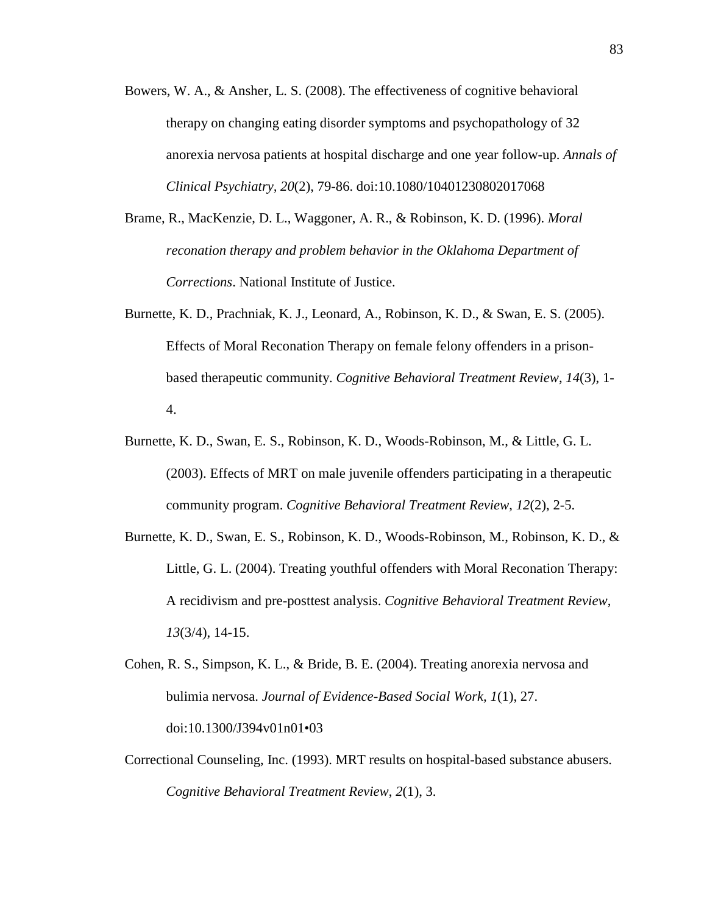Bowers, W. A., & Ansher, L. S. (2008). The effectiveness of cognitive behavioral therapy on changing eating disorder symptoms and psychopathology of 32 anorexia nervosa patients at hospital discharge and one year follow-up. *Annals of Clinical Psychiatry, 20*(2), 79-86. doi:10.1080/10401230802017068

Brame, R., MacKenzie, D. L., Waggoner, A. R., & Robinson, K. D. (1996). *Moral reconation therapy and problem behavior in the Oklahoma Department of Corrections*. National Institute of Justice.

Burnette, K. D., Prachniak, K. J., Leonard, A., Robinson, K. D., & Swan, E. S. (2005). Effects of Moral Reconation Therapy on female felony offenders in a prison-based therapeutic community. *Cognitive Behavioral Treatment Review*, *14*(3), 1-4.

Burnette, K. D., Swan, E. S., Robinson, K. D., Woods-Robinson, M., & Little, G. L. (2003). Effects of MRT on male juvenile offenders participating in a therapeutic community program. *Cognitive Behavioral Treatment Review*, *12*(2), 2-5.

Burnette, K. D., Swan, E. S., Robinson, K. D., Woods-Robinson, M., Robinson, K. D., & Little, G. L. (2004). Treating youthful offenders with Moral Reconation Therapy: A recidivism and pre-posttest analysis. *Cognitive Behavioral Treatment Review*, *13*(3/4), 14-15.

Cohen, R. S., Simpson, K. L., & Bride, B. E. (2004). Treating anorexia nervosa and bulimia nervosa. *Journal of Evidence-Based Social Work, 1*(1), 27. doi:10.1300/J394v01n01•03

Correctional Counseling, Inc. (1993). MRT results on hospital-based substance abusers. *Cognitive Behavioral Treatment Review*, *2*(1), 3.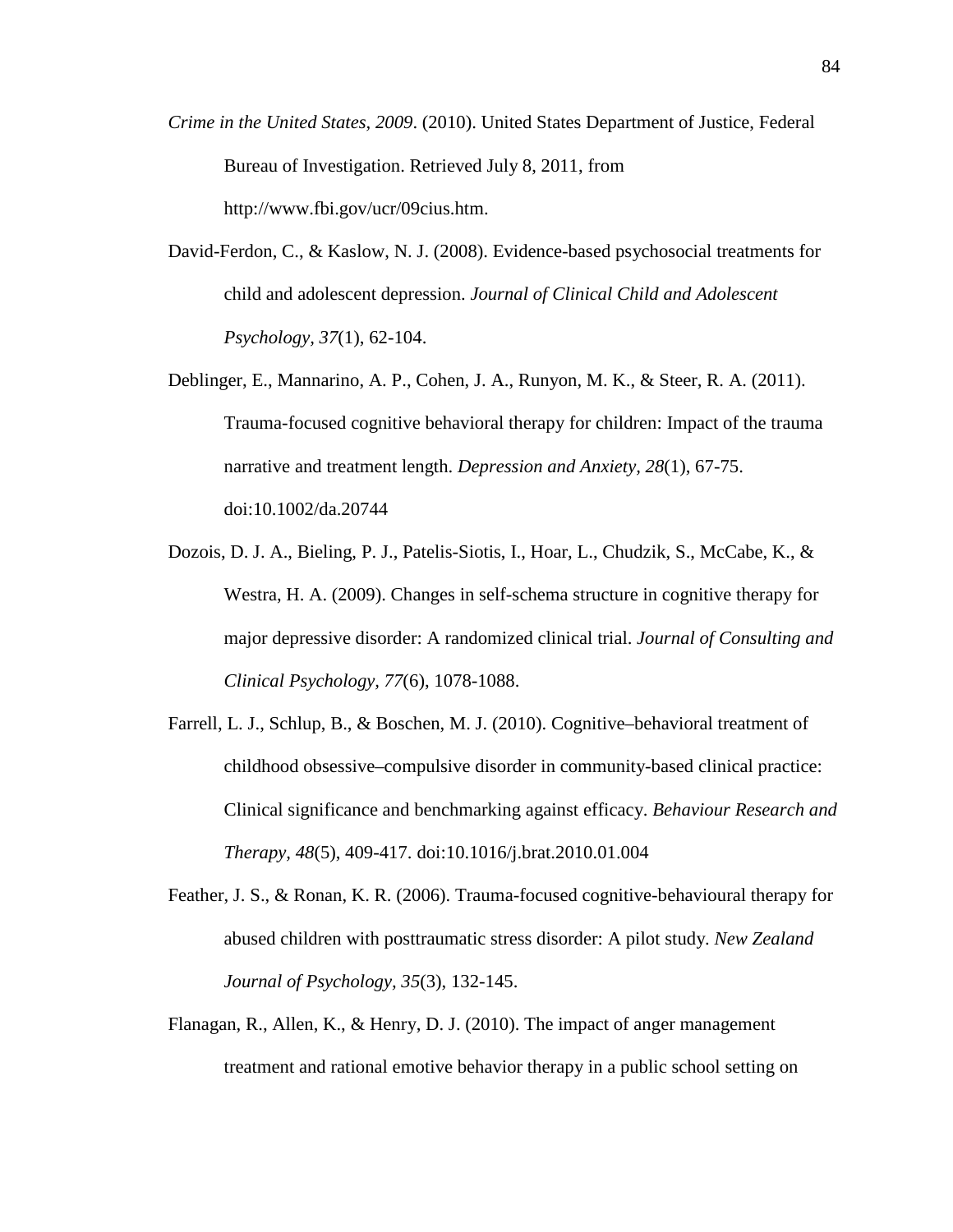*Crime in the United States, 2009*. (2010). United States Department of Justice, Federal Bureau of Investigation. Retrieved July 8, 2011, from http://www.fbi.gov/ucr/09cius.htm.

David-Ferdon, C., & Kaslow, N. J. (2008). Evidence-based psychosocial treatments for child and adolescent depression. *Journal of Clinical Child and Adolescent Psychology, 37*(1), 62-104.

Deblinger, E., Mannarino, A. P., Cohen, J. A., Runyon, M. K., & Steer, R. A. (2011). Trauma-focused cognitive behavioral therapy for children: Impact of the trauma narrative and treatment length. *Depression and Anxiety, 28*(1), 67-75. doi:10.1002/da.20744

Dozois, D. J. A., Bieling, P. J., Patelis-Siotis, I., Hoar, L., Chudzik, S., McCabe, K., & Westra, H. A. (2009). Changes in self-schema structure in cognitive therapy for major depressive disorder: A randomized clinical trial. *Journal of Consulting and Clinical Psychology, 77*(6), 1078-1088.

Farrell, L. J., Schlup, B., & Boschen, M. J. (2010). Cognitive–behavioral treatment of childhood obsessive–compulsive disorder in community-based clinical practice: Clinical significance and benchmarking against efficacy. *Behaviour Research and Therapy, 48*(5), 409-417. doi:10.1016/j.brat.2010.01.004

Feather, J. S., & Ronan, K. R. (2006). Trauma-focused cognitive-behavioural therapy for abused children with posttraumatic stress disorder: A pilot study. *New Zealand Journal of Psychology, 35*(3), 132-145.

Flanagan, R., Allen, K., & Henry, D. J. (2010). The impact of anger management treatment and rational emotive behavior therapy in a public school setting on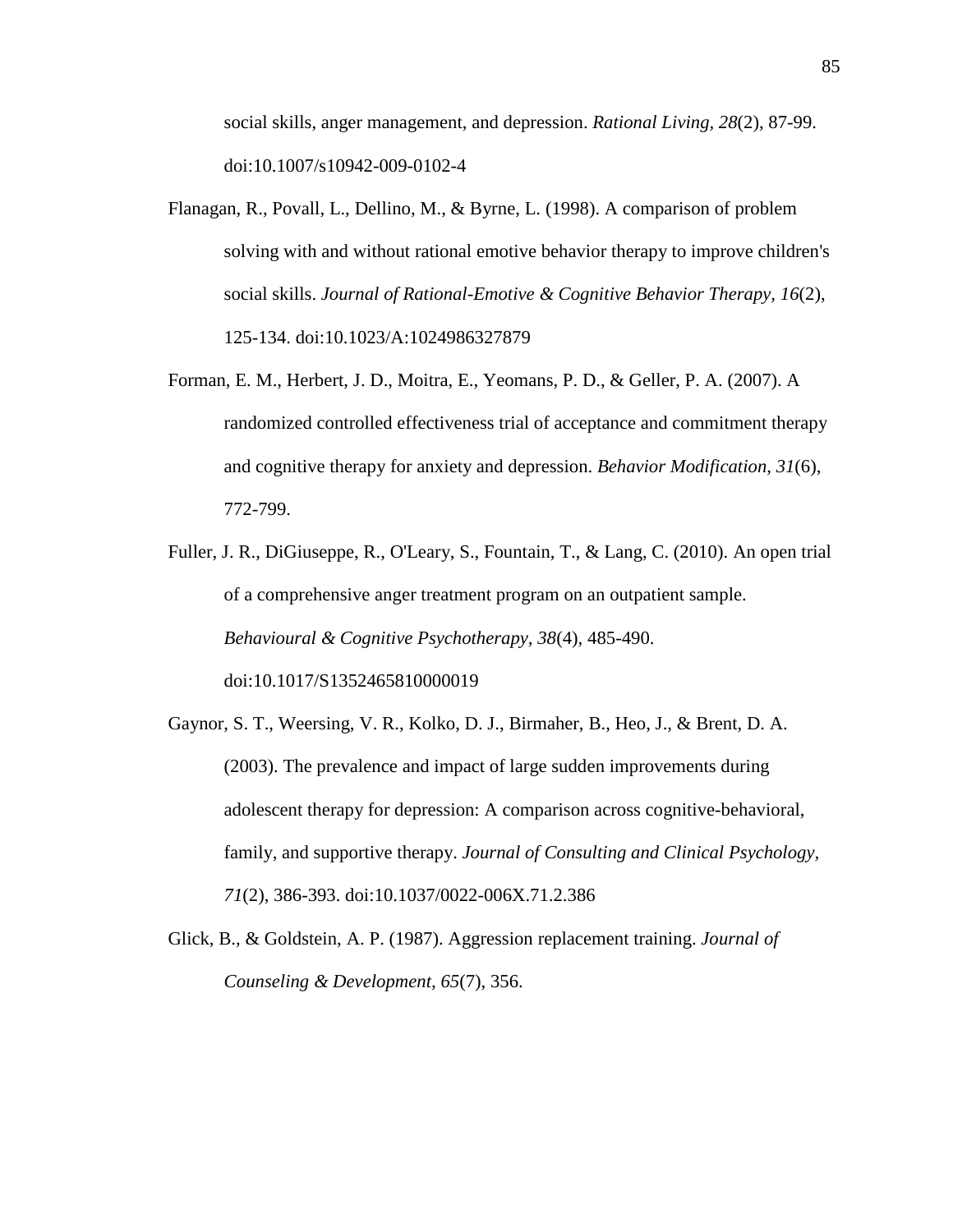social skills, anger management, and depression. *Rational Living, 28*(2), 87-99. doi:10.1007/s10942-009-0102-4

Flanagan, R., Povall, L., Dellino, M., & Byrne, L. (1998). A comparison of problem solving with and without rational emotive behavior therapy to improve children's social skills. *Journal of Rational-Emotive & Cognitive Behavior Therapy, 16*(2), 125-134. doi:10.1023/A:1024986327879

Forman, E. M., Herbert, J. D., Moitra, E., Yeomans, P. D., & Geller, P. A. (2007). A randomized controlled effectiveness trial of acceptance and commitment therapy and cognitive therapy for anxiety and depression. *Behavior Modification, 31*(6), 772-799.

Fuller, J. R., DiGiuseppe, R., O'Leary, S., Fountain, T., & Lang, C. (2010). An open trial of a comprehensive anger treatment program on an outpatient sample. *Behavioural & Cognitive Psychotherapy, 38*(4), 485-490. doi:10.1017/S1352465810000019

Gaynor, S. T., Weersing, V. R., Kolko, D. J., Birmaher, B., Heo, J., & Brent, D. A. (2003). The prevalence and impact of large sudden improvements during adolescent therapy for depression: A comparison across cognitive-behavioral, family, and supportive therapy. *Journal of Consulting and Clinical Psychology, 71*(2), 386-393. doi:10.1037/0022-006X.71.2.386

Glick, B., & Goldstein, A. P. (1987). Aggression replacement training. *Journal of Counseling & Development, 65*(7), 356.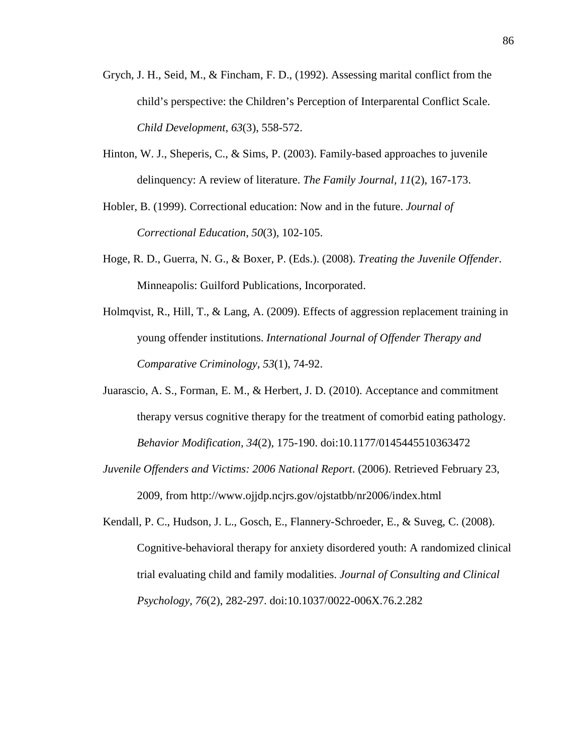Grych, J. H., Seid, M., & Fincham, F. D., (1992). Assessing marital conflict from the child's perspective: the Children's Perception of Interparental Conflict Scale. *Child Development, 63*(3), 558-572.

Hinton, W. J., Sheperis, C., & Sims, P. (2003). Family-based approaches to juvenile delinquency: A review of literature. *The Family Journal, 11*(2), 167-173.

Hobler, B. (1999). Correctional education: Now and in the future. *Journal of Correctional Education, 50*(3), 102-105.

Hoge, R. D., Guerra, N. G., & Boxer, P. (Eds.). (2008). *Treating the Juvenile Offender*. Minneapolis: Guilford Publications, Incorporated.

Holmqvist, R., Hill, T., & Lang, A. (2009). Effects of aggression replacement training in young offender institutions. *International Journal of Offender Therapy and Comparative Criminology, 53*(1), 74-92.

Juarascio, A. S., Forman, E. M., & Herbert, J. D. (2010). Acceptance and commitment therapy versus cognitive therapy for the treatment of comorbid eating pathology. *Behavior Modification, 34*(2), 175-190. doi:10.1177/0145445510363472

*Juvenile Offenders and Victims: 2006 National Report*. (2006). Retrieved February 23, 2009, from http://www.ojjdp.ncjrs.gov/ojstatbb/nr2006/index.html

Kendall, P. C., Hudson, J. L., Gosch, E., Flannery-Schroeder, E., & Suveg, C. (2008). Cognitive-behavioral therapy for anxiety disordered youth: A randomized clinical trial evaluating child and family modalities. *Journal of Consulting and Clinical Psychology, 76*(2), 282-297. doi:10.1037/0022-006X.76.2.282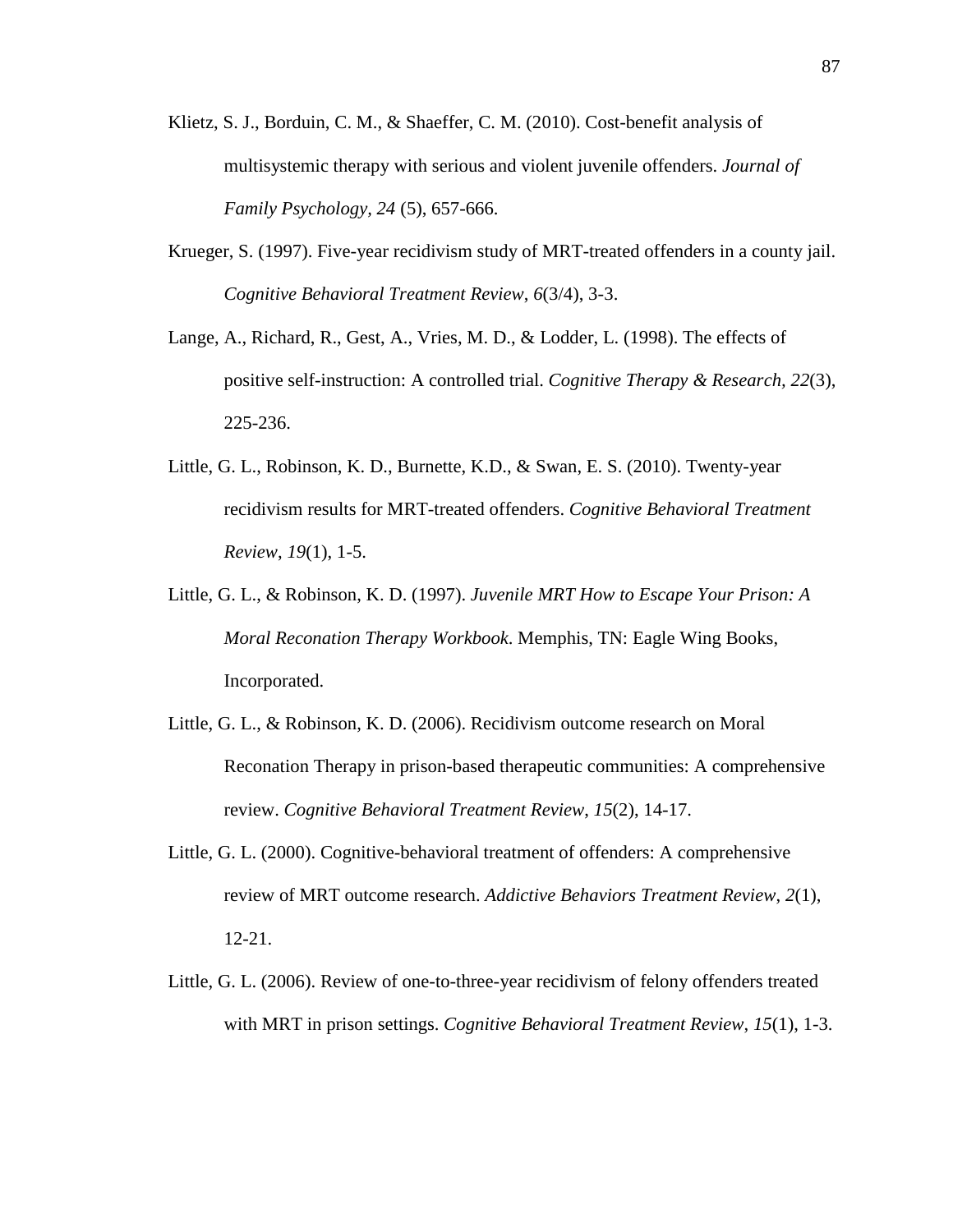Klietz, S. J., Borduin, C. M., & Shaeffer, C. M. (2010). Cost-benefit analysis of multisystemic therapy with serious and violent juvenile offenders. *Journal of Family Psychology, 24* (5), 657-666.

Krueger, S. (1997). Five-year recidivism study of MRT-treated offenders in a county jail. *Cognitive Behavioral Treatment Review*, *6*(3/4), 3-3.

Lange, A., Richard, R., Gest, A., Vries, M. D., & Lodder, L. (1998). The effects of positive self-instruction: A controlled trial. *Cognitive Therapy & Research, 22*(3), 225-236.

Little, G. L., Robinson, K. D., Burnette, K.D., & Swan, E. S. (2010). Twenty-year recidivism results for MRT-treated offenders. *Cognitive Behavioral Treatment Review*, *19*(1), 1-5.

Little, G. L., & Robinson, K. D. (1997). *Juvenile MRT How to Escape Your Prison: A Moral Reconation Therapy Workbook*. Memphis, TN: Eagle Wing Books, Incorporated.

Little, G. L., & Robinson, K. D. (2006). Recidivism outcome research on Moral Reconation Therapy in prison-based therapeutic communities: A comprehensive review. *Cognitive Behavioral Treatment Review*, *15*(2), 14-17.

Little, G. L. (2000). Cognitive-behavioral treatment of offenders: A comprehensive review of MRT outcome research. *Addictive Behaviors Treatment Review*, *2*(1), 12-21.

Little, G. L. (2006). Review of one-to-three-year recidivism of felony offenders treated with MRT in prison settings. *Cognitive Behavioral Treatment Review*, *15*(1), 1-3.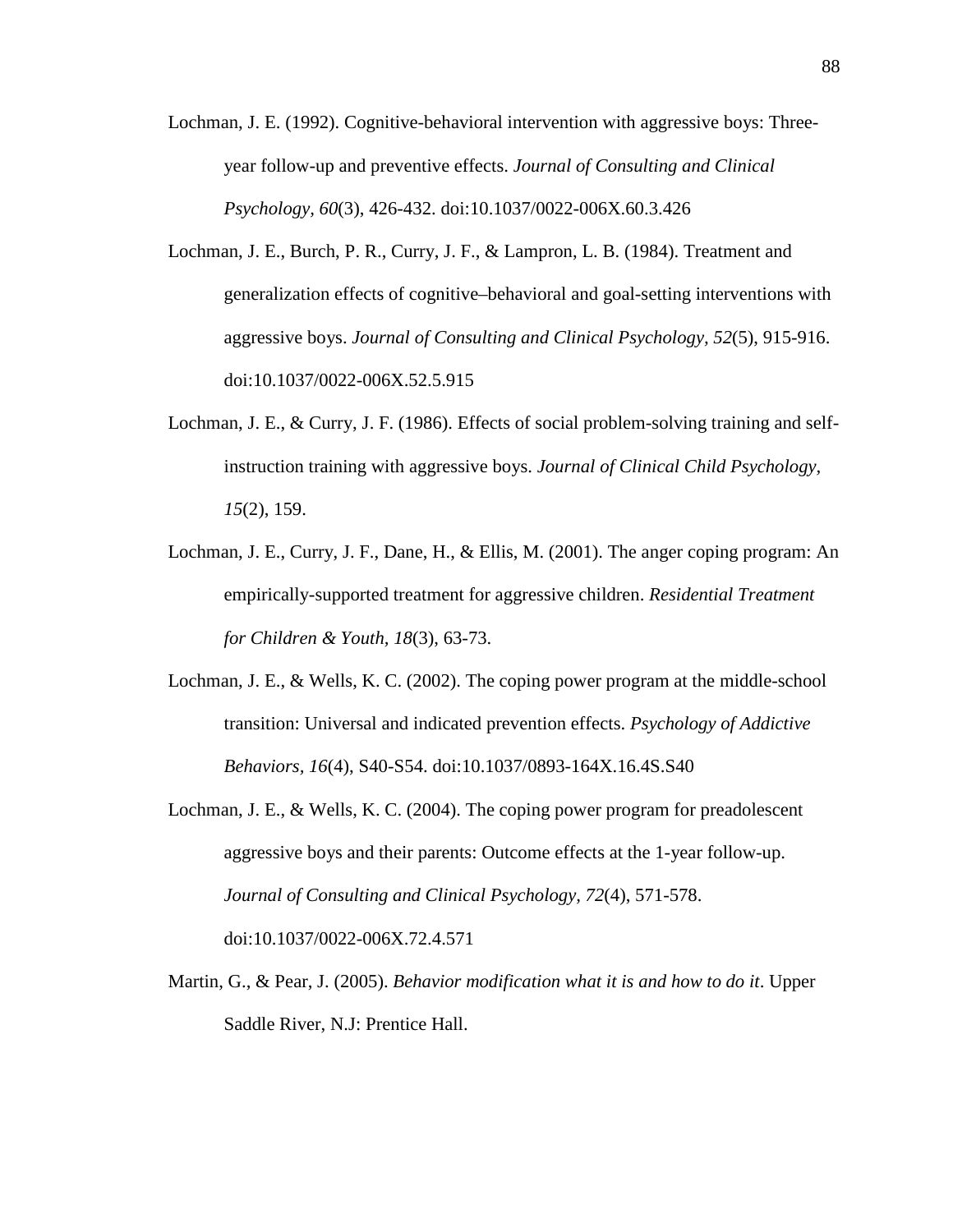Lochman, J. E. (1992). Cognitive-behavioral intervention with aggressive boys: Three-year follow-up and preventive effects. *Journal of Consulting and Clinical Psychology, 60*(3), 426-432. doi:10.1037/0022-006X.60.3.426

Lochman, J. E., Burch, P. R., Curry, J. F., & Lampron, L. B. (1984). Treatment and generalization effects of cognitive–behavioral and goal-setting interventions with aggressive boys. *Journal of Consulting and Clinical Psychology, 52*(5), 915-916. doi:10.1037/0022-006X.52.5.915

Lochman, J. E., & Curry, J. F. (1986). Effects of social problem-solving training and self-instruction training with aggressive boys. *Journal of Clinical Child Psychology, 15*(2), 159.

Lochman, J. E., Curry, J. F., Dane, H., & Ellis, M. (2001). The anger coping program: An empirically-supported treatment for aggressive children. *Residential Treatment for Children & Youth, 18*(3), 63-73.

Lochman, J. E., & Wells, K. C. (2002). The coping power program at the middle-school transition: Universal and indicated prevention effects. *Psychology of Addictive Behaviors, 16*(4), S40-S54. doi:10.1037/0893-164X.16.4S.S40

Lochman, J. E., & Wells, K. C. (2004). The coping power program for preadolescent aggressive boys and their parents: Outcome effects at the 1-year follow-up. *Journal of Consulting and Clinical Psychology, 72*(4), 571-578. doi:10.1037/0022-006X.72.4.571

Martin, G., & Pear, J. (2005). *Behavior modification what it is and how to do it*. Upper Saddle River, N.J: Prentice Hall.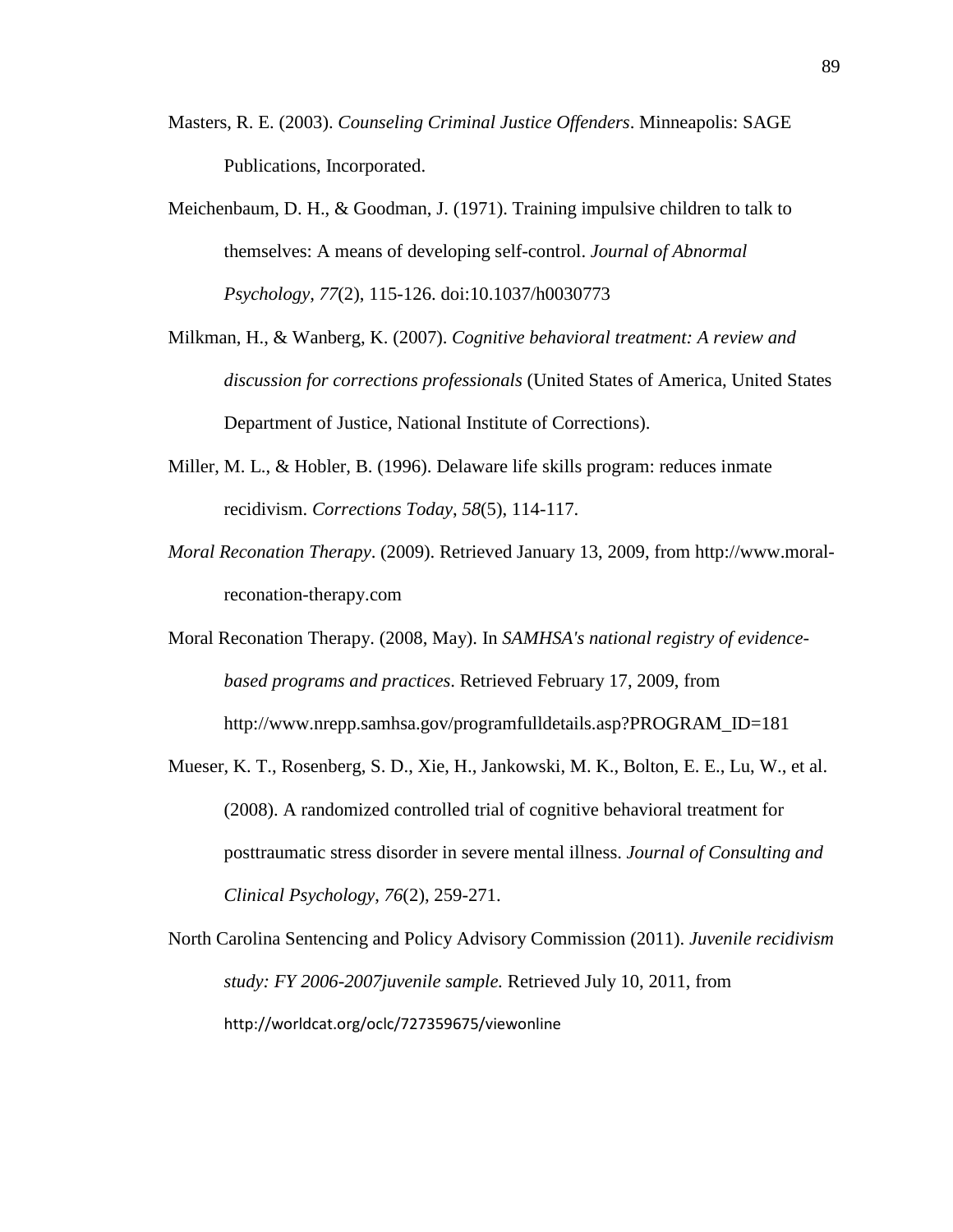Masters, R. E. (2003). *Counseling Criminal Justice Offenders*. Minneapolis: SAGE Publications, Incorporated.

Meichenbaum, D. H., & Goodman, J. (1971). Training impulsive children to talk to themselves: A means of developing self-control. *Journal of Abnormal Psychology, 77*(2), 115-126. doi:10.1037/h0030773

Milkman, H., & Wanberg, K. (2007). *Cognitive behavioral treatment: A review and discussion for corrections professionals* (United States of America, United States Department of Justice, National Institute of Corrections).

Miller, M. L., & Hobler, B. (1996). Delaware life skills program: reduces inmate recidivism. *Corrections Today*, *58*(5), 114-117.

*Moral Reconation Therapy*. (2009). Retrieved January 13, 2009, from http://www.moral-reconation-therapy.com

Moral Reconation Therapy. (2008, May). In *SAMHSA's national registry of evidence-based programs and practices*. Retrieved February 17, 2009, from http://www.nrepp.samhsa.gov/programfulldetails.asp?PROGRAM_ID=181

Mueser, K. T., Rosenberg, S. D., Xie, H., Jankowski, M. K., Bolton, E. E., Lu, W., et al. (2008). A randomized controlled trial of cognitive behavioral treatment for posttraumatic stress disorder in severe mental illness. *Journal of Consulting and Clinical Psychology*, *76*(2), 259-271.

North Carolina Sentencing and Policy Advisory Commission (2011). *Juvenile recidivism study: FY 2006-2007juvenile sample.* Retrieved July 10, 2011, from http://worldcat.org/oclc/727359675/viewonline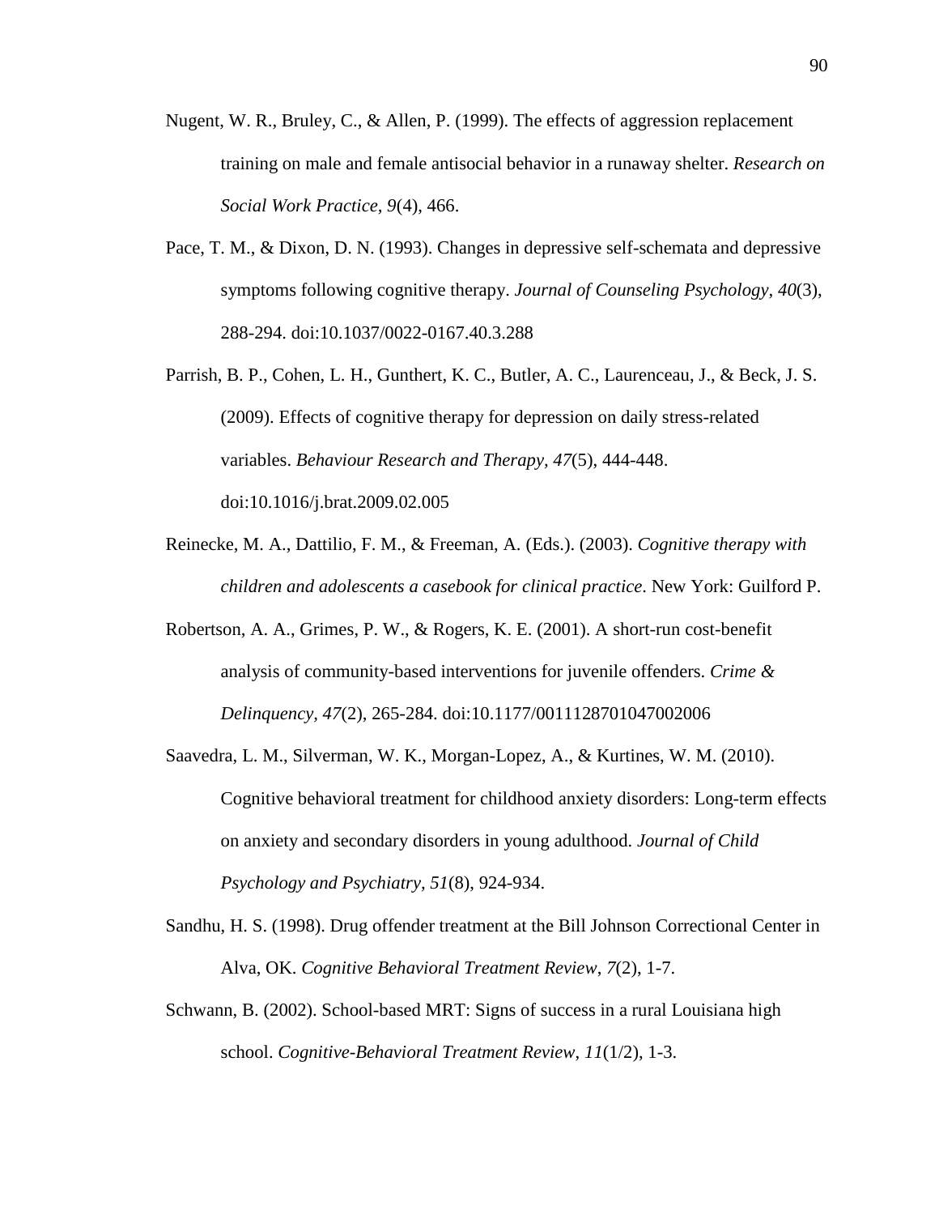Nugent, W. R., Bruley, C., & Allen, P. (1999). The effects of aggression replacement training on male and female antisocial behavior in a runaway shelter. *Research on Social Work Practice, 9*(4), 466.

Pace, T. M., & Dixon, D. N. (1993). Changes in depressive self-schemata and depressive symptoms following cognitive therapy. *Journal of Counseling Psychology, 40*(3), 288-294. doi:10.1037/0022-0167.40.3.288

Parrish, B. P., Cohen, L. H., Gunthert, K. C., Butler, A. C., Laurenceau, J., & Beck, J. S. (2009). Effects of cognitive therapy for depression on daily stress-related variables. *Behaviour Research and Therapy, 47*(5), 444-448. doi:10.1016/j.brat.2009.02.005

Reinecke, M. A., Dattilio, F. M., & Freeman, A. (Eds.). (2003). *Cognitive therapy with children and adolescents a casebook for clinical practice*. New York: Guilford P.

Robertson, A. A., Grimes, P. W., & Rogers, K. E. (2001). A short-run cost-benefit analysis of community-based interventions for juvenile offenders. *Crime & Delinquency, 47*(2), 265-284. doi:10.1177/0011128701047002006

Saavedra, L. M., Silverman, W. K., Morgan-Lopez, A., & Kurtines, W. M. (2010). Cognitive behavioral treatment for childhood anxiety disorders: Long-term effects on anxiety and secondary disorders in young adulthood. *Journal of Child Psychology and Psychiatry, 51*(8), 924-934.

Sandhu, H. S. (1998). Drug offender treatment at the Bill Johnson Correctional Center in Alva, OK. *Cognitive Behavioral Treatment Review*, *7*(2), 1-7.

Schwann, B. (2002). School-based MRT: Signs of success in a rural Louisiana high school. *Cognitive-Behavioral Treatment Review*, *11*(1/2), 1-3.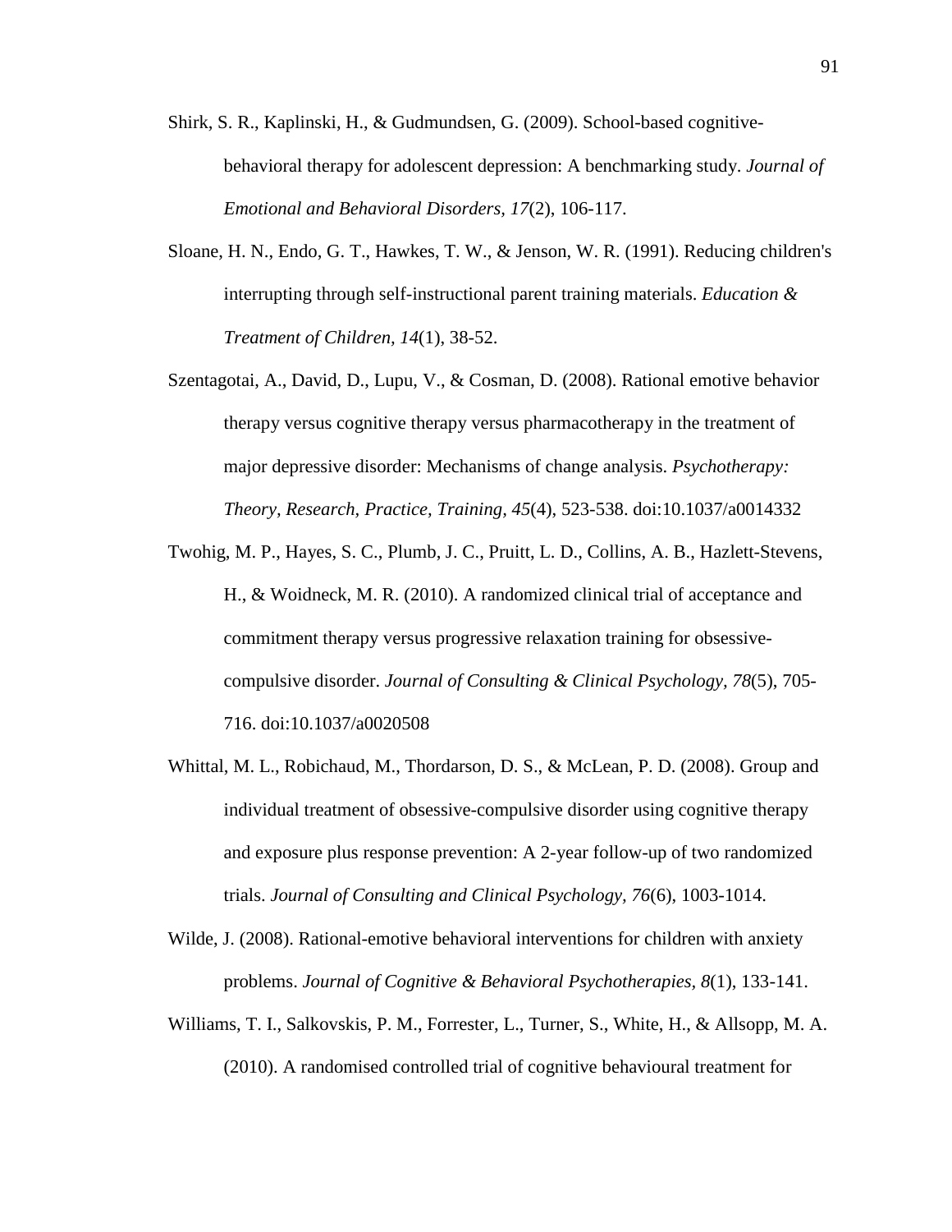Shirk, S. R., Kaplinski, H., & Gudmundsen, G. (2009). School-based cognitive-behavioral therapy for adolescent depression: A benchmarking study. *Journal of Emotional and Behavioral Disorders, 17*(2), 106-117.

Sloane, H. N., Endo, G. T., Hawkes, T. W., & Jenson, W. R. (1991). Reducing children's interrupting through self-instructional parent training materials. *Education & Treatment of Children*, *14*(1), 38-52.

Szentagotai, A., David, D., Lupu, V., & Cosman, D. (2008). Rational emotive behavior therapy versus cognitive therapy versus pharmacotherapy in the treatment of major depressive disorder: Mechanisms of change analysis. *Psychotherapy: Theory, Research, Practice, Training, 45*(4), 523-538. doi:10.1037/a0014332

Twohig, M. P., Hayes, S. C., Plumb, J. C., Pruitt, L. D., Collins, A. B., Hazlett-Stevens, H., & Woidneck, M. R. (2010). A randomized clinical trial of acceptance and commitment therapy versus progressive relaxation training for obsessive-compulsive disorder. *Journal of Consulting & Clinical Psychology*, *78*(5), 705-716. doi:10.1037/a0020508

Whittal, M. L., Robichaud, M., Thordarson, D. S., & McLean, P. D. (2008). Group and individual treatment of obsessive-compulsive disorder using cognitive therapy and exposure plus response prevention: A 2-year follow-up of two randomized trials. *Journal of Consulting and Clinical Psychology, 76*(6), 1003-1014.

Wilde, J. (2008). Rational-emotive behavioral interventions for children with anxiety problems. *Journal of Cognitive & Behavioral Psychotherapies*, *8*(1), 133-141.

Williams, T. I., Salkovskis, P. M., Forrester, L., Turner, S., White, H., & Allsopp, M. A. (2010). A randomised controlled trial of cognitive behavioural treatment for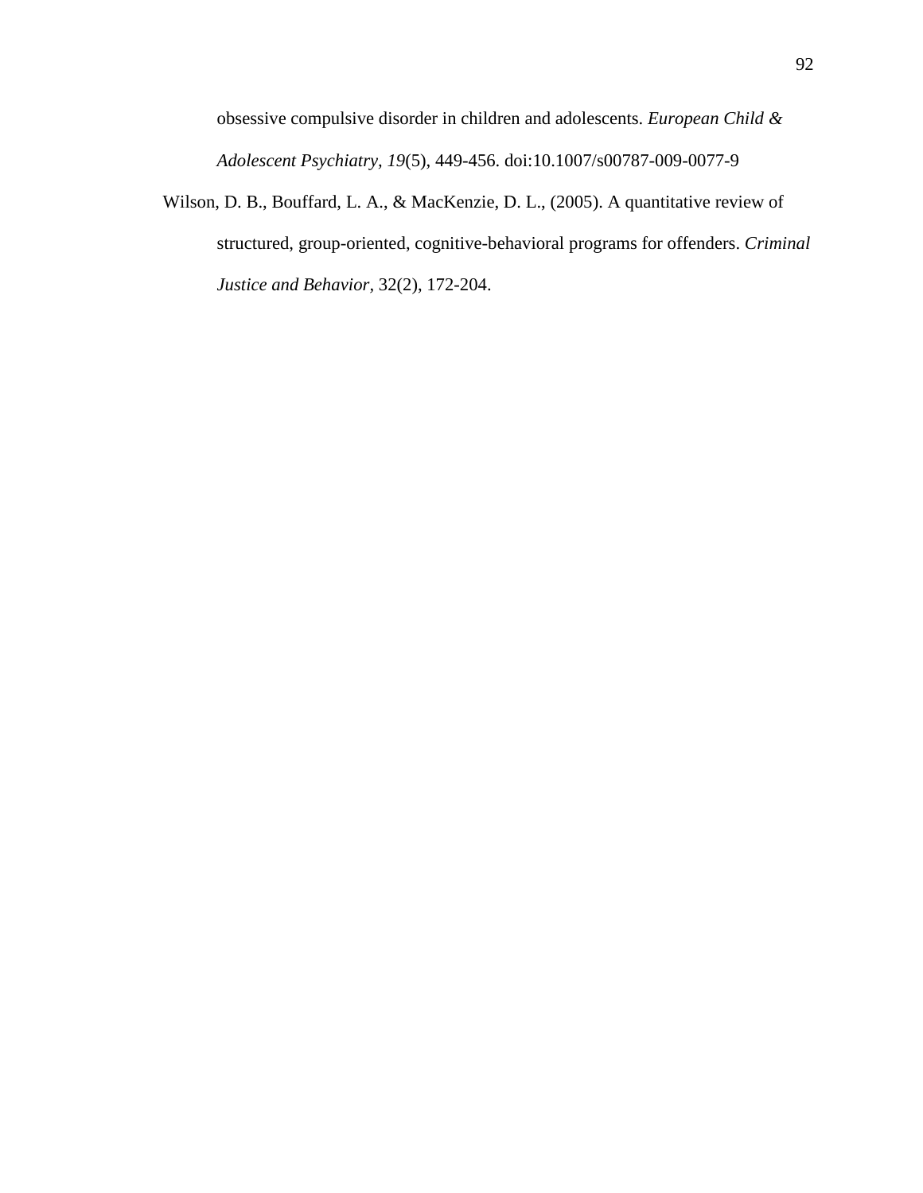obsessive compulsive disorder in children and adolescents. *European Child & Adolescent Psychiatry, 19*(5), 449-456. doi:10.1007/s00787-009-0077-9

Wilson, D. B., Bouffard, L. A., & MacKenzie, D. L., (2005). A quantitative review of structured, group-oriented, cognitive-behavioral programs for offenders. *Criminal Justice and Behavior,* 32(2), 172-204.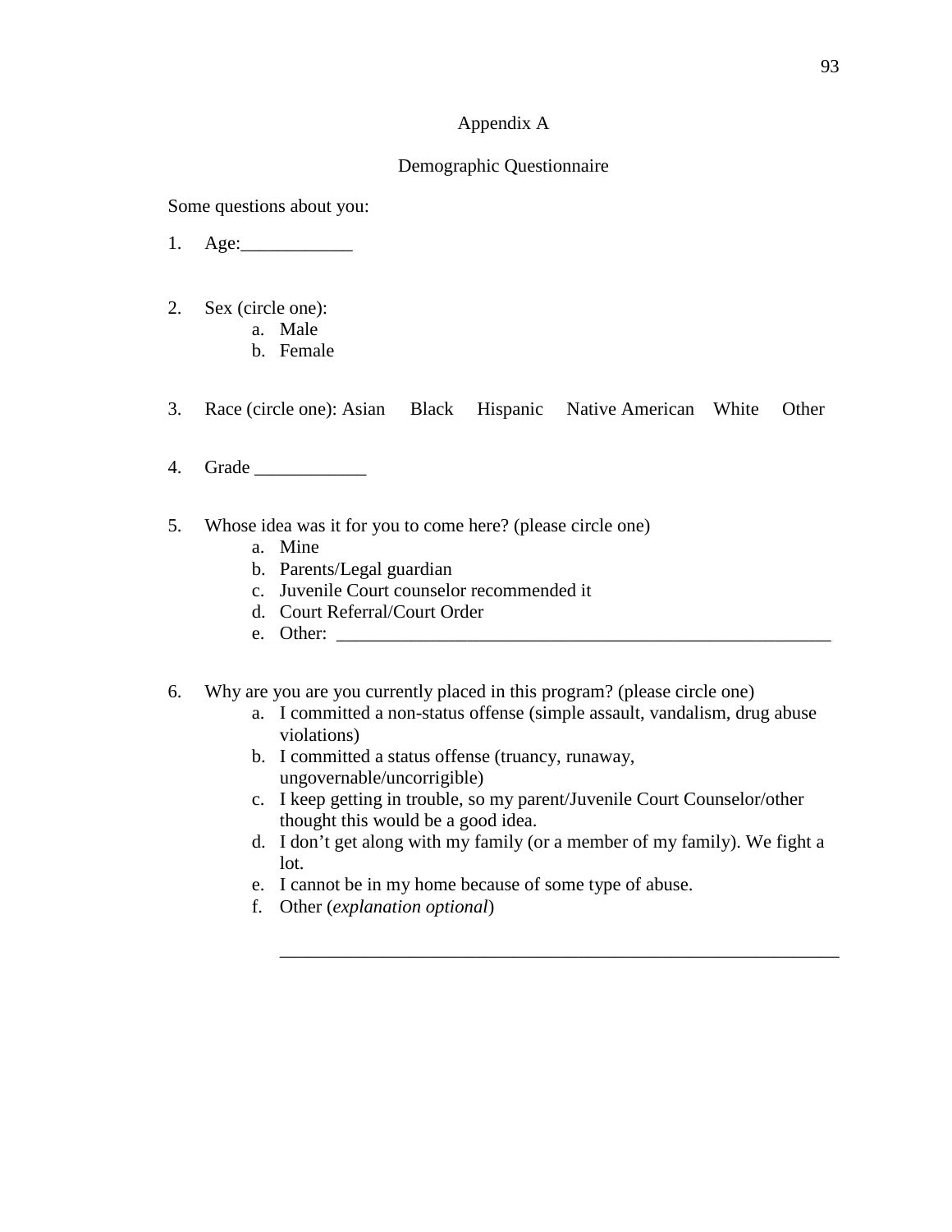# Appendix A

## Demographic Questionnaire

Some questions about you:

1. Age:____________

2. Sex (circle one):
   a. Male
   b. Female

3. Race (circle one): Asian Black Hispanic Native American White Other

4. Grade ____________

5. Whose idea was it for you to come here? (please circle one)
   a. Mine
   b. Parents/Legal guardian
   c. Juvenile Court counselor recommended it
   d. Court Referral/Court Order
   e. Other: ________________________________________________________

6. Why are you are you currently placed in this program? (please circle one)
   a. I committed a non-status offense (simple assault, vandalism, drug abuse violations)
   b. I committed a status offense (truancy, runaway, ungovernable/uncorrigible)
   c. I keep getting in trouble, so my parent/Juvenile Court Counselor/other thought this would be a good idea.
   d. I don't get along with my family (or a member of my family). We fight a lot.
   e. I cannot be in my home because of some type of abuse.
   f. Other (*explanation optional*)

   ________________________________________________________________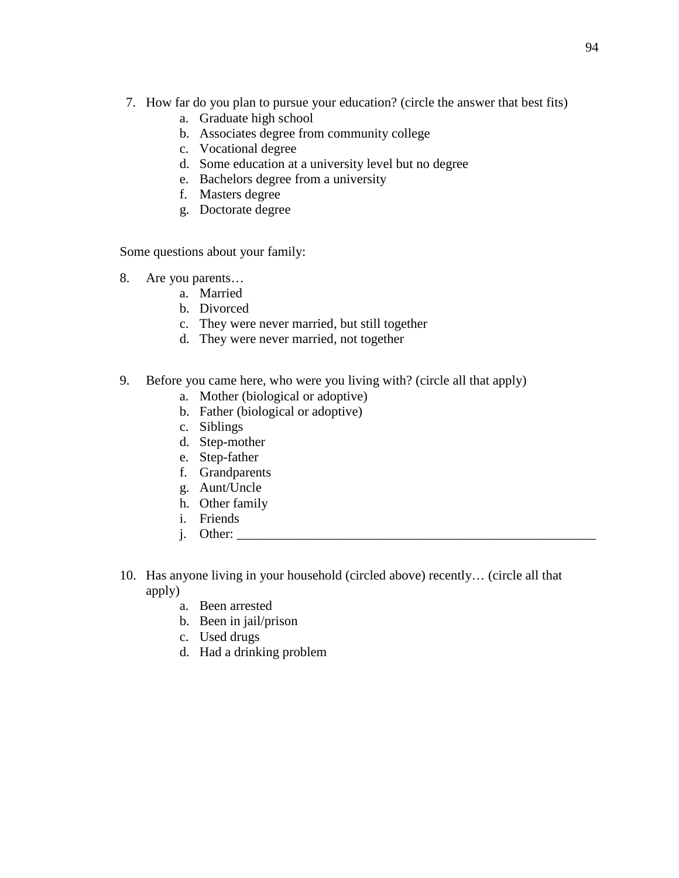7. How far do you plan to pursue your education? (circle the answer that best fits)
    a. Graduate high school
    b. Associates degree from community college
    c. Vocational degree
    d. Some education at a university level but no degree
    e. Bachelors degree from a university
    f. Masters degree
    g. Doctorate degree

Some questions about your family:

8. Are you parents…
    a. Married
    b. Divorced
    c. They were never married, but still together
    d. They were never married, not together

9. Before you came here, who were you living with? (circle all that apply)
    a. Mother (biological or adoptive)
    b. Father (biological or adoptive)
    c. Siblings
    d. Step-mother
    e. Step-father
    f. Grandparents
    g. Aunt/Uncle
    h. Other family
    i. Friends
    j. Other: ________________________________________________________

10. Has anyone living in your household (circled above) recently… (circle all that apply)
    a. Been arrested
    b. Been in jail/prison
    c. Used drugs
    d. Had a drinking problem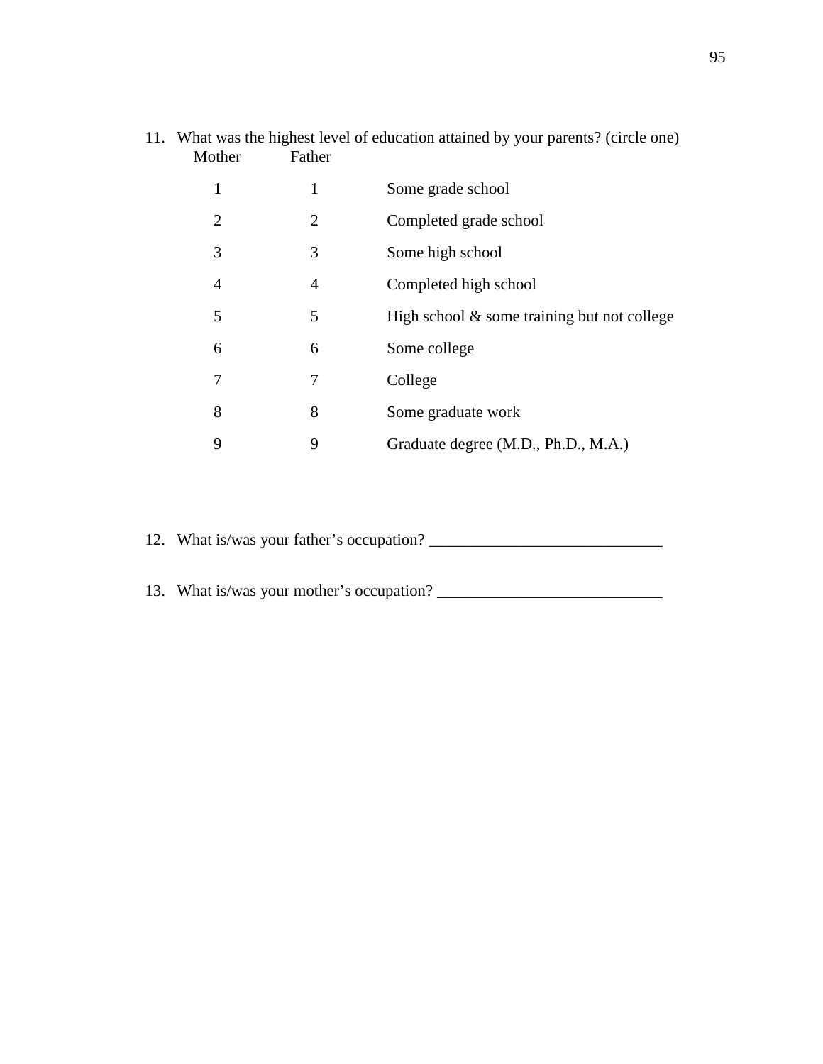11. What was the highest level of education attained by your parents? (circle one)

| Mother | Father | |
|---|---|---|
| 1 | 1 | Some grade school |
| 2 | 2 | Completed grade school |
| 3 | 3 | Some high school |
| 4 | 4 | Completed high school |
| 5 | 5 | High school & some training but not college |
| 6 | 6 | Some college |
| 7 | 7 | College |
| 8 | 8 | Some graduate work |
| 9 | 9 | Graduate degree (M.D., Ph.D., M.A.) |

12. What is/was your father's occupation? _____________________________

13. What is/was your mother's occupation? ____________________________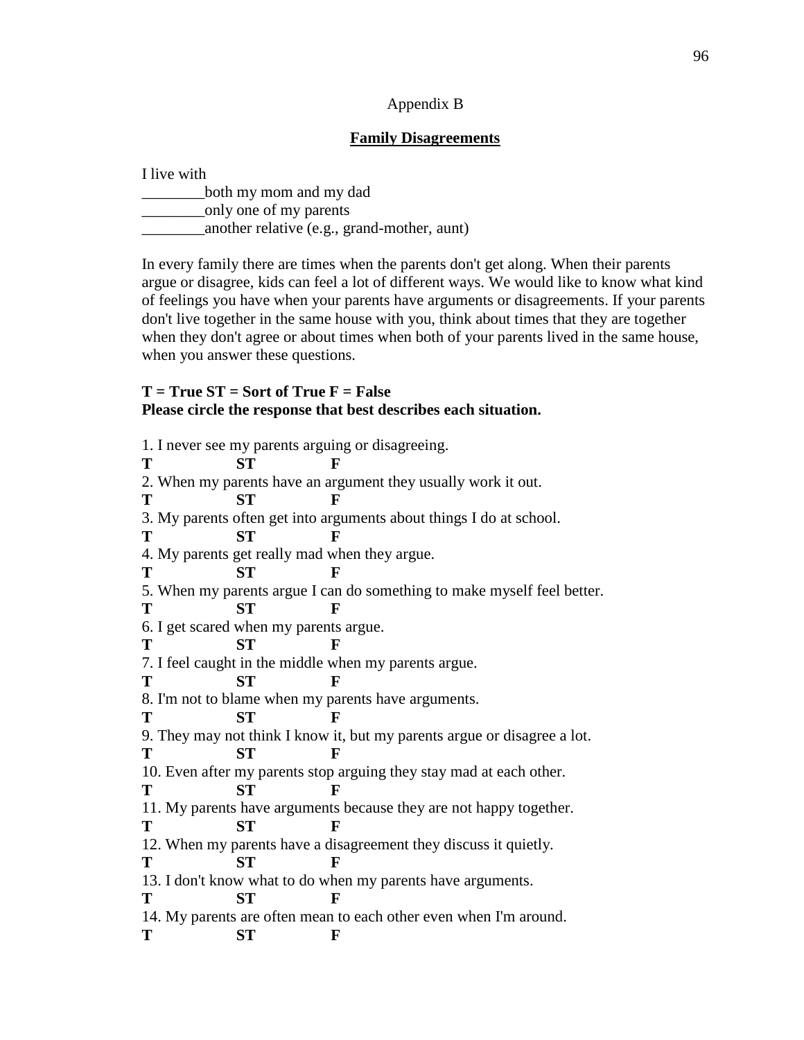Appendix B

## Family Disagreements

I live with

________both my mom and my dad
________only one of my parents
________another relative (e.g., grand-mother, aunt)

In every family there are times when the parents don't get along. When their parents argue or disagree, kids can feel a lot of different ways. We would like to know what kind of feelings you have when your parents have arguments or disagreements. If your parents don't live together in the same house with you, think about times that they are together when they don't agree or about times when both of your parents lived in the same house, when you answer these questions.

**T = True ST = Sort of True F = False**
**Please circle the response that best describes each situation.**

1. I never see my parents arguing or disagreeing.
**T ST F**

2. When my parents have an argument they usually work it out.
**T ST F**

3. My parents often get into arguments about things I do at school.
**T ST F**

4. My parents get really mad when they argue.
**T ST F**

5. When my parents argue I can do something to make myself feel better.
**T ST F**

6. I get scared when my parents argue.
**T ST F**

7. I feel caught in the middle when my parents argue.
**T ST F**

8. I'm not to blame when my parents have arguments.
**T ST F**

9. They may not think I know it, but my parents argue or disagree a lot.
**T ST F**

10. Even after my parents stop arguing they stay mad at each other.
**T ST F**

11. My parents have arguments because they are not happy together.
**T ST F**

12. When my parents have a disagreement they discuss it quietly.
**T ST F**

13. I don't know what to do when my parents have arguments.
**T ST F**

14. My parents are often mean to each other even when I'm around.
**T ST F**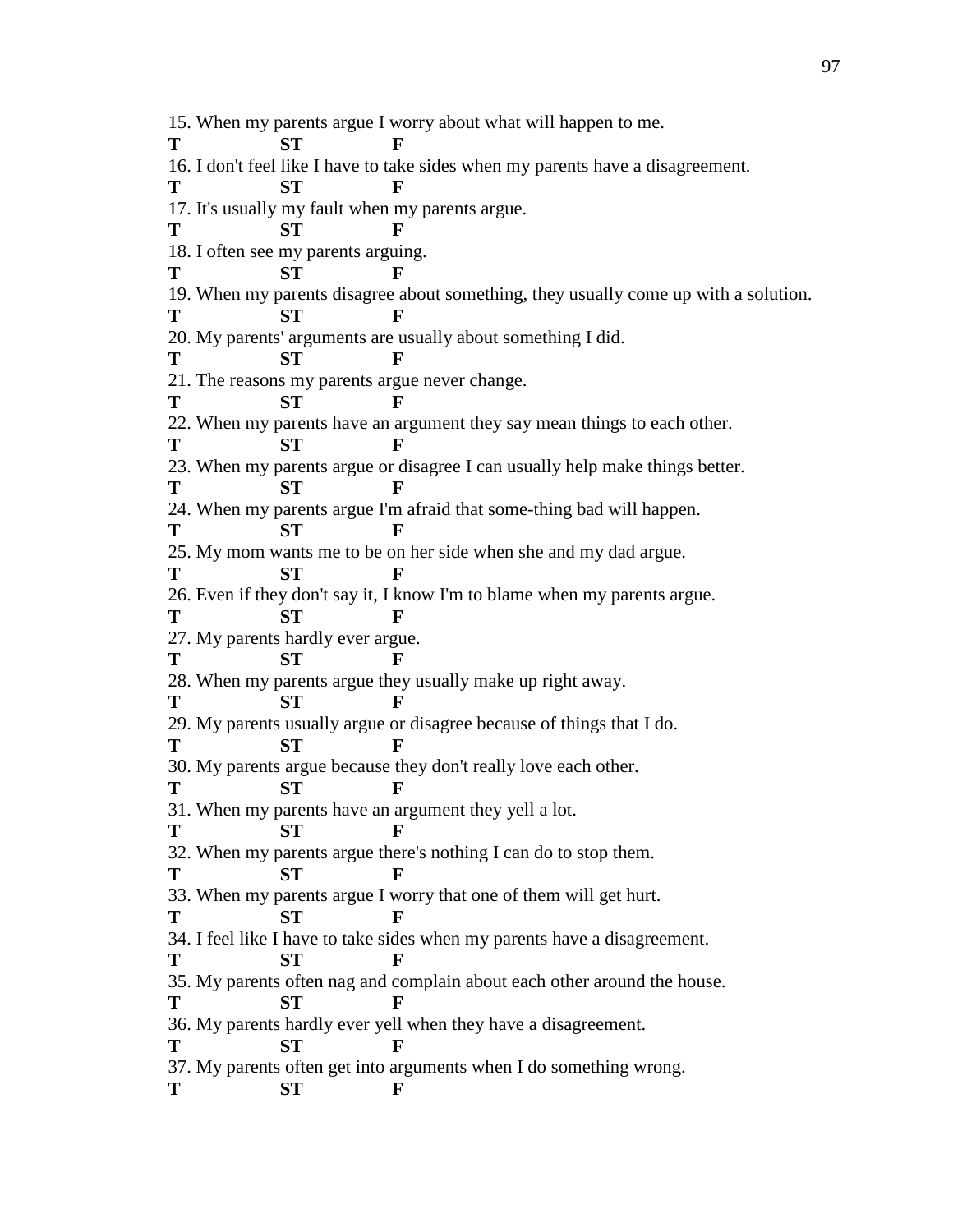15. When my parents argue I worry about what will happen to me.
**T** **ST** **F**

16. I don't feel like I have to take sides when my parents have a disagreement.
**T** **ST** **F**

17. It's usually my fault when my parents argue.
**T** **ST** **F**

18. I often see my parents arguing.
**T** **ST** **F**

19. When my parents disagree about something, they usually come up with a solution.
**T** **ST** **F**

20. My parents' arguments are usually about something I did.
**T** **ST** **F**

21. The reasons my parents argue never change.
**T** **ST** **F**

22. When my parents have an argument they say mean things to each other.
**T** **ST** **F**

23. When my parents argue or disagree I can usually help make things better.
**T** **ST** **F**

24. When my parents argue I'm afraid that some-thing bad will happen.
**T** **ST** **F**

25. My mom wants me to be on her side when she and my dad argue.
**T** **ST** **F**

26. Even if they don't say it, I know I'm to blame when my parents argue.
**T** **ST** **F**

27. My parents hardly ever argue.
**T** **ST** **F**

28. When my parents argue they usually make up right away.
**T** **ST** **F**

29. My parents usually argue or disagree because of things that I do.
**T** **ST** **F**

30. My parents argue because they don't really love each other.
**T** **ST** **F**

31. When my parents have an argument they yell a lot.
**T** **ST** **F**

32. When my parents argue there's nothing I can do to stop them.
**T** **ST** **F**

33. When my parents argue I worry that one of them will get hurt.
**T** **ST** **F**

34. I feel like I have to take sides when my parents have a disagreement.
**T** **ST** **F**

35. My parents often nag and complain about each other around the house.
**T** **ST** **F**

36. My parents hardly ever yell when they have a disagreement.
**T** **ST** **F**

37. My parents often get into arguments when I do something wrong.
**T** **ST** **F**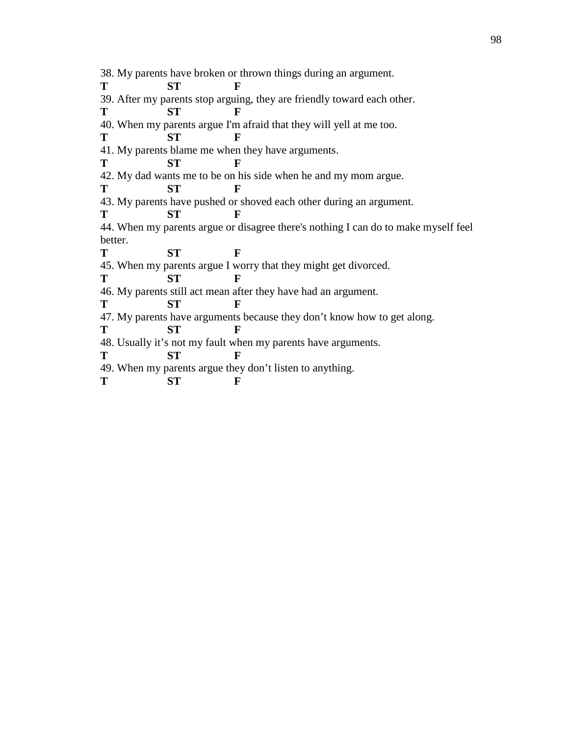38. My parents have broken or thrown things during an argument.

**T** **ST** **F**

39. After my parents stop arguing, they are friendly toward each other.

**T** **ST** **F**

40. When my parents argue I'm afraid that they will yell at me too.

**T** **ST** **F**

41. My parents blame me when they have arguments.

**T** **ST** **F**

42. My dad wants me to be on his side when he and my mom argue.

**T** **ST** **F**

43. My parents have pushed or shoved each other during an argument.

**T** **ST** **F**

44. When my parents argue or disagree there's nothing I can do to make myself feel better.

**T** **ST** **F**

45. When my parents argue I worry that they might get divorced.

**T** **ST** **F**

46. My parents still act mean after they have had an argument.

**T** **ST** **F**

47. My parents have arguments because they don’t know how to get along.

**T** **ST** **F**

48. Usually it’s not my fault when my parents have arguments.

**T** **ST** **F**

49. When my parents argue they don’t listen to anything.

**T** **ST** **F**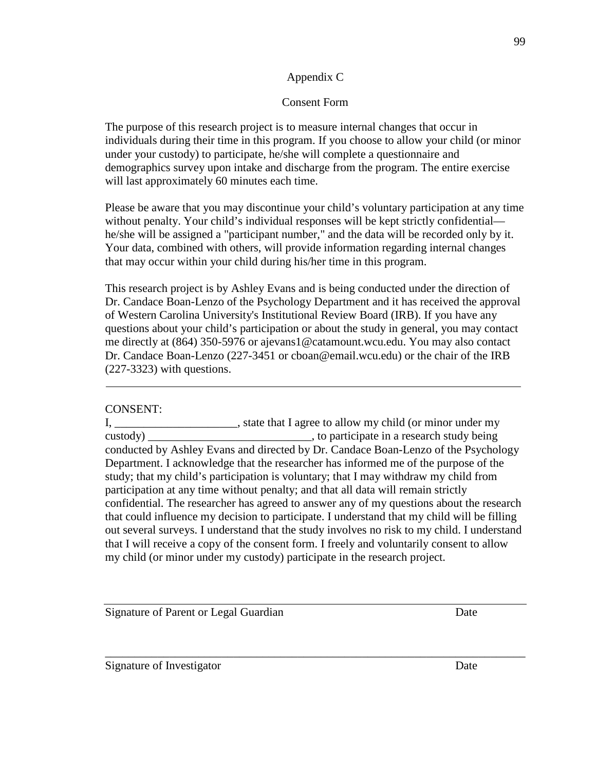# Appendix C

## Consent Form

The purpose of this research project is to measure internal changes that occur in individuals during their time in this program. If you choose to allow your child (or minor under your custody) to participate, he/she will complete a questionnaire and demographics survey upon intake and discharge from the program. The entire exercise will last approximately 60 minutes each time.

Please be aware that you may discontinue your child's voluntary participation at any time without penalty. Your child's individual responses will be kept strictly confidential—he/she will be assigned a "participant number," and the data will be recorded only by it. Your data, combined with others, will provide information regarding internal changes that may occur within your child during his/her time in this program.

This research project is by Ashley Evans and is being conducted under the direction of Dr. Candace Boan-Lenzo of the Psychology Department and it has received the approval of Western Carolina University's Institutional Review Board (IRB). If you have any questions about your child's participation or about the study in general, you may contact me directly at (864) 350-5976 or ajevans1@catamount.wcu.edu. You may also contact Dr. Candace Boan-Lenzo (227-3451 or cboan@email.wcu.edu) or the chair of the IRB (227-3323) with questions.

---

CONSENT:

I, _____________________, state that I agree to allow my child (or minor under my custody) ____________________________, to participate in a research study being conducted by Ashley Evans and directed by Dr. Candace Boan-Lenzo of the Psychology Department. I acknowledge that the researcher has informed me of the purpose of the study; that my child's participation is voluntary; that I may withdraw my child from participation at any time without penalty; and that all data will remain strictly confidential. The researcher has agreed to answer any of my questions about the research that could influence my decision to participate. I understand that my child will be filling out several surveys. I understand that the study involves no risk to my child. I understand that I will receive a copy of the consent form. I freely and voluntarily consent to allow my child (or minor under my custody) participate in the research project.

\_\_\_\_\_\_\_\_\_\_\_\_\_\_\_\_\_\_\_\_\_\_\_\_\_\_\_\_\_\_\_\_\_\_\_\_\_\_\_\_\_\_\_\_\_\_\_\_\_\_\_\_\_\_\_\_\_\_\_\_\_\_\_\_\_\_\_\_\_\_

Signature of Parent or Legal Guardian                                                            Date

\_\_\_\_\_\_\_\_\_\_\_\_\_\_\_\_\_\_\_\_\_\_\_\_\_\_\_\_\_\_\_\_\_\_\_\_\_\_\_\_\_\_\_\_\_\_\_\_\_\_\_\_\_\_\_\_\_\_\_\_\_\_\_\_\_\_\_\_\_\_

Signature of Investigator                                                                                  Date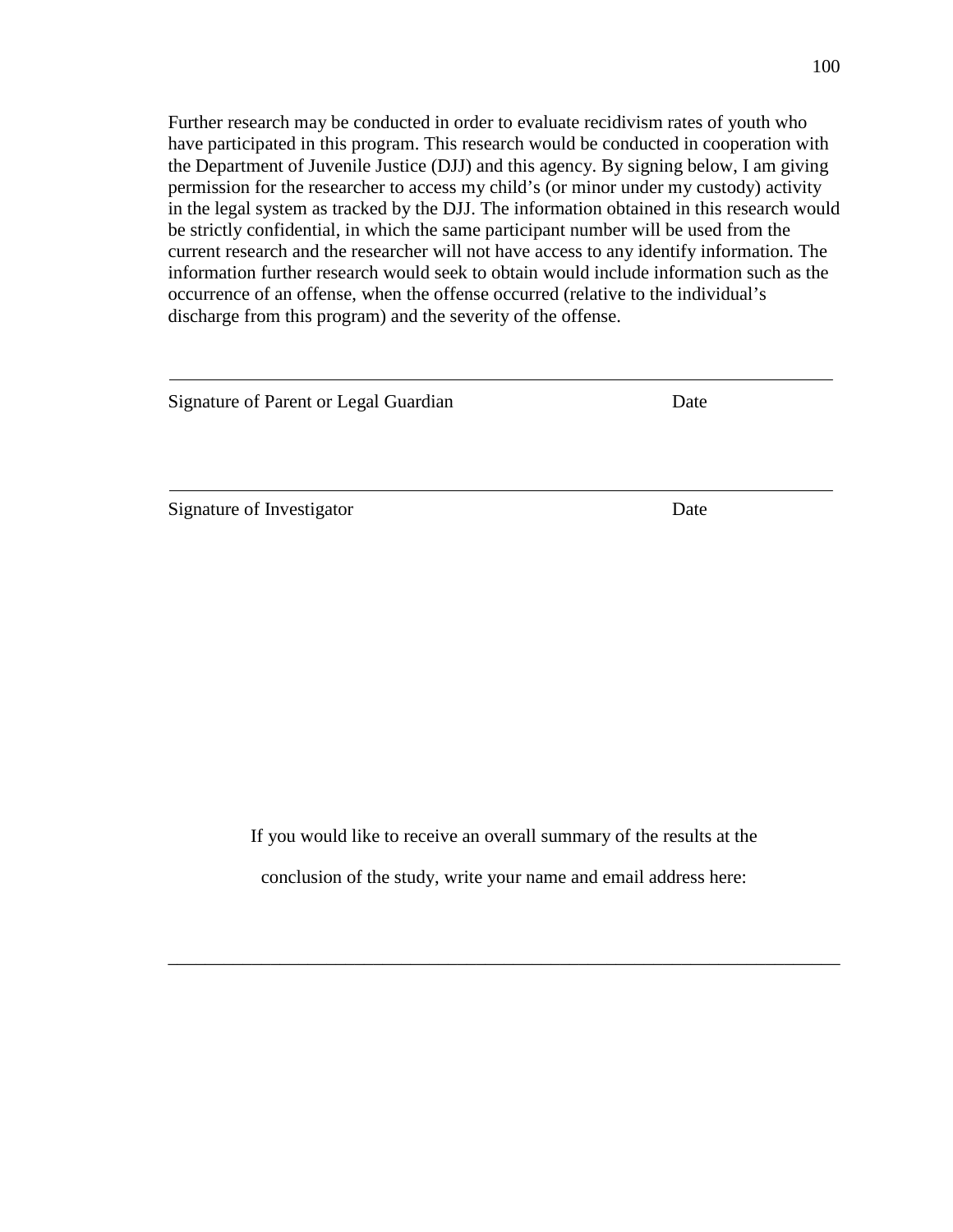Further research may be conducted in order to evaluate recidivism rates of youth who have participated in this program. This research would be conducted in cooperation with the Department of Juvenile Justice (DJJ) and this agency. By signing below, I am giving permission for the researcher to access my child's (or minor under my custody) activity in the legal system as tracked by the DJJ. The information obtained in this research would be strictly confidential, in which the same participant number will be used from the current research and the researcher will not have access to any identify information. The information further research would seek to obtain would include information such as the occurrence of an offense, when the offense occurred (relative to the individual's discharge from this program) and the severity of the offense.

\_\_\_\_\_\_\_\_\_\_\_\_\_\_\_\_\_\_\_\_\_\_\_\_\_\_\_\_\_\_\_\_\_\_\_\_\_\_\_\_\_\_\_\_\_\_\_\_\_\_\_\_\_\_\_\_\_\_\_\_\_\_\_\_

Signature of Parent or Legal Guardian                                        Date

\_\_\_\_\_\_\_\_\_\_\_\_\_\_\_\_\_\_\_\_\_\_\_\_\_\_\_\_\_\_\_\_\_\_\_\_\_\_\_\_\_\_\_\_\_\_\_\_\_\_\_\_\_\_\_\_\_\_\_\_\_\_\_\_

Signature of Investigator                                                              Date

If you would like to receive an overall summary of the results at the conclusion of the study, write your name and email address here:

\_\_\_\_\_\_\_\_\_\_\_\_\_\_\_\_\_\_\_\_\_\_\_\_\_\_\_\_\_\_\_\_\_\_\_\_\_\_\_\_\_\_\_\_\_\_\_\_\_\_\_\_\_\_\_\_\_\_\_\_\_\_\_\_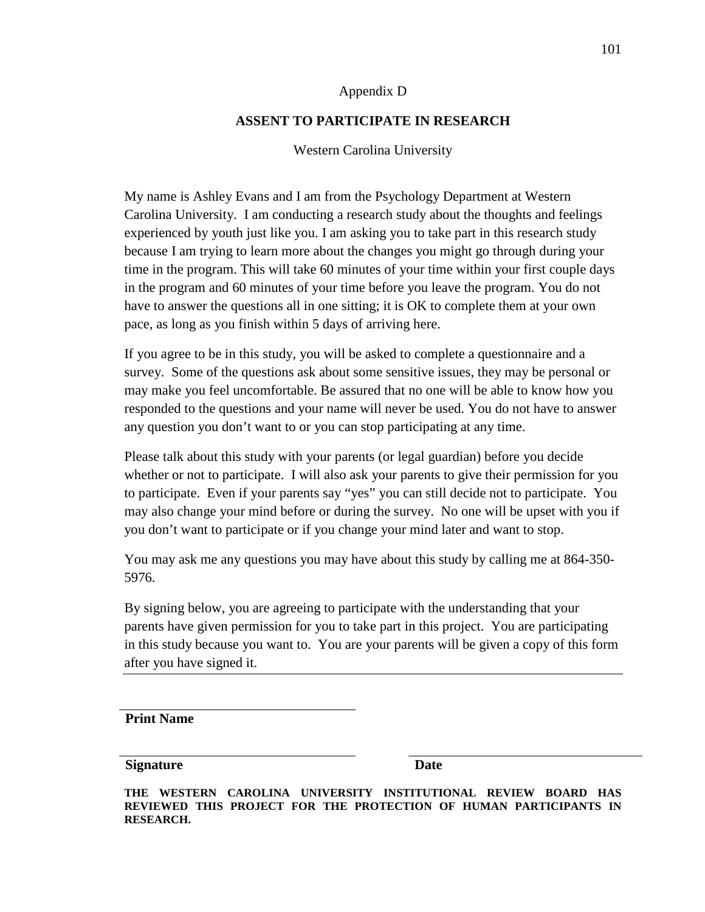Appendix D

## ASSENT TO PARTICIPATE IN RESEARCH

Western Carolina University

My name is Ashley Evans and I am from the Psychology Department at Western Carolina University. I am conducting a research study about the thoughts and feelings experienced by youth just like you. I am asking you to take part in this research study because I am trying to learn more about the changes you might go through during your time in the program. This will take 60 minutes of your time within your first couple days in the program and 60 minutes of your time before you leave the program. You do not have to answer the questions all in one sitting; it is OK to complete them at your own pace, as long as you finish within 5 days of arriving here.

If you agree to be in this study, you will be asked to complete a questionnaire and a survey. Some of the questions ask about some sensitive issues, they may be personal or may make you feel uncomfortable. Be assured that no one will be able to know how you responded to the questions and your name will never be used. You do not have to answer any question you don't want to or you can stop participating at any time.

Please talk about this study with your parents (or legal guardian) before you decide whether or not to participate. I will also ask your parents to give their permission for you to participate. Even if your parents say "yes" you can still decide not to participate. You may also change your mind before or during the survey. No one will be upset with you if you don't want to participate or if you change your mind later and want to stop.

You may ask me any questions you may have about this study by calling me at 864-350-5976.

By signing below, you are agreeing to participate with the understanding that your parents have given permission for you to take part in this project. You are participating in this study because you want to. You are your parents will be given a copy of this form after you have signed it.

---

**Print Name**

**Signature** **Date**

**THE WESTERN CAROLINA UNIVERSITY INSTITUTIONAL REVIEW BOARD HAS REVIEWED THIS PROJECT FOR THE PROTECTION OF HUMAN PARTICIPANTS IN RESEARCH.**